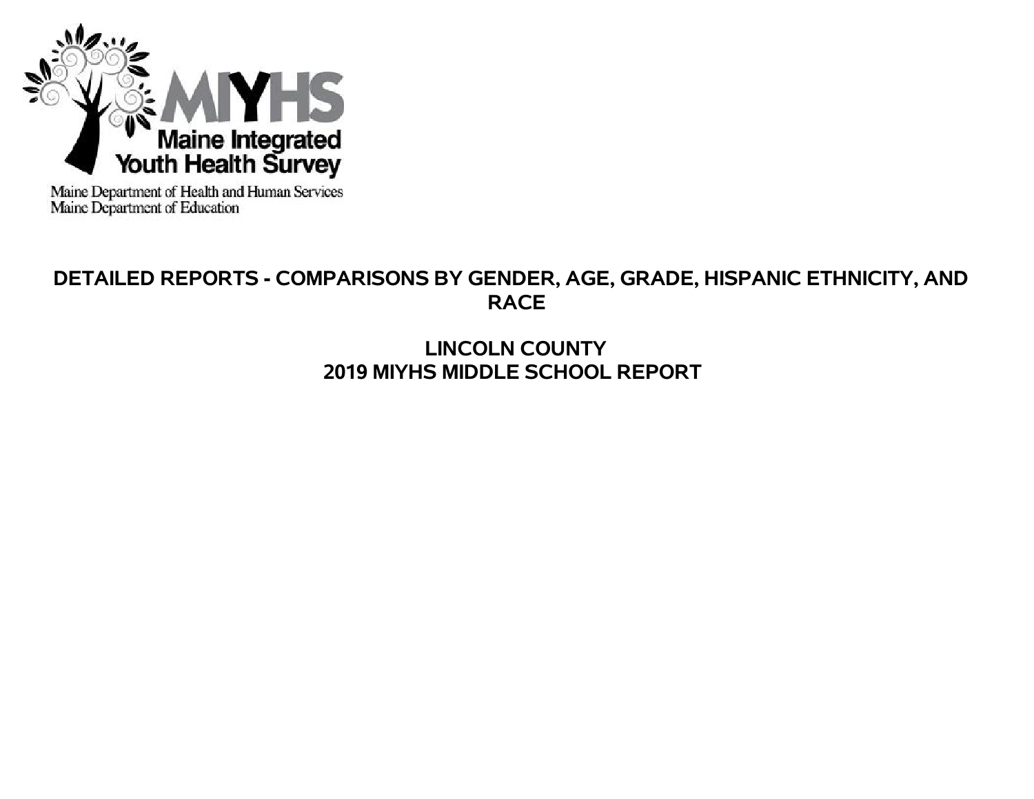MIYHS

Maine Integrated Youth Health Survey

Maine Department of Health and Human Services
Maine Department of Education

# DETAILED REPORTS - COMPARISONS BY GENDER, AGE, GRADE, HISPANIC ETHNICITY, AND RACE

## LINCOLN COUNTY
## 2019 MIYHS MIDDLE SCHOOL REPORT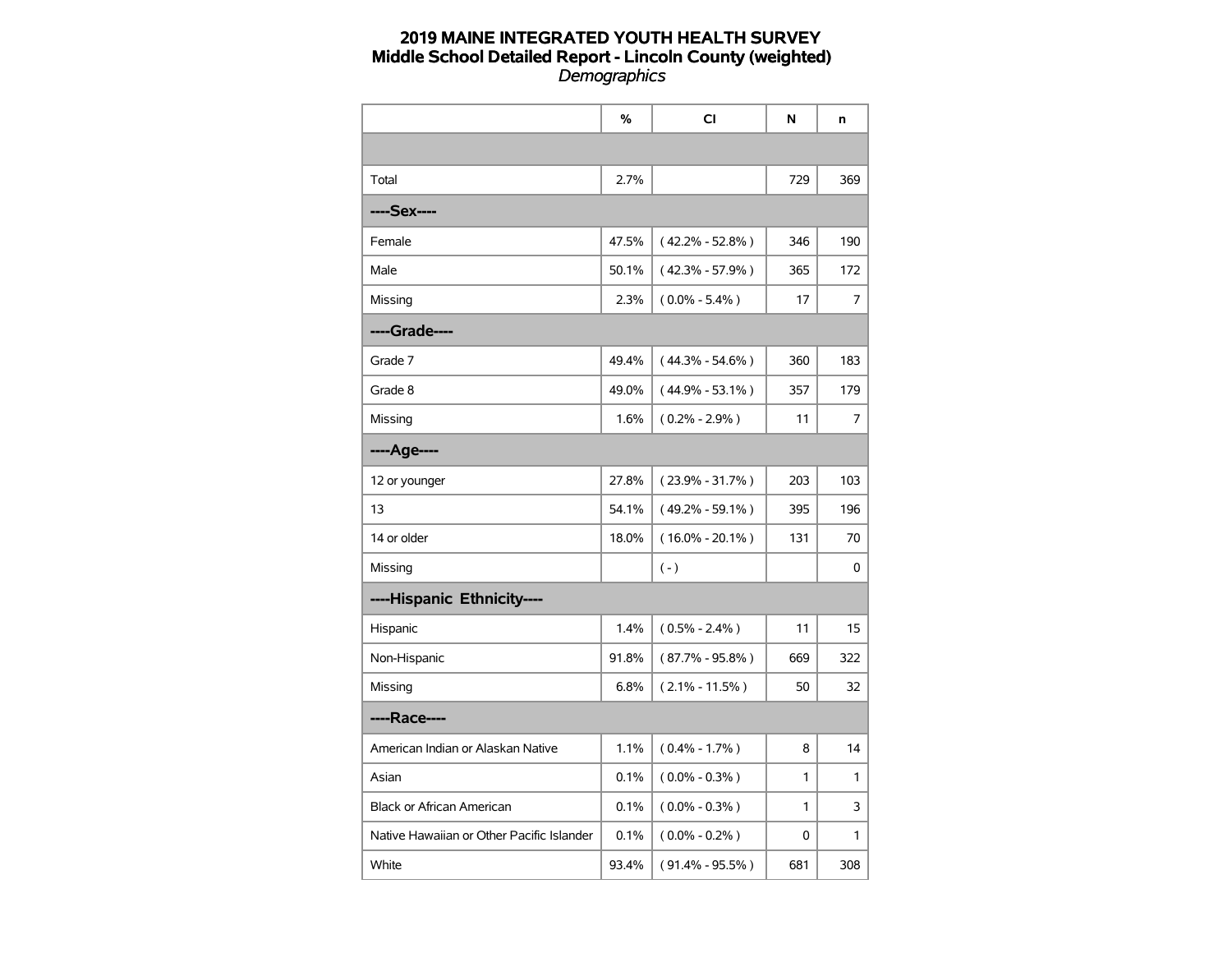# 2019 MAINE INTEGRATED YOUTH HEALTH SURVEY
## Middle School Detailed Report - Lincoln County (weighted)
*Demographics*

| | % | CI | N | n |
|---|---|---|---|---|
| | | | | |
| Total | 2.7% | | 729 | 369 |
| **----Sex----** | | | | |
| Female | 47.5% | ( 42.2% - 52.8% ) | 346 | 190 |
| Male | 50.1% | ( 42.3% - 57.9% ) | 365 | 172 |
| Missing | 2.3% | ( 0.0% - 5.4% ) | 17 | 7 |
| **----Grade----** | | | | |
| Grade 7 | 49.4% | ( 44.3% - 54.6% ) | 360 | 183 |
| Grade 8 | 49.0% | ( 44.9% - 53.1% ) | 357 | 179 |
| Missing | 1.6% | ( 0.2% - 2.9% ) | 11 | 7 |
| **----Age----** | | | | |
| 12 or younger | 27.8% | ( 23.9% - 31.7% ) | 203 | 103 |
| 13 | 54.1% | ( 49.2% - 59.1% ) | 395 | 196 |
| 14 or older | 18.0% | ( 16.0% - 20.1% ) | 131 | 70 |
| Missing | | ( - ) | | 0 |
| **----Hispanic Ethnicity----** | | | | |
| Hispanic | 1.4% | ( 0.5% - 2.4% ) | 11 | 15 |
| Non-Hispanic | 91.8% | ( 87.7% - 95.8% ) | 669 | 322 |
| Missing | 6.8% | ( 2.1% - 11.5% ) | 50 | 32 |
| **----Race----** | | | | |
| American Indian or Alaskan Native | 1.1% | ( 0.4% - 1.7% ) | 8 | 14 |
| Asian | 0.1% | ( 0.0% - 0.3% ) | 1 | 1 |
| Black or African American | 0.1% | ( 0.0% - 0.3% ) | 1 | 3 |
| Native Hawaiian or Other Pacific Islander | 0.1% | ( 0.0% - 0.2% ) | 0 | 1 |
| White | 93.4% | ( 91.4% - 95.5% ) | 681 | 308 |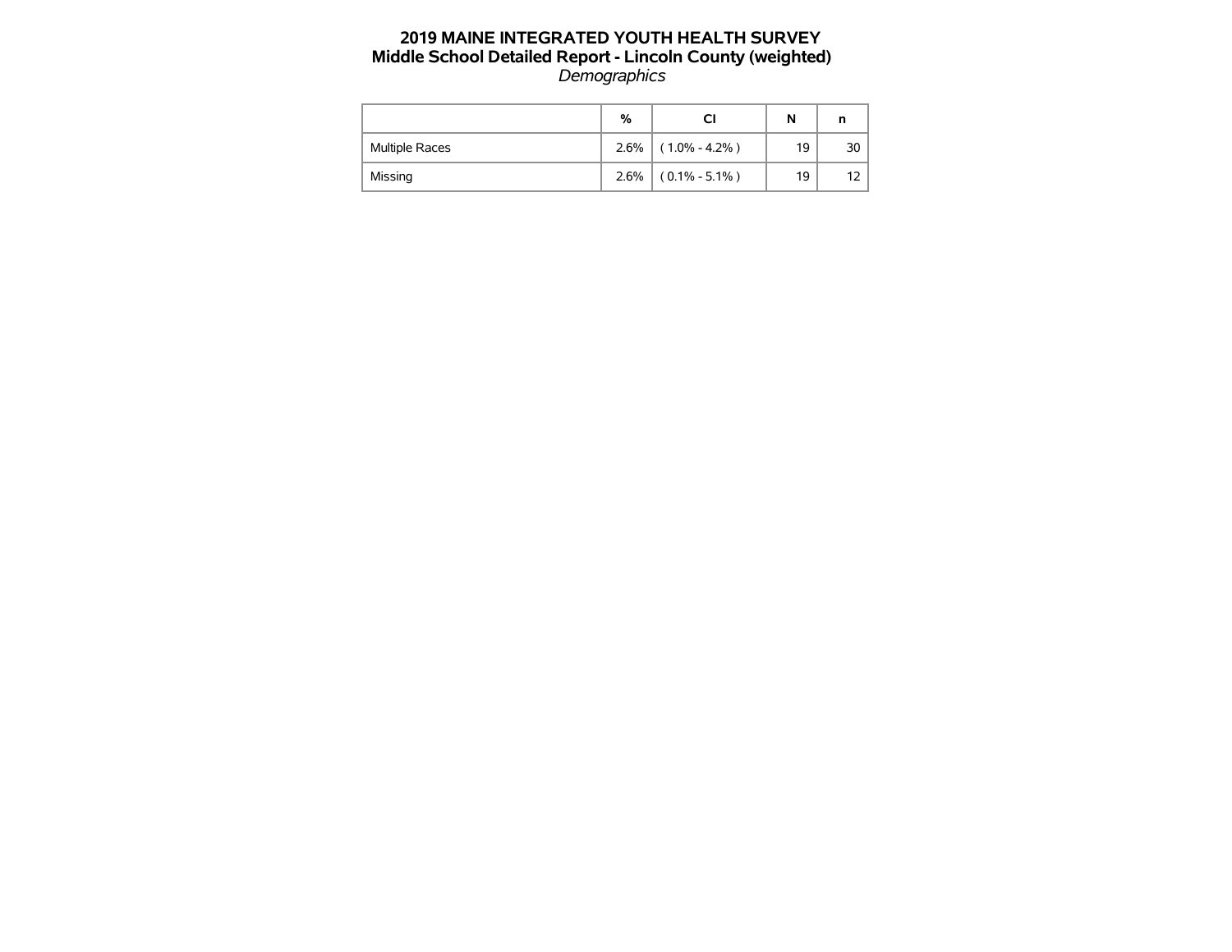# 2019 MAINE INTEGRATED YOUTH HEALTH SURVEY
## Middle School Detailed Report - Lincoln County (weighted)
*Demographics*

| | % | CI | N | n |
|---|---|---|---|---|
| Multiple Races | 2.6% | ( 1.0% - 4.2% ) | 19 | 30 |
| Missing | 2.6% | ( 0.1% - 5.1% ) | 19 | 12 |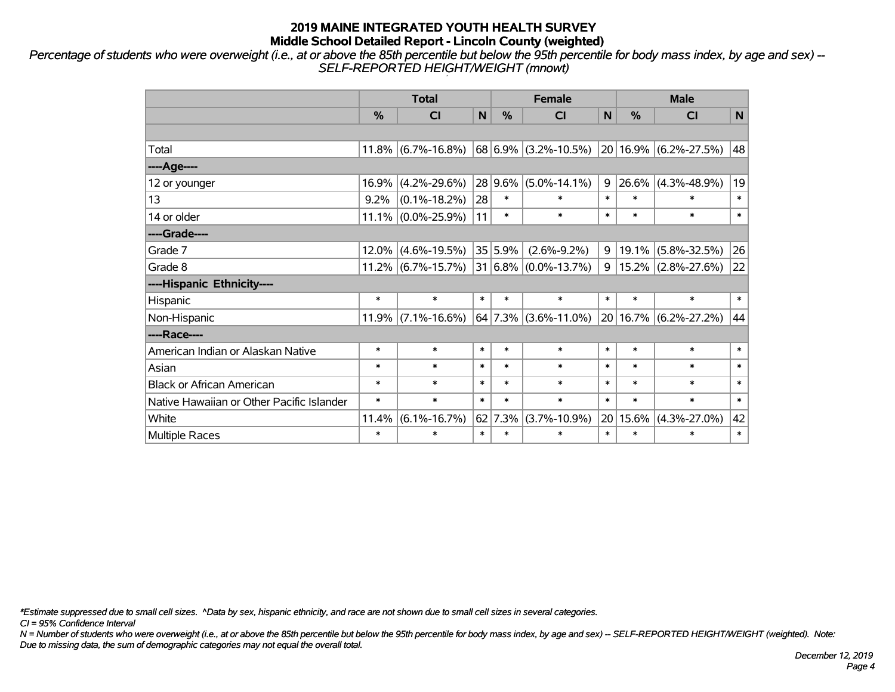# 2019 MAINE INTEGRATED YOUTH HEALTH SURVEY
## Middle School Detailed Report - Lincoln County (weighted)

*Percentage of students who were overweight (i.e., at or above the 85th percentile but below the 95th percentile for body mass index, by age and sex) -- SELF-REPORTED HEIGHT/WEIGHT (mnowt)*

| | Total | | | Female | | | Male | | |
|---|---|---|---|---|---|---|---|---|---|
| | % | CI | N | % | CI | N | % | CI | N |
| | | | | | | | | | |
| Total | 11.8% | (6.7%-16.8%) | 68 | 6.9% | (3.2%-10.5%) | 20 | 16.9% | (6.2%-27.5%) | 48 |
| ----Age---- | | | | | | | | | |
| 12 or younger | 16.9% | (4.2%-29.6%) | 28 | 9.6% | (5.0%-14.1%) | 9 | 26.6% | (4.3%-48.9%) | 19 |
| 13 | 9.2% | (0.1%-18.2%) | 28 | * | * | * | * | * | * |
| 14 or older | 11.1% | (0.0%-25.9%) | 11 | * | * | * | * | * | * |
| ----Grade---- | | | | | | | | | |
| Grade 7 | 12.0% | (4.6%-19.5%) | 35 | 5.9% | (2.6%-9.2%) | 9 | 19.1% | (5.8%-32.5%) | 26 |
| Grade 8 | 11.2% | (6.7%-15.7%) | 31 | 6.8% | (0.0%-13.7%) | 9 | 15.2% | (2.8%-27.6%) | 22 |
| ----Hispanic Ethnicity---- | | | | | | | | | |
| Hispanic | * | * | * | * | * | * | * | * | * |
| Non-Hispanic | 11.9% | (7.1%-16.6%) | 64 | 7.3% | (3.6%-11.0%) | 20 | 16.7% | (6.2%-27.2%) | 44 |
| ----Race---- | | | | | | | | | |
| American Indian or Alaskan Native | * | * | * | * | * | * | * | * | * |
| Asian | * | * | * | * | * | * | * | * | * |
| Black or African American | * | * | * | * | * | * | * | * | * |
| Native Hawaiian or Other Pacific Islander | * | * | * | * | * | * | * | * | * |
| White | 11.4% | (6.1%-16.7%) | 62 | 7.3% | (3.7%-10.9%) | 20 | 15.6% | (4.3%-27.0%) | 42 |
| Multiple Races | * | * | * | * | * | * | * | * | * |

*\*Estimate suppressed due to small cell sizes. ^Data by sex, hispanic ethnicity, and race are not shown due to small cell sizes in several categories.*

*CI = 95% Confidence Interval*

*N = Number of students who were overweight (i.e., at or above the 85th percentile but below the 95th percentile for body mass index, by age and sex) -- SELF-REPORTED HEIGHT/WEIGHT (weighted). Note: Due to missing data, the sum of demographic categories may not equal the overall total.*

*December 12, 2019*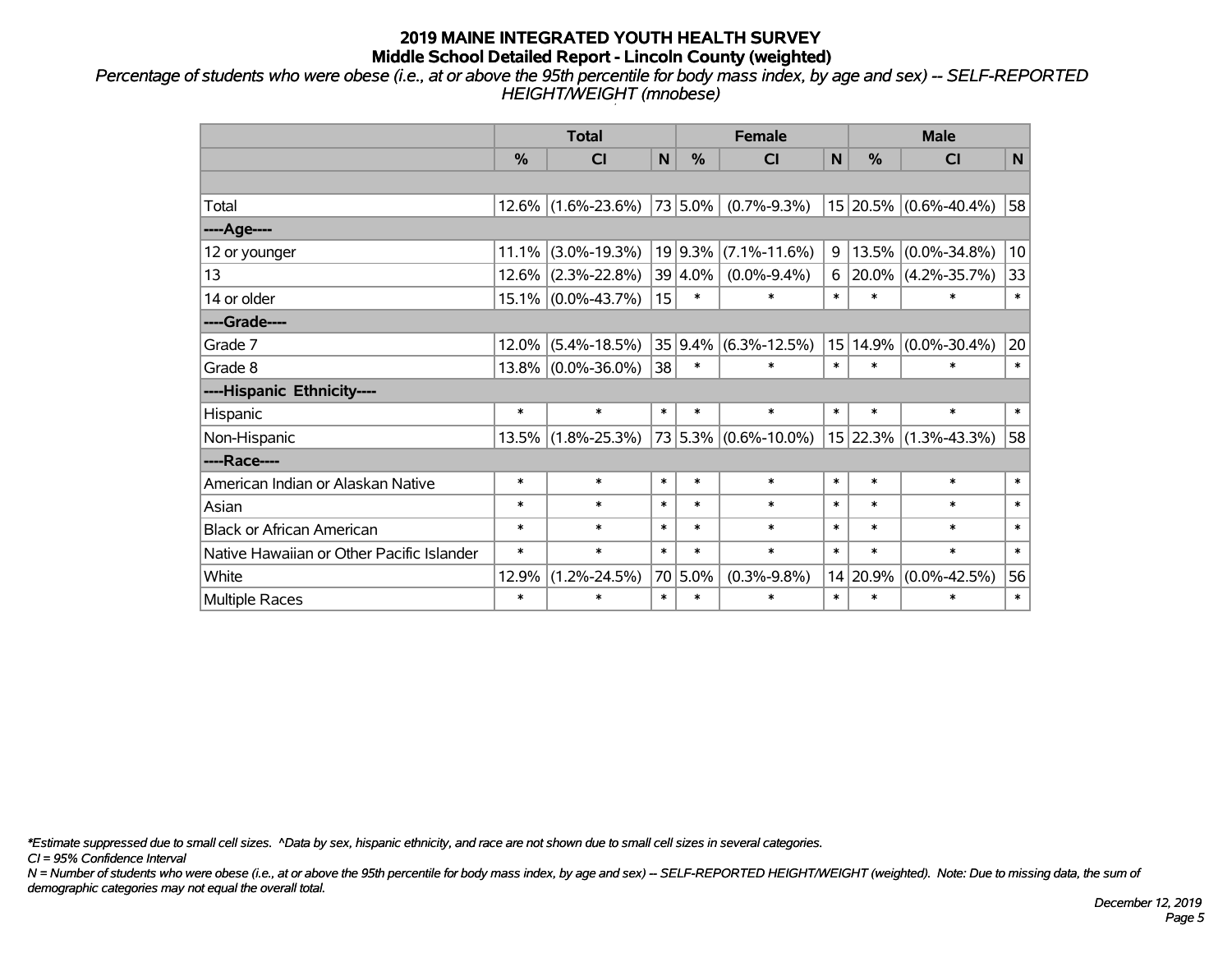# 2019 MAINE INTEGRATED YOUTH HEALTH SURVEY
## Middle School Detailed Report - Lincoln County (weighted)

*Percentage of students who were obese (i.e., at or above the 95th percentile for body mass index, by age and sex) -- SELF-REPORTED HEIGHT/WEIGHT (mnobese)*

| | Total | | | Female | | | Male | | |
|---|---|---|---|---|---|---|---|---|---|
| | % | CI | N | % | CI | N | % | CI | N |
| | | | | | | | | | |
| Total | 12.6% | (1.6%-23.6%) | 73 | 5.0% | (0.7%-9.3%) | 15 | 20.5% | (0.6%-40.4%) | 58 |
| ----Age---- | | | | | | | | | |
| 12 or younger | 11.1% | (3.0%-19.3%) | 19 | 9.3% | (7.1%-11.6%) | 9 | 13.5% | (0.0%-34.8%) | 10 |
| 13 | 12.6% | (2.3%-22.8%) | 39 | 4.0% | (0.0%-9.4%) | 6 | 20.0% | (4.2%-35.7%) | 33 |
| 14 or older | 15.1% | (0.0%-43.7%) | 15 | * | * | * | * | * | * |
| ----Grade---- | | | | | | | | | |
| Grade 7 | 12.0% | (5.4%-18.5%) | 35 | 9.4% | (6.3%-12.5%) | 15 | 14.9% | (0.0%-30.4%) | 20 |
| Grade 8 | 13.8% | (0.0%-36.0%) | 38 | * | * | * | * | * | * |
| ----Hispanic Ethnicity---- | | | | | | | | | |
| Hispanic | * | * | * | * | * | * | * | * | * |
| Non-Hispanic | 13.5% | (1.8%-25.3%) | 73 | 5.3% | (0.6%-10.0%) | 15 | 22.3% | (1.3%-43.3%) | 58 |
| ----Race---- | | | | | | | | | |
| American Indian or Alaskan Native | * | * | * | * | * | * | * | * | * |
| Asian | * | * | * | * | * | * | * | * | * |
| Black or African American | * | * | * | * | * | * | * | * | * |
| Native Hawaiian or Other Pacific Islander | * | * | * | * | * | * | * | * | * |
| White | 12.9% | (1.2%-24.5%) | 70 | 5.0% | (0.3%-9.8%) | 14 | 20.9% | (0.0%-42.5%) | 56 |
| Multiple Races | * | * | * | * | * | * | * | * | * |

*\*Estimate suppressed due to small cell sizes. ^Data by sex, hispanic ethnicity, and race are not shown due to small cell sizes in several categories.*

*CI = 95% Confidence Interval*

*N = Number of students who were obese (i.e., at or above the 95th percentile for body mass index, by age and sex) -- SELF-REPORTED HEIGHT/WEIGHT (weighted). Note: Due to missing data, the sum of demographic categories may not equal the overall total.*

*December 12, 2019*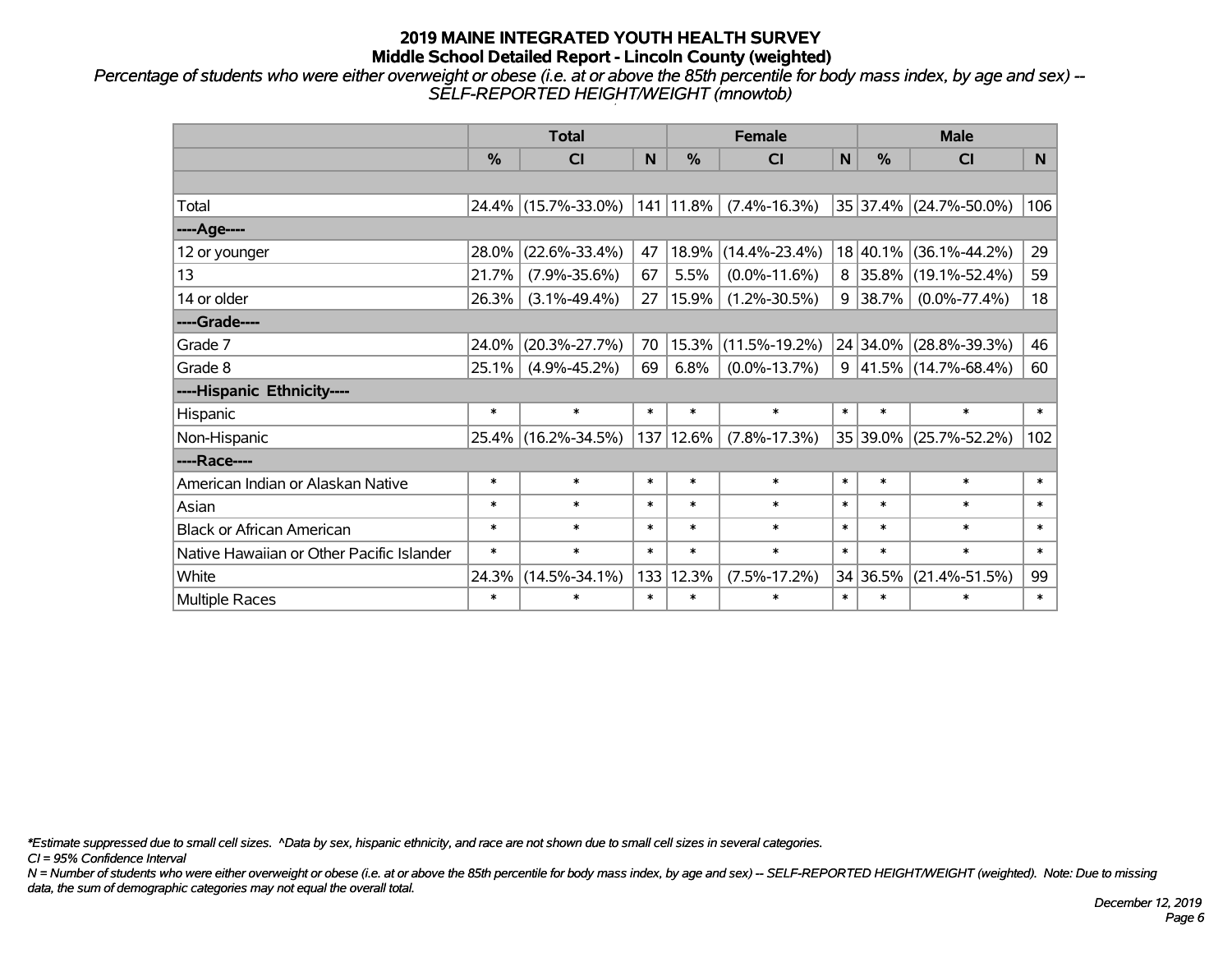# 2019 MAINE INTEGRATED YOUTH HEALTH SURVEY
## Middle School Detailed Report - Lincoln County (weighted)

*Percentage of students who were either overweight or obese (i.e. at or above the 85th percentile for body mass index, by age and sex) -- SELF-REPORTED HEIGHT/WEIGHT (mnowtob)*

| | Total | | | Female | | | Male | | |
|---|---|---|---|---|---|---|---|---|---|
| | % | CI | N | % | CI | N | % | CI | N |
| | | | | | | | | | |
| Total | 24.4% | (15.7%-33.0%) | 141 | 11.8% | (7.4%-16.3%) | 35 | 37.4% | (24.7%-50.0%) | 106 |
| ----Age---- | | | | | | | | | |
| 12 or younger | 28.0% | (22.6%-33.4%) | 47 | 18.9% | (14.4%-23.4%) | 18 | 40.1% | (36.1%-44.2%) | 29 |
| 13 | 21.7% | (7.9%-35.6%) | 67 | 5.5% | (0.0%-11.6%) | 8 | 35.8% | (19.1%-52.4%) | 59 |
| 14 or older | 26.3% | (3.1%-49.4%) | 27 | 15.9% | (1.2%-30.5%) | 9 | 38.7% | (0.0%-77.4%) | 18 |
| ----Grade---- | | | | | | | | | |
| Grade 7 | 24.0% | (20.3%-27.7%) | 70 | 15.3% | (11.5%-19.2%) | 24 | 34.0% | (28.8%-39.3%) | 46 |
| Grade 8 | 25.1% | (4.9%-45.2%) | 69 | 6.8% | (0.0%-13.7%) | 9 | 41.5% | (14.7%-68.4%) | 60 |
| ----Hispanic Ethnicity---- | | | | | | | | | |
| Hispanic | * | * | * | * | * | * | * | * | * |
| Non-Hispanic | 25.4% | (16.2%-34.5%) | 137 | 12.6% | (7.8%-17.3%) | 35 | 39.0% | (25.7%-52.2%) | 102 |
| ----Race---- | | | | | | | | | |
| American Indian or Alaskan Native | * | * | * | * | * | * | * | * | * |
| Asian | * | * | * | * | * | * | * | * | * |
| Black or African American | * | * | * | * | * | * | * | * | * |
| Native Hawaiian or Other Pacific Islander | * | * | * | * | * | * | * | * | * |
| White | 24.3% | (14.5%-34.1%) | 133 | 12.3% | (7.5%-17.2%) | 34 | 36.5% | (21.4%-51.5%) | 99 |
| Multiple Races | * | * | * | * | * | * | * | * | * |

*\*Estimate suppressed due to small cell sizes. ^Data by sex, hispanic ethnicity, and race are not shown due to small cell sizes in several categories.*

*CI = 95% Confidence Interval*

*N = Number of students who were either overweight or obese (i.e. at or above the 85th percentile for body mass index, by age and sex) -- SELF-REPORTED HEIGHT/WEIGHT (weighted). Note: Due to missing data, the sum of demographic categories may not equal the overall total.*

*December 12, 2019*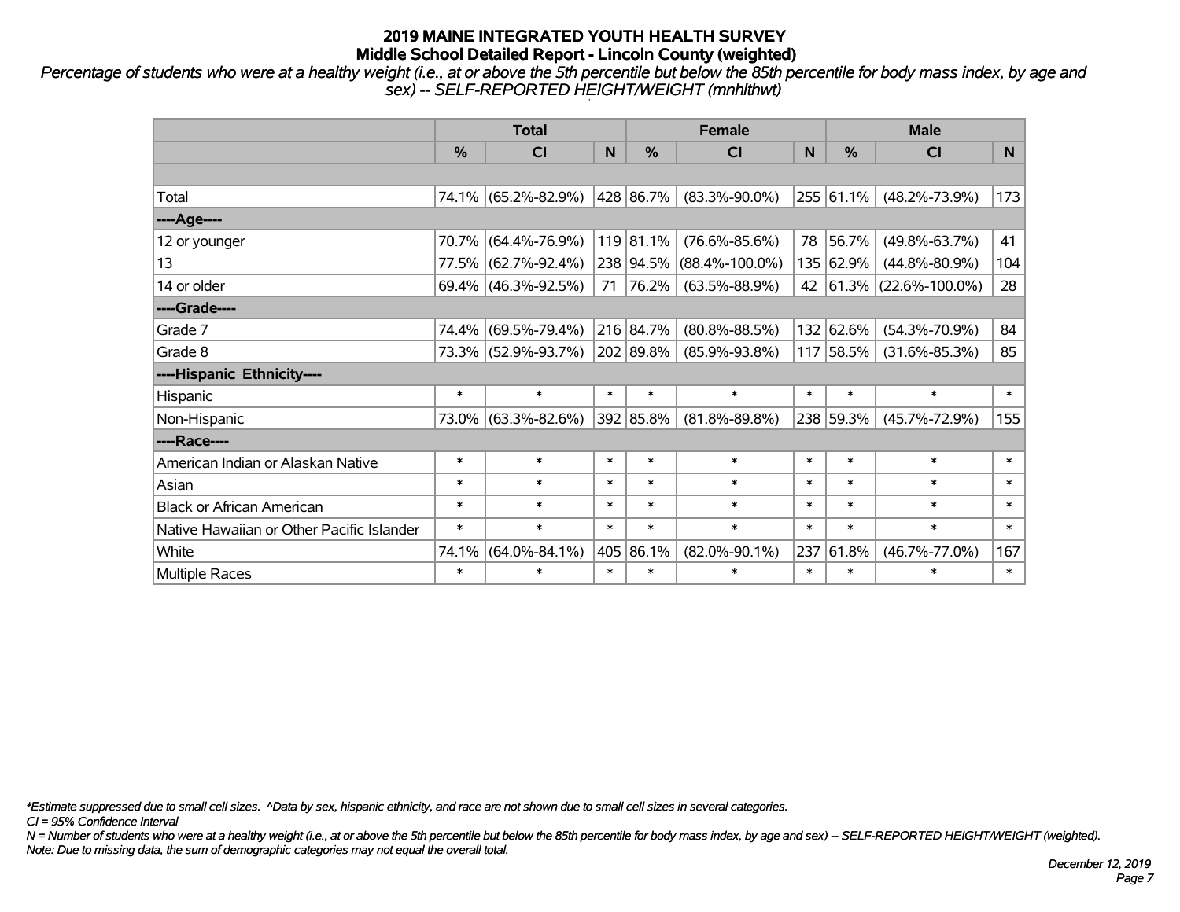# 2019 MAINE INTEGRATED YOUTH HEALTH SURVEY
## Middle School Detailed Report - Lincoln County (weighted)

*Percentage of students who were at a healthy weight (i.e., at or above the 5th percentile but below the 85th percentile for body mass index, by age and sex) -- SELF-REPORTED HEIGHT/WEIGHT (mnhlthwt)*

| | Total | | | Female | | | Male | | |
|---|---|---|---|---|---|---|---|---|---|
| | % | CI | N | % | CI | N | % | CI | N |
| Total | 74.1% | (65.2%-82.9%) | 428 | 86.7% | (83.3%-90.0%) | 255 | 61.1% | (48.2%-73.9%) | 173 |
| ----Age---- | | | | | | | | | |
| 12 or younger | 70.7% | (64.4%-76.9%) | 119 | 81.1% | (76.6%-85.6%) | 78 | 56.7% | (49.8%-63.7%) | 41 |
| 13 | 77.5% | (62.7%-92.4%) | 238 | 94.5% | (88.4%-100.0%) | 135 | 62.9% | (44.8%-80.9%) | 104 |
| 14 or older | 69.4% | (46.3%-92.5%) | 71 | 76.2% | (63.5%-88.9%) | 42 | 61.3% | (22.6%-100.0%) | 28 |
| ----Grade---- | | | | | | | | | |
| Grade 7 | 74.4% | (69.5%-79.4%) | 216 | 84.7% | (80.8%-88.5%) | 132 | 62.6% | (54.3%-70.9%) | 84 |
| Grade 8 | 73.3% | (52.9%-93.7%) | 202 | 89.8% | (85.9%-93.8%) | 117 | 58.5% | (31.6%-85.3%) | 85 |
| ----Hispanic Ethnicity---- | | | | | | | | | |
| Hispanic | * | * | * | * | * | * | * | * | * |
| Non-Hispanic | 73.0% | (63.3%-82.6%) | 392 | 85.8% | (81.8%-89.8%) | 238 | 59.3% | (45.7%-72.9%) | 155 |
| ----Race---- | | | | | | | | | |
| American Indian or Alaskan Native | * | * | * | * | * | * | * | * | * |
| Asian | * | * | * | * | * | * | * | * | * |
| Black or African American | * | * | * | * | * | * | * | * | * |
| Native Hawaiian or Other Pacific Islander | * | * | * | * | * | * | * | * | * |
| White | 74.1% | (64.0%-84.1%) | 405 | 86.1% | (82.0%-90.1%) | 237 | 61.8% | (46.7%-77.0%) | 167 |
| Multiple Races | * | * | * | * | * | * | * | * | * |

*\*Estimate suppressed due to small cell sizes. ^Data by sex, hispanic ethnicity, and race are not shown due to small cell sizes in several categories.*

*CI = 95% Confidence Interval*

*N = Number of students who were at a healthy weight (i.e., at or above the 5th percentile but below the 85th percentile for body mass index, by age and sex) -- SELF-REPORTED HEIGHT/WEIGHT (weighted).*

*Note: Due to missing data, the sum of demographic categories may not equal the overall total.*

*December 12, 2019*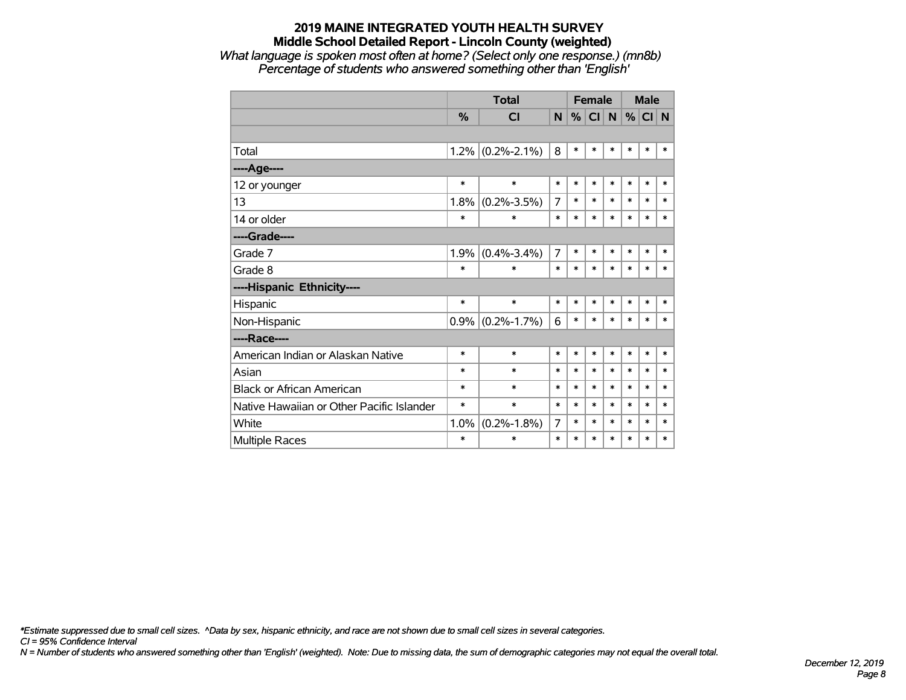# 2019 MAINE INTEGRATED YOUTH HEALTH SURVEY
## Middle School Detailed Report - Lincoln County (weighted)

*What language is spoken most often at home? (Select only one response.) (mn8b)*
*Percentage of students who answered something other than 'English'*

| | Total | | | Female | | | Male | | |
|---|---|---|---|---|---|---|---|---|---|
| | % | CI | N | % | CI | N | % | CI | N |
| | | | | | | | | | |
| Total | 1.2% | (0.2%-2.1%) | 8 | * | * | * | * | * | * |
| ----Age---- | | | | | | | | | |
| 12 or younger | * | * | * | * | * | * | * | * | * |
| 13 | 1.8% | (0.2%-3.5%) | 7 | * | * | * | * | * | * |
| 14 or older | * | * | * | * | * | * | * | * | * |
| ----Grade---- | | | | | | | | | |
| Grade 7 | 1.9% | (0.4%-3.4%) | 7 | * | * | * | * | * | * |
| Grade 8 | * | * | * | * | * | * | * | * | * |
| ----Hispanic Ethnicity---- | | | | | | | | | |
| Hispanic | * | * | * | * | * | * | * | * | * |
| Non-Hispanic | 0.9% | (0.2%-1.7%) | 6 | * | * | * | * | * | * |
| ----Race---- | | | | | | | | | |
| American Indian or Alaskan Native | * | * | * | * | * | * | * | * | * |
| Asian | * | * | * | * | * | * | * | * | * |
| Black or African American | * | * | * | * | * | * | * | * | * |
| Native Hawaiian or Other Pacific Islander | * | * | * | * | * | * | * | * | * |
| White | 1.0% | (0.2%-1.8%) | 7 | * | * | * | * | * | * |
| Multiple Races | * | * | * | * | * | * | * | * | * |

*\*Estimate suppressed due to small cell sizes. ^Data by sex, hispanic ethnicity, and race are not shown due to small cell sizes in several categories.*
*CI = 95% Confidence Interval*
*N = Number of students who answered something other than 'English' (weighted). Note: Due to missing data, the sum of demographic categories may not equal the overall total.*

*December 12, 2019*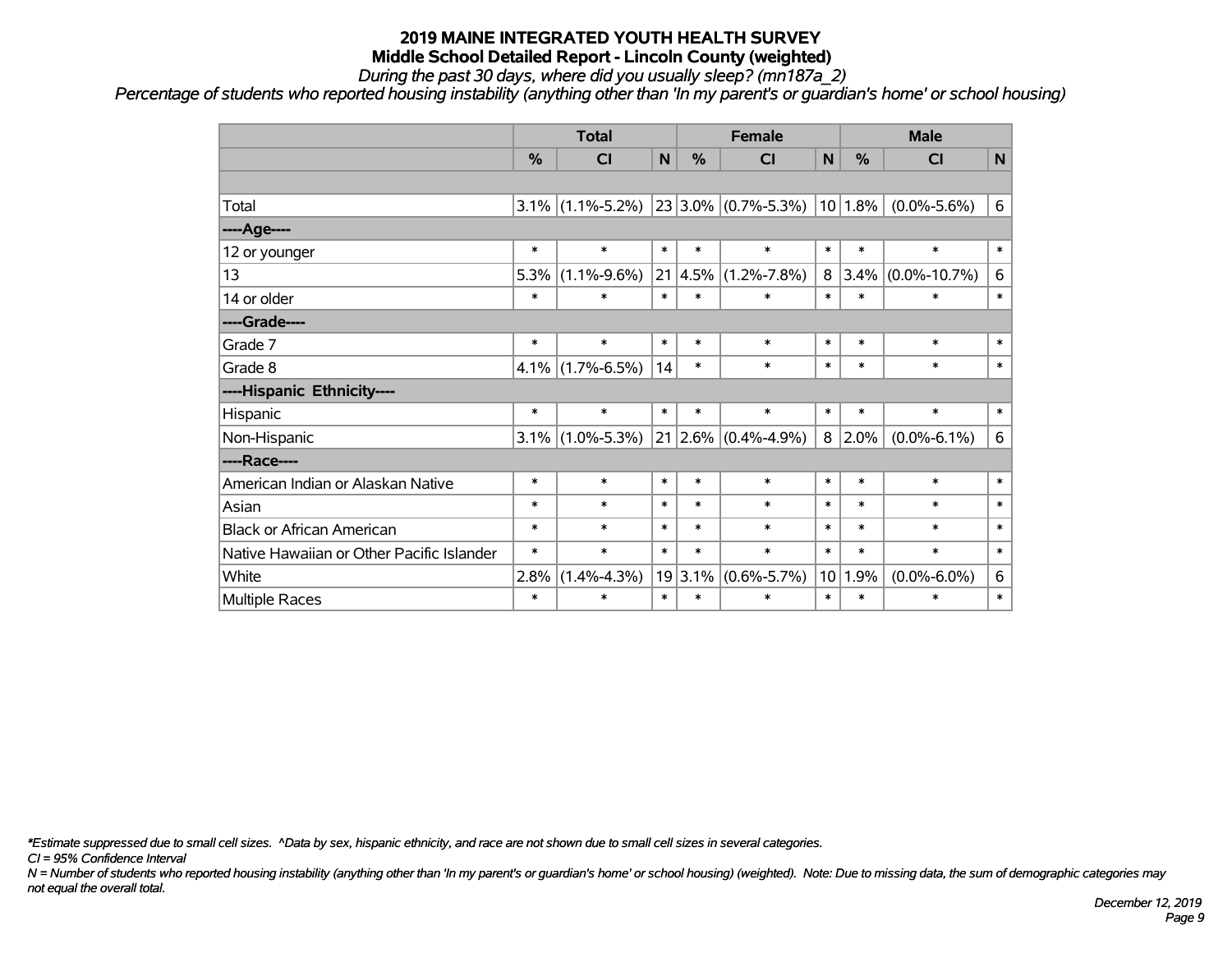# 2019 MAINE INTEGRATED YOUTH HEALTH SURVEY
## Middle School Detailed Report - Lincoln County (weighted)

*During the past 30 days, where did you usually sleep? (mn187a_2)*

*Percentage of students who reported housing instability (anything other than 'In my parent's or guardian's home' or school housing)*

| | Total | | | Female | | | Male | | |
|---|---|---|---|---|---|---|---|---|---|
| | % | CI | N | % | CI | N | % | CI | N |
| | | | | | | | | | |
| Total | 3.1% | (1.1%-5.2%) | 23 | 3.0% | (0.7%-5.3%) | 10 | 1.8% | (0.0%-5.6%) | 6 |
| ----Age---- | | | | | | | | | |
| 12 or younger | * | * | * | * | * | * | * | * | * |
| 13 | 5.3% | (1.1%-9.6%) | 21 | 4.5% | (1.2%-7.8%) | 8 | 3.4% | (0.0%-10.7%) | 6 |
| 14 or older | * | * | * | * | * | * | * | * | * |
| ----Grade---- | | | | | | | | | |
| Grade 7 | * | * | * | * | * | * | * | * | * |
| Grade 8 | 4.1% | (1.7%-6.5%) | 14 | * | * | * | * | * | * |
| ----Hispanic Ethnicity---- | | | | | | | | | |
| Hispanic | * | * | * | * | * | * | * | * | * |
| Non-Hispanic | 3.1% | (1.0%-5.3%) | 21 | 2.6% | (0.4%-4.9%) | 8 | 2.0% | (0.0%-6.1%) | 6 |
| ----Race---- | | | | | | | | | |
| American Indian or Alaskan Native | * | * | * | * | * | * | * | * | * |
| Asian | * | * | * | * | * | * | * | * | * |
| Black or African American | * | * | * | * | * | * | * | * | * |
| Native Hawaiian or Other Pacific Islander | * | * | * | * | * | * | * | * | * |
| White | 2.8% | (1.4%-4.3%) | 19 | 3.1% | (0.6%-5.7%) | 10 | 1.9% | (0.0%-6.0%) | 6 |
| Multiple Races | * | * | * | * | * | * | * | * | * |

*\*Estimate suppressed due to small cell sizes. ^Data by sex, hispanic ethnicity, and race are not shown due to small cell sizes in several categories.*

*CI = 95% Confidence Interval*

*N = Number of students who reported housing instability (anything other than 'In my parent's or guardian's home' or school housing) (weighted). Note: Due to missing data, the sum of demographic categories may not equal the overall total.*

*December 12, 2019*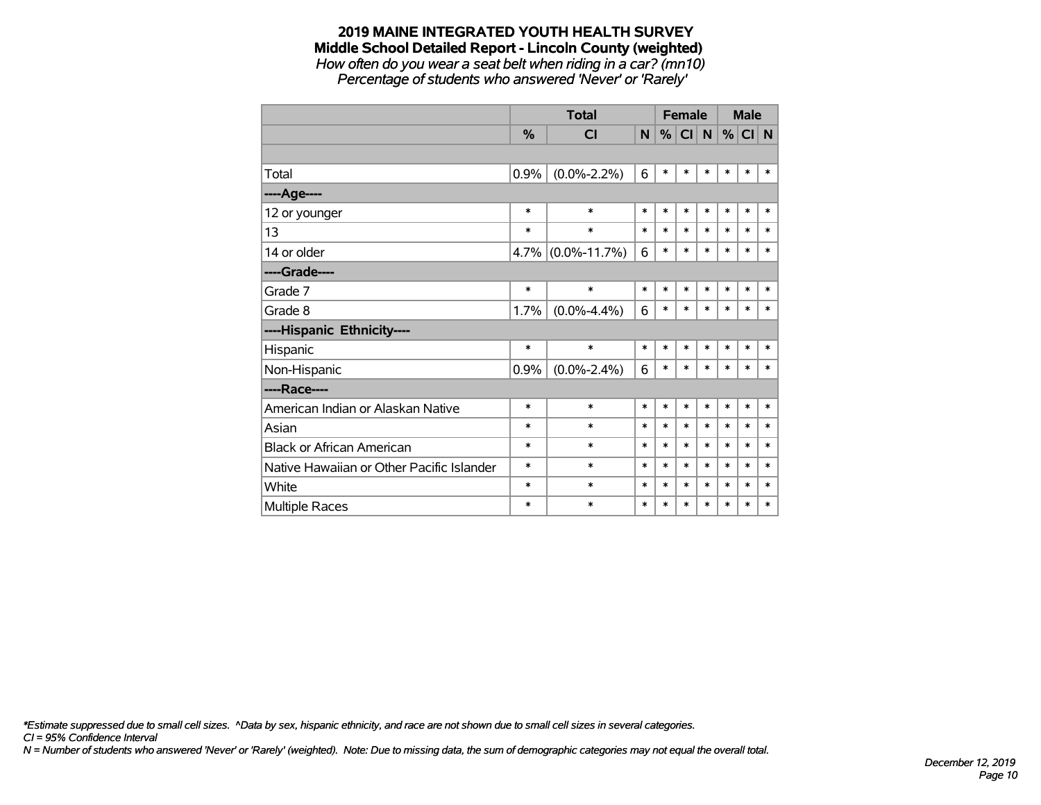**2019 MAINE INTEGRATED YOUTH HEALTH SURVEY**
**Middle School Detailed Report - Lincoln County (weighted)**
*How often do you wear a seat belt when riding in a car? (mn10)*
*Percentage of students who answered 'Never' or 'Rarely'*

| | Total | | | Female | | | Male | | |
|---|---|---|---|---|---|---|---|---|---|
| | % | CI | N | % | CI | N | % | CI | N |
| | | | | | | | | | |
| Total | 0.9% | (0.0%-2.2%) | 6 | * | * | * | * | * | * |
| ----Age---- | | | | | | | | | |
| 12 or younger | * | * | * | * | * | * | * | * | * |
| 13 | * | * | * | * | * | * | * | * | * |
| 14 or older | 4.7% | (0.0%-11.7%) | 6 | * | * | * | * | * | * |
| ----Grade---- | | | | | | | | | |
| Grade 7 | * | * | * | * | * | * | * | * | * |
| Grade 8 | 1.7% | (0.0%-4.4%) | 6 | * | * | * | * | * | * |
| ----Hispanic Ethnicity---- | | | | | | | | | |
| Hispanic | * | * | * | * | * | * | * | * | * |
| Non-Hispanic | 0.9% | (0.0%-2.4%) | 6 | * | * | * | * | * | * |
| ----Race---- | | | | | | | | | |
| American Indian or Alaskan Native | * | * | * | * | * | * | * | * | * |
| Asian | * | * | * | * | * | * | * | * | * |
| Black or African American | * | * | * | * | * | * | * | * | * |
| Native Hawaiian or Other Pacific Islander | * | * | * | * | * | * | * | * | * |
| White | * | * | * | * | * | * | * | * | * |
| Multiple Races | * | * | * | * | * | * | * | * | * |

*\*Estimate suppressed due to small cell sizes. ^Data by sex, hispanic ethnicity, and race are not shown due to small cell sizes in several categories.*
*CI = 95% Confidence Interval*
*N = Number of students who answered 'Never' or 'Rarely' (weighted). Note: Due to missing data, the sum of demographic categories may not equal the overall total.*

*December 12, 2019*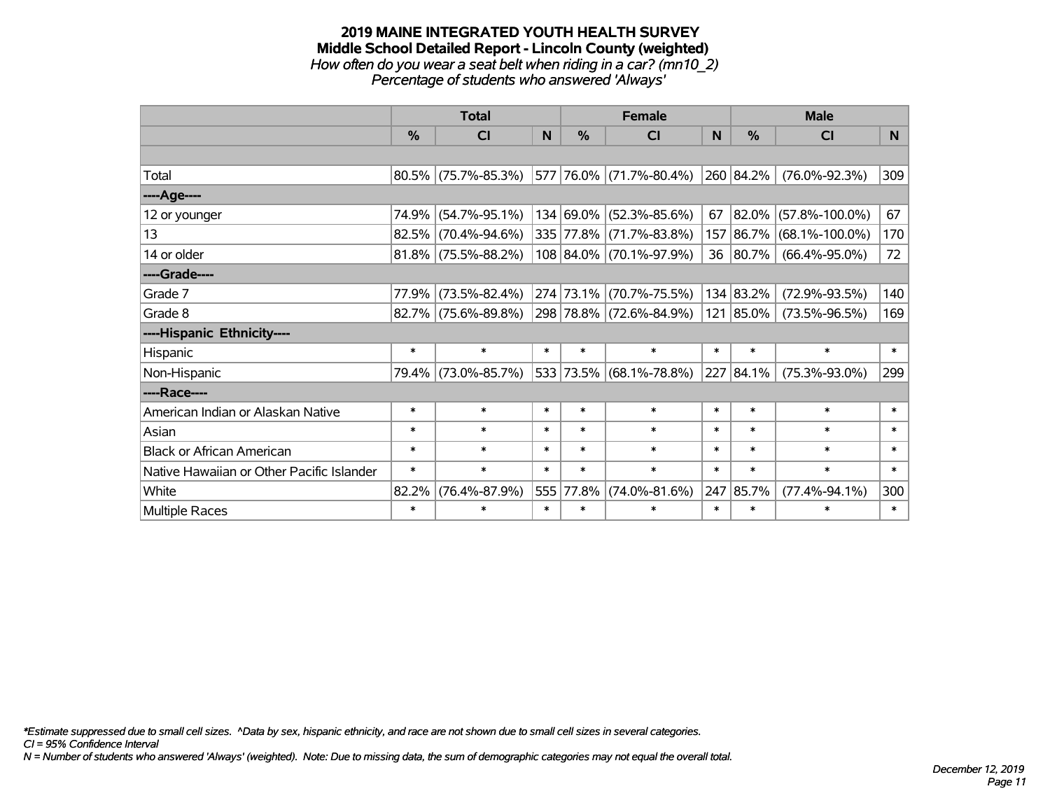# 2019 MAINE INTEGRATED YOUTH HEALTH SURVEY
## Middle School Detailed Report - Lincoln County (weighted)
*How often do you wear a seat belt when riding in a car? (mn10_2)*
*Percentage of students who answered 'Always'*

| | Total | | | Female | | | Male | | |
|---|---|---|---|---|---|---|---|---|---|
| | % | CI | N | % | CI | N | % | CI | N |
| | | | | | | | | | |
| Total | 80.5% | (75.7%-85.3%) | 577 | 76.0% | (71.7%-80.4%) | 260 | 84.2% | (76.0%-92.3%) | 309 |
| ----Age---- | | | | | | | | | |
| 12 or younger | 74.9% | (54.7%-95.1%) | 134 | 69.0% | (52.3%-85.6%) | 67 | 82.0% | (57.8%-100.0%) | 67 |
| 13 | 82.5% | (70.4%-94.6%) | 335 | 77.8% | (71.7%-83.8%) | 157 | 86.7% | (68.1%-100.0%) | 170 |
| 14 or older | 81.8% | (75.5%-88.2%) | 108 | 84.0% | (70.1%-97.9%) | 36 | 80.7% | (66.4%-95.0%) | 72 |
| ----Grade---- | | | | | | | | | |
| Grade 7 | 77.9% | (73.5%-82.4%) | 274 | 73.1% | (70.7%-75.5%) | 134 | 83.2% | (72.9%-93.5%) | 140 |
| Grade 8 | 82.7% | (75.6%-89.8%) | 298 | 78.8% | (72.6%-84.9%) | 121 | 85.0% | (73.5%-96.5%) | 169 |
| ----Hispanic Ethnicity---- | | | | | | | | | |
| Hispanic | * | * | * | * | * | * | * | * | * |
| Non-Hispanic | 79.4% | (73.0%-85.7%) | 533 | 73.5% | (68.1%-78.8%) | 227 | 84.1% | (75.3%-93.0%) | 299 |
| ----Race---- | | | | | | | | | |
| American Indian or Alaskan Native | * | * | * | * | * | * | * | * | * |
| Asian | * | * | * | * | * | * | * | * | * |
| Black or African American | * | * | * | * | * | * | * | * | * |
| Native Hawaiian or Other Pacific Islander | * | * | * | * | * | * | * | * | * |
| White | 82.2% | (76.4%-87.9%) | 555 | 77.8% | (74.0%-81.6%) | 247 | 85.7% | (77.4%-94.1%) | 300 |
| Multiple Races | * | * | * | * | * | * | * | * | * |

*\*Estimate suppressed due to small cell sizes. ^Data by sex, hispanic ethnicity, and race are not shown due to small cell sizes in several categories.*
*CI = 95% Confidence Interval*
*N = Number of students who answered 'Always' (weighted). Note: Due to missing data, the sum of demographic categories may not equal the overall total.*

*December 12, 2019*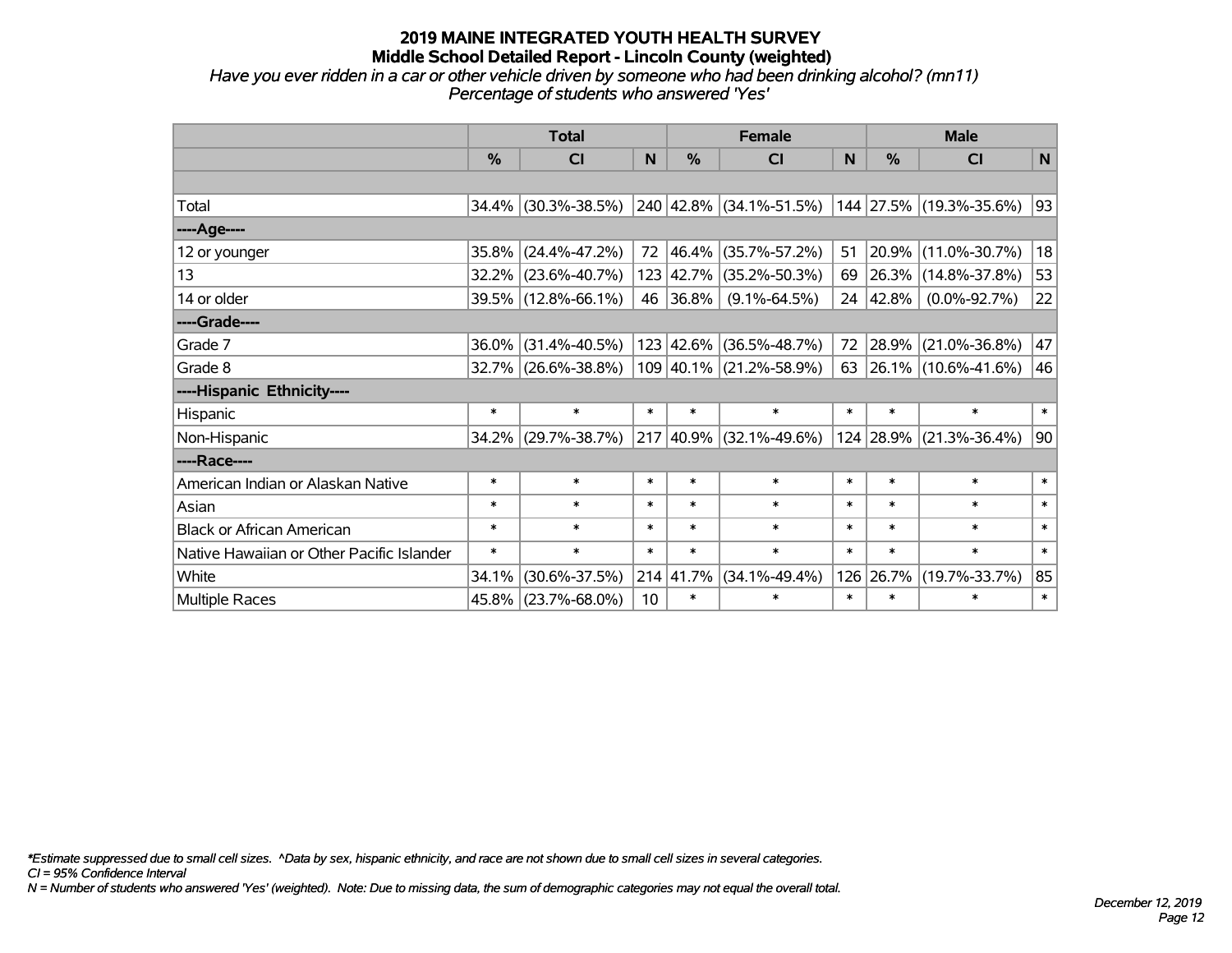# 2019 MAINE INTEGRATED YOUTH HEALTH SURVEY
## Middle School Detailed Report - Lincoln County (weighted)

*Have you ever ridden in a car or other vehicle driven by someone who had been drinking alcohol? (mn11)*
*Percentage of students who answered 'Yes'*

| | Total | | | Female | | | Male | | |
|---|---|---|---|---|---|---|---|---|---|
| | % | CI | N | % | CI | N | % | CI | N |
| Total | 34.4% | (30.3%-38.5%) | 240 | 42.8% | (34.1%-51.5%) | 144 | 27.5% | (19.3%-35.6%) | 93 |
| ----Age---- | | | | | | | | | |
| 12 or younger | 35.8% | (24.4%-47.2%) | 72 | 46.4% | (35.7%-57.2%) | 51 | 20.9% | (11.0%-30.7%) | 18 |
| 13 | 32.2% | (23.6%-40.7%) | 123 | 42.7% | (35.2%-50.3%) | 69 | 26.3% | (14.8%-37.8%) | 53 |
| 14 or older | 39.5% | (12.8%-66.1%) | 46 | 36.8% | (9.1%-64.5%) | 24 | 42.8% | (0.0%-92.7%) | 22 |
| ----Grade---- | | | | | | | | | |
| Grade 7 | 36.0% | (31.4%-40.5%) | 123 | 42.6% | (36.5%-48.7%) | 72 | 28.9% | (21.0%-36.8%) | 47 |
| Grade 8 | 32.7% | (26.6%-38.8%) | 109 | 40.1% | (21.2%-58.9%) | 63 | 26.1% | (10.6%-41.6%) | 46 |
| ----Hispanic Ethnicity---- | | | | | | | | | |
| Hispanic | * | * | * | * | * | * | * | * | * |
| Non-Hispanic | 34.2% | (29.7%-38.7%) | 217 | 40.9% | (32.1%-49.6%) | 124 | 28.9% | (21.3%-36.4%) | 90 |
| ----Race---- | | | | | | | | | |
| American Indian or Alaskan Native | * | * | * | * | * | * | * | * | * |
| Asian | * | * | * | * | * | * | * | * | * |
| Black or African American | * | * | * | * | * | * | * | * | * |
| Native Hawaiian or Other Pacific Islander | * | * | * | * | * | * | * | * | * |
| White | 34.1% | (30.6%-37.5%) | 214 | 41.7% | (34.1%-49.4%) | 126 | 26.7% | (19.7%-33.7%) | 85 |
| Multiple Races | 45.8% | (23.7%-68.0%) | 10 | * | * | * | * | * | * |

*\*Estimate suppressed due to small cell sizes. ^Data by sex, hispanic ethnicity, and race are not shown due to small cell sizes in several categories.*
*CI = 95% Confidence Interval*
*N = Number of students who answered 'Yes' (weighted). Note: Due to missing data, the sum of demographic categories may not equal the overall total.*

*December 12, 2019*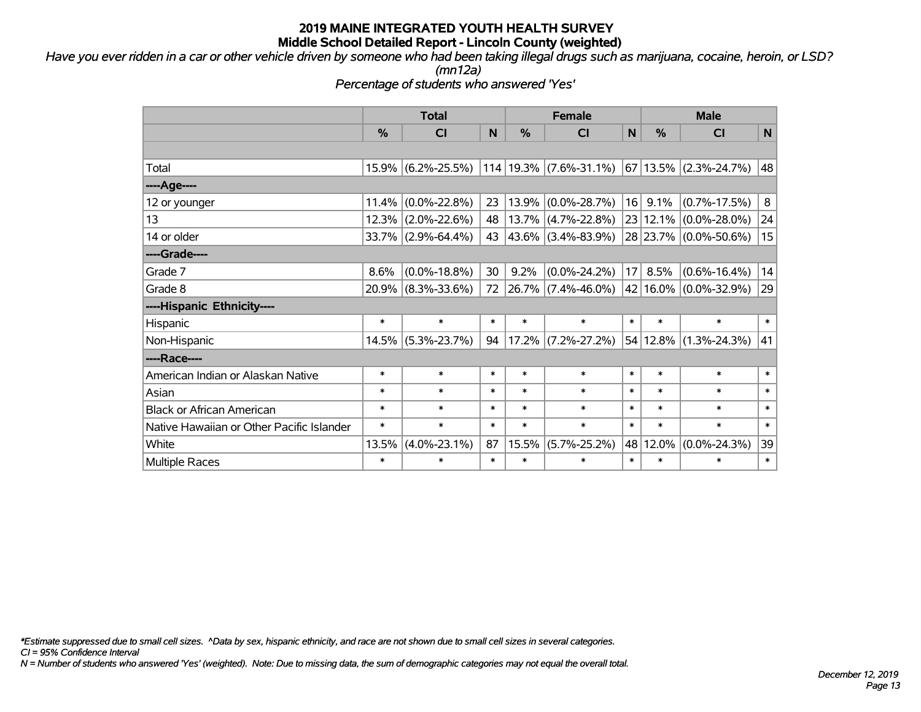# 2019 MAINE INTEGRATED YOUTH HEALTH SURVEY
## Middle School Detailed Report - Lincoln County (weighted)

*Have you ever ridden in a car or other vehicle driven by someone who had been taking illegal drugs such as marijuana, cocaine, heroin, or LSD? (mn12a)*

*Percentage of students who answered 'Yes'*

| | Total | | | Female | | | Male | | |
|---|---|---|---|---|---|---|---|---|---|
| | % | CI | N | % | CI | N | % | CI | N |
| Total | 15.9% | (6.2%-25.5%) | 114 | 19.3% | (7.6%-31.1%) | 67 | 13.5% | (2.3%-24.7%) | 48 |
| ----Age---- | | | | | | | | | |
| 12 or younger | 11.4% | (0.0%-22.8%) | 23 | 13.9% | (0.0%-28.7%) | 16 | 9.1% | (0.7%-17.5%) | 8 |
| 13 | 12.3% | (2.0%-22.6%) | 48 | 13.7% | (4.7%-22.8%) | 23 | 12.1% | (0.0%-28.0%) | 24 |
| 14 or older | 33.7% | (2.9%-64.4%) | 43 | 43.6% | (3.4%-83.9%) | 28 | 23.7% | (0.0%-50.6%) | 15 |
| ----Grade---- | | | | | | | | | |
| Grade 7 | 8.6% | (0.0%-18.8%) | 30 | 9.2% | (0.0%-24.2%) | 17 | 8.5% | (0.6%-16.4%) | 14 |
| Grade 8 | 20.9% | (8.3%-33.6%) | 72 | 26.7% | (7.4%-46.0%) | 42 | 16.0% | (0.0%-32.9%) | 29 |
| ----Hispanic Ethnicity---- | | | | | | | | | |
| Hispanic | * | * | * | * | * | * | * | * | * |
| Non-Hispanic | 14.5% | (5.3%-23.7%) | 94 | 17.2% | (7.2%-27.2%) | 54 | 12.8% | (1.3%-24.3%) | 41 |
| ----Race---- | | | | | | | | | |
| American Indian or Alaskan Native | * | * | * | * | * | * | * | * | * |
| Asian | * | * | * | * | * | * | * | * | * |
| Black or African American | * | * | * | * | * | * | * | * | * |
| Native Hawaiian or Other Pacific Islander | * | * | * | * | * | * | * | * | * |
| White | 13.5% | (4.0%-23.1%) | 87 | 15.5% | (5.7%-25.2%) | 48 | 12.0% | (0.0%-24.3%) | 39 |
| Multiple Races | * | * | * | * | * | * | * | * | * |

*\*Estimate suppressed due to small cell sizes. ^Data by sex, hispanic ethnicity, and race are not shown due to small cell sizes in several categories.*
*CI = 95% Confidence Interval*
*N = Number of students who answered 'Yes' (weighted). Note: Due to missing data, the sum of demographic categories may not equal the overall total.*

*December 12, 2019*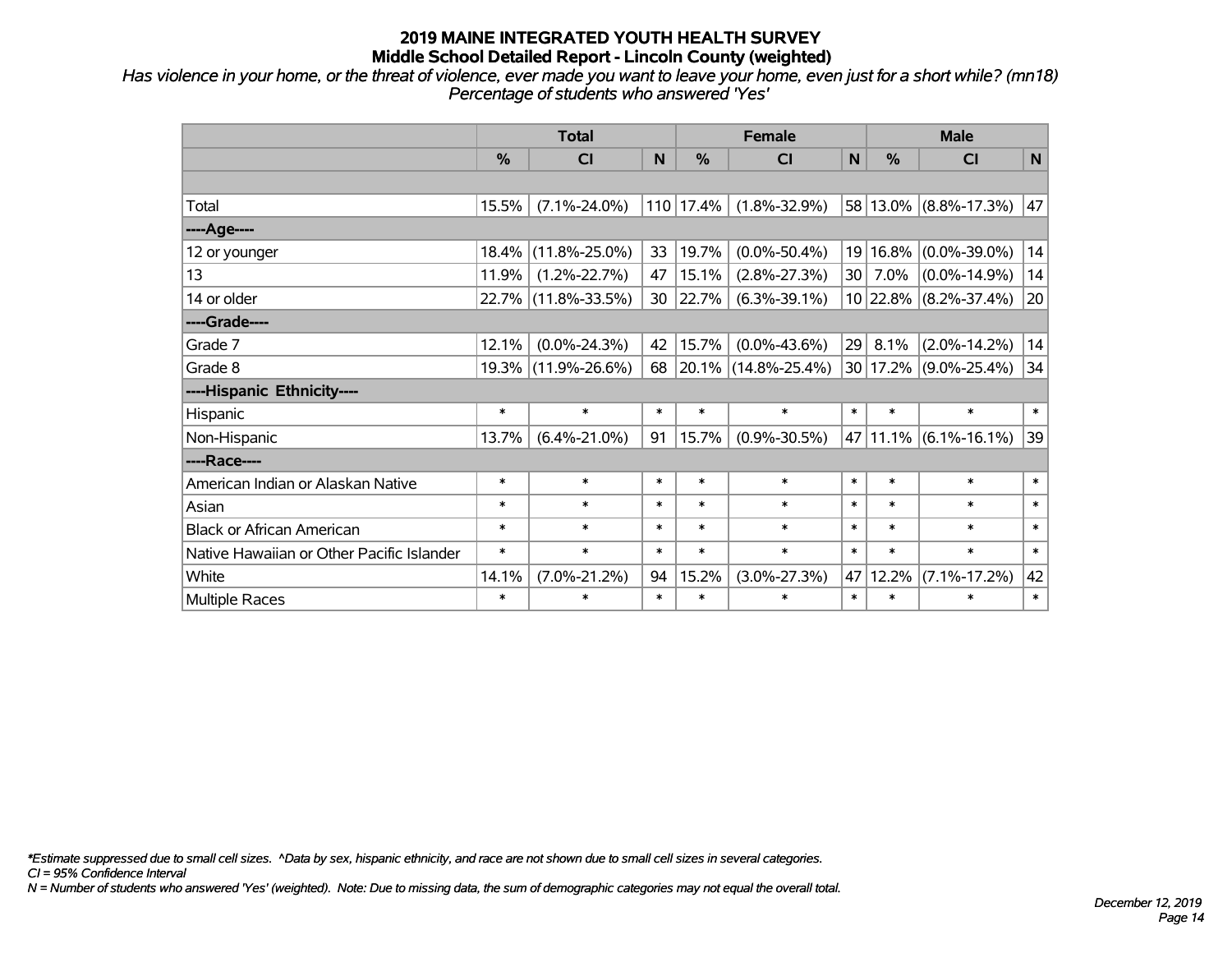# 2019 MAINE INTEGRATED YOUTH HEALTH SURVEY
## Middle School Detailed Report - Lincoln County (weighted)

*Has violence in your home, or the threat of violence, ever made you want to leave your home, even just for a short while? (mn18)*
*Percentage of students who answered 'Yes'*

| | Total | | | Female | | | Male | | |
|---|---|---|---|---|---|---|---|---|---|
| | % | CI | N | % | CI | N | % | CI | N |
| | | | | | | | | | |
| Total | 15.5% | (7.1%-24.0%) | 110 | 17.4% | (1.8%-32.9%) | 58 | 13.0% | (8.8%-17.3%) | 47 |
| ----Age---- | | | | | | | | | |
| 12 or younger | 18.4% | (11.8%-25.0%) | 33 | 19.7% | (0.0%-50.4%) | 19 | 16.8% | (0.0%-39.0%) | 14 |
| 13 | 11.9% | (1.2%-22.7%) | 47 | 15.1% | (2.8%-27.3%) | 30 | 7.0% | (0.0%-14.9%) | 14 |
| 14 or older | 22.7% | (11.8%-33.5%) | 30 | 22.7% | (6.3%-39.1%) | 10 | 22.8% | (8.2%-37.4%) | 20 |
| ----Grade---- | | | | | | | | | |
| Grade 7 | 12.1% | (0.0%-24.3%) | 42 | 15.7% | (0.0%-43.6%) | 29 | 8.1% | (2.0%-14.2%) | 14 |
| Grade 8 | 19.3% | (11.9%-26.6%) | 68 | 20.1% | (14.8%-25.4%) | 30 | 17.2% | (9.0%-25.4%) | 34 |
| ----Hispanic Ethnicity---- | | | | | | | | | |
| Hispanic | * | * | * | * | * | * | * | * | * |
| Non-Hispanic | 13.7% | (6.4%-21.0%) | 91 | 15.7% | (0.9%-30.5%) | 47 | 11.1% | (6.1%-16.1%) | 39 |
| ----Race---- | | | | | | | | | |
| American Indian or Alaskan Native | * | * | * | * | * | * | * | * | * |
| Asian | * | * | * | * | * | * | * | * | * |
| Black or African American | * | * | * | * | * | * | * | * | * |
| Native Hawaiian or Other Pacific Islander | * | * | * | * | * | * | * | * | * |
| White | 14.1% | (7.0%-21.2%) | 94 | 15.2% | (3.0%-27.3%) | 47 | 12.2% | (7.1%-17.2%) | 42 |
| Multiple Races | * | * | * | * | * | * | * | * | * |

*\*Estimate suppressed due to small cell sizes. ^Data by sex, hispanic ethnicity, and race are not shown due to small cell sizes in several categories.*
*CI = 95% Confidence Interval*
*N = Number of students who answered 'Yes' (weighted). Note: Due to missing data, the sum of demographic categories may not equal the overall total.*

*December 12, 2019*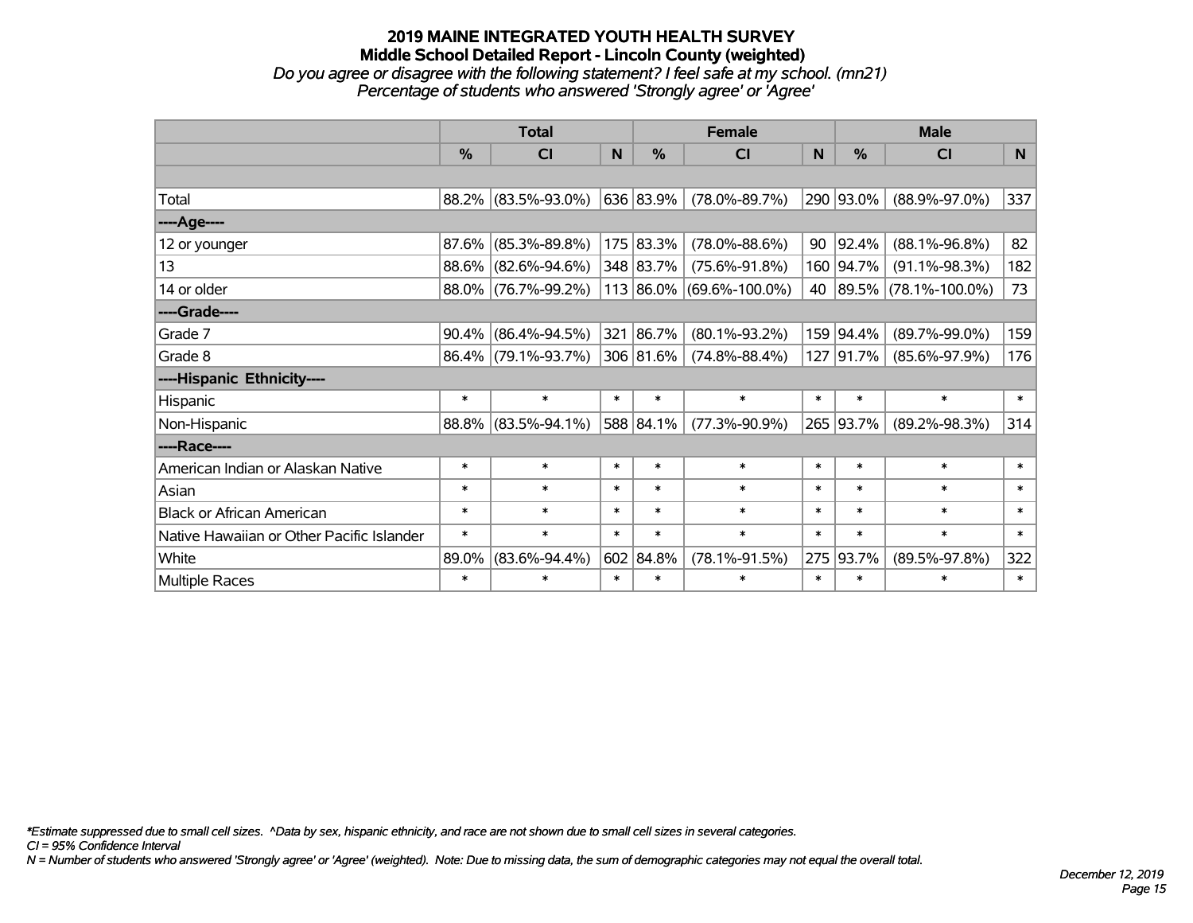# 2019 MAINE INTEGRATED YOUTH HEALTH SURVEY

## Middle School Detailed Report - Lincoln County (weighted)

*Do you agree or disagree with the following statement? I feel safe at my school. (mn21)*

*Percentage of students who answered 'Strongly agree' or 'Agree'*

| | Total | | | Female | | | Male | | |
|---|---|---|---|---|---|---|---|---|---|
| | % | CI | N | % | CI | N | % | CI | N |
| | | | | | | | | | |
| Total | 88.2% | (83.5%-93.0%) | 636 | 83.9% | (78.0%-89.7%) | 290 | 93.0% | (88.9%-97.0%) | 337 |
| ----Age---- | | | | | | | | | |
| 12 or younger | 87.6% | (85.3%-89.8%) | 175 | 83.3% | (78.0%-88.6%) | 90 | 92.4% | (88.1%-96.8%) | 82 |
| 13 | 88.6% | (82.6%-94.6%) | 348 | 83.7% | (75.6%-91.8%) | 160 | 94.7% | (91.1%-98.3%) | 182 |
| 14 or older | 88.0% | (76.7%-99.2%) | 113 | 86.0% | (69.6%-100.0%) | 40 | 89.5% | (78.1%-100.0%) | 73 |
| ----Grade---- | | | | | | | | | |
| Grade 7 | 90.4% | (86.4%-94.5%) | 321 | 86.7% | (80.1%-93.2%) | 159 | 94.4% | (89.7%-99.0%) | 159 |
| Grade 8 | 86.4% | (79.1%-93.7%) | 306 | 81.6% | (74.8%-88.4%) | 127 | 91.7% | (85.6%-97.9%) | 176 |
| ----Hispanic Ethnicity---- | | | | | | | | | |
| Hispanic | * | * | * | * | * | * | * | * | * |
| Non-Hispanic | 88.8% | (83.5%-94.1%) | 588 | 84.1% | (77.3%-90.9%) | 265 | 93.7% | (89.2%-98.3%) | 314 |
| ----Race---- | | | | | | | | | |
| American Indian or Alaskan Native | * | * | * | * | * | * | * | * | * |
| Asian | * | * | * | * | * | * | * | * | * |
| Black or African American | * | * | * | * | * | * | * | * | * |
| Native Hawaiian or Other Pacific Islander | * | * | * | * | * | * | * | * | * |
| White | 89.0% | (83.6%-94.4%) | 602 | 84.8% | (78.1%-91.5%) | 275 | 93.7% | (89.5%-97.8%) | 322 |
| Multiple Races | * | * | * | * | * | * | * | * | * |

*\*Estimate suppressed due to small cell sizes. ^Data by sex, hispanic ethnicity, and race are not shown due to small cell sizes in several categories.*

*CI = 95% Confidence Interval*

*N = Number of students who answered 'Strongly agree' or 'Agree' (weighted). Note: Due to missing data, the sum of demographic categories may not equal the overall total.*

*December 12, 2019*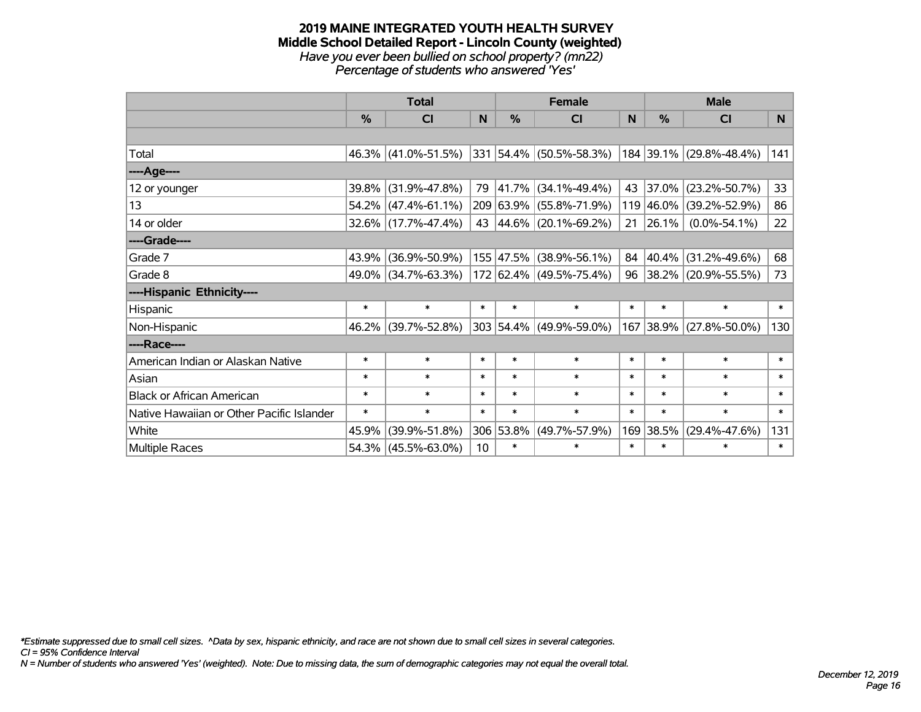# 2019 MAINE INTEGRATED YOUTH HEALTH SURVEY
## Middle School Detailed Report - Lincoln County (weighted)
### *Have you ever been bullied on school property? (mn22)*
### *Percentage of students who answered 'Yes'*

| | Total | | | Female | | | Male | | |
|---|---|---|---|---|---|---|---|---|---|
| | % | CI | N | % | CI | N | % | CI | N |
| Total | 46.3% | (41.0%-51.5%) | 331 | 54.4% | (50.5%-58.3%) | 184 | 39.1% | (29.8%-48.4%) | 141 |
| ----Age---- | | | | | | | | | |
| 12 or younger | 39.8% | (31.9%-47.8%) | 79 | 41.7% | (34.1%-49.4%) | 43 | 37.0% | (23.2%-50.7%) | 33 |
| 13 | 54.2% | (47.4%-61.1%) | 209 | 63.9% | (55.8%-71.9%) | 119 | 46.0% | (39.2%-52.9%) | 86 |
| 14 or older | 32.6% | (17.7%-47.4%) | 43 | 44.6% | (20.1%-69.2%) | 21 | 26.1% | (0.0%-54.1%) | 22 |
| ----Grade---- | | | | | | | | | |
| Grade 7 | 43.9% | (36.9%-50.9%) | 155 | 47.5% | (38.9%-56.1%) | 84 | 40.4% | (31.2%-49.6%) | 68 |
| Grade 8 | 49.0% | (34.7%-63.3%) | 172 | 62.4% | (49.5%-75.4%) | 96 | 38.2% | (20.9%-55.5%) | 73 |
| ----Hispanic Ethnicity---- | | | | | | | | | |
| Hispanic | * | * | * | * | * | * | * | * | * |
| Non-Hispanic | 46.2% | (39.7%-52.8%) | 303 | 54.4% | (49.9%-59.0%) | 167 | 38.9% | (27.8%-50.0%) | 130 |
| ----Race---- | | | | | | | | | |
| American Indian or Alaskan Native | * | * | * | * | * | * | * | * | * |
| Asian | * | * | * | * | * | * | * | * | * |
| Black or African American | * | * | * | * | * | * | * | * | * |
| Native Hawaiian or Other Pacific Islander | * | * | * | * | * | * | * | * | * |
| White | 45.9% | (39.9%-51.8%) | 306 | 53.8% | (49.7%-57.9%) | 169 | 38.5% | (29.4%-47.6%) | 131 |
| Multiple Races | 54.3% | (45.5%-63.0%) | 10 | * | * | * | * | * | * |

*Estimate suppressed due to small cell sizes. ^Data by sex, hispanic ethnicity, and race are not shown due to small cell sizes in several categories.
CI = 95% Confidence Interval
N = Number of students who answered 'Yes' (weighted). Note: Due to missing data, the sum of demographic categories may not equal the overall total.

December 12, 2019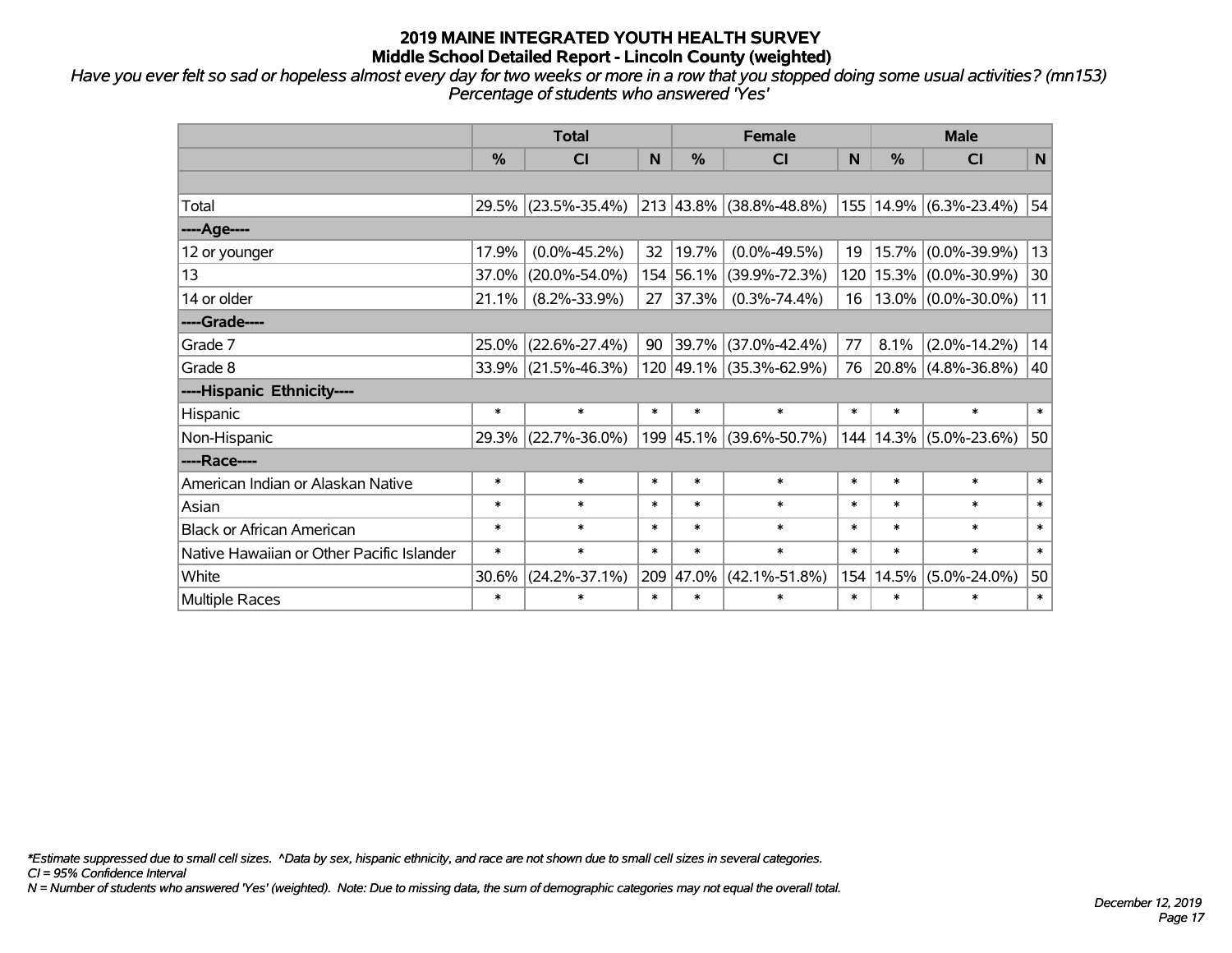# 2019 MAINE INTEGRATED YOUTH HEALTH SURVEY
## Middle School Detailed Report - Lincoln County (weighted)

*Have you ever felt so sad or hopeless almost every day for two weeks or more in a row that you stopped doing some usual activities? (mn153)*
*Percentage of students who answered 'Yes'*

| | Total | | | Female | | | Male | | |
|---|---|---|---|---|---|---|---|---|---|
| | % | CI | N | % | CI | N | % | CI | N |
| | | | | | | | | | |
| Total | 29.5% | (23.5%-35.4%) | 213 | 43.8% | (38.8%-48.8%) | 155 | 14.9% | (6.3%-23.4%) | 54 |
| ----Age---- | | | | | | | | | |
| 12 or younger | 17.9% | (0.0%-45.2%) | 32 | 19.7% | (0.0%-49.5%) | 19 | 15.7% | (0.0%-39.9%) | 13 |
| 13 | 37.0% | (20.0%-54.0%) | 154 | 56.1% | (39.9%-72.3%) | 120 | 15.3% | (0.0%-30.9%) | 30 |
| 14 or older | 21.1% | (8.2%-33.9%) | 27 | 37.3% | (0.3%-74.4%) | 16 | 13.0% | (0.0%-30.0%) | 11 |
| ----Grade---- | | | | | | | | | |
| Grade 7 | 25.0% | (22.6%-27.4%) | 90 | 39.7% | (37.0%-42.4%) | 77 | 8.1% | (2.0%-14.2%) | 14 |
| Grade 8 | 33.9% | (21.5%-46.3%) | 120 | 49.1% | (35.3%-62.9%) | 76 | 20.8% | (4.8%-36.8%) | 40 |
| ----Hispanic Ethnicity---- | | | | | | | | | |
| Hispanic | * | * | * | * | * | * | * | * | * |
| Non-Hispanic | 29.3% | (22.7%-36.0%) | 199 | 45.1% | (39.6%-50.7%) | 144 | 14.3% | (5.0%-23.6%) | 50 |
| ----Race---- | | | | | | | | | |
| American Indian or Alaskan Native | * | * | * | * | * | * | * | * | * |
| Asian | * | * | * | * | * | * | * | * | * |
| Black or African American | * | * | * | * | * | * | * | * | * |
| Native Hawaiian or Other Pacific Islander | * | * | * | * | * | * | * | * | * |
| White | 30.6% | (24.2%-37.1%) | 209 | 47.0% | (42.1%-51.8%) | 154 | 14.5% | (5.0%-24.0%) | 50 |
| Multiple Races | * | * | * | * | * | * | * | * | * |

*\*Estimate suppressed due to small cell sizes. ^Data by sex, hispanic ethnicity, and race are not shown due to small cell sizes in several categories.*
*CI = 95% Confidence Interval*
*N = Number of students who answered 'Yes' (weighted). Note: Due to missing data, the sum of demographic categories may not equal the overall total.*

*December 12, 2019*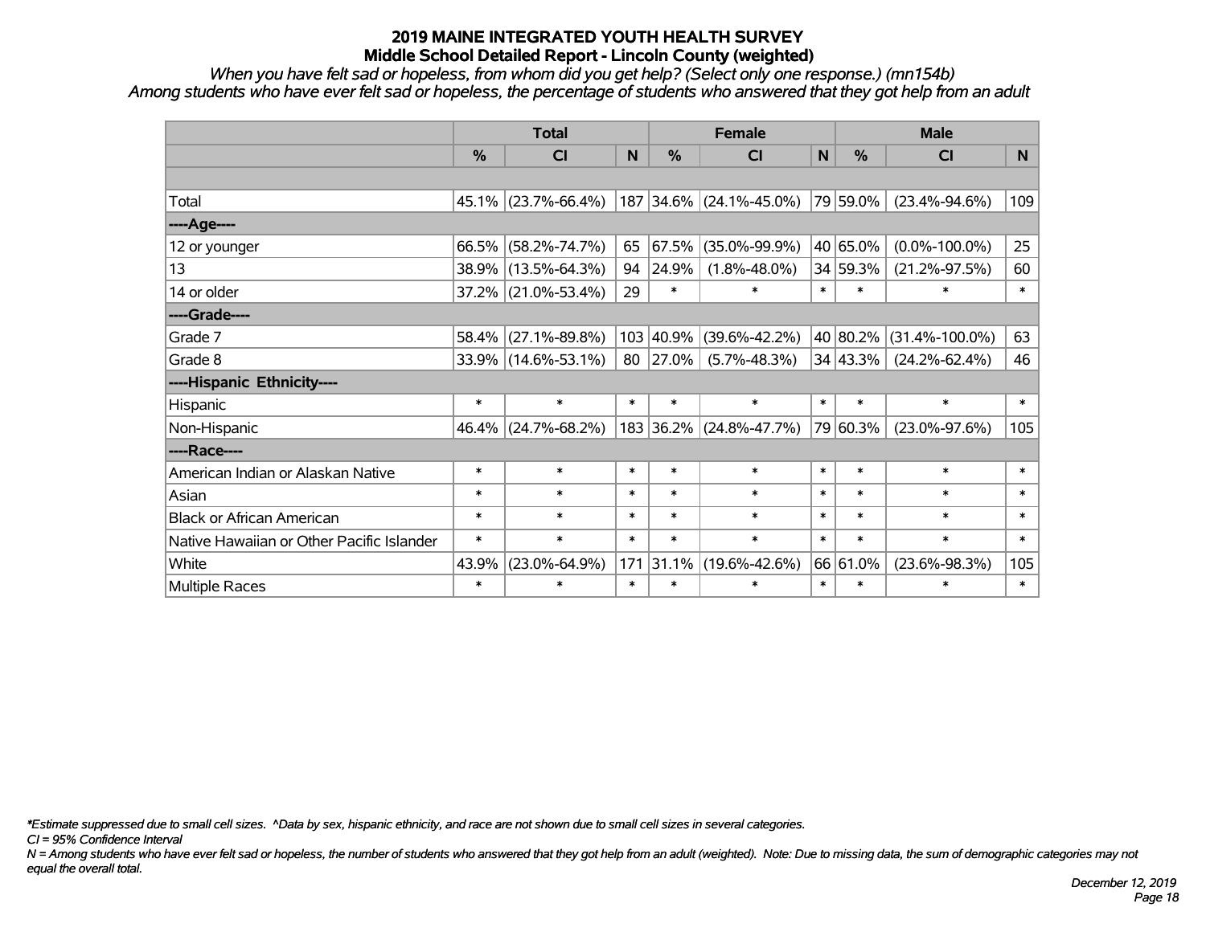# 2019 MAINE INTEGRATED YOUTH HEALTH SURVEY
## Middle School Detailed Report - Lincoln County (weighted)

*When you have felt sad or hopeless, from whom did you get help? (Select only one response.) (mn154b)*
*Among students who have ever felt sad or hopeless, the percentage of students who answered that they got help from an adult*

| | Total | | | Female | | | Male | | |
|---|---|---|---|---|---|---|---|---|---|
| | % | CI | N | % | CI | N | % | CI | N |
| | | | | | | | | | |
| Total | 45.1% | (23.7%-66.4%) | 187 | 34.6% | (24.1%-45.0%) | 79 | 59.0% | (23.4%-94.6%) | 109 |
| ----Age---- | | | | | | | | | |
| 12 or younger | 66.5% | (58.2%-74.7%) | 65 | 67.5% | (35.0%-99.9%) | 40 | 65.0% | (0.0%-100.0%) | 25 |
| 13 | 38.9% | (13.5%-64.3%) | 94 | 24.9% | (1.8%-48.0%) | 34 | 59.3% | (21.2%-97.5%) | 60 |
| 14 or older | 37.2% | (21.0%-53.4%) | 29 | * | * | * | * | * | * |
| ----Grade---- | | | | | | | | | |
| Grade 7 | 58.4% | (27.1%-89.8%) | 103 | 40.9% | (39.6%-42.2%) | 40 | 80.2% | (31.4%-100.0%) | 63 |
| Grade 8 | 33.9% | (14.6%-53.1%) | 80 | 27.0% | (5.7%-48.3%) | 34 | 43.3% | (24.2%-62.4%) | 46 |
| ----Hispanic Ethnicity---- | | | | | | | | | |
| Hispanic | * | * | * | * | * | * | * | * | * |
| Non-Hispanic | 46.4% | (24.7%-68.2%) | 183 | 36.2% | (24.8%-47.7%) | 79 | 60.3% | (23.0%-97.6%) | 105 |
| ----Race---- | | | | | | | | | |
| American Indian or Alaskan Native | * | * | * | * | * | * | * | * | * |
| Asian | * | * | * | * | * | * | * | * | * |
| Black or African American | * | * | * | * | * | * | * | * | * |
| Native Hawaiian or Other Pacific Islander | * | * | * | * | * | * | * | * | * |
| White | 43.9% | (23.0%-64.9%) | 171 | 31.1% | (19.6%-42.6%) | 66 | 61.0% | (23.6%-98.3%) | 105 |
| Multiple Races | * | * | * | * | * | * | * | * | * |

*\*Estimate suppressed due to small cell sizes. ^Data by sex, hispanic ethnicity, and race are not shown due to small cell sizes in several categories.*
*CI = 95% Confidence Interval*
*N = Among students who have ever felt sad or hopeless, the number of students who answered that they got help from an adult (weighted). Note: Due to missing data, the sum of demographic categories may not equal the overall total.*

*December 12, 2019*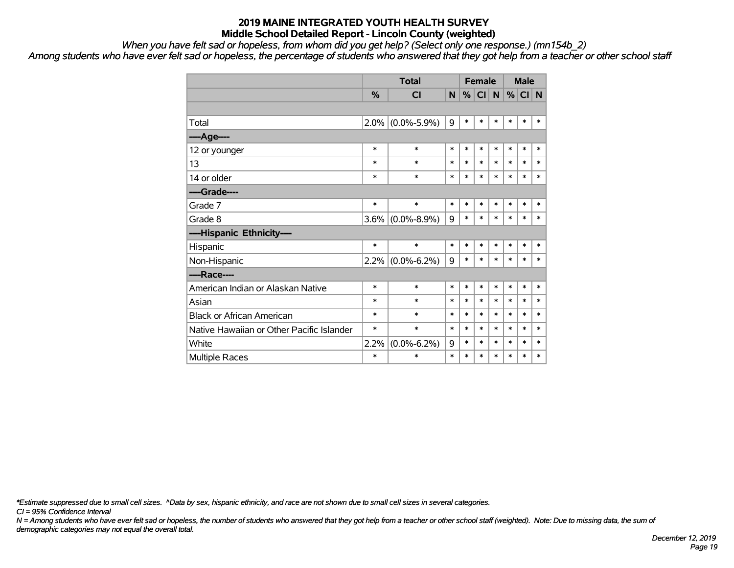# 2019 MAINE INTEGRATED YOUTH HEALTH SURVEY
## Middle School Detailed Report - Lincoln County (weighted)

*When you have felt sad or hopeless, from whom did you get help? (Select only one response.) (mn154b_2)*

*Among students who have ever felt sad or hopeless, the percentage of students who answered that they got help from a teacher or other school staff*

| | Total | | | Female | | | Male | | |
|---|---|---|---|---|---|---|---|---|---|
| | % | CI | N | % | CI | N | % | CI | N |
| | | | | | | | | | |
| Total | 2.0% | (0.0%-5.9%) | 9 | * | * | * | * | * | * |
| **----Age----** | | | | | | | | | |
| 12 or younger | * | * | * | * | * | * | * | * | * |
| 13 | * | * | * | * | * | * | * | * | * |
| 14 or older | * | * | * | * | * | * | * | * | * |
| **----Grade----** | | | | | | | | | |
| Grade 7 | * | * | * | * | * | * | * | * | * |
| Grade 8 | 3.6% | (0.0%-8.9%) | 9 | * | * | * | * | * | * |
| **----Hispanic Ethnicity----** | | | | | | | | | |
| Hispanic | * | * | * | * | * | * | * | * | * |
| Non-Hispanic | 2.2% | (0.0%-6.2%) | 9 | * | * | * | * | * | * |
| **----Race----** | | | | | | | | | |
| American Indian or Alaskan Native | * | * | * | * | * | * | * | * | * |
| Asian | * | * | * | * | * | * | * | * | * |
| Black or African American | * | * | * | * | * | * | * | * | * |
| Native Hawaiian or Other Pacific Islander | * | * | * | * | * | * | * | * | * |
| White | 2.2% | (0.0%-6.2%) | 9 | * | * | * | * | * | * |
| Multiple Races | * | * | * | * | * | * | * | * | * |

*\*Estimate suppressed due to small cell sizes. ^Data by sex, hispanic ethnicity, and race are not shown due to small cell sizes in several categories.*

*CI = 95% Confidence Interval*

*N = Among students who have ever felt sad or hopeless, the number of students who answered that they got help from a teacher or other school staff (weighted). Note: Due to missing data, the sum of demographic categories may not equal the overall total.*

*December 12, 2019*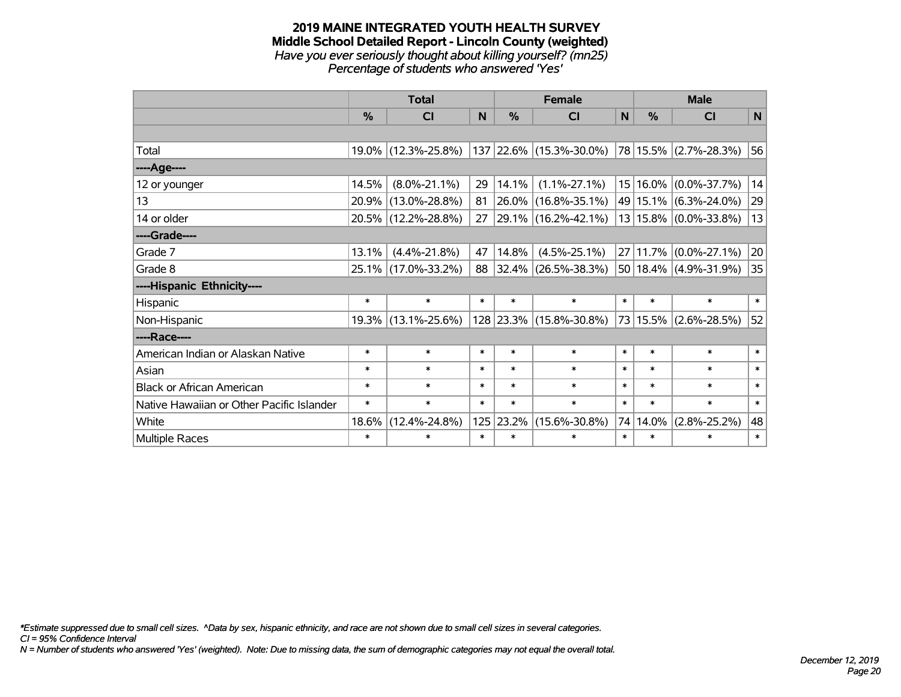# 2019 MAINE INTEGRATED YOUTH HEALTH SURVEY

## Middle School Detailed Report - Lincoln County (weighted)

*Have you ever seriously thought about killing yourself? (mn25)*
*Percentage of students who answered 'Yes'*

| | Total | | | Female | | | Male | | |
|---|---|---|---|---|---|---|---|---|---|
| | % | CI | N | % | CI | N | % | CI | N |
| | | | | | | | | | |
| Total | 19.0% | (12.3%-25.8%) | 137 | 22.6% | (15.3%-30.0%) | 78 | 15.5% | (2.7%-28.3%) | 56 |
| ----Age---- | | | | | | | | | |
| 12 or younger | 14.5% | (8.0%-21.1%) | 29 | 14.1% | (1.1%-27.1%) | 15 | 16.0% | (0.0%-37.7%) | 14 |
| 13 | 20.9% | (13.0%-28.8%) | 81 | 26.0% | (16.8%-35.1%) | 49 | 15.1% | (6.3%-24.0%) | 29 |
| 14 or older | 20.5% | (12.2%-28.8%) | 27 | 29.1% | (16.2%-42.1%) | 13 | 15.8% | (0.0%-33.8%) | 13 |
| ----Grade---- | | | | | | | | | |
| Grade 7 | 13.1% | (4.4%-21.8%) | 47 | 14.8% | (4.5%-25.1%) | 27 | 11.7% | (0.0%-27.1%) | 20 |
| Grade 8 | 25.1% | (17.0%-33.2%) | 88 | 32.4% | (26.5%-38.3%) | 50 | 18.4% | (4.9%-31.9%) | 35 |
| ----Hispanic Ethnicity---- | | | | | | | | | |
| Hispanic | * | * | * | * | * | * | * | * | * |
| Non-Hispanic | 19.3% | (13.1%-25.6%) | 128 | 23.3% | (15.8%-30.8%) | 73 | 15.5% | (2.6%-28.5%) | 52 |
| ----Race---- | | | | | | | | | |
| American Indian or Alaskan Native | * | * | * | * | * | * | * | * | * |
| Asian | * | * | * | * | * | * | * | * | * |
| Black or African American | * | * | * | * | * | * | * | * | * |
| Native Hawaiian or Other Pacific Islander | * | * | * | * | * | * | * | * | * |
| White | 18.6% | (12.4%-24.8%) | 125 | 23.2% | (15.6%-30.8%) | 74 | 14.0% | (2.8%-25.2%) | 48 |
| Multiple Races | * | * | * | * | * | * | * | * | * |

*\*Estimate suppressed due to small cell sizes. ^Data by sex, hispanic ethnicity, and race are not shown due to small cell sizes in several categories.*
*CI = 95% Confidence Interval*
*N = Number of students who answered 'Yes' (weighted). Note: Due to missing data, the sum of demographic categories may not equal the overall total.*

*December 12, 2019*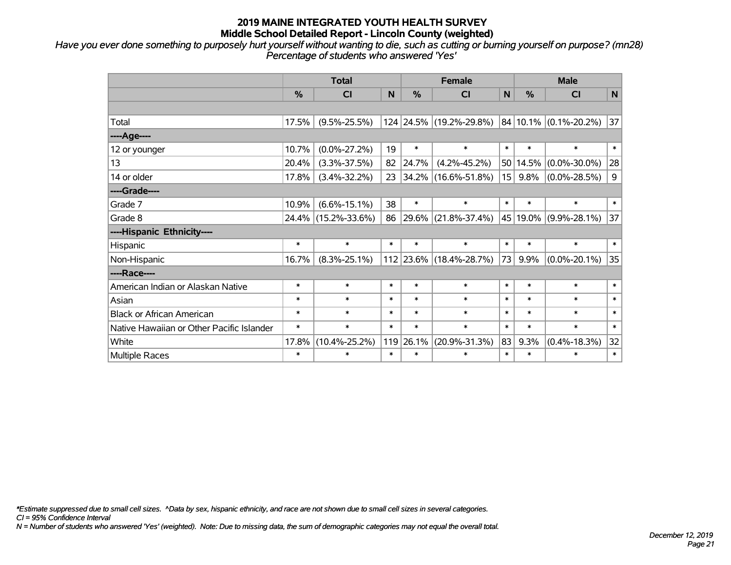# 2019 MAINE INTEGRATED YOUTH HEALTH SURVEY
## Middle School Detailed Report - Lincoln County (weighted)

*Have you ever done something to purposely hurt yourself without wanting to die, such as cutting or burning yourself on purpose? (mn28)*
*Percentage of students who answered 'Yes'*

| | Total | | | Female | | | Male | | |
|---|---|---|---|---|---|---|---|---|---|
| | % | CI | N | % | CI | N | % | CI | N |
| | | | | | | | | | |
| Total | 17.5% | (9.5%-25.5%) | 124 | 24.5% | (19.2%-29.8%) | 84 | 10.1% | (0.1%-20.2%) | 37 |
| ----Age---- | | | | | | | | | |
| 12 or younger | 10.7% | (0.0%-27.2%) | 19 | * | * | * | * | * | * |
| 13 | 20.4% | (3.3%-37.5%) | 82 | 24.7% | (4.2%-45.2%) | 50 | 14.5% | (0.0%-30.0%) | 28 |
| 14 or older | 17.8% | (3.4%-32.2%) | 23 | 34.2% | (16.6%-51.8%) | 15 | 9.8% | (0.0%-28.5%) | 9 |
| ----Grade---- | | | | | | | | | |
| Grade 7 | 10.9% | (6.6%-15.1%) | 38 | * | * | * | * | * | * |
| Grade 8 | 24.4% | (15.2%-33.6%) | 86 | 29.6% | (21.8%-37.4%) | 45 | 19.0% | (9.9%-28.1%) | 37 |
| ----Hispanic Ethnicity---- | | | | | | | | | |
| Hispanic | * | * | * | * | * | * | * | * | * |
| Non-Hispanic | 16.7% | (8.3%-25.1%) | 112 | 23.6% | (18.4%-28.7%) | 73 | 9.9% | (0.0%-20.1%) | 35 |
| ----Race---- | | | | | | | | | |
| American Indian or Alaskan Native | * | * | * | * | * | * | * | * | * |
| Asian | * | * | * | * | * | * | * | * | * |
| Black or African American | * | * | * | * | * | * | * | * | * |
| Native Hawaiian or Other Pacific Islander | * | * | * | * | * | * | * | * | * |
| White | 17.8% | (10.4%-25.2%) | 119 | 26.1% | (20.9%-31.3%) | 83 | 9.3% | (0.4%-18.3%) | 32 |
| Multiple Races | * | * | * | * | * | * | * | * | * |

*\*Estimate suppressed due to small cell sizes. ^Data by sex, hispanic ethnicity, and race are not shown due to small cell sizes in several categories.*
*CI = 95% Confidence Interval*
*N = Number of students who answered 'Yes' (weighted). Note: Due to missing data, the sum of demographic categories may not equal the overall total.*

*December 12, 2019*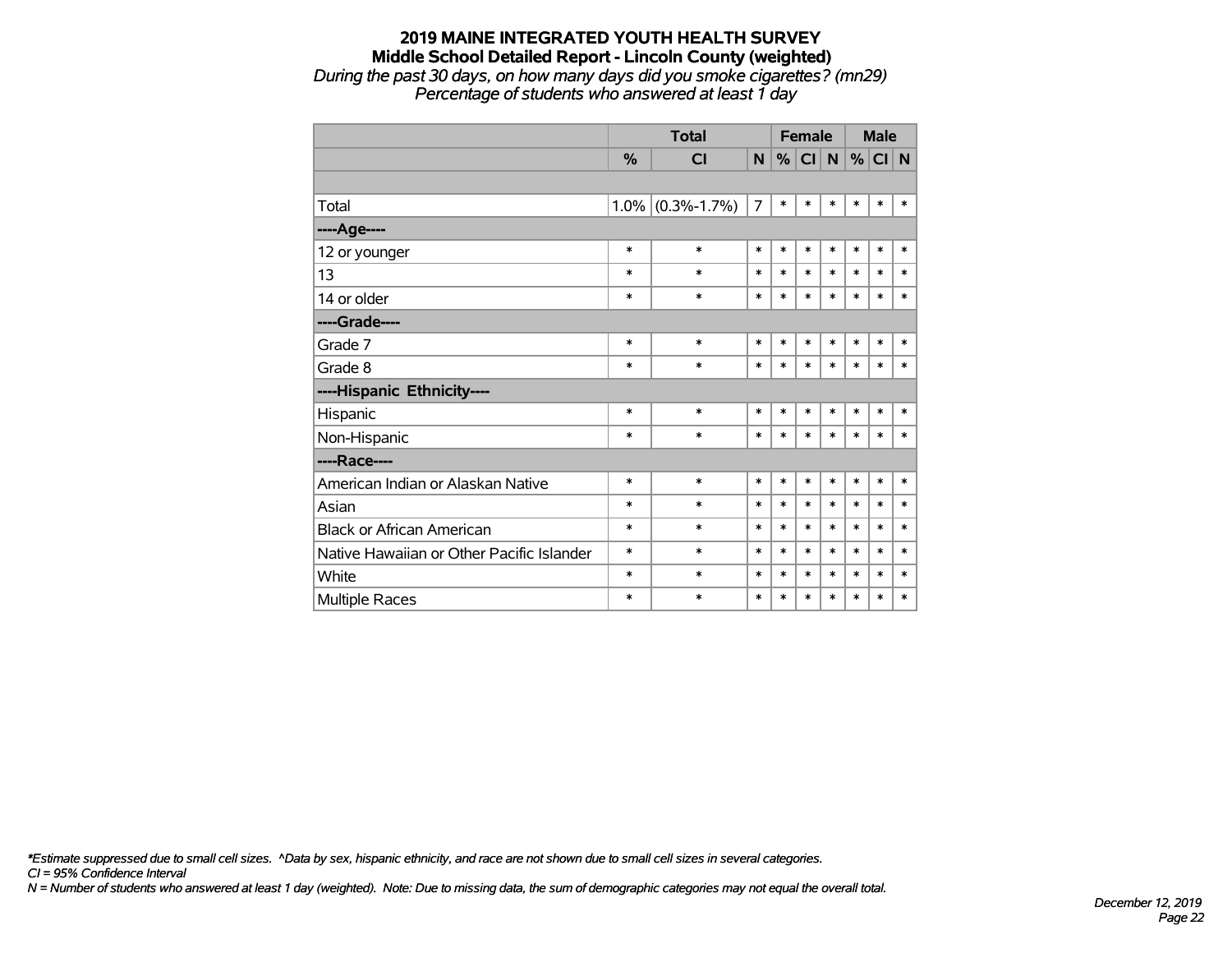**2019 MAINE INTEGRATED YOUTH HEALTH SURVEY**
**Middle School Detailed Report - Lincoln County (weighted)**
*During the past 30 days, on how many days did you smoke cigarettes? (mn29)*
*Percentage of students who answered at least 1 day*

| | Total | | | Female | | | Male | | |
|---|---|---|---|---|---|---|---|---|---|
| | % | CI | N | % | CI | N | % | CI | N |
| | | | | | | | | | |
| Total | 1.0% | (0.3%-1.7%) | 7 | * | * | * | * | * | * |
| ----Age---- | | | | | | | | | |
| 12 or younger | * | * | * | * | * | * | * | * | * |
| 13 | * | * | * | * | * | * | * | * | * |
| 14 or older | * | * | * | * | * | * | * | * | * |
| ----Grade---- | | | | | | | | | |
| Grade 7 | * | * | * | * | * | * | * | * | * |
| Grade 8 | * | * | * | * | * | * | * | * | * |
| ----Hispanic Ethnicity---- | | | | | | | | | |
| Hispanic | * | * | * | * | * | * | * | * | * |
| Non-Hispanic | * | * | * | * | * | * | * | * | * |
| ----Race---- | | | | | | | | | |
| American Indian or Alaskan Native | * | * | * | * | * | * | * | * | * |
| Asian | * | * | * | * | * | * | * | * | * |
| Black or African American | * | * | * | * | * | * | * | * | * |
| Native Hawaiian or Other Pacific Islander | * | * | * | * | * | * | * | * | * |
| White | * | * | * | * | * | * | * | * | * |
| Multiple Races | * | * | * | * | * | * | * | * | * |

*\*Estimate suppressed due to small cell sizes. ^Data by sex, hispanic ethnicity, and race are not shown due to small cell sizes in several categories.*
*CI = 95% Confidence Interval*
*N = Number of students who answered at least 1 day (weighted). Note: Due to missing data, the sum of demographic categories may not equal the overall total.*

*December 12, 2019*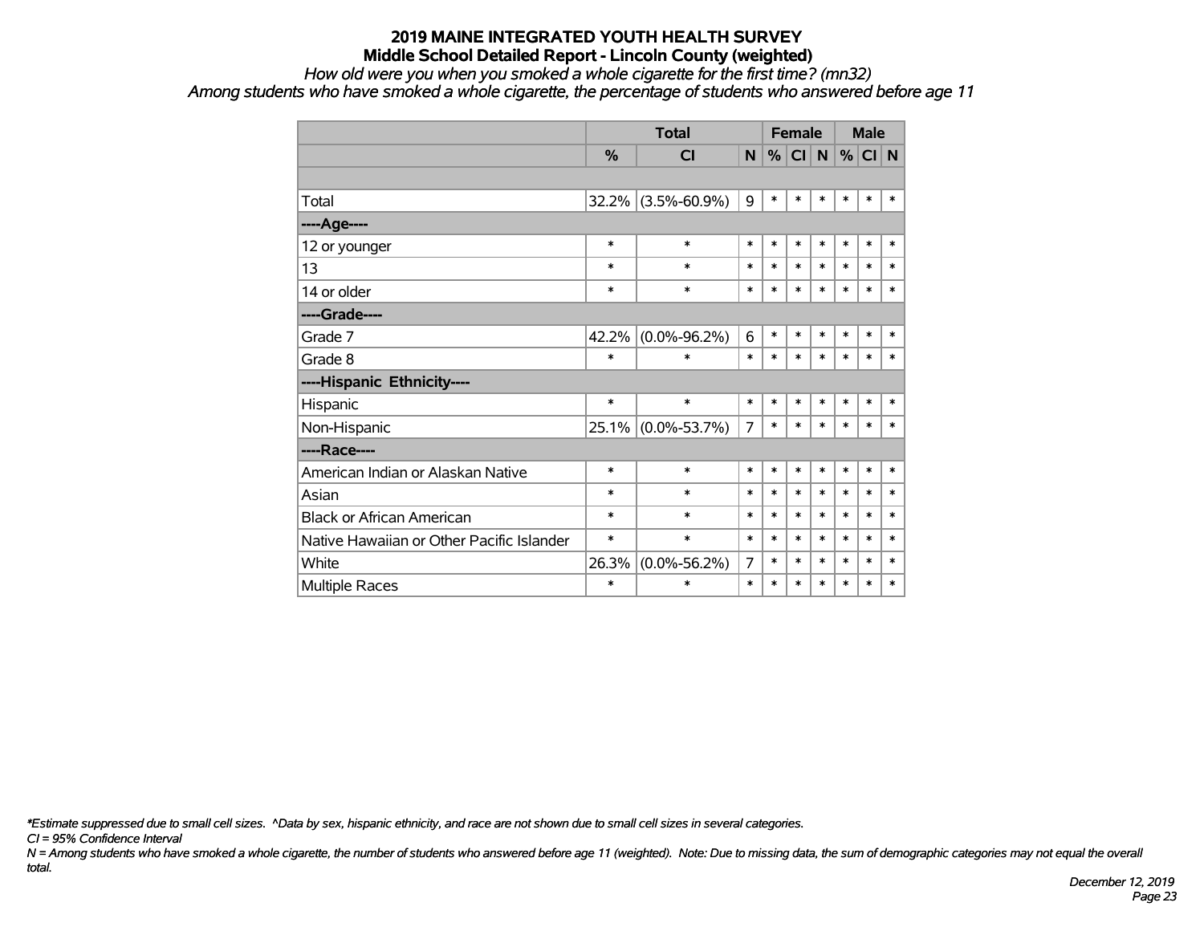# 2019 MAINE INTEGRATED YOUTH HEALTH SURVEY
## Middle School Detailed Report - Lincoln County (weighted)

*How old were you when you smoked a whole cigarette for the first time? (mn32)*
*Among students who have smoked a whole cigarette, the percentage of students who answered before age 11*

| | Total | | | Female | | | Male | | |
|---|---|---|---|---|---|---|---|---|---|
| | % | CI | N | % | CI | N | % | CI | N |
| | | | | | | | | | |
| Total | 32.2% | (3.5%-60.9%) | 9 | * | * | * | * | * | * |
| ----Age---- | | | | | | | | | |
| 12 or younger | * | * | * | * | * | * | * | * | * |
| 13 | * | * | * | * | * | * | * | * | * |
| 14 or older | * | * | * | * | * | * | * | * | * |
| ----Grade---- | | | | | | | | | |
| Grade 7 | 42.2% | (0.0%-96.2%) | 6 | * | * | * | * | * | * |
| Grade 8 | * | * | * | * | * | * | * | * | * |
| ----Hispanic Ethnicity---- | | | | | | | | | |
| Hispanic | * | * | * | * | * | * | * | * | * |
| Non-Hispanic | 25.1% | (0.0%-53.7%) | 7 | * | * | * | * | * | * |
| ----Race---- | | | | | | | | | |
| American Indian or Alaskan Native | * | * | * | * | * | * | * | * | * |
| Asian | * | * | * | * | * | * | * | * | * |
| Black or African American | * | * | * | * | * | * | * | * | * |
| Native Hawaiian or Other Pacific Islander | * | * | * | * | * | * | * | * | * |
| White | 26.3% | (0.0%-56.2%) | 7 | * | * | * | * | * | * |
| Multiple Races | * | * | * | * | * | * | * | * | * |

*\*Estimate suppressed due to small cell sizes. ^Data by sex, hispanic ethnicity, and race are not shown due to small cell sizes in several categories.*

*CI = 95% Confidence Interval*

*N = Among students who have smoked a whole cigarette, the number of students who answered before age 11 (weighted). Note: Due to missing data, the sum of demographic categories may not equal the overall total.*

*December 12, 2019*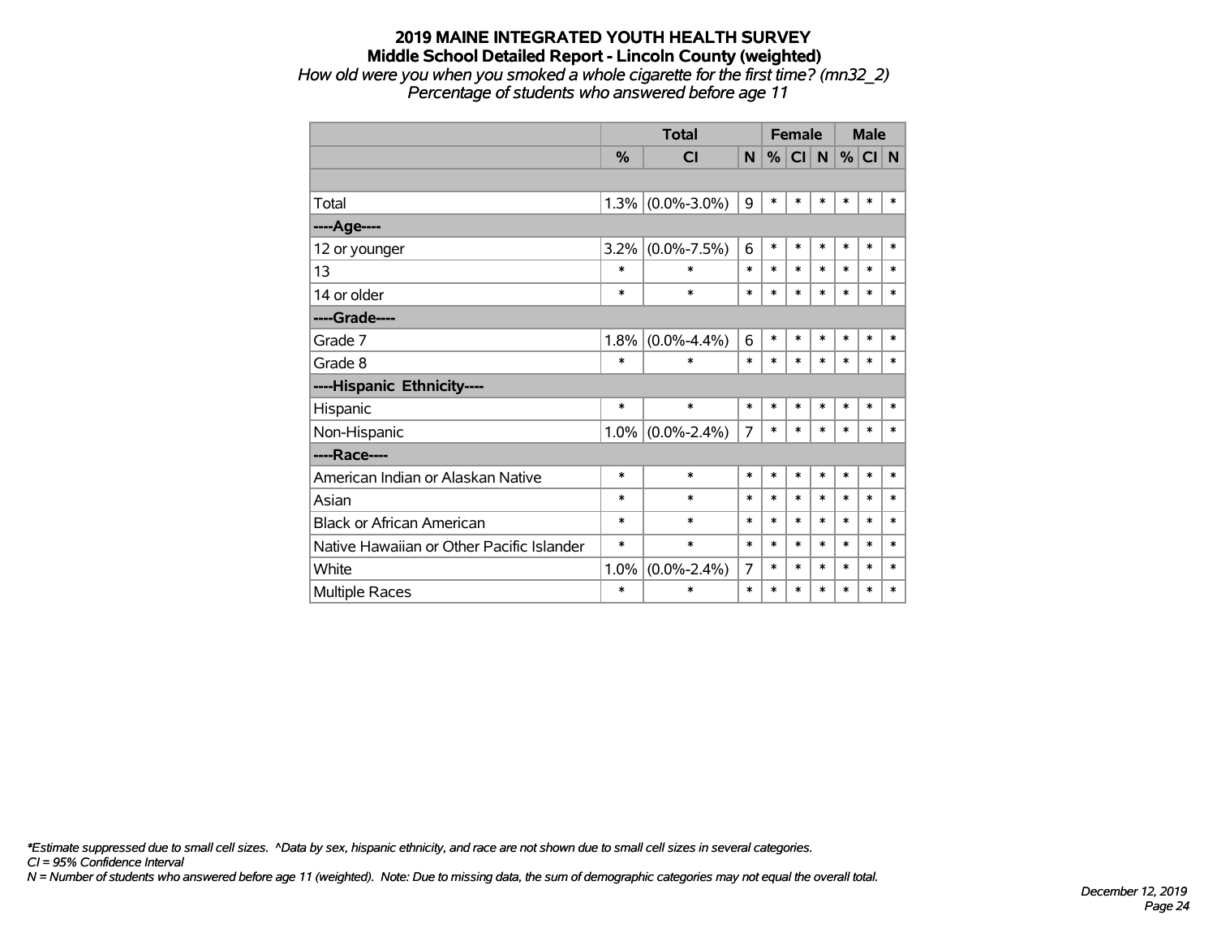# 2019 MAINE INTEGRATED YOUTH HEALTH SURVEY
## Middle School Detailed Report - Lincoln County (weighted)

*How old were you when you smoked a whole cigarette for the first time? (mn32_2)*
*Percentage of students who answered before age 11*

| | Total | | | Female | | | Male | | |
|---|---|---|---|---|---|---|---|---|---|
| | % | CI | N | % | CI | N | % | CI | N |
| | | | | | | | | | |
| Total | 1.3% | (0.0%-3.0%) | 9 | * | * | * | * | * | * |
| ----Age---- | | | | | | | | | |
| 12 or younger | 3.2% | (0.0%-7.5%) | 6 | * | * | * | * | * | * |
| 13 | * | * | * | * | * | * | * | * | * |
| 14 or older | * | * | * | * | * | * | * | * | * |
| ----Grade---- | | | | | | | | | |
| Grade 7 | 1.8% | (0.0%-4.4%) | 6 | * | * | * | * | * | * |
| Grade 8 | * | * | * | * | * | * | * | * | * |
| ----Hispanic Ethnicity---- | | | | | | | | | |
| Hispanic | * | * | * | * | * | * | * | * | * |
| Non-Hispanic | 1.0% | (0.0%-2.4%) | 7 | * | * | * | * | * | * |
| ----Race---- | | | | | | | | | |
| American Indian or Alaskan Native | * | * | * | * | * | * | * | * | * |
| Asian | * | * | * | * | * | * | * | * | * |
| Black or African American | * | * | * | * | * | * | * | * | * |
| Native Hawaiian or Other Pacific Islander | * | * | * | * | * | * | * | * | * |
| White | 1.0% | (0.0%-2.4%) | 7 | * | * | * | * | * | * |
| Multiple Races | * | * | * | * | * | * | * | * | * |

*\*Estimate suppressed due to small cell sizes. ^Data by sex, hispanic ethnicity, and race are not shown due to small cell sizes in several categories.*
*CI = 95% Confidence Interval*
*N = Number of students who answered before age 11 (weighted). Note: Due to missing data, the sum of demographic categories may not equal the overall total.*

*December 12, 2019*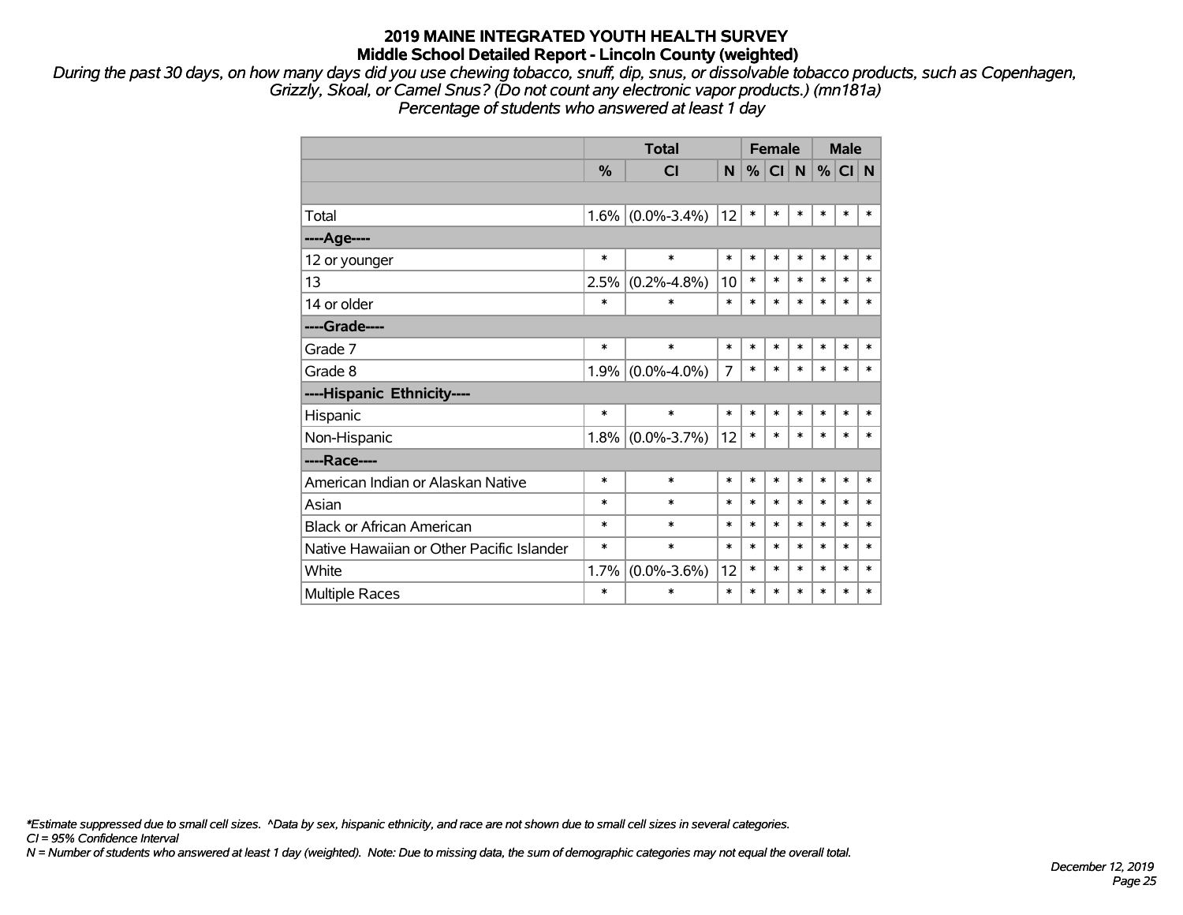# 2019 MAINE INTEGRATED YOUTH HEALTH SURVEY

## Middle School Detailed Report - Lincoln County (weighted)

*During the past 30 days, on how many days did you use chewing tobacco, snuff, dip, snus, or dissolvable tobacco products, such as Copenhagen, Grizzly, Skoal, or Camel Snus? (Do not count any electronic vapor products.) (mn181a)*
*Percentage of students who answered at least 1 day*

| | Total | | | Female | | | Male | | |
|---|---|---|---|---|---|---|---|---|---|
| | % | CI | N | % | CI | N | % | CI | N |
| | | | | | | | | | |
| Total | 1.6% | (0.0%-3.4%) | 12 | * | * | * | * | * | * |
| ----Age---- | | | | | | | | | |
| 12 or younger | * | * | * | * | * | * | * | * | * |
| 13 | 2.5% | (0.2%-4.8%) | 10 | * | * | * | * | * | * |
| 14 or older | * | * | * | * | * | * | * | * | * |
| ----Grade---- | | | | | | | | | |
| Grade 7 | * | * | * | * | * | * | * | * | * |
| Grade 8 | 1.9% | (0.0%-4.0%) | 7 | * | * | * | * | * | * |
| ----Hispanic Ethnicity---- | | | | | | | | | |
| Hispanic | * | * | * | * | * | * | * | * | * |
| Non-Hispanic | 1.8% | (0.0%-3.7%) | 12 | * | * | * | * | * | * |
| ----Race---- | | | | | | | | | |
| American Indian or Alaskan Native | * | * | * | * | * | * | * | * | * |
| Asian | * | * | * | * | * | * | * | * | * |
| Black or African American | * | * | * | * | * | * | * | * | * |
| Native Hawaiian or Other Pacific Islander | * | * | * | * | * | * | * | * | * |
| White | 1.7% | (0.0%-3.6%) | 12 | * | * | * | * | * | * |
| Multiple Races | * | * | * | * | * | * | * | * | * |

*\*Estimate suppressed due to small cell sizes. ^Data by sex, hispanic ethnicity, and race are not shown due to small cell sizes in several categories.*
*CI = 95% Confidence Interval*
*N = Number of students who answered at least 1 day (weighted). Note: Due to missing data, the sum of demographic categories may not equal the overall total.*

*December 12, 2019*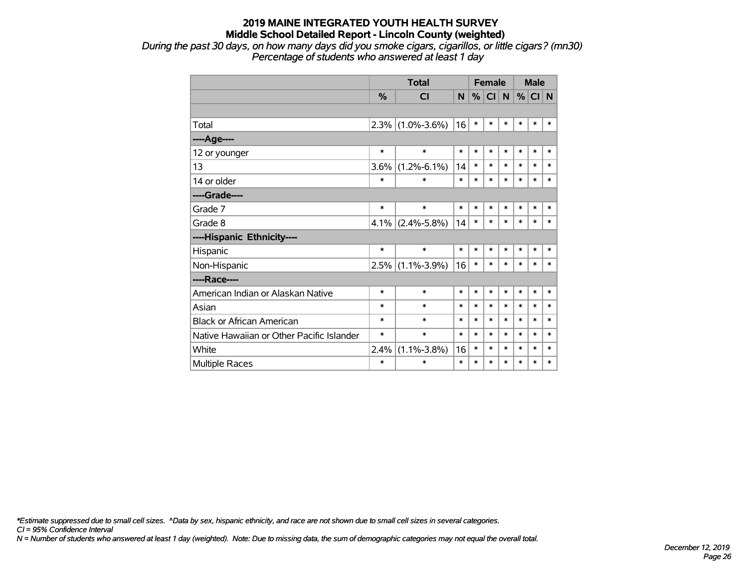# 2019 MAINE INTEGRATED YOUTH HEALTH SURVEY

## Middle School Detailed Report - Lincoln County (weighted)

*During the past 30 days, on how many days did you smoke cigars, cigarillos, or little cigars? (mn30)*
*Percentage of students who answered at least 1 day*

| | Total | | | Female | | | Male | | |
|---|---|---|---|---|---|---|---|---|---|
| | % | CI | N | % | CI | N | % | CI | N |
| | | | | | | | | | |
| Total | 2.3% | (1.0%-3.6%) | 16 | * | * | * | * | * | * |
| ----Age---- | | | | | | | | | |
| 12 or younger | * | * | * | * | * | * | * | * | * |
| 13 | 3.6% | (1.2%-6.1%) | 14 | * | * | * | * | * | * |
| 14 or older | * | * | * | * | * | * | * | * | * |
| ----Grade---- | | | | | | | | | |
| Grade 7 | * | * | * | * | * | * | * | * | * |
| Grade 8 | 4.1% | (2.4%-5.8%) | 14 | * | * | * | * | * | * |
| ----Hispanic Ethnicity---- | | | | | | | | | |
| Hispanic | * | * | * | * | * | * | * | * | * |
| Non-Hispanic | 2.5% | (1.1%-3.9%) | 16 | * | * | * | * | * | * |
| ----Race---- | | | | | | | | | |
| American Indian or Alaskan Native | * | * | * | * | * | * | * | * | * |
| Asian | * | * | * | * | * | * | * | * | * |
| Black or African American | * | * | * | * | * | * | * | * | * |
| Native Hawaiian or Other Pacific Islander | * | * | * | * | * | * | * | * | * |
| White | 2.4% | (1.1%-3.8%) | 16 | * | * | * | * | * | * |
| Multiple Races | * | * | * | * | * | * | * | * | * |

*\*Estimate suppressed due to small cell sizes. ^Data by sex, hispanic ethnicity, and race are not shown due to small cell sizes in several categories.*
*CI = 95% Confidence Interval*
*N = Number of students who answered at least 1 day (weighted). Note: Due to missing data, the sum of demographic categories may not equal the overall total.*

*December 12, 2019*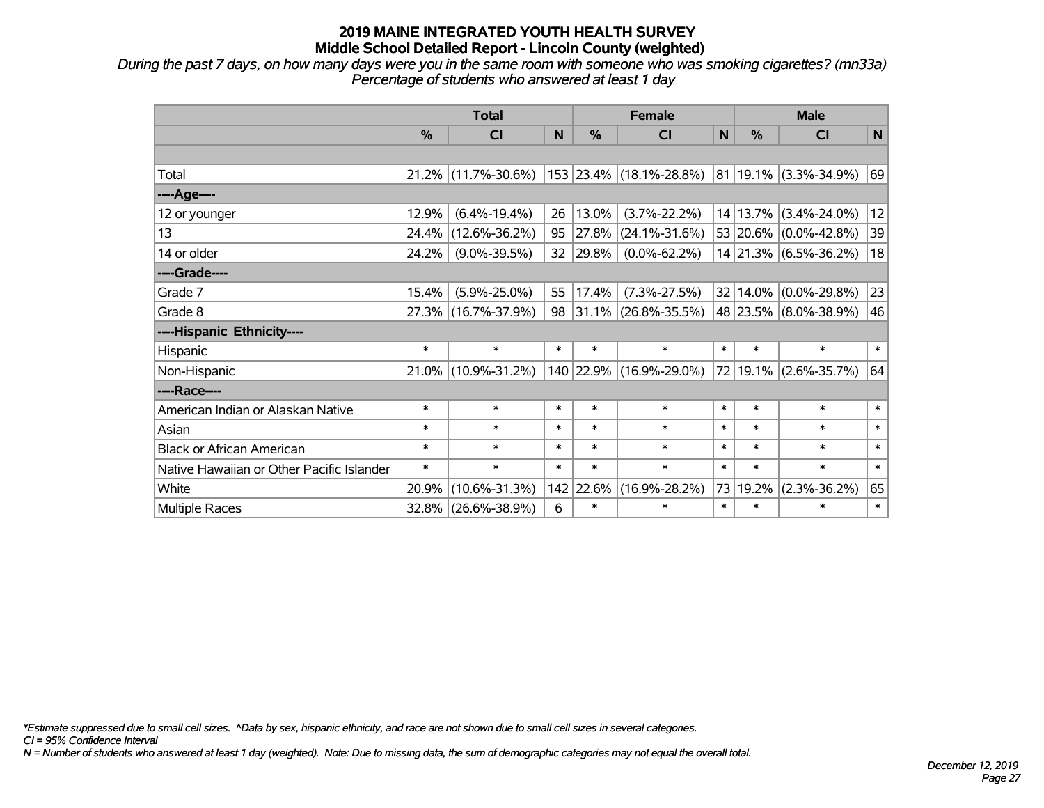**2019 MAINE INTEGRATED YOUTH HEALTH SURVEY**
**Middle School Detailed Report - Lincoln County (weighted)**

*During the past 7 days, on how many days were you in the same room with someone who was smoking cigarettes? (mn33a)*
*Percentage of students who answered at least 1 day*

| | Total | | | Female | | | Male | | |
|---|---|---|---|---|---|---|---|---|---|
| | % | CI | N | % | CI | N | % | CI | N |
| | | | | | | | | | |
| Total | 21.2% | (11.7%-30.6%) | 153 | 23.4% | (18.1%-28.8%) | 81 | 19.1% | (3.3%-34.9%) | 69 |
| ----Age---- | | | | | | | | | |
| 12 or younger | 12.9% | (6.4%-19.4%) | 26 | 13.0% | (3.7%-22.2%) | 14 | 13.7% | (3.4%-24.0%) | 12 |
| 13 | 24.4% | (12.6%-36.2%) | 95 | 27.8% | (24.1%-31.6%) | 53 | 20.6% | (0.0%-42.8%) | 39 |
| 14 or older | 24.2% | (9.0%-39.5%) | 32 | 29.8% | (0.0%-62.2%) | 14 | 21.3% | (6.5%-36.2%) | 18 |
| ----Grade---- | | | | | | | | | |
| Grade 7 | 15.4% | (5.9%-25.0%) | 55 | 17.4% | (7.3%-27.5%) | 32 | 14.0% | (0.0%-29.8%) | 23 |
| Grade 8 | 27.3% | (16.7%-37.9%) | 98 | 31.1% | (26.8%-35.5%) | 48 | 23.5% | (8.0%-38.9%) | 46 |
| ----Hispanic Ethnicity---- | | | | | | | | | |
| Hispanic | * | * | * | * | * | * | * | * | * |
| Non-Hispanic | 21.0% | (10.9%-31.2%) | 140 | 22.9% | (16.9%-29.0%) | 72 | 19.1% | (2.6%-35.7%) | 64 |
| ----Race---- | | | | | | | | | |
| American Indian or Alaskan Native | * | * | * | * | * | * | * | * | * |
| Asian | * | * | * | * | * | * | * | * | * |
| Black or African American | * | * | * | * | * | * | * | * | * |
| Native Hawaiian or Other Pacific Islander | * | * | * | * | * | * | * | * | * |
| White | 20.9% | (10.6%-31.3%) | 142 | 22.6% | (16.9%-28.2%) | 73 | 19.2% | (2.3%-36.2%) | 65 |
| Multiple Races | 32.8% | (26.6%-38.9%) | 6 | * | * | * | * | * | * |

*\*Estimate suppressed due to small cell sizes. ^Data by sex, hispanic ethnicity, and race are not shown due to small cell sizes in several categories.*
*CI = 95% Confidence Interval*
*N = Number of students who answered at least 1 day (weighted). Note: Due to missing data, the sum of demographic categories may not equal the overall total.*

*December 12, 2019*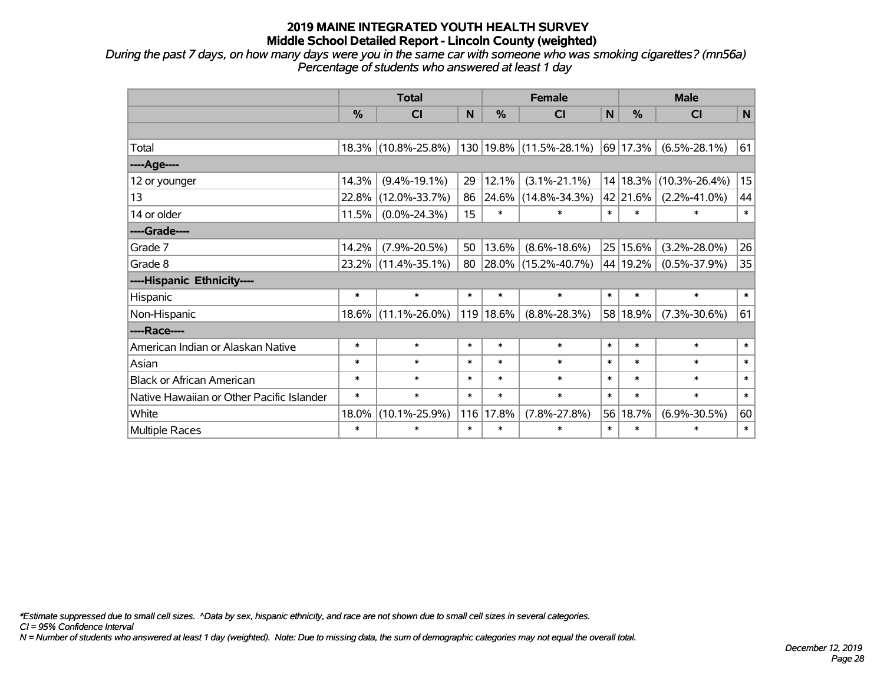# 2019 MAINE INTEGRATED YOUTH HEALTH SURVEY
## Middle School Detailed Report - Lincoln County (weighted)

*During the past 7 days, on how many days were you in the same car with someone who was smoking cigarettes? (mn56a)*
*Percentage of students who answered at least 1 day*

| | Total | | | Female | | | Male | | |
|---|---|---|---|---|---|---|---|---|---|
| | % | CI | N | % | CI | N | % | CI | N |
| | | | | | | | | | |
| Total | 18.3% | (10.8%-25.8%) | 130 | 19.8% | (11.5%-28.1%) | 69 | 17.3% | (6.5%-28.1%) | 61 |
| ----Age---- | | | | | | | | | |
| 12 or younger | 14.3% | (9.4%-19.1%) | 29 | 12.1% | (3.1%-21.1%) | 14 | 18.3% | (10.3%-26.4%) | 15 |
| 13 | 22.8% | (12.0%-33.7%) | 86 | 24.6% | (14.8%-34.3%) | 42 | 21.6% | (2.2%-41.0%) | 44 |
| 14 or older | 11.5% | (0.0%-24.3%) | 15 | * | * | * | * | * | * |
| ----Grade---- | | | | | | | | | |
| Grade 7 | 14.2% | (7.9%-20.5%) | 50 | 13.6% | (8.6%-18.6%) | 25 | 15.6% | (3.2%-28.0%) | 26 |
| Grade 8 | 23.2% | (11.4%-35.1%) | 80 | 28.0% | (15.2%-40.7%) | 44 | 19.2% | (0.5%-37.9%) | 35 |
| ----Hispanic Ethnicity---- | | | | | | | | | |
| Hispanic | * | * | * | * | * | * | * | * | * |
| Non-Hispanic | 18.6% | (11.1%-26.0%) | 119 | 18.6% | (8.8%-28.3%) | 58 | 18.9% | (7.3%-30.6%) | 61 |
| ----Race---- | | | | | | | | | |
| American Indian or Alaskan Native | * | * | * | * | * | * | * | * | * |
| Asian | * | * | * | * | * | * | * | * | * |
| Black or African American | * | * | * | * | * | * | * | * | * |
| Native Hawaiian or Other Pacific Islander | * | * | * | * | * | * | * | * | * |
| White | 18.0% | (10.1%-25.9%) | 116 | 17.8% | (7.8%-27.8%) | 56 | 18.7% | (6.9%-30.5%) | 60 |
| Multiple Races | * | * | * | * | * | * | * | * | * |

*\*Estimate suppressed due to small cell sizes. ^Data by sex, hispanic ethnicity, and race are not shown due to small cell sizes in several categories.*
*CI = 95% Confidence Interval*
*N = Number of students who answered at least 1 day (weighted). Note: Due to missing data, the sum of demographic categories may not equal the overall total.*

*December 12, 2019*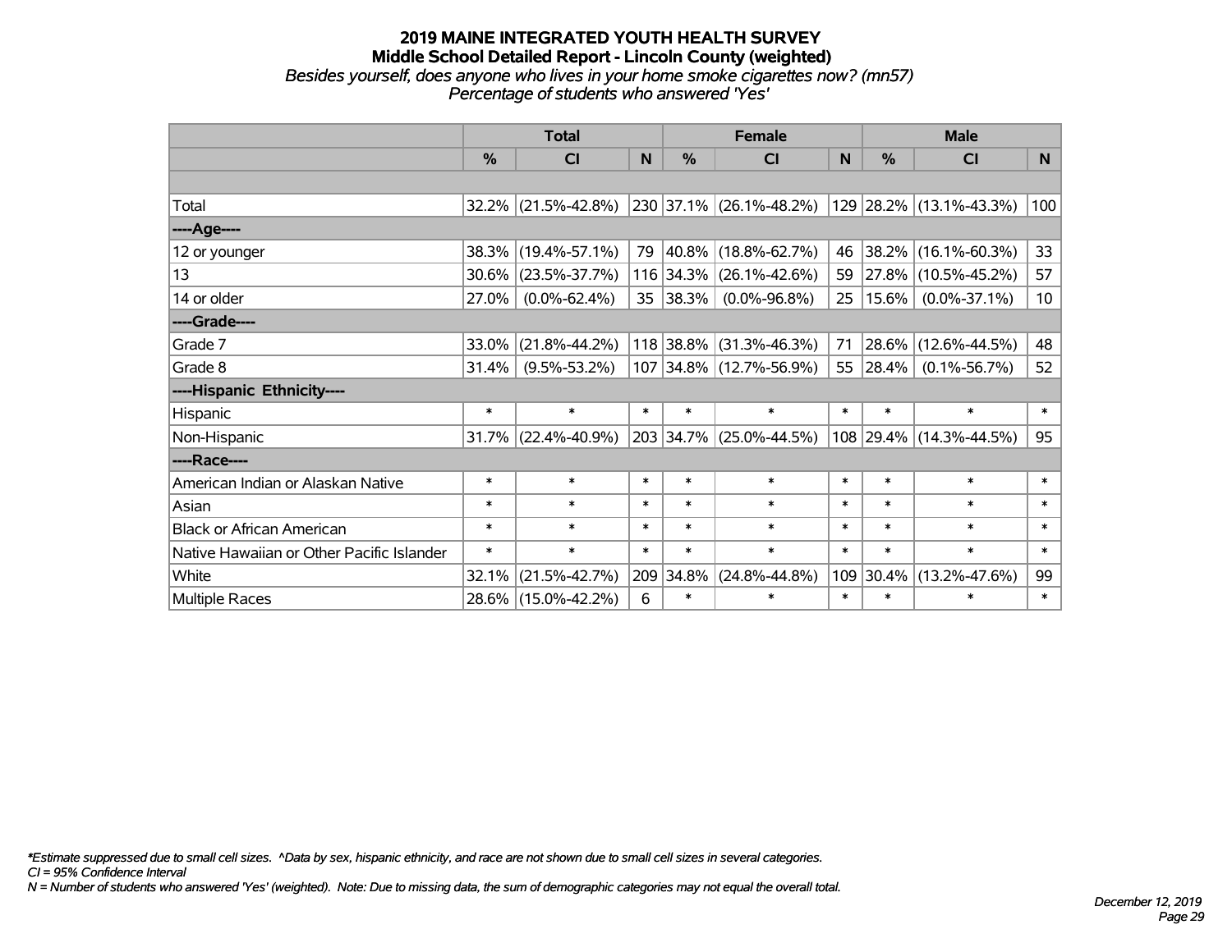# 2019 MAINE INTEGRATED YOUTH HEALTH SURVEY
## Middle School Detailed Report - Lincoln County (weighted)

*Besides yourself, does anyone who lives in your home smoke cigarettes now? (mn57)*
*Percentage of students who answered 'Yes'*

| | Total | | | Female | | | Male | | |
|---|---|---|---|---|---|---|---|---|---|
| | % | CI | N | % | CI | N | % | CI | N |
| | | | | | | | | | |
| Total | 32.2% | (21.5%-42.8%) | 230 | 37.1% | (26.1%-48.2%) | 129 | 28.2% | (13.1%-43.3%) | 100 |
| ----Age---- | | | | | | | | | |
| 12 or younger | 38.3% | (19.4%-57.1%) | 79 | 40.8% | (18.8%-62.7%) | 46 | 38.2% | (16.1%-60.3%) | 33 |
| 13 | 30.6% | (23.5%-37.7%) | 116 | 34.3% | (26.1%-42.6%) | 59 | 27.8% | (10.5%-45.2%) | 57 |
| 14 or older | 27.0% | (0.0%-62.4%) | 35 | 38.3% | (0.0%-96.8%) | 25 | 15.6% | (0.0%-37.1%) | 10 |
| ----Grade---- | | | | | | | | | |
| Grade 7 | 33.0% | (21.8%-44.2%) | 118 | 38.8% | (31.3%-46.3%) | 71 | 28.6% | (12.6%-44.5%) | 48 |
| Grade 8 | 31.4% | (9.5%-53.2%) | 107 | 34.8% | (12.7%-56.9%) | 55 | 28.4% | (0.1%-56.7%) | 52 |
| ----Hispanic Ethnicity---- | | | | | | | | | |
| Hispanic | * | * | * | * | * | * | * | * | * |
| Non-Hispanic | 31.7% | (22.4%-40.9%) | 203 | 34.7% | (25.0%-44.5%) | 108 | 29.4% | (14.3%-44.5%) | 95 |
| ----Race---- | | | | | | | | | |
| American Indian or Alaskan Native | * | * | * | * | * | * | * | * | * |
| Asian | * | * | * | * | * | * | * | * | * |
| Black or African American | * | * | * | * | * | * | * | * | * |
| Native Hawaiian or Other Pacific Islander | * | * | * | * | * | * | * | * | * |
| White | 32.1% | (21.5%-42.7%) | 209 | 34.8% | (24.8%-44.8%) | 109 | 30.4% | (13.2%-47.6%) | 99 |
| Multiple Races | 28.6% | (15.0%-42.2%) | 6 | * | * | * | * | * | * |

*\*Estimate suppressed due to small cell sizes. ^Data by sex, hispanic ethnicity, and race are not shown due to small cell sizes in several categories.*
*CI = 95% Confidence Interval*
*N = Number of students who answered 'Yes' (weighted). Note: Due to missing data, the sum of demographic categories may not equal the overall total.*

*December 12, 2019*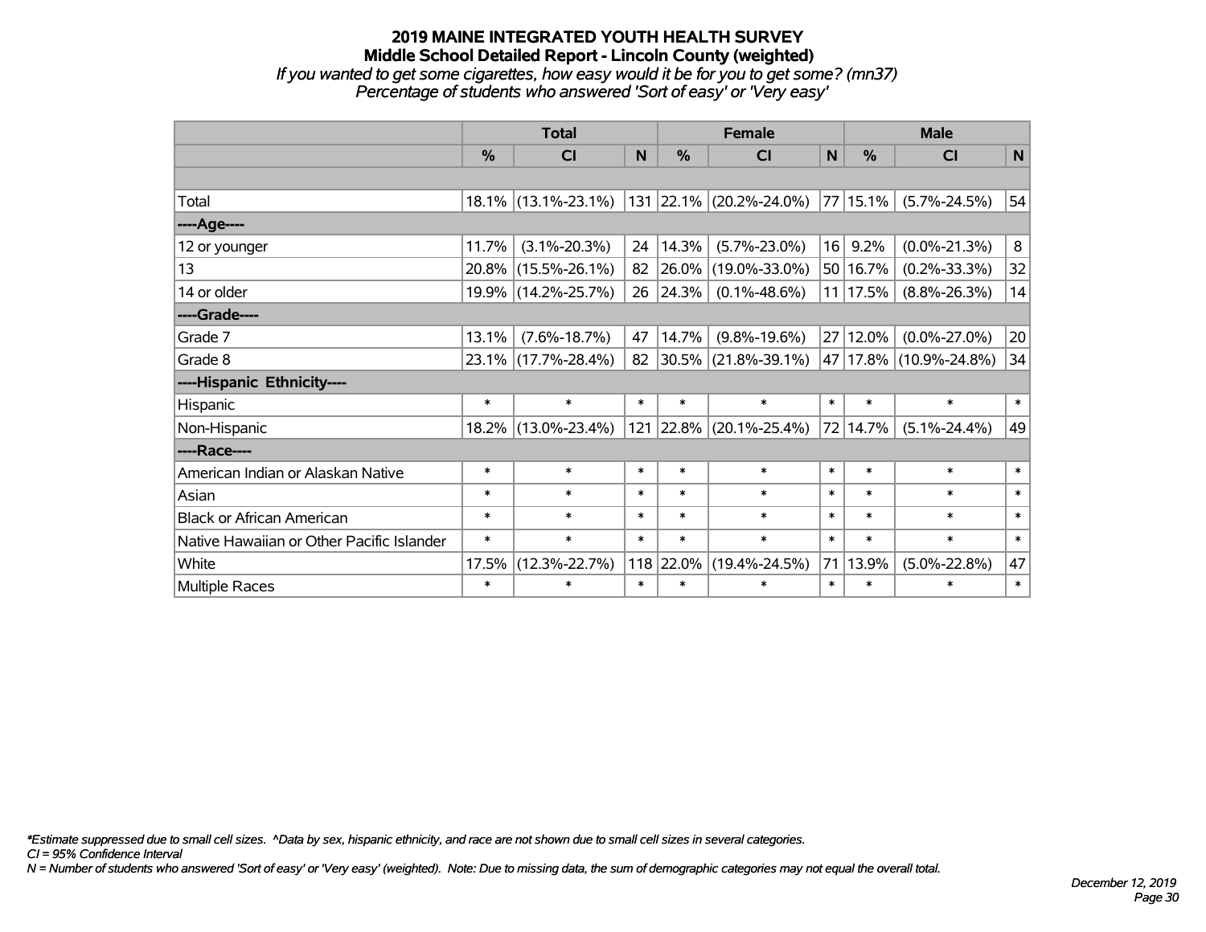# 2019 MAINE INTEGRATED YOUTH HEALTH SURVEY
## Middle School Detailed Report - Lincoln County (weighted)
*If you wanted to get some cigarettes, how easy would it be for you to get some? (mn37)*
*Percentage of students who answered 'Sort of easy' or 'Very easy'*

| | Total | | | Female | | | Male | | |
|---|---|---|---|---|---|---|---|---|---|
| | % | CI | N | % | CI | N | % | CI | N |
| | | | | | | | | | |
| Total | 18.1% | (13.1%-23.1%) | 131 | 22.1% | (20.2%-24.0%) | 77 | 15.1% | (5.7%-24.5%) | 54 |
| ----Age---- | | | | | | | | | |
| 12 or younger | 11.7% | (3.1%-20.3%) | 24 | 14.3% | (5.7%-23.0%) | 16 | 9.2% | (0.0%-21.3%) | 8 |
| 13 | 20.8% | (15.5%-26.1%) | 82 | 26.0% | (19.0%-33.0%) | 50 | 16.7% | (0.2%-33.3%) | 32 |
| 14 or older | 19.9% | (14.2%-25.7%) | 26 | 24.3% | (0.1%-48.6%) | 11 | 17.5% | (8.8%-26.3%) | 14 |
| ----Grade---- | | | | | | | | | |
| Grade 7 | 13.1% | (7.6%-18.7%) | 47 | 14.7% | (9.8%-19.6%) | 27 | 12.0% | (0.0%-27.0%) | 20 |
| Grade 8 | 23.1% | (17.7%-28.4%) | 82 | 30.5% | (21.8%-39.1%) | 47 | 17.8% | (10.9%-24.8%) | 34 |
| ----Hispanic Ethnicity---- | | | | | | | | | |
| Hispanic | * | * | * | * | * | * | * | * | * |
| Non-Hispanic | 18.2% | (13.0%-23.4%) | 121 | 22.8% | (20.1%-25.4%) | 72 | 14.7% | (5.1%-24.4%) | 49 |
| ----Race---- | | | | | | | | | |
| American Indian or Alaskan Native | * | * | * | * | * | * | * | * | * |
| Asian | * | * | * | * | * | * | * | * | * |
| Black or African American | * | * | * | * | * | * | * | * | * |
| Native Hawaiian or Other Pacific Islander | * | * | * | * | * | * | * | * | * |
| White | 17.5% | (12.3%-22.7%) | 118 | 22.0% | (19.4%-24.5%) | 71 | 13.9% | (5.0%-22.8%) | 47 |
| Multiple Races | * | * | * | * | * | * | * | * | * |

*\*Estimate suppressed due to small cell sizes. ^Data by sex, hispanic ethnicity, and race are not shown due to small cell sizes in several categories.*
*CI = 95% Confidence Interval*
*N = Number of students who answered 'Sort of easy' or 'Very easy' (weighted). Note: Due to missing data, the sum of demographic categories may not equal the overall total.*

*December 12, 2019*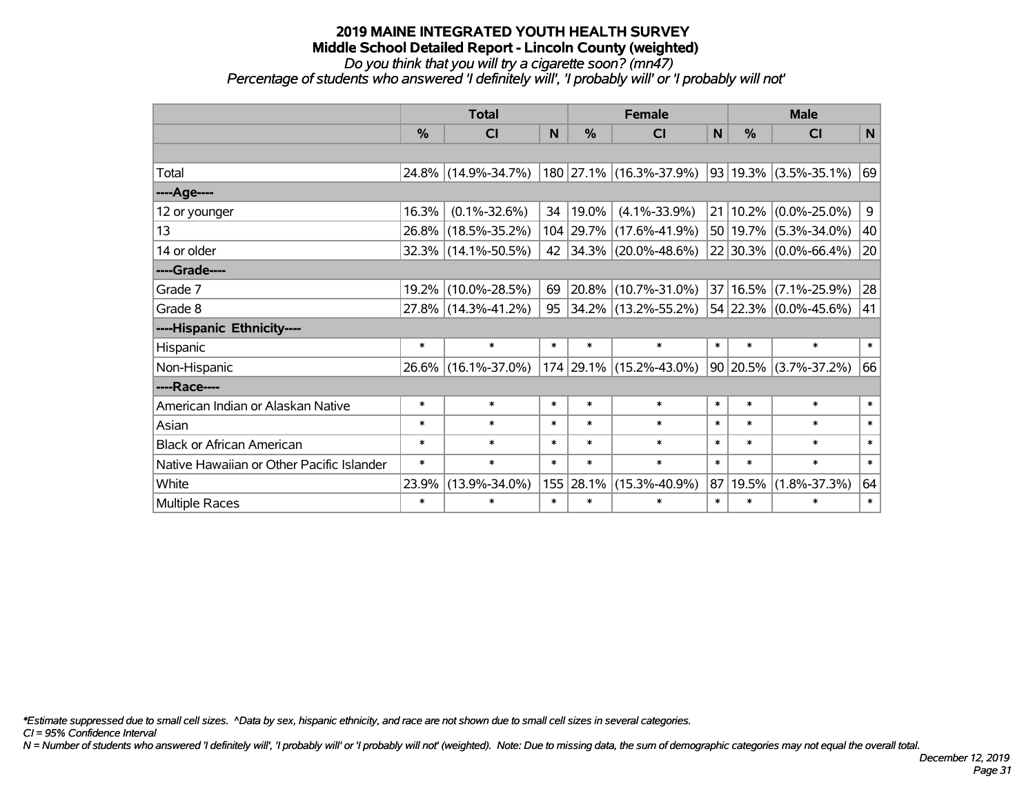# 2019 MAINE INTEGRATED YOUTH HEALTH SURVEY
## Middle School Detailed Report - Lincoln County (weighted)
*Do you think that you will try a cigarette soon? (mn47)*
*Percentage of students who answered 'I definitely will', 'I probably will' or 'I probably will not'*

| | Total | | | Female | | | Male | | |
|---|---|---|---|---|---|---|---|---|---|
| | % | CI | N | % | CI | N | % | CI | N |
| Total | 24.8% | (14.9%-34.7%) | 180 | 27.1% | (16.3%-37.9%) | 93 | 19.3% | (3.5%-35.1%) | 69 |
| ----Age---- | | | | | | | | | |
| 12 or younger | 16.3% | (0.1%-32.6%) | 34 | 19.0% | (4.1%-33.9%) | 21 | 10.2% | (0.0%-25.0%) | 9 |
| 13 | 26.8% | (18.5%-35.2%) | 104 | 29.7% | (17.6%-41.9%) | 50 | 19.7% | (5.3%-34.0%) | 40 |
| 14 or older | 32.3% | (14.1%-50.5%) | 42 | 34.3% | (20.0%-48.6%) | 22 | 30.3% | (0.0%-66.4%) | 20 |
| ----Grade---- | | | | | | | | | |
| Grade 7 | 19.2% | (10.0%-28.5%) | 69 | 20.8% | (10.7%-31.0%) | 37 | 16.5% | (7.1%-25.9%) | 28 |
| Grade 8 | 27.8% | (14.3%-41.2%) | 95 | 34.2% | (13.2%-55.2%) | 54 | 22.3% | (0.0%-45.6%) | 41 |
| ----Hispanic Ethnicity---- | | | | | | | | | |
| Hispanic | * | * | * | * | * | * | * | * | * |
| Non-Hispanic | 26.6% | (16.1%-37.0%) | 174 | 29.1% | (15.2%-43.0%) | 90 | 20.5% | (3.7%-37.2%) | 66 |
| ----Race---- | | | | | | | | | |
| American Indian or Alaskan Native | * | * | * | * | * | * | * | * | * |
| Asian | * | * | * | * | * | * | * | * | * |
| Black or African American | * | * | * | * | * | * | * | * | * |
| Native Hawaiian or Other Pacific Islander | * | * | * | * | * | * | * | * | * |
| White | 23.9% | (13.9%-34.0%) | 155 | 28.1% | (15.3%-40.9%) | 87 | 19.5% | (1.8%-37.3%) | 64 |
| Multiple Races | * | * | * | * | * | * | * | * | * |

*\*Estimate suppressed due to small cell sizes. ^Data by sex, hispanic ethnicity, and race are not shown due to small cell sizes in several categories.*
*CI = 95% Confidence Interval*
*N = Number of students who answered 'I definitely will', 'I probably will' or 'I probably will not' (weighted). Note: Due to missing data, the sum of demographic categories may not equal the overall total.*

*December 12, 2019*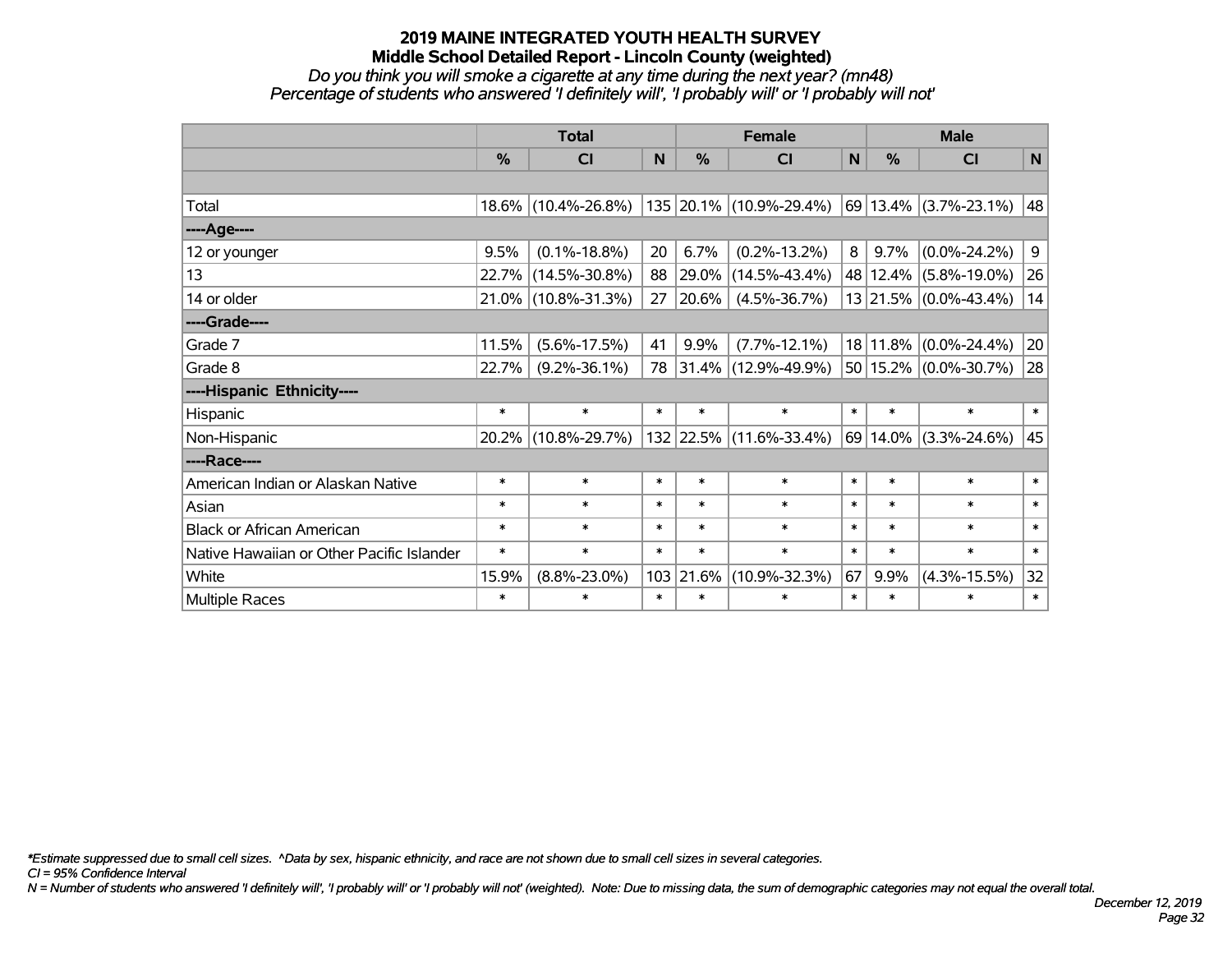# 2019 MAINE INTEGRATED YOUTH HEALTH SURVEY
## Middle School Detailed Report - Lincoln County (weighted)

*Do you think you will smoke a cigarette at any time during the next year? (mn48)*
*Percentage of students who answered 'I definitely will', 'I probably will' or 'I probably will not'*

| | Total | | | Female | | | Male | | |
|---|---|---|---|---|---|---|---|---|---|
| | % | CI | N | % | CI | N | % | CI | N |
| | | | | | | | | | |
| Total | 18.6% | (10.4%-26.8%) | 135 | 20.1% | (10.9%-29.4%) | 69 | 13.4% | (3.7%-23.1%) | 48 |
| ----Age---- | | | | | | | | | |
| 12 or younger | 9.5% | (0.1%-18.8%) | 20 | 6.7% | (0.2%-13.2%) | 8 | 9.7% | (0.0%-24.2%) | 9 |
| 13 | 22.7% | (14.5%-30.8%) | 88 | 29.0% | (14.5%-43.4%) | 48 | 12.4% | (5.8%-19.0%) | 26 |
| 14 or older | 21.0% | (10.8%-31.3%) | 27 | 20.6% | (4.5%-36.7%) | 13 | 21.5% | (0.0%-43.4%) | 14 |
| ----Grade---- | | | | | | | | | |
| Grade 7 | 11.5% | (5.6%-17.5%) | 41 | 9.9% | (7.7%-12.1%) | 18 | 11.8% | (0.0%-24.4%) | 20 |
| Grade 8 | 22.7% | (9.2%-36.1%) | 78 | 31.4% | (12.9%-49.9%) | 50 | 15.2% | (0.0%-30.7%) | 28 |
| ----Hispanic Ethnicity---- | | | | | | | | | |
| Hispanic | * | * | * | * | * | * | * | * | * |
| Non-Hispanic | 20.2% | (10.8%-29.7%) | 132 | 22.5% | (11.6%-33.4%) | 69 | 14.0% | (3.3%-24.6%) | 45 |
| ----Race---- | | | | | | | | | |
| American Indian or Alaskan Native | * | * | * | * | * | * | * | * | * |
| Asian | * | * | * | * | * | * | * | * | * |
| Black or African American | * | * | * | * | * | * | * | * | * |
| Native Hawaiian or Other Pacific Islander | * | * | * | * | * | * | * | * | * |
| White | 15.9% | (8.8%-23.0%) | 103 | 21.6% | (10.9%-32.3%) | 67 | 9.9% | (4.3%-15.5%) | 32 |
| Multiple Races | * | * | * | * | * | * | * | * | * |

*\*Estimate suppressed due to small cell sizes. ^Data by sex, hispanic ethnicity, and race are not shown due to small cell sizes in several categories.*
*CI = 95% Confidence Interval*
*N = Number of students who answered 'I definitely will', 'I probably will' or 'I probably will not' (weighted). Note: Due to missing data, the sum of demographic categories may not equal the overall total.*

*December 12, 2019*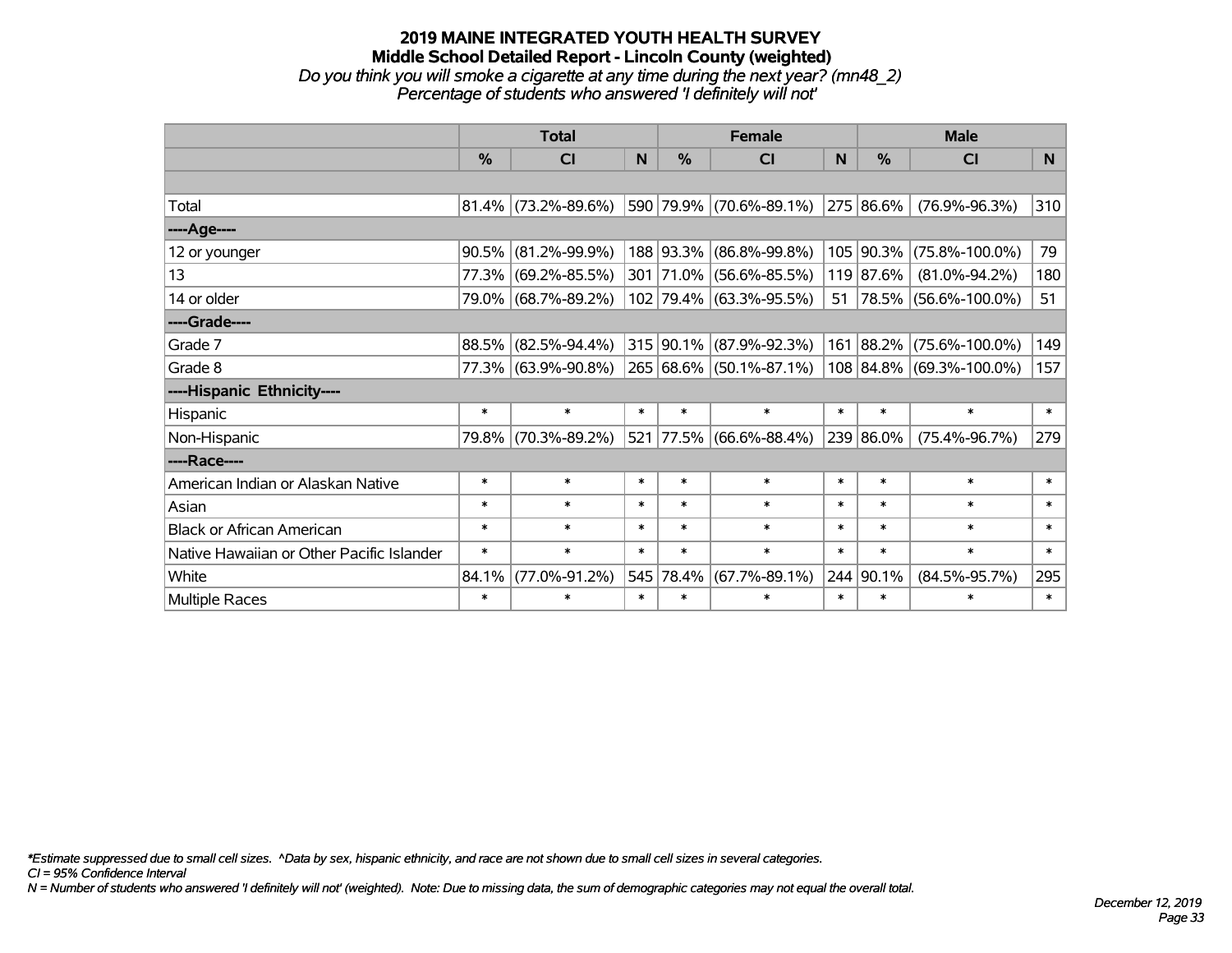# 2019 MAINE INTEGRATED YOUTH HEALTH SURVEY
## Middle School Detailed Report - Lincoln County (weighted)
*Do you think you will smoke a cigarette at any time during the next year? (mn48_2)*
*Percentage of students who answered 'I definitely will not'*

| | Total | | | Female | | | Male | | |
|---|---|---|---|---|---|---|---|---|---|
| | % | CI | N | % | CI | N | % | CI | N |
| Total | 81.4% | (73.2%-89.6%) | 590 | 79.9% | (70.6%-89.1%) | 275 | 86.6% | (76.9%-96.3%) | 310 |
| ----Age---- | | | | | | | | | |
| 12 or younger | 90.5% | (81.2%-99.9%) | 188 | 93.3% | (86.8%-99.8%) | 105 | 90.3% | (75.8%-100.0%) | 79 |
| 13 | 77.3% | (69.2%-85.5%) | 301 | 71.0% | (56.6%-85.5%) | 119 | 87.6% | (81.0%-94.2%) | 180 |
| 14 or older | 79.0% | (68.7%-89.2%) | 102 | 79.4% | (63.3%-95.5%) | 51 | 78.5% | (56.6%-100.0%) | 51 |
| ----Grade---- | | | | | | | | | |
| Grade 7 | 88.5% | (82.5%-94.4%) | 315 | 90.1% | (87.9%-92.3%) | 161 | 88.2% | (75.6%-100.0%) | 149 |
| Grade 8 | 77.3% | (63.9%-90.8%) | 265 | 68.6% | (50.1%-87.1%) | 108 | 84.8% | (69.3%-100.0%) | 157 |
| ----Hispanic Ethnicity---- | | | | | | | | | |
| Hispanic | * | * | * | * | * | * | * | * | * |
| Non-Hispanic | 79.8% | (70.3%-89.2%) | 521 | 77.5% | (66.6%-88.4%) | 239 | 86.0% | (75.4%-96.7%) | 279 |
| ----Race---- | | | | | | | | | |
| American Indian or Alaskan Native | * | * | * | * | * | * | * | * | * |
| Asian | * | * | * | * | * | * | * | * | * |
| Black or African American | * | * | * | * | * | * | * | * | * |
| Native Hawaiian or Other Pacific Islander | * | * | * | * | * | * | * | * | * |
| White | 84.1% | (77.0%-91.2%) | 545 | 78.4% | (67.7%-89.1%) | 244 | 90.1% | (84.5%-95.7%) | 295 |
| Multiple Races | * | * | * | * | * | * | * | * | * |

*Estimate suppressed due to small cell sizes. ^Data by sex, hispanic ethnicity, and race are not shown due to small cell sizes in several categories.
*CI = 95% Confidence Interval*
*N = Number of students who answered 'I definitely will not' (weighted). Note: Due to missing data, the sum of demographic categories may not equal the overall total.*

*December 12, 2019*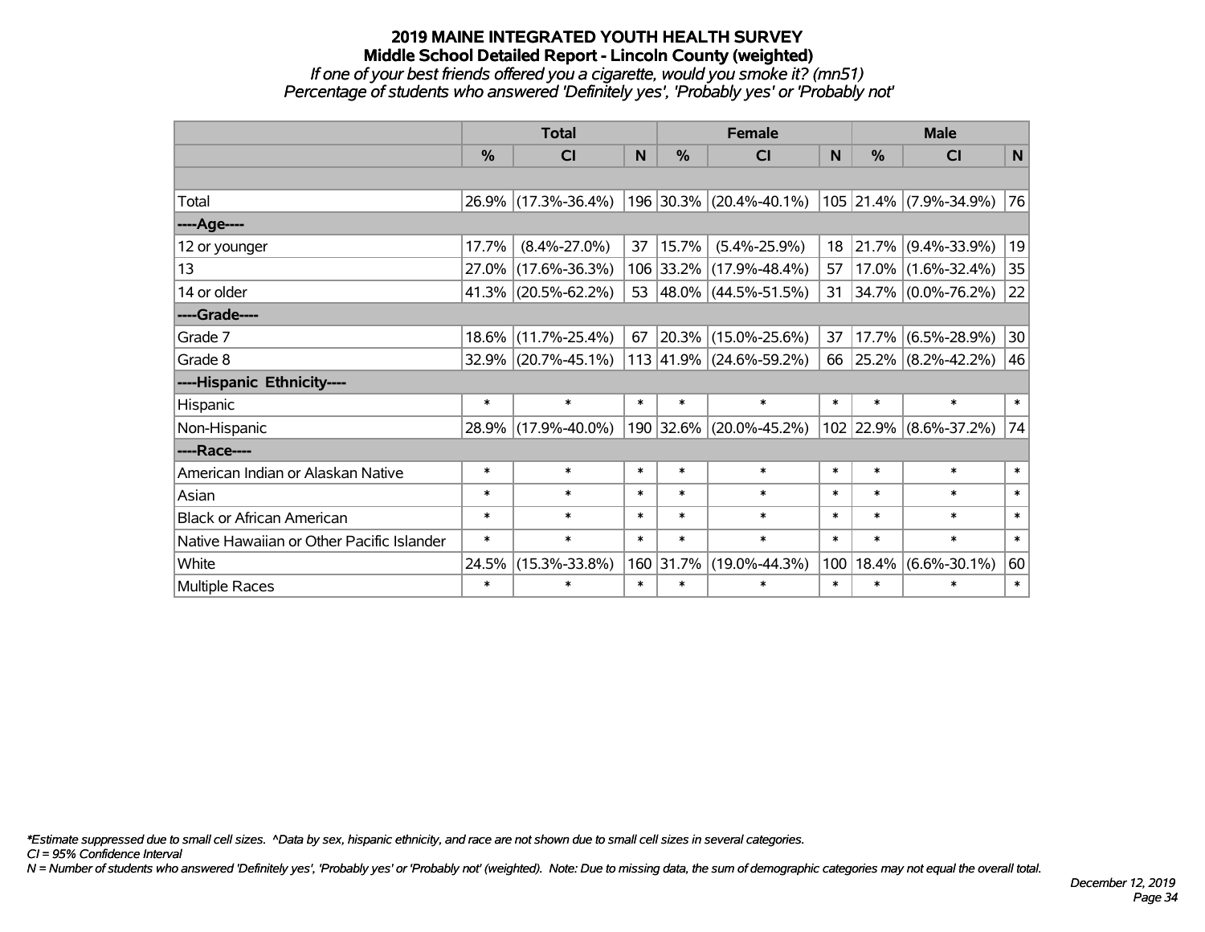# 2019 MAINE INTEGRATED YOUTH HEALTH SURVEY
## Middle School Detailed Report - Lincoln County (weighted)
*If one of your best friends offered you a cigarette, would you smoke it? (mn51)*
*Percentage of students who answered 'Definitely yes', 'Probably yes' or 'Probably not'*

| | Total | | | Female | | | Male | | |
|---|---|---|---|---|---|---|---|---|---|
| | % | CI | N | % | CI | N | % | CI | N |
| Total | 26.9% | (17.3%-36.4%) | 196 | 30.3% | (20.4%-40.1%) | 105 | 21.4% | (7.9%-34.9%) | 76 |
| ----Age---- | | | | | | | | | |
| 12 or younger | 17.7% | (8.4%-27.0%) | 37 | 15.7% | (5.4%-25.9%) | 18 | 21.7% | (9.4%-33.9%) | 19 |
| 13 | 27.0% | (17.6%-36.3%) | 106 | 33.2% | (17.9%-48.4%) | 57 | 17.0% | (1.6%-32.4%) | 35 |
| 14 or older | 41.3% | (20.5%-62.2%) | 53 | 48.0% | (44.5%-51.5%) | 31 | 34.7% | (0.0%-76.2%) | 22 |
| ----Grade---- | | | | | | | | | |
| Grade 7 | 18.6% | (11.7%-25.4%) | 67 | 20.3% | (15.0%-25.6%) | 37 | 17.7% | (6.5%-28.9%) | 30 |
| Grade 8 | 32.9% | (20.7%-45.1%) | 113 | 41.9% | (24.6%-59.2%) | 66 | 25.2% | (8.2%-42.2%) | 46 |
| ----Hispanic Ethnicity---- | | | | | | | | | |
| Hispanic | * | * | * | * | * | * | * | * | * |
| Non-Hispanic | 28.9% | (17.9%-40.0%) | 190 | 32.6% | (20.0%-45.2%) | 102 | 22.9% | (8.6%-37.2%) | 74 |
| ----Race---- | | | | | | | | | |
| American Indian or Alaskan Native | * | * | * | * | * | * | * | * | * |
| Asian | * | * | * | * | * | * | * | * | * |
| Black or African American | * | * | * | * | * | * | * | * | * |
| Native Hawaiian or Other Pacific Islander | * | * | * | * | * | * | * | * | * |
| White | 24.5% | (15.3%-33.8%) | 160 | 31.7% | (19.0%-44.3%) | 100 | 18.4% | (6.6%-30.1%) | 60 |
| Multiple Races | * | * | * | * | * | * | * | * | * |

*\*Estimate suppressed due to small cell sizes. ^Data by sex, hispanic ethnicity, and race are not shown due to small cell sizes in several categories.*
*CI = 95% Confidence Interval*
*N = Number of students who answered 'Definitely yes', 'Probably yes' or 'Probably not' (weighted). Note: Due to missing data, the sum of demographic categories may not equal the overall total.*

*December 12, 2019*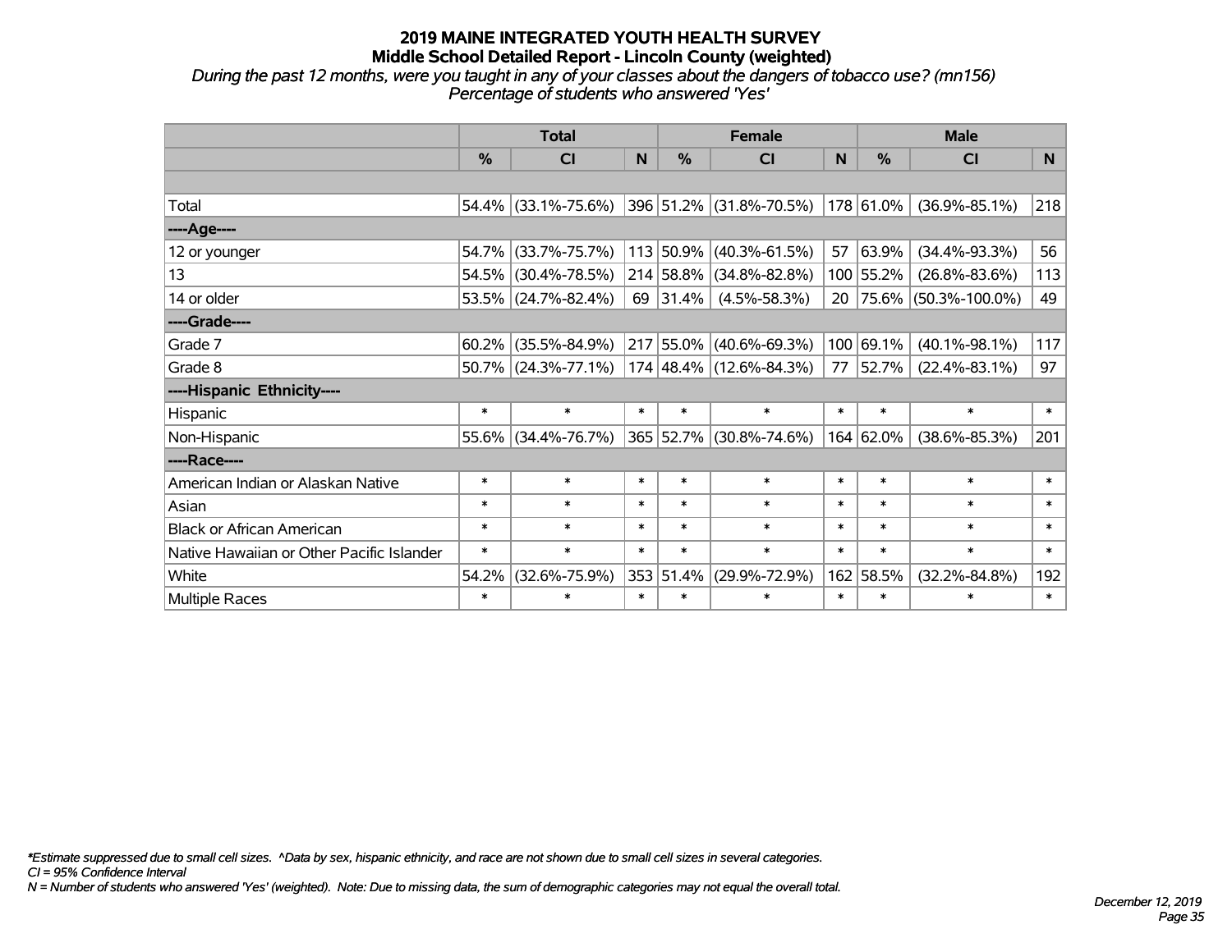# 2019 MAINE INTEGRATED YOUTH HEALTH SURVEY
## Middle School Detailed Report - Lincoln County (weighted)
*During the past 12 months, were you taught in any of your classes about the dangers of tobacco use? (mn156)*
*Percentage of students who answered 'Yes'*

| | Total | | | Female | | | Male | | |
|---|---|---|---|---|---|---|---|---|---|
| | % | CI | N | % | CI | N | % | CI | N |
| | | | | | | | | | |
| Total | 54.4% | (33.1%-75.6%) | 396 | 51.2% | (31.8%-70.5%) | 178 | 61.0% | (36.9%-85.1%) | 218 |
| ----Age---- | | | | | | | | | |
| 12 or younger | 54.7% | (33.7%-75.7%) | 113 | 50.9% | (40.3%-61.5%) | 57 | 63.9% | (34.4%-93.3%) | 56 |
| 13 | 54.5% | (30.4%-78.5%) | 214 | 58.8% | (34.8%-82.8%) | 100 | 55.2% | (26.8%-83.6%) | 113 |
| 14 or older | 53.5% | (24.7%-82.4%) | 69 | 31.4% | (4.5%-58.3%) | 20 | 75.6% | (50.3%-100.0%) | 49 |
| ----Grade---- | | | | | | | | | |
| Grade 7 | 60.2% | (35.5%-84.9%) | 217 | 55.0% | (40.6%-69.3%) | 100 | 69.1% | (40.1%-98.1%) | 117 |
| Grade 8 | 50.7% | (24.3%-77.1%) | 174 | 48.4% | (12.6%-84.3%) | 77 | 52.7% | (22.4%-83.1%) | 97 |
| ----Hispanic Ethnicity---- | | | | | | | | | |
| Hispanic | * | * | * | * | * | * | * | * | * |
| Non-Hispanic | 55.6% | (34.4%-76.7%) | 365 | 52.7% | (30.8%-74.6%) | 164 | 62.0% | (38.6%-85.3%) | 201 |
| ----Race---- | | | | | | | | | |
| American Indian or Alaskan Native | * | * | * | * | * | * | * | * | * |
| Asian | * | * | * | * | * | * | * | * | * |
| Black or African American | * | * | * | * | * | * | * | * | * |
| Native Hawaiian or Other Pacific Islander | * | * | * | * | * | * | * | * | * |
| White | 54.2% | (32.6%-75.9%) | 353 | 51.4% | (29.9%-72.9%) | 162 | 58.5% | (32.2%-84.8%) | 192 |
| Multiple Races | * | * | * | * | * | * | * | * | * |

*\*Estimate suppressed due to small cell sizes. ^Data by sex, hispanic ethnicity, and race are not shown due to small cell sizes in several categories.*
*CI = 95% Confidence Interval*
*N = Number of students who answered 'Yes' (weighted). Note: Due to missing data, the sum of demographic categories may not equal the overall total.*

*December 12, 2019*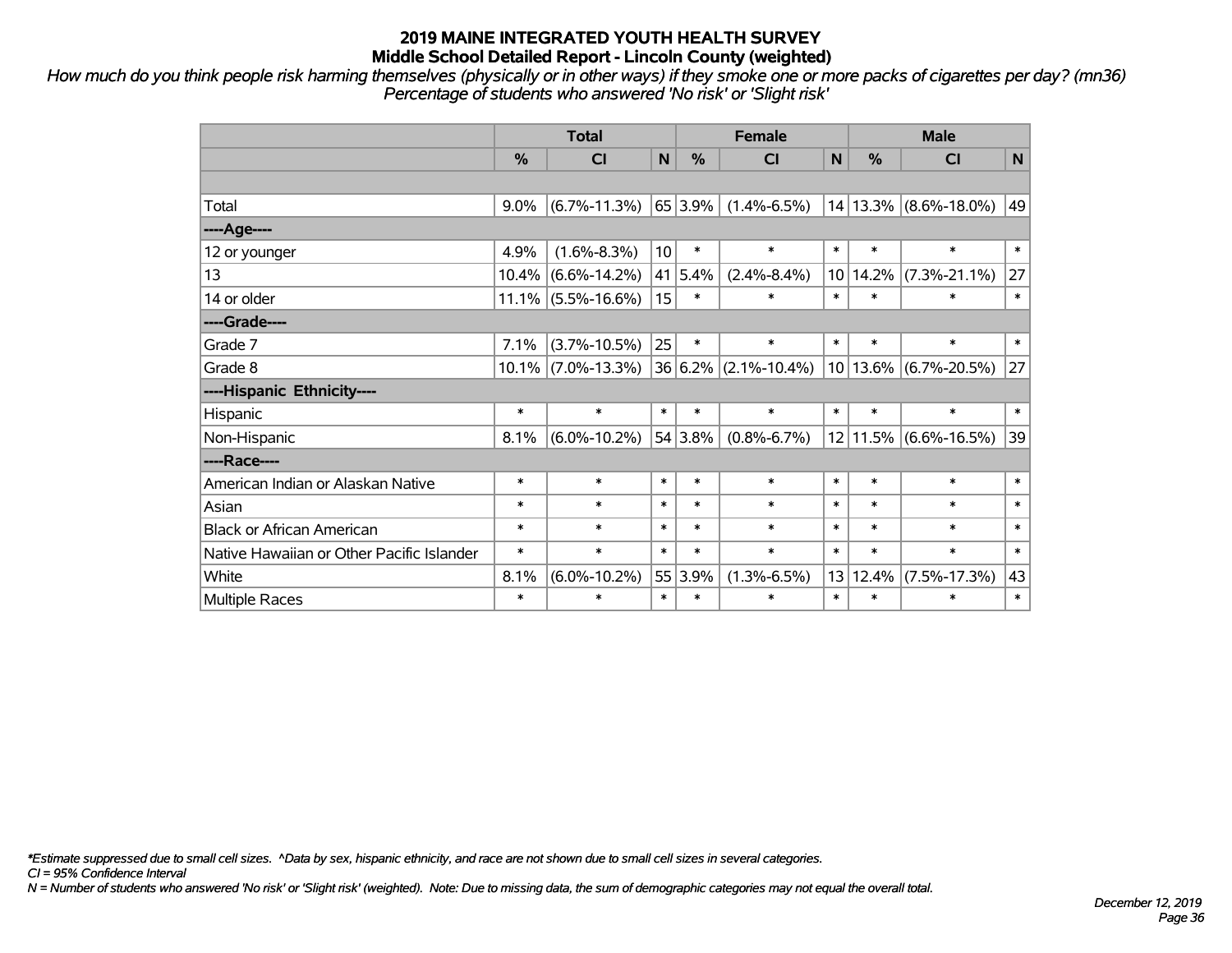# 2019 MAINE INTEGRATED YOUTH HEALTH SURVEY
## Middle School Detailed Report - Lincoln County (weighted)

*How much do you think people risk harming themselves (physically or in other ways) if they smoke one or more packs of cigarettes per day? (mn36) Percentage of students who answered 'No risk' or 'Slight risk'*

| | Total | | | Female | | | Male | | |
|---|---|---|---|---|---|---|---|---|---|
| | % | CI | N | % | CI | N | % | CI | N |
| Total | 9.0% | (6.7%-11.3%) | 65 | 3.9% | (1.4%-6.5%) | 14 | 13.3% | (8.6%-18.0%) | 49 |
| ----Age---- | | | | | | | | | |
| 12 or younger | 4.9% | (1.6%-8.3%) | 10 | * | * | * | * | * | * |
| 13 | 10.4% | (6.6%-14.2%) | 41 | 5.4% | (2.4%-8.4%) | 10 | 14.2% | (7.3%-21.1%) | 27 |
| 14 or older | 11.1% | (5.5%-16.6%) | 15 | * | * | * | * | * | * |
| ----Grade---- | | | | | | | | | |
| Grade 7 | 7.1% | (3.7%-10.5%) | 25 | * | * | * | * | * | * |
| Grade 8 | 10.1% | (7.0%-13.3%) | 36 | 6.2% | (2.1%-10.4%) | 10 | 13.6% | (6.7%-20.5%) | 27 |
| ----Hispanic Ethnicity---- | | | | | | | | | |
| Hispanic | * | * | * | * | * | * | * | * | * |
| Non-Hispanic | 8.1% | (6.0%-10.2%) | 54 | 3.8% | (0.8%-6.7%) | 12 | 11.5% | (6.6%-16.5%) | 39 |
| ----Race---- | | | | | | | | | |
| American Indian or Alaskan Native | * | * | * | * | * | * | * | * | * |
| Asian | * | * | * | * | * | * | * | * | * |
| Black or African American | * | * | * | * | * | * | * | * | * |
| Native Hawaiian or Other Pacific Islander | * | * | * | * | * | * | * | * | * |
| White | 8.1% | (6.0%-10.2%) | 55 | 3.9% | (1.3%-6.5%) | 13 | 12.4% | (7.5%-17.3%) | 43 |
| Multiple Races | * | * | * | * | * | * | * | * | * |

*\*Estimate suppressed due to small cell sizes. ^Data by sex, hispanic ethnicity, and race are not shown due to small cell sizes in several categories.*
*CI = 95% Confidence Interval*
*N = Number of students who answered 'No risk' or 'Slight risk' (weighted). Note: Due to missing data, the sum of demographic categories may not equal the overall total.*

*December 12, 2019*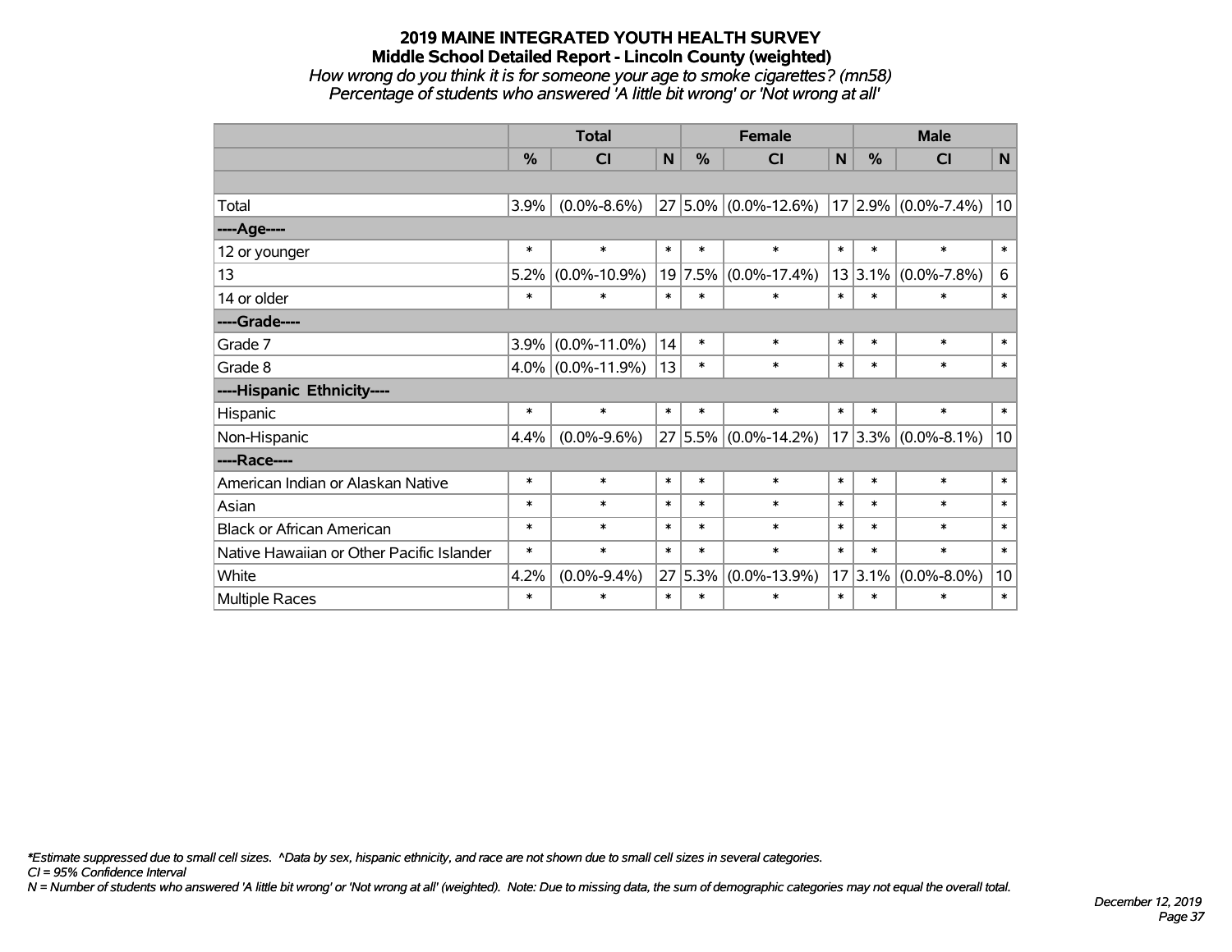# 2019 MAINE INTEGRATED YOUTH HEALTH SURVEY
## Middle School Detailed Report - Lincoln County (weighted)
*How wrong do you think it is for someone your age to smoke cigarettes? (mn58)*
*Percentage of students who answered 'A little bit wrong' or 'Not wrong at all'*

| | Total | | | Female | | | Male | | |
|---|---|---|---|---|---|---|---|---|---|
| | % | CI | N | % | CI | N | % | CI | N |
| | | | | | | | | | |
| Total | 3.9% | (0.0%-8.6%) | 27 | 5.0% | (0.0%-12.6%) | 17 | 2.9% | (0.0%-7.4%) | 10 |
| ----Age---- | | | | | | | | | |
| 12 or younger | * | * | * | * | * | * | * | * | * |
| 13 | 5.2% | (0.0%-10.9%) | 19 | 7.5% | (0.0%-17.4%) | 13 | 3.1% | (0.0%-7.8%) | 6 |
| 14 or older | * | * | * | * | * | * | * | * | * |
| ----Grade---- | | | | | | | | | |
| Grade 7 | 3.9% | (0.0%-11.0%) | 14 | * | * | * | * | * | * |
| Grade 8 | 4.0% | (0.0%-11.9%) | 13 | * | * | * | * | * | * |
| ----Hispanic Ethnicity---- | | | | | | | | | |
| Hispanic | * | * | * | * | * | * | * | * | * |
| Non-Hispanic | 4.4% | (0.0%-9.6%) | 27 | 5.5% | (0.0%-14.2%) | 17 | 3.3% | (0.0%-8.1%) | 10 |
| ----Race---- | | | | | | | | | |
| American Indian or Alaskan Native | * | * | * | * | * | * | * | * | * |
| Asian | * | * | * | * | * | * | * | * | * |
| Black or African American | * | * | * | * | * | * | * | * | * |
| Native Hawaiian or Other Pacific Islander | * | * | * | * | * | * | * | * | * |
| White | 4.2% | (0.0%-9.4%) | 27 | 5.3% | (0.0%-13.9%) | 17 | 3.1% | (0.0%-8.0%) | 10 |
| Multiple Races | * | * | * | * | * | * | * | * | * |

*\*Estimate suppressed due to small cell sizes. ^Data by sex, hispanic ethnicity, and race are not shown due to small cell sizes in several categories.*
*CI = 95% Confidence Interval*
*N = Number of students who answered 'A little bit wrong' or 'Not wrong at all' (weighted). Note: Due to missing data, the sum of demographic categories may not equal the overall total.*

*December 12, 2019*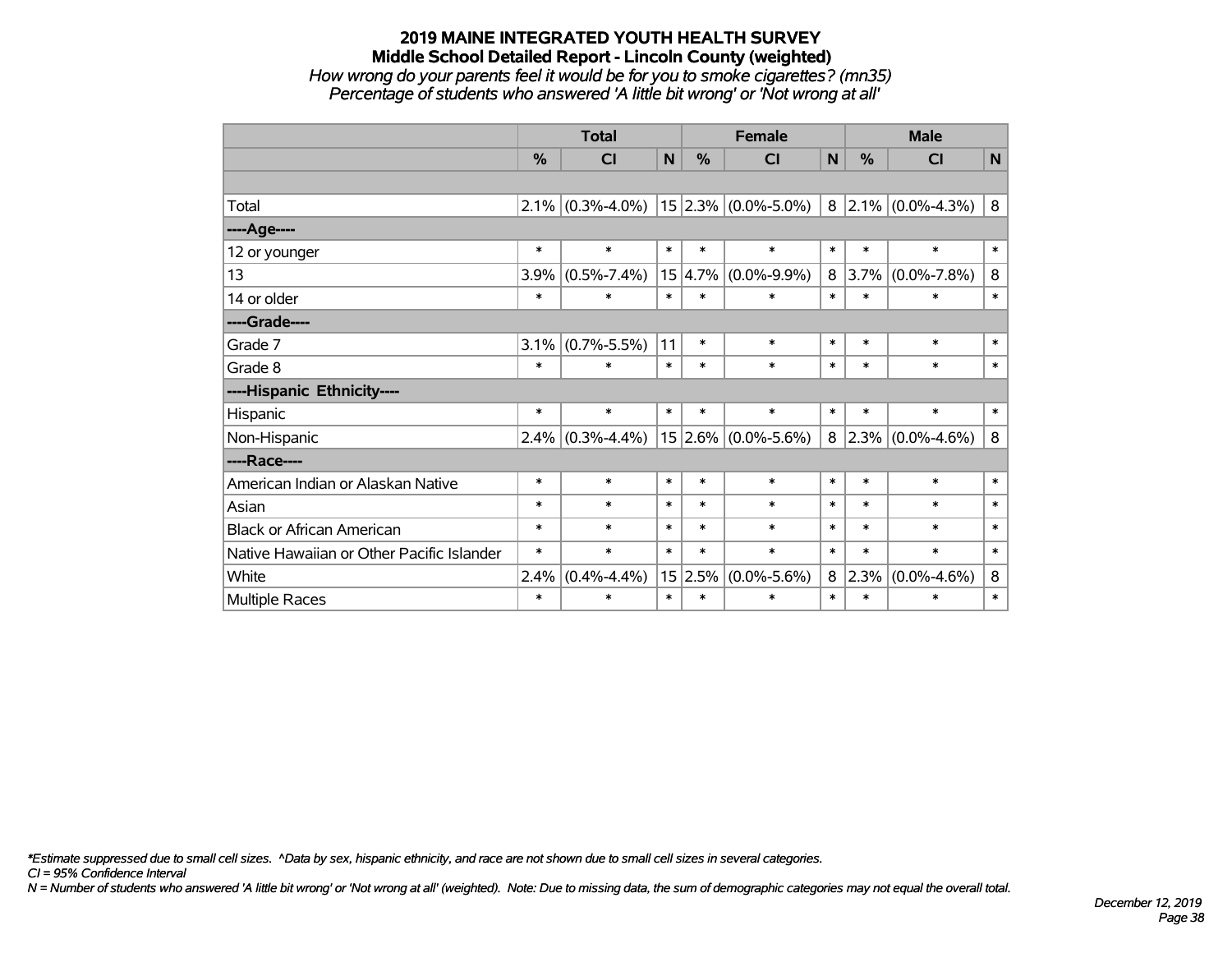# 2019 MAINE INTEGRATED YOUTH HEALTH SURVEY
## Middle School Detailed Report - Lincoln County (weighted)

*How wrong do your parents feel it would be for you to smoke cigarettes? (mn35)*
*Percentage of students who answered 'A little bit wrong' or 'Not wrong at all'*

| | Total | | | Female | | | Male | | |
|---|---|---|---|---|---|---|---|---|---|
| | % | CI | N | % | CI | N | % | CI | N |
| | | | | | | | | | |
| Total | 2.1% | (0.3%-4.0%) | 15 | 2.3% | (0.0%-5.0%) | 8 | 2.1% | (0.0%-4.3%) | 8 |
| ----Age---- | | | | | | | | | |
| 12 or younger | * | * | * | * | * | * | * | * | * |
| 13 | 3.9% | (0.5%-7.4%) | 15 | 4.7% | (0.0%-9.9%) | 8 | 3.7% | (0.0%-7.8%) | 8 |
| 14 or older | * | * | * | * | * | * | * | * | * |
| ----Grade---- | | | | | | | | | |
| Grade 7 | 3.1% | (0.7%-5.5%) | 11 | * | * | * | * | * | * |
| Grade 8 | * | * | * | * | * | * | * | * | * |
| ----Hispanic Ethnicity---- | | | | | | | | | |
| Hispanic | * | * | * | * | * | * | * | * | * |
| Non-Hispanic | 2.4% | (0.3%-4.4%) | 15 | 2.6% | (0.0%-5.6%) | 8 | 2.3% | (0.0%-4.6%) | 8 |
| ----Race---- | | | | | | | | | |
| American Indian or Alaskan Native | * | * | * | * | * | * | * | * | * |
| Asian | * | * | * | * | * | * | * | * | * |
| Black or African American | * | * | * | * | * | * | * | * | * |
| Native Hawaiian or Other Pacific Islander | * | * | * | * | * | * | * | * | * |
| White | 2.4% | (0.4%-4.4%) | 15 | 2.5% | (0.0%-5.6%) | 8 | 2.3% | (0.0%-4.6%) | 8 |
| Multiple Races | * | * | * | * | * | * | * | * | * |

*\*Estimate suppressed due to small cell sizes. ^Data by sex, hispanic ethnicity, and race are not shown due to small cell sizes in several categories.*
*CI = 95% Confidence Interval*
*N = Number of students who answered 'A little bit wrong' or 'Not wrong at all' (weighted). Note: Due to missing data, the sum of demographic categories may not equal the overall total.*

*December 12, 2019*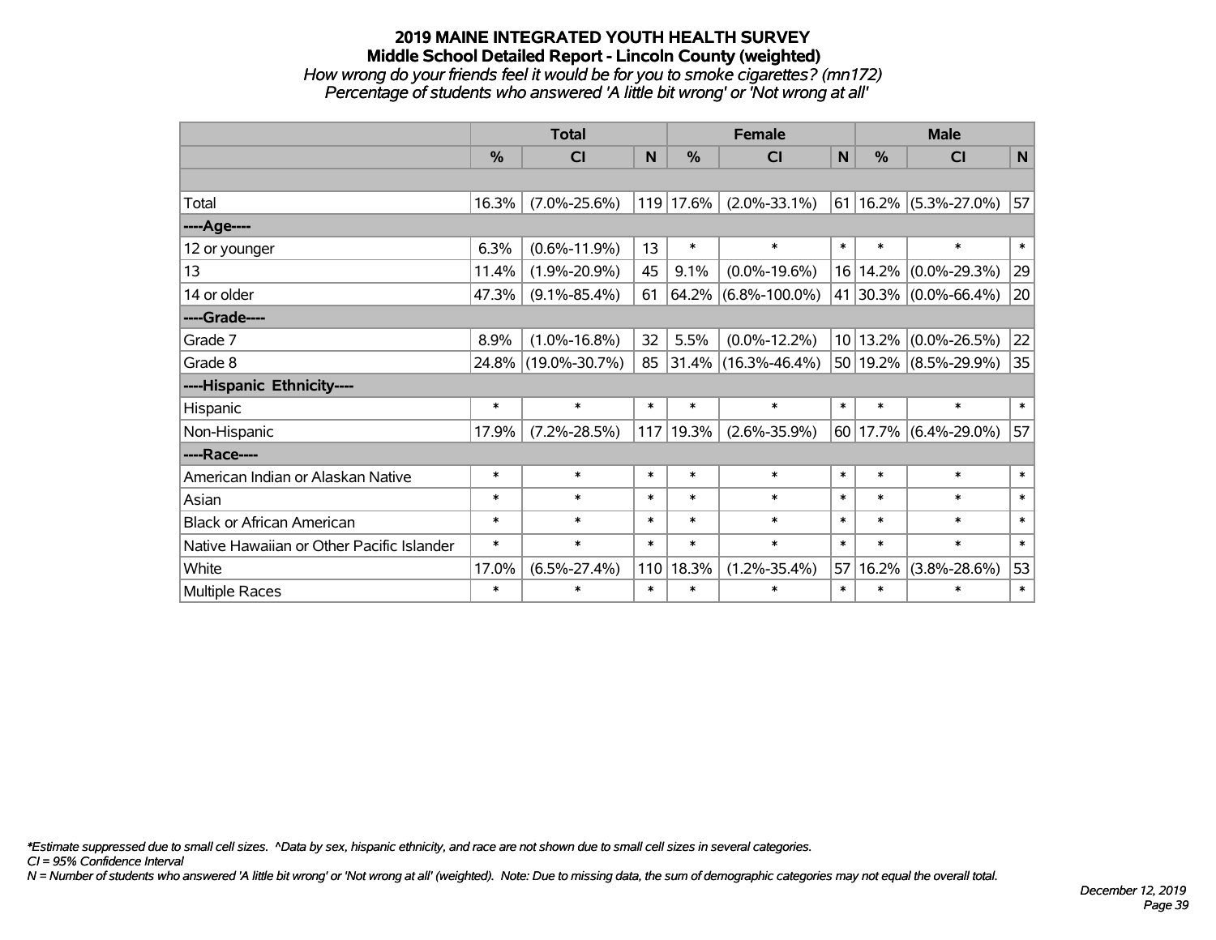# 2019 MAINE INTEGRATED YOUTH HEALTH SURVEY
## Middle School Detailed Report - Lincoln County (weighted)
*How wrong do your friends feel it would be for you to smoke cigarettes? (mn172)*
*Percentage of students who answered 'A little bit wrong' or 'Not wrong at all'*

| | Total | | | Female | | | Male | | |
|---|---|---|---|---|---|---|---|---|---|
| | % | CI | N | % | CI | N | % | CI | N |
| | | | | | | | | | |
| Total | 16.3% | (7.0%-25.6%) | 119 | 17.6% | (2.0%-33.1%) | 61 | 16.2% | (5.3%-27.0%) | 57 |
| ----Age---- | | | | | | | | | |
| 12 or younger | 6.3% | (0.6%-11.9%) | 13 | * | * | * | * | * | * |
| 13 | 11.4% | (1.9%-20.9%) | 45 | 9.1% | (0.0%-19.6%) | 16 | 14.2% | (0.0%-29.3%) | 29 |
| 14 or older | 47.3% | (9.1%-85.4%) | 61 | 64.2% | (6.8%-100.0%) | 41 | 30.3% | (0.0%-66.4%) | 20 |
| ----Grade---- | | | | | | | | | |
| Grade 7 | 8.9% | (1.0%-16.8%) | 32 | 5.5% | (0.0%-12.2%) | 10 | 13.2% | (0.0%-26.5%) | 22 |
| Grade 8 | 24.8% | (19.0%-30.7%) | 85 | 31.4% | (16.3%-46.4%) | 50 | 19.2% | (8.5%-29.9%) | 35 |
| ----Hispanic Ethnicity---- | | | | | | | | | |
| Hispanic | * | * | * | * | * | * | * | * | * |
| Non-Hispanic | 17.9% | (7.2%-28.5%) | 117 | 19.3% | (2.6%-35.9%) | 60 | 17.7% | (6.4%-29.0%) | 57 |
| ----Race---- | | | | | | | | | |
| American Indian or Alaskan Native | * | * | * | * | * | * | * | * | * |
| Asian | * | * | * | * | * | * | * | * | * |
| Black or African American | * | * | * | * | * | * | * | * | * |
| Native Hawaiian or Other Pacific Islander | * | * | * | * | * | * | * | * | * |
| White | 17.0% | (6.5%-27.4%) | 110 | 18.3% | (1.2%-35.4%) | 57 | 16.2% | (3.8%-28.6%) | 53 |
| Multiple Races | * | * | * | * | * | * | * | * | * |

*\*Estimate suppressed due to small cell sizes. ^Data by sex, hispanic ethnicity, and race are not shown due to small cell sizes in several categories.*
*CI = 95% Confidence Interval*
*N = Number of students who answered 'A little bit wrong' or 'Not wrong at all' (weighted). Note: Due to missing data, the sum of demographic categories may not equal the overall total.*

*December 12, 2019*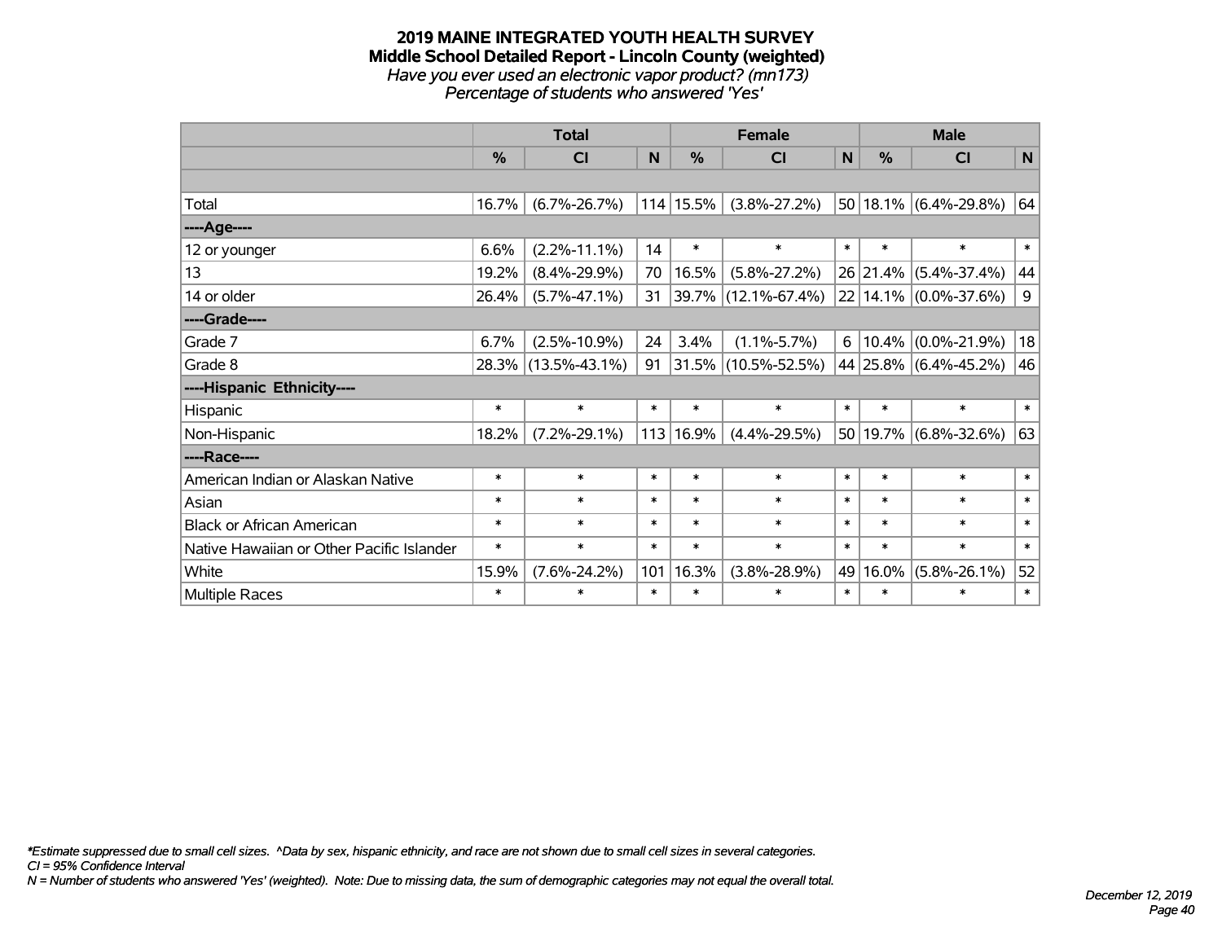# 2019 MAINE INTEGRATED YOUTH HEALTH SURVEY
## Middle School Detailed Report - Lincoln County (weighted)
*Have you ever used an electronic vapor product? (mn173)*
*Percentage of students who answered 'Yes'*

| | Total | | | Female | | | Male | | |
|---|---|---|---|---|---|---|---|---|---|
| | % | CI | N | % | CI | N | % | CI | N |
| | | | | | | | | | |
| Total | 16.7% | (6.7%-26.7%) | 114 | 15.5% | (3.8%-27.2%) | 50 | 18.1% | (6.4%-29.8%) | 64 |
| ----Age---- | | | | | | | | | |
| 12 or younger | 6.6% | (2.2%-11.1%) | 14 | * | * | * | * | * | * |
| 13 | 19.2% | (8.4%-29.9%) | 70 | 16.5% | (5.8%-27.2%) | 26 | 21.4% | (5.4%-37.4%) | 44 |
| 14 or older | 26.4% | (5.7%-47.1%) | 31 | 39.7% | (12.1%-67.4%) | 22 | 14.1% | (0.0%-37.6%) | 9 |
| ----Grade---- | | | | | | | | | |
| Grade 7 | 6.7% | (2.5%-10.9%) | 24 | 3.4% | (1.1%-5.7%) | 6 | 10.4% | (0.0%-21.9%) | 18 |
| Grade 8 | 28.3% | (13.5%-43.1%) | 91 | 31.5% | (10.5%-52.5%) | 44 | 25.8% | (6.4%-45.2%) | 46 |
| ----Hispanic Ethnicity---- | | | | | | | | | |
| Hispanic | * | * | * | * | * | * | * | * | * |
| Non-Hispanic | 18.2% | (7.2%-29.1%) | 113 | 16.9% | (4.4%-29.5%) | 50 | 19.7% | (6.8%-32.6%) | 63 |
| ----Race---- | | | | | | | | | |
| American Indian or Alaskan Native | * | * | * | * | * | * | * | * | * |
| Asian | * | * | * | * | * | * | * | * | * |
| Black or African American | * | * | * | * | * | * | * | * | * |
| Native Hawaiian or Other Pacific Islander | * | * | * | * | * | * | * | * | * |
| White | 15.9% | (7.6%-24.2%) | 101 | 16.3% | (3.8%-28.9%) | 49 | 16.0% | (5.8%-26.1%) | 52 |
| Multiple Races | * | * | * | * | * | * | * | * | * |

*Estimate suppressed due to small cell sizes. ^Data by sex, hispanic ethnicity, and race are not shown due to small cell sizes in several categories.
CI = 95% Confidence Interval
N = Number of students who answered 'Yes' (weighted). Note: Due to missing data, the sum of demographic categories may not equal the overall total.

December 12, 2019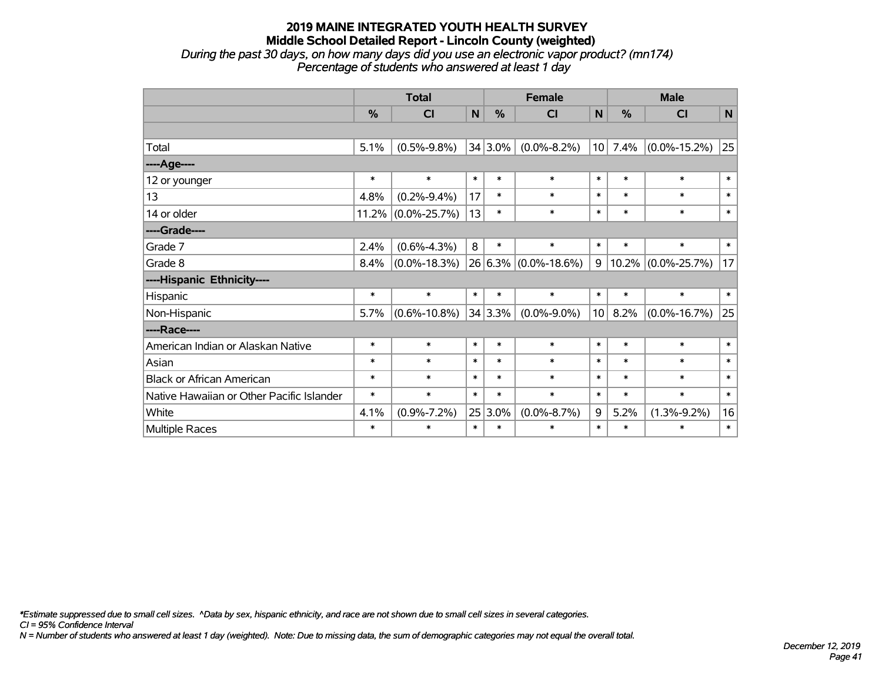# 2019 MAINE INTEGRATED YOUTH HEALTH SURVEY
## Middle School Detailed Report - Lincoln County (weighted)
*During the past 30 days, on how many days did you use an electronic vapor product? (mn174)*
*Percentage of students who answered at least 1 day*

| | Total | | | Female | | | Male | | |
|---|---|---|---|---|---|---|---|---|---|
| | % | CI | N | % | CI | N | % | CI | N |
| | | | | | | | | | |
| Total | 5.1% | (0.5%-9.8%) | 34 | 3.0% | (0.0%-8.2%) | 10 | 7.4% | (0.0%-15.2%) | 25 |
| ----Age---- | | | | | | | | | |
| 12 or younger | * | * | * | * | * | * | * | * | * |
| 13 | 4.8% | (0.2%-9.4%) | 17 | * | * | * | * | * | * |
| 14 or older | 11.2% | (0.0%-25.7%) | 13 | * | * | * | * | * | * |
| ----Grade---- | | | | | | | | | |
| Grade 7 | 2.4% | (0.6%-4.3%) | 8 | * | * | * | * | * | * |
| Grade 8 | 8.4% | (0.0%-18.3%) | 26 | 6.3% | (0.0%-18.6%) | 9 | 10.2% | (0.0%-25.7%) | 17 |
| ----Hispanic Ethnicity---- | | | | | | | | | |
| Hispanic | * | * | * | * | * | * | * | * | * |
| Non-Hispanic | 5.7% | (0.6%-10.8%) | 34 | 3.3% | (0.0%-9.0%) | 10 | 8.2% | (0.0%-16.7%) | 25 |
| ----Race---- | | | | | | | | | |
| American Indian or Alaskan Native | * | * | * | * | * | * | * | * | * |
| Asian | * | * | * | * | * | * | * | * | * |
| Black or African American | * | * | * | * | * | * | * | * | * |
| Native Hawaiian or Other Pacific Islander | * | * | * | * | * | * | * | * | * |
| White | 4.1% | (0.9%-7.2%) | 25 | 3.0% | (0.0%-8.7%) | 9 | 5.2% | (1.3%-9.2%) | 16 |
| Multiple Races | * | * | * | * | * | * | * | * | * |

*\*Estimate suppressed due to small cell sizes. ^Data by sex, hispanic ethnicity, and race are not shown due to small cell sizes in several categories.*
*CI = 95% Confidence Interval*
*N = Number of students who answered at least 1 day (weighted). Note: Due to missing data, the sum of demographic categories may not equal the overall total.*

*December 12, 2019*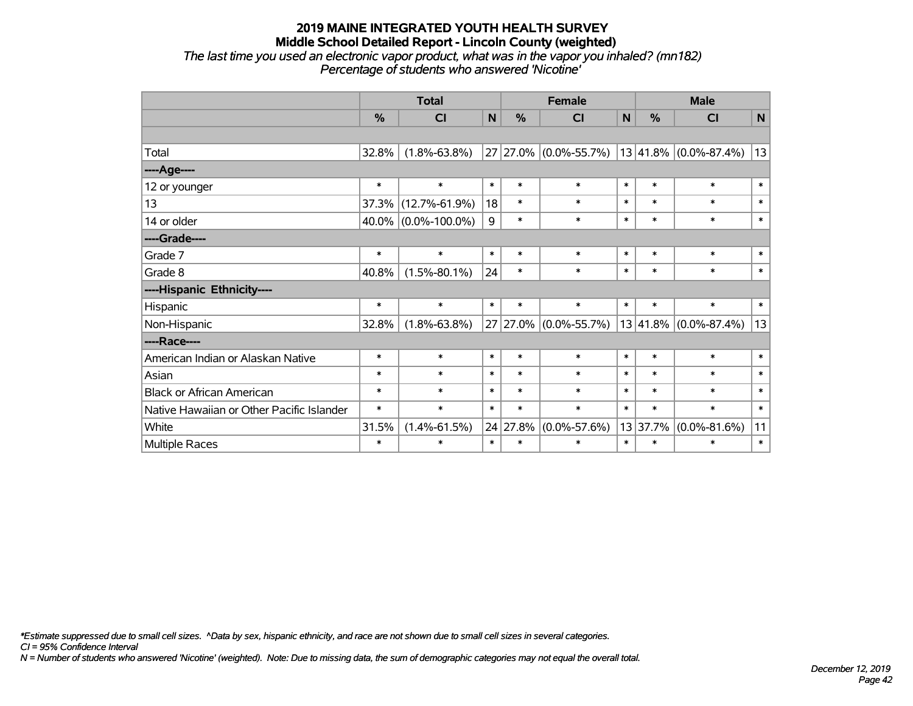# 2019 MAINE INTEGRATED YOUTH HEALTH SURVEY
## Middle School Detailed Report - Lincoln County (weighted)
*The last time you used an electronic vapor product, what was in the vapor you inhaled? (mn182)*
*Percentage of students who answered 'Nicotine'*

| | Total | | | Female | | | Male | | |
|---|---|---|---|---|---|---|---|---|---|
| | % | CI | N | % | CI | N | % | CI | N |
| Total | 32.8% | (1.8%-63.8%) | 27 | 27.0% | (0.0%-55.7%) | 13 | 41.8% | (0.0%-87.4%) | 13 |
| **----Age----** | | | | | | | | | |
| 12 or younger | * | * | * | * | * | * | * | * | * |
| 13 | 37.3% | (12.7%-61.9%) | 18 | * | * | * | * | * | * |
| 14 or older | 40.0% | (0.0%-100.0%) | 9 | * | * | * | * | * | * |
| **----Grade----** | | | | | | | | | |
| Grade 7 | * | * | * | * | * | * | * | * | * |
| Grade 8 | 40.8% | (1.5%-80.1%) | 24 | * | * | * | * | * | * |
| **----Hispanic Ethnicity----** | | | | | | | | | |
| Hispanic | * | * | * | * | * | * | * | * | * |
| Non-Hispanic | 32.8% | (1.8%-63.8%) | 27 | 27.0% | (0.0%-55.7%) | 13 | 41.8% | (0.0%-87.4%) | 13 |
| **----Race----** | | | | | | | | | |
| American Indian or Alaskan Native | * | * | * | * | * | * | * | * | * |
| Asian | * | * | * | * | * | * | * | * | * |
| Black or African American | * | * | * | * | * | * | * | * | * |
| Native Hawaiian or Other Pacific Islander | * | * | * | * | * | * | * | * | * |
| White | 31.5% | (1.4%-61.5%) | 24 | 27.8% | (0.0%-57.6%) | 13 | 37.7% | (0.0%-81.6%) | 11 |
| Multiple Races | * | * | * | * | * | * | * | * | * |

*\*Estimate suppressed due to small cell sizes. ^Data by sex, hispanic ethnicity, and race are not shown due to small cell sizes in several categories.*
*CI = 95% Confidence Interval*
*N = Number of students who answered 'Nicotine' (weighted). Note: Due to missing data, the sum of demographic categories may not equal the overall total.*

*December 12, 2019*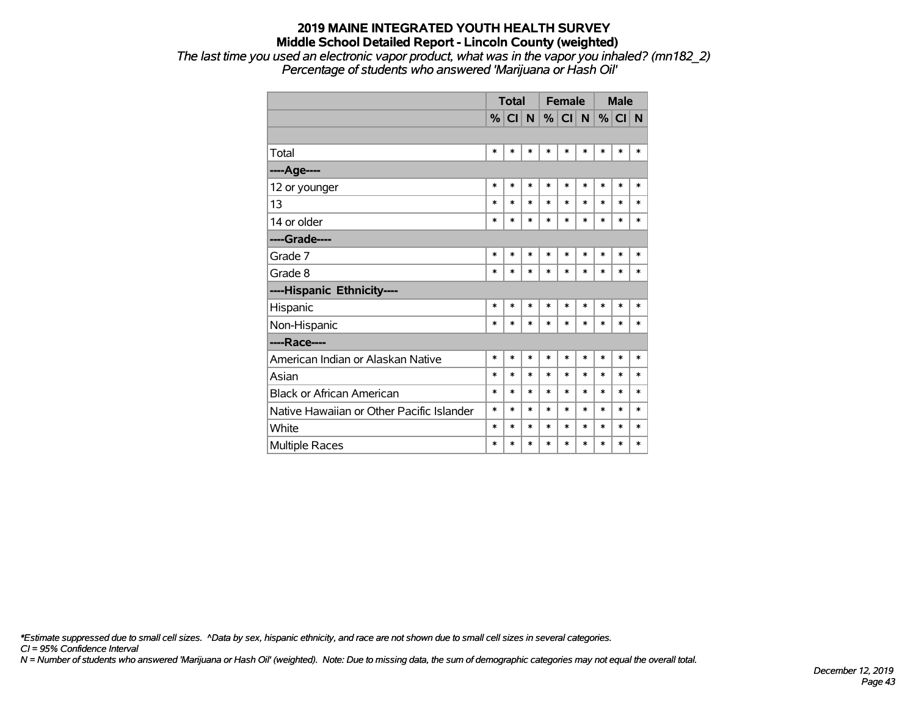**2019 MAINE INTEGRATED YOUTH HEALTH SURVEY**
**Middle School Detailed Report - Lincoln County (weighted)**
*The last time you used an electronic vapor product, what was in the vapor you inhaled? (mn182_2)*
*Percentage of students who answered 'Marijuana or Hash Oil'*

| | Total | | | Female | | | Male | | |
|---|---|---|---|---|---|---|---|---|---|
| | % | CI | N | % | CI | N | % | CI | N |
| | | | | | | | | | |
| Total | * | * | * | * | * | * | * | * | * |
| **----Age----** | | | | | | | | | |
| 12 or younger | * | * | * | * | * | * | * | * | * |
| 13 | * | * | * | * | * | * | * | * | * |
| 14 or older | * | * | * | * | * | * | * | * | * |
| **----Grade----** | | | | | | | | | |
| Grade 7 | * | * | * | * | * | * | * | * | * |
| Grade 8 | * | * | * | * | * | * | * | * | * |
| **----Hispanic Ethnicity----** | | | | | | | | | |
| Hispanic | * | * | * | * | * | * | * | * | * |
| Non-Hispanic | * | * | * | * | * | * | * | * | * |
| **----Race----** | | | | | | | | | |
| American Indian or Alaskan Native | * | * | * | * | * | * | * | * | * |
| Asian | * | * | * | * | * | * | * | * | * |
| Black or African American | * | * | * | * | * | * | * | * | * |
| Native Hawaiian or Other Pacific Islander | * | * | * | * | * | * | * | * | * |
| White | * | * | * | * | * | * | * | * | * |
| Multiple Races | * | * | * | * | * | * | * | * | * |

*\*Estimate suppressed due to small cell sizes. ^Data by sex, hispanic ethnicity, and race are not shown due to small cell sizes in several categories.*
*CI = 95% Confidence Interval*
*N = Number of students who answered 'Marijuana or Hash Oil' (weighted). Note: Due to missing data, the sum of demographic categories may not equal the overall total.*

*December 12, 2019*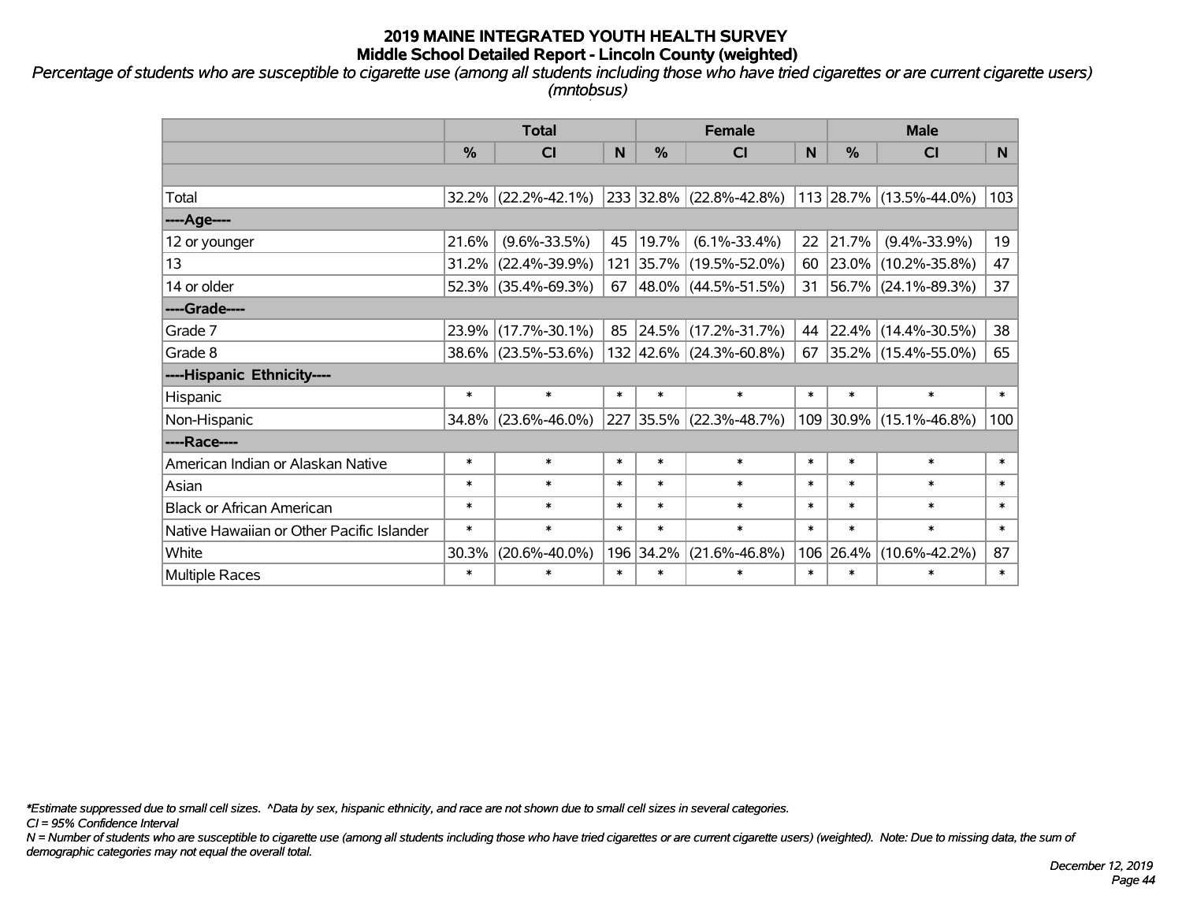# 2019 MAINE INTEGRATED YOUTH HEALTH SURVEY
## Middle School Detailed Report - Lincoln County (weighted)

*Percentage of students who are susceptible to cigarette use (among all students including those who have tried cigarettes or are current cigarette users) (mntobsus)*

| | Total | | | Female | | | Male | | |
|---|---|---|---|---|---|---|---|---|---|
| | % | CI | N | % | CI | N | % | CI | N |
| | | | | | | | | | |
| Total | 32.2% | (22.2%-42.1%) | 233 | 32.8% | (22.8%-42.8%) | 113 | 28.7% | (13.5%-44.0%) | 103 |
| ----Age---- | | | | | | | | | |
| 12 or younger | 21.6% | (9.6%-33.5%) | 45 | 19.7% | (6.1%-33.4%) | 22 | 21.7% | (9.4%-33.9%) | 19 |
| 13 | 31.2% | (22.4%-39.9%) | 121 | 35.7% | (19.5%-52.0%) | 60 | 23.0% | (10.2%-35.8%) | 47 |
| 14 or older | 52.3% | (35.4%-69.3%) | 67 | 48.0% | (44.5%-51.5%) | 31 | 56.7% | (24.1%-89.3%) | 37 |
| ----Grade---- | | | | | | | | | |
| Grade 7 | 23.9% | (17.7%-30.1%) | 85 | 24.5% | (17.2%-31.7%) | 44 | 22.4% | (14.4%-30.5%) | 38 |
| Grade 8 | 38.6% | (23.5%-53.6%) | 132 | 42.6% | (24.3%-60.8%) | 67 | 35.2% | (15.4%-55.0%) | 65 |
| ----Hispanic Ethnicity---- | | | | | | | | | |
| Hispanic | * | * | * | * | * | * | * | * | * |
| Non-Hispanic | 34.8% | (23.6%-46.0%) | 227 | 35.5% | (22.3%-48.7%) | 109 | 30.9% | (15.1%-46.8%) | 100 |
| ----Race---- | | | | | | | | | |
| American Indian or Alaskan Native | * | * | * | * | * | * | * | * | * |
| Asian | * | * | * | * | * | * | * | * | * |
| Black or African American | * | * | * | * | * | * | * | * | * |
| Native Hawaiian or Other Pacific Islander | * | * | * | * | * | * | * | * | * |
| White | 30.3% | (20.6%-40.0%) | 196 | 34.2% | (21.6%-46.8%) | 106 | 26.4% | (10.6%-42.2%) | 87 |
| Multiple Races | * | * | * | * | * | * | * | * | * |

*\*Estimate suppressed due to small cell sizes. ^Data by sex, hispanic ethnicity, and race are not shown due to small cell sizes in several categories.*

*CI = 95% Confidence Interval*

*N = Number of students who are susceptible to cigarette use (among all students including those who have tried cigarettes or are current cigarette users) (weighted). Note: Due to missing data, the sum of demographic categories may not equal the overall total.*

*December 12, 2019*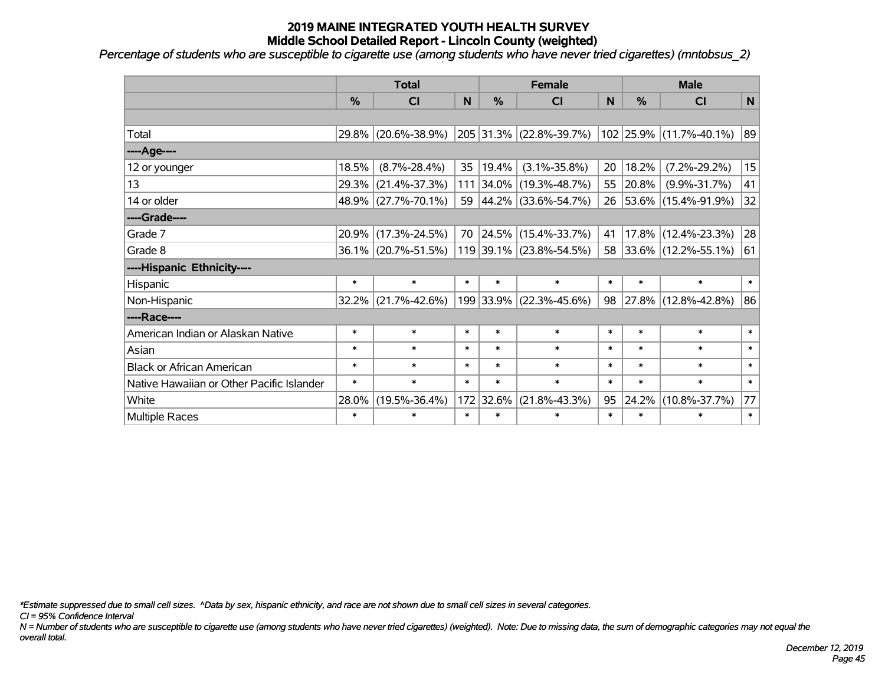# 2019 MAINE INTEGRATED YOUTH HEALTH SURVEY
## Middle School Detailed Report - Lincoln County (weighted)

*Percentage of students who are susceptible to cigarette use (among students who have never tried cigarettes) (mntobsus_2)*

| | Total | | | Female | | | Male | | |
|---|---|---|---|---|---|---|---|---|---|
| | % | CI | N | % | CI | N | % | CI | N |
| | | | | | | | | | |
| Total | 29.8% | (20.6%-38.9%) | 205 | 31.3% | (22.8%-39.7%) | 102 | 25.9% | (11.7%-40.1%) | 89 |
| ----Age---- | | | | | | | | | |
| 12 or younger | 18.5% | (8.7%-28.4%) | 35 | 19.4% | (3.1%-35.8%) | 20 | 18.2% | (7.2%-29.2%) | 15 |
| 13 | 29.3% | (21.4%-37.3%) | 111 | 34.0% | (19.3%-48.7%) | 55 | 20.8% | (9.9%-31.7%) | 41 |
| 14 or older | 48.9% | (27.7%-70.1%) | 59 | 44.2% | (33.6%-54.7%) | 26 | 53.6% | (15.4%-91.9%) | 32 |
| ----Grade---- | | | | | | | | | |
| Grade 7 | 20.9% | (17.3%-24.5%) | 70 | 24.5% | (15.4%-33.7%) | 41 | 17.8% | (12.4%-23.3%) | 28 |
| Grade 8 | 36.1% | (20.7%-51.5%) | 119 | 39.1% | (23.8%-54.5%) | 58 | 33.6% | (12.2%-55.1%) | 61 |
| ----Hispanic Ethnicity---- | | | | | | | | | |
| Hispanic | * | * | * | * | * | * | * | * | * |
| Non-Hispanic | 32.2% | (21.7%-42.6%) | 199 | 33.9% | (22.3%-45.6%) | 98 | 27.8% | (12.8%-42.8%) | 86 |
| ----Race---- | | | | | | | | | |
| American Indian or Alaskan Native | * | * | * | * | * | * | * | * | * |
| Asian | * | * | * | * | * | * | * | * | * |
| Black or African American | * | * | * | * | * | * | * | * | * |
| Native Hawaiian or Other Pacific Islander | * | * | * | * | * | * | * | * | * |
| White | 28.0% | (19.5%-36.4%) | 172 | 32.6% | (21.8%-43.3%) | 95 | 24.2% | (10.8%-37.7%) | 77 |
| Multiple Races | * | * | * | * | * | * | * | * | * |

*\*Estimate suppressed due to small cell sizes. ^Data by sex, hispanic ethnicity, and race are not shown due to small cell sizes in several categories.*

*CI = 95% Confidence Interval*

*N = Number of students who are susceptible to cigarette use (among students who have never tried cigarettes) (weighted). Note: Due to missing data, the sum of demographic categories may not equal the overall total.*

*December 12, 2019*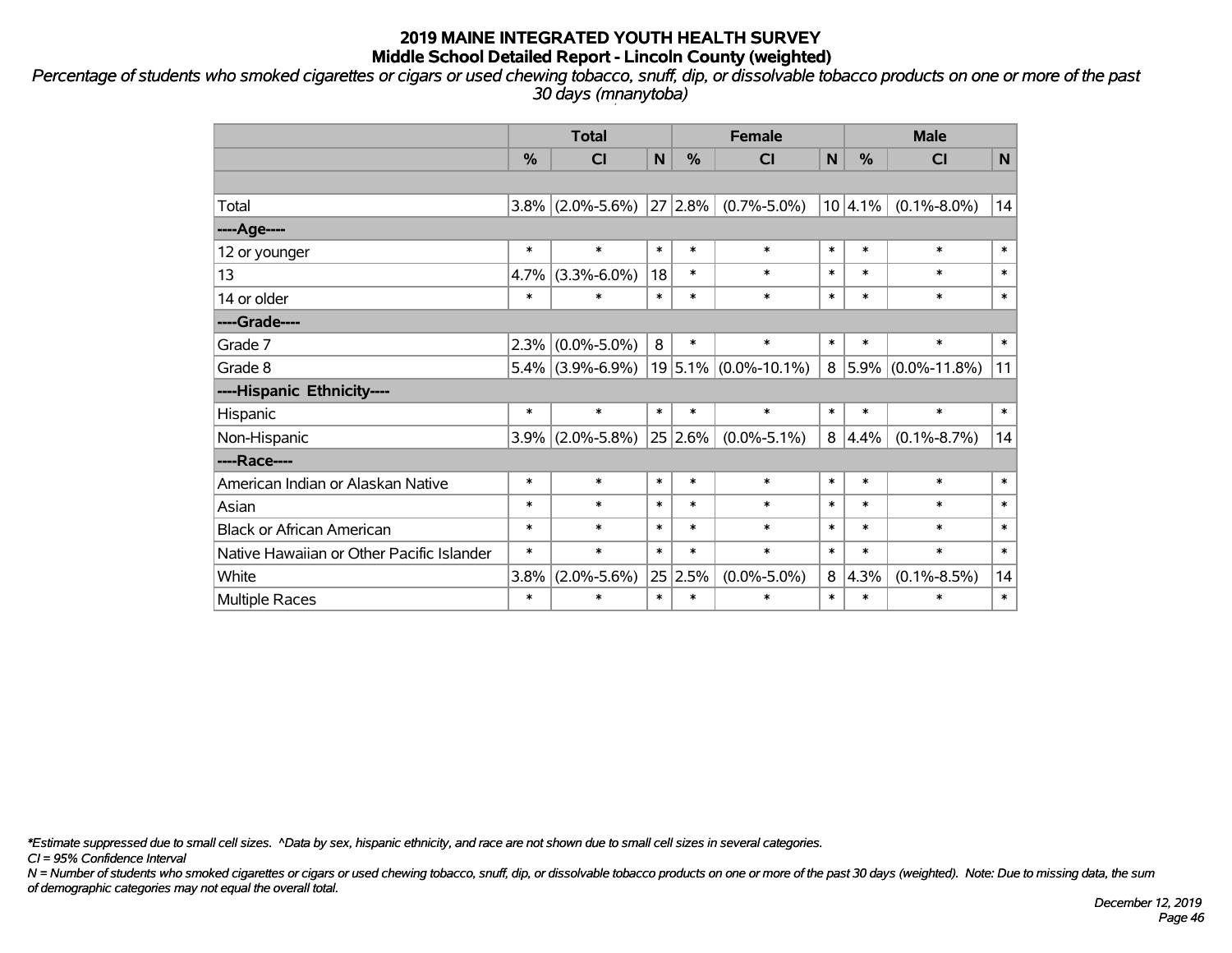# 2019 MAINE INTEGRATED YOUTH HEALTH SURVEY
## Middle School Detailed Report - Lincoln County (weighted)

*Percentage of students who smoked cigarettes or cigars or used chewing tobacco, snuff, dip, or dissolvable tobacco products on one or more of the past 30 days (mnanytoba)*

| | Total | | | Female | | | Male | | |
|---|---|---|---|---|---|---|---|---|---|
| | % | CI | N | % | CI | N | % | CI | N |
| | | | | | | | | | |
| Total | 3.8% | (2.0%-5.6%) | 27 | 2.8% | (0.7%-5.0%) | 10 | 4.1% | (0.1%-8.0%) | 14 |
| ----Age---- | | | | | | | | | |
| 12 or younger | * | * | * | * | * | * | * | * | * |
| 13 | 4.7% | (3.3%-6.0%) | 18 | * | * | * | * | * | * |
| 14 or older | * | * | * | * | * | * | * | * | * |
| ----Grade---- | | | | | | | | | |
| Grade 7 | 2.3% | (0.0%-5.0%) | 8 | * | * | * | * | * | * |
| Grade 8 | 5.4% | (3.9%-6.9%) | 19 | 5.1% | (0.0%-10.1%) | 8 | 5.9% | (0.0%-11.8%) | 11 |
| ----Hispanic Ethnicity---- | | | | | | | | | |
| Hispanic | * | * | * | * | * | * | * | * | * |
| Non-Hispanic | 3.9% | (2.0%-5.8%) | 25 | 2.6% | (0.0%-5.1%) | 8 | 4.4% | (0.1%-8.7%) | 14 |
| ----Race---- | | | | | | | | | |
| American Indian or Alaskan Native | * | * | * | * | * | * | * | * | * |
| Asian | * | * | * | * | * | * | * | * | * |
| Black or African American | * | * | * | * | * | * | * | * | * |
| Native Hawaiian or Other Pacific Islander | * | * | * | * | * | * | * | * | * |
| White | 3.8% | (2.0%-5.6%) | 25 | 2.5% | (0.0%-5.0%) | 8 | 4.3% | (0.1%-8.5%) | 14 |
| Multiple Races | * | * | * | * | * | * | * | * | * |

*\*Estimate suppressed due to small cell sizes. ^Data by sex, hispanic ethnicity, and race are not shown due to small cell sizes in several categories.*

*CI = 95% Confidence Interval*

*N = Number of students who smoked cigarettes or cigars or used chewing tobacco, snuff, dip, or dissolvable tobacco products on one or more of the past 30 days (weighted). Note: Due to missing data, the sum of demographic categories may not equal the overall total.*

*December 12, 2019*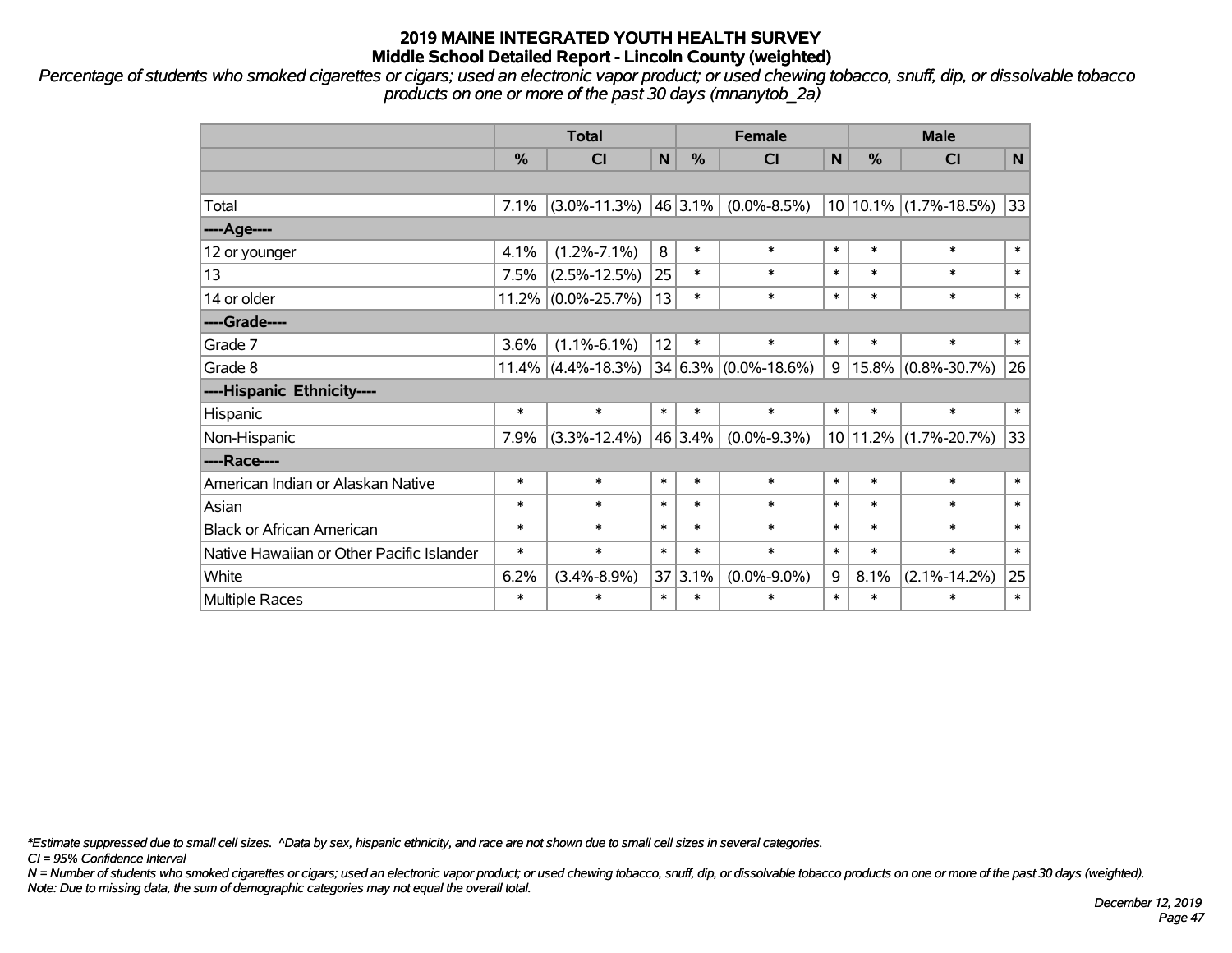# 2019 MAINE INTEGRATED YOUTH HEALTH SURVEY
## Middle School Detailed Report - Lincoln County (weighted)

*Percentage of students who smoked cigarettes or cigars; used an electronic vapor product; or used chewing tobacco, snuff, dip, or dissolvable tobacco products on one or more of the past 30 days (mnanytob_2a)*

| | Total | | | Female | | | Male | | |
|---|---|---|---|---|---|---|---|---|---|
| | % | CI | N | % | CI | N | % | CI | N |
| | | | | | | | | | |
| Total | 7.1% | (3.0%-11.3%) | 46 | 3.1% | (0.0%-8.5%) | 10 | 10.1% | (1.7%-18.5%) | 33 |
| ----Age---- | | | | | | | | | |
| 12 or younger | 4.1% | (1.2%-7.1%) | 8 | * | * | * | * | * | * |
| 13 | 7.5% | (2.5%-12.5%) | 25 | * | * | * | * | * | * |
| 14 or older | 11.2% | (0.0%-25.7%) | 13 | * | * | * | * | * | * |
| ----Grade---- | | | | | | | | | |
| Grade 7 | 3.6% | (1.1%-6.1%) | 12 | * | * | * | * | * | * |
| Grade 8 | 11.4% | (4.4%-18.3%) | 34 | 6.3% | (0.0%-18.6%) | 9 | 15.8% | (0.8%-30.7%) | 26 |
| ----Hispanic Ethnicity---- | | | | | | | | | |
| Hispanic | * | * | * | * | * | * | * | * | * |
| Non-Hispanic | 7.9% | (3.3%-12.4%) | 46 | 3.4% | (0.0%-9.3%) | 10 | 11.2% | (1.7%-20.7%) | 33 |
| ----Race---- | | | | | | | | | |
| American Indian or Alaskan Native | * | * | * | * | * | * | * | * | * |
| Asian | * | * | * | * | * | * | * | * | * |
| Black or African American | * | * | * | * | * | * | * | * | * |
| Native Hawaiian or Other Pacific Islander | * | * | * | * | * | * | * | * | * |
| White | 6.2% | (3.4%-8.9%) | 37 | 3.1% | (0.0%-9.0%) | 9 | 8.1% | (2.1%-14.2%) | 25 |
| Multiple Races | * | * | * | * | * | * | * | * | * |

*Estimate suppressed due to small cell sizes. ^Data by sex, hispanic ethnicity, and race are not shown due to small cell sizes in several categories.
*CI = 95% Confidence Interval*
*N = Number of students who smoked cigarettes or cigars; used an electronic vapor product; or used chewing tobacco, snuff, dip, or dissolvable tobacco products on one or more of the past 30 days (weighted).*
*Note: Due to missing data, the sum of demographic categories may not equal the overall total.*

*December 12, 2019*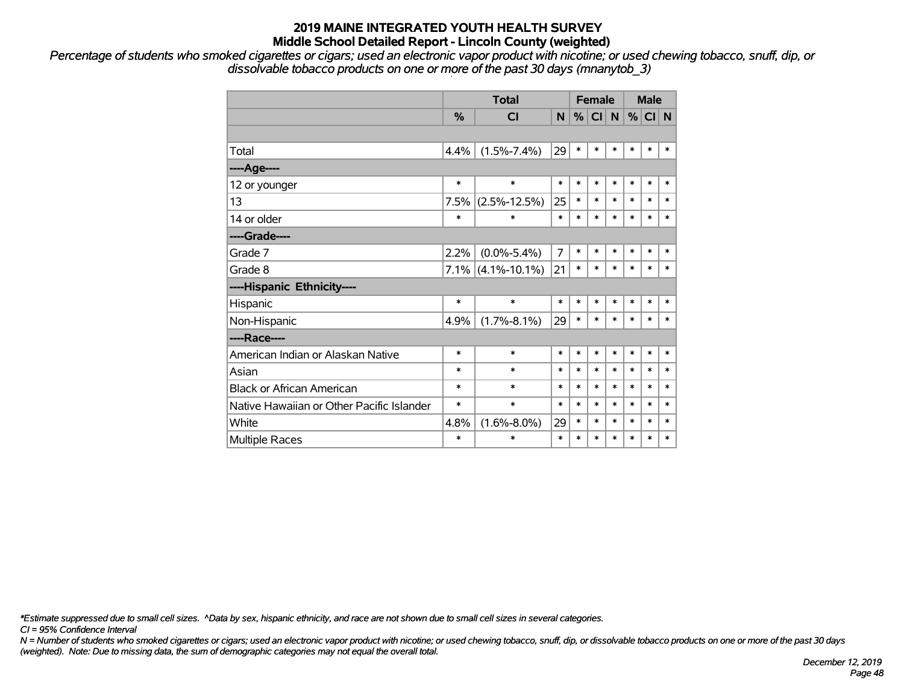## 2019 MAINE INTEGRATED YOUTH HEALTH SURVEY
### Middle School Detailed Report - Lincoln County (weighted)

*Percentage of students who smoked cigarettes or cigars; used an electronic vapor product with nicotine; or used chewing tobacco, snuff, dip, or dissolvable tobacco products on one or more of the past 30 days (mnanytob_3)*

| | Total | | | Female | | | Male | | |
|---|---|---|---|---|---|---|---|---|---|
| | % | CI | N | % | CI | N | % | CI | N |
| | | | | | | | | | |
| Total | 4.4% | (1.5%-7.4%) | 29 | * | * | * | * | * | * |
| ----Age---- | | | | | | | | | |
| 12 or younger | * | * | * | * | * | * | * | * | * |
| 13 | 7.5% | (2.5%-12.5%) | 25 | * | * | * | * | * | * |
| 14 or older | * | * | * | * | * | * | * | * | * |
| ----Grade---- | | | | | | | | | |
| Grade 7 | 2.2% | (0.0%-5.4%) | 7 | * | * | * | * | * | * |
| Grade 8 | 7.1% | (4.1%-10.1%) | 21 | * | * | * | * | * | * |
| ----Hispanic Ethnicity---- | | | | | | | | | |
| Hispanic | * | * | * | * | * | * | * | * | * |
| Non-Hispanic | 4.9% | (1.7%-8.1%) | 29 | * | * | * | * | * | * |
| ----Race---- | | | | | | | | | |
| American Indian or Alaskan Native | * | * | * | * | * | * | * | * | * |
| Asian | * | * | * | * | * | * | * | * | * |
| Black or African American | * | * | * | * | * | * | * | * | * |
| Native Hawaiian or Other Pacific Islander | * | * | * | * | * | * | * | * | * |
| White | 4.8% | (1.6%-8.0%) | 29 | * | * | * | * | * | * |
| Multiple Races | * | * | * | * | * | * | * | * | * |

*\*Estimate suppressed due to small cell sizes. ^Data by sex, hispanic ethnicity, and race are not shown due to small cell sizes in several categories.*

*CI = 95% Confidence Interval*

*N = Number of students who smoked cigarettes or cigars; used an electronic vapor product with nicotine; or used chewing tobacco, snuff, dip, or dissolvable tobacco products on one or more of the past 30 days (weighted). Note: Due to missing data, the sum of demographic categories may not equal the overall total.*

*December 12, 2019*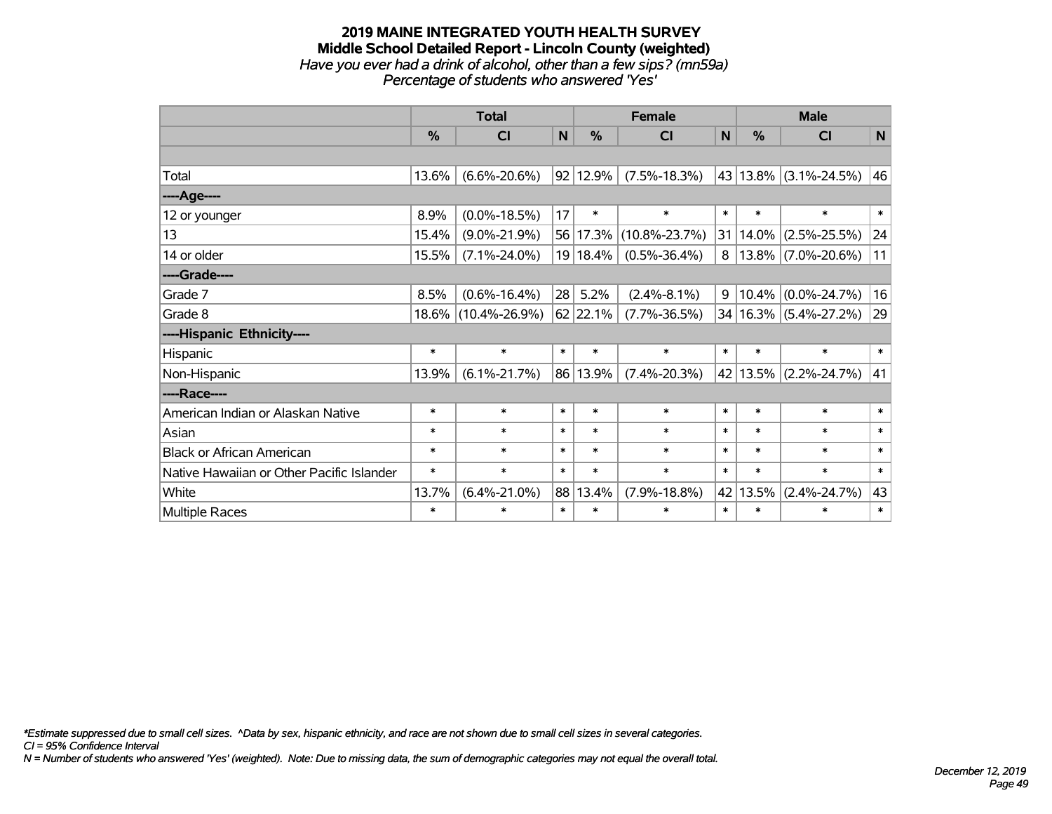# 2019 MAINE INTEGRATED YOUTH HEALTH SURVEY
## Middle School Detailed Report - Lincoln County (weighted)
*Have you ever had a drink of alcohol, other than a few sips? (mn59a)*
*Percentage of students who answered 'Yes'*

| | Total | | | Female | | | Male | | |
|---|---|---|---|---|---|---|---|---|---|
| | % | CI | N | % | CI | N | % | CI | N |
| | | | | | | | | | |
| Total | 13.6% | (6.6%-20.6%) | 92 | 12.9% | (7.5%-18.3%) | 43 | 13.8% | (3.1%-24.5%) | 46 |
| ----Age---- | | | | | | | | | |
| 12 or younger | 8.9% | (0.0%-18.5%) | 17 | * | * | * | * | * | * |
| 13 | 15.4% | (9.0%-21.9%) | 56 | 17.3% | (10.8%-23.7%) | 31 | 14.0% | (2.5%-25.5%) | 24 |
| 14 or older | 15.5% | (7.1%-24.0%) | 19 | 18.4% | (0.5%-36.4%) | 8 | 13.8% | (7.0%-20.6%) | 11 |
| ----Grade---- | | | | | | | | | |
| Grade 7 | 8.5% | (0.6%-16.4%) | 28 | 5.2% | (2.4%-8.1%) | 9 | 10.4% | (0.0%-24.7%) | 16 |
| Grade 8 | 18.6% | (10.4%-26.9%) | 62 | 22.1% | (7.7%-36.5%) | 34 | 16.3% | (5.4%-27.2%) | 29 |
| ----Hispanic Ethnicity---- | | | | | | | | | |
| Hispanic | * | * | * | * | * | * | * | * | * |
| Non-Hispanic | 13.9% | (6.1%-21.7%) | 86 | 13.9% | (7.4%-20.3%) | 42 | 13.5% | (2.2%-24.7%) | 41 |
| ----Race---- | | | | | | | | | |
| American Indian or Alaskan Native | * | * | * | * | * | * | * | * | * |
| Asian | * | * | * | * | * | * | * | * | * |
| Black or African American | * | * | * | * | * | * | * | * | * |
| Native Hawaiian or Other Pacific Islander | * | * | * | * | * | * | * | * | * |
| White | 13.7% | (6.4%-21.0%) | 88 | 13.4% | (7.9%-18.8%) | 42 | 13.5% | (2.4%-24.7%) | 43 |
| Multiple Races | * | * | * | * | * | * | * | * | * |

*\*Estimate suppressed due to small cell sizes. ^Data by sex, hispanic ethnicity, and race are not shown due to small cell sizes in several categories.*
*CI = 95% Confidence Interval*
*N = Number of students who answered 'Yes' (weighted). Note: Due to missing data, the sum of demographic categories may not equal the overall total.*

*December 12, 2019*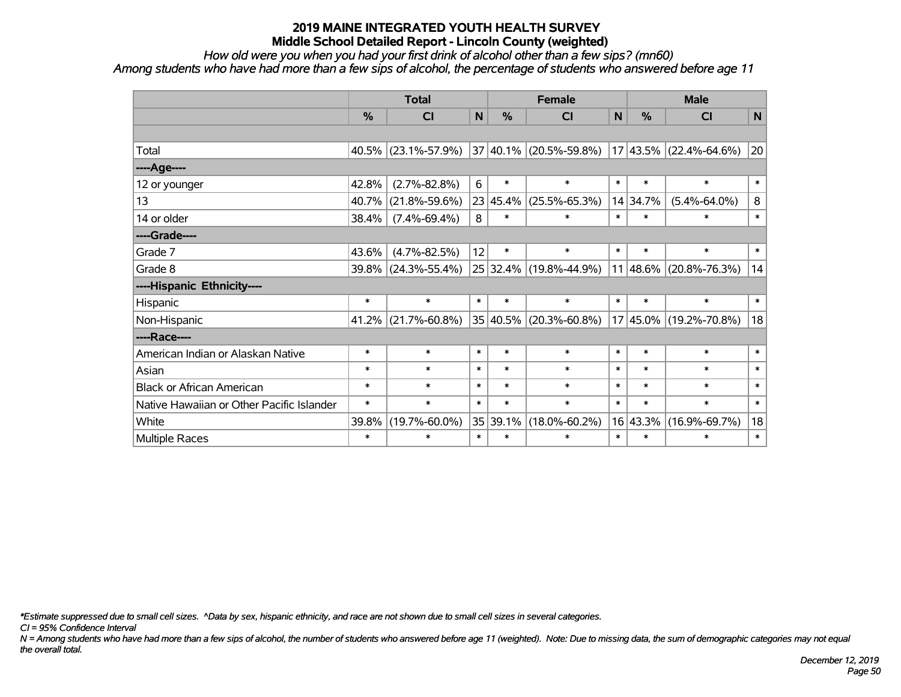# 2019 MAINE INTEGRATED YOUTH HEALTH SURVEY
## Middle School Detailed Report - Lincoln County (weighted)

*How old were you when you had your first drink of alcohol other than a few sips? (mn60)*
*Among students who have had more than a few sips of alcohol, the percentage of students who answered before age 11*

| | Total | | | Female | | | Male | | |
|---|---|---|---|---|---|---|---|---|---|
| | % | CI | N | % | CI | N | % | CI | N |
| | | | | | | | | | |
| Total | 40.5% | (23.1%-57.9%) | 37 | 40.1% | (20.5%-59.8%) | 17 | 43.5% | (22.4%-64.6%) | 20 |
| ----Age---- | | | | | | | | | |
| 12 or younger | 42.8% | (2.7%-82.8%) | 6 | * | * | * | * | * | * |
| 13 | 40.7% | (21.8%-59.6%) | 23 | 45.4% | (25.5%-65.3%) | 14 | 34.7% | (5.4%-64.0%) | 8 |
| 14 or older | 38.4% | (7.4%-69.4%) | 8 | * | * | * | * | * | * |
| ----Grade---- | | | | | | | | | |
| Grade 7 | 43.6% | (4.7%-82.5%) | 12 | * | * | * | * | * | * |
| Grade 8 | 39.8% | (24.3%-55.4%) | 25 | 32.4% | (19.8%-44.9%) | 11 | 48.6% | (20.8%-76.3%) | 14 |
| ----Hispanic Ethnicity---- | | | | | | | | | |
| Hispanic | * | * | * | * | * | * | * | * | * |
| Non-Hispanic | 41.2% | (21.7%-60.8%) | 35 | 40.5% | (20.3%-60.8%) | 17 | 45.0% | (19.2%-70.8%) | 18 |
| ----Race---- | | | | | | | | | |
| American Indian or Alaskan Native | * | * | * | * | * | * | * | * | * |
| Asian | * | * | * | * | * | * | * | * | * |
| Black or African American | * | * | * | * | * | * | * | * | * |
| Native Hawaiian or Other Pacific Islander | * | * | * | * | * | * | * | * | * |
| White | 39.8% | (19.7%-60.0%) | 35 | 39.1% | (18.0%-60.2%) | 16 | 43.3% | (16.9%-69.7%) | 18 |
| Multiple Races | * | * | * | * | * | * | * | * | * |

*\*Estimate suppressed due to small cell sizes. ^Data by sex, hispanic ethnicity, and race are not shown due to small cell sizes in several categories.*

*CI = 95% Confidence Interval*

*N = Among students who have had more than a few sips of alcohol, the number of students who answered before age 11 (weighted). Note: Due to missing data, the sum of demographic categories may not equal the overall total.*

*December 12, 2019*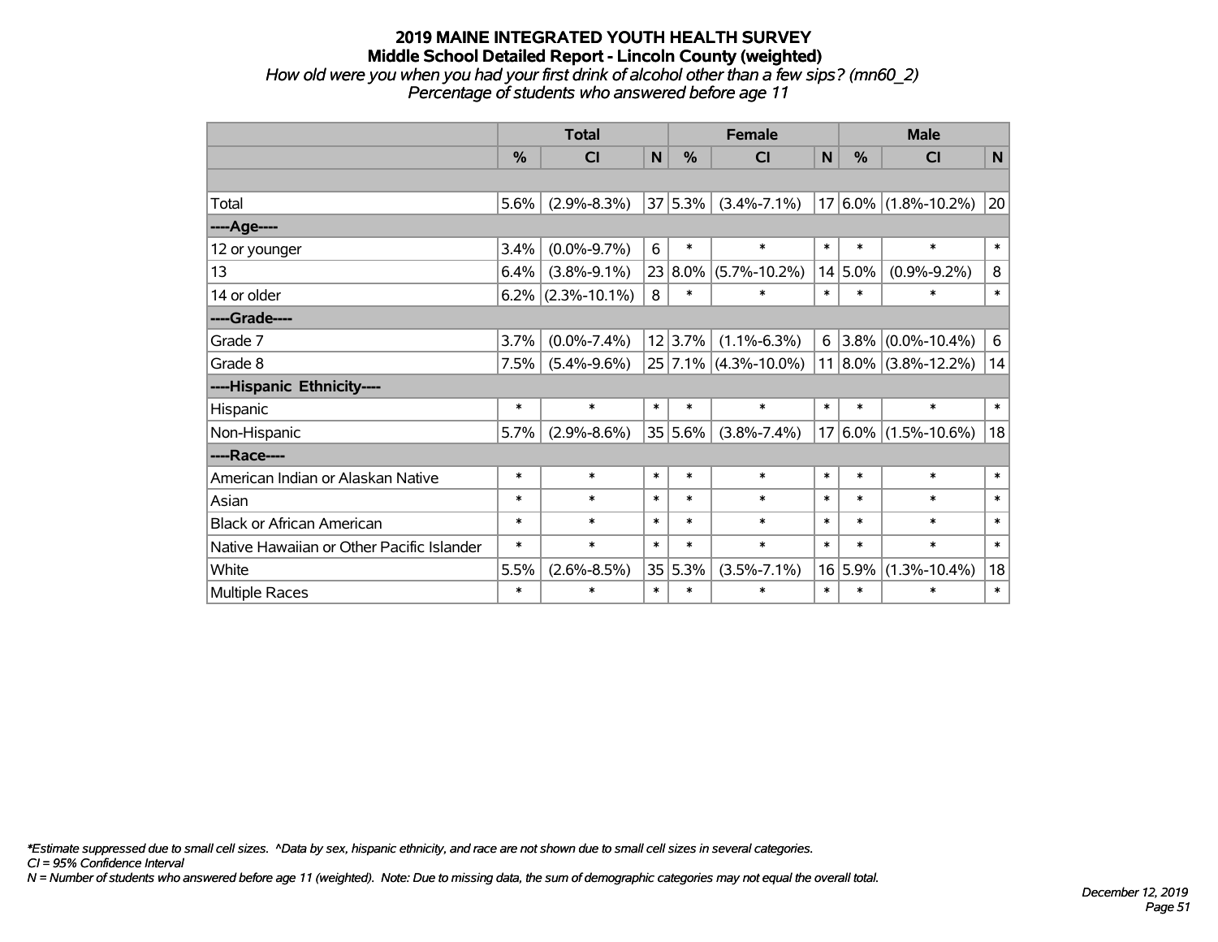# 2019 MAINE INTEGRATED YOUTH HEALTH SURVEY
## Middle School Detailed Report - Lincoln County (weighted)
*How old were you when you had your first drink of alcohol other than a few sips? (mn60_2)*
*Percentage of students who answered before age 11*

| | Total | | | Female | | | Male | | |
|---|---|---|---|---|---|---|---|---|---|
| | % | CI | N | % | CI | N | % | CI | N |
| | | | | | | | | | |
| Total | 5.6% | (2.9%-8.3%) | 37 | 5.3% | (3.4%-7.1%) | 17 | 6.0% | (1.8%-10.2%) | 20 |
| ----Age---- | | | | | | | | | |
| 12 or younger | 3.4% | (0.0%-9.7%) | 6 | * | * | * | * | * | * |
| 13 | 6.4% | (3.8%-9.1%) | 23 | 8.0% | (5.7%-10.2%) | 14 | 5.0% | (0.9%-9.2%) | 8 |
| 14 or older | 6.2% | (2.3%-10.1%) | 8 | * | * | * | * | * | * |
| ----Grade---- | | | | | | | | | |
| Grade 7 | 3.7% | (0.0%-7.4%) | 12 | 3.7% | (1.1%-6.3%) | 6 | 3.8% | (0.0%-10.4%) | 6 |
| Grade 8 | 7.5% | (5.4%-9.6%) | 25 | 7.1% | (4.3%-10.0%) | 11 | 8.0% | (3.8%-12.2%) | 14 |
| ----Hispanic Ethnicity---- | | | | | | | | | |
| Hispanic | * | * | * | * | * | * | * | * | * |
| Non-Hispanic | 5.7% | (2.9%-8.6%) | 35 | 5.6% | (3.8%-7.4%) | 17 | 6.0% | (1.5%-10.6%) | 18 |
| ----Race---- | | | | | | | | | |
| American Indian or Alaskan Native | * | * | * | * | * | * | * | * | * |
| Asian | * | * | * | * | * | * | * | * | * |
| Black or African American | * | * | * | * | * | * | * | * | * |
| Native Hawaiian or Other Pacific Islander | * | * | * | * | * | * | * | * | * |
| White | 5.5% | (2.6%-8.5%) | 35 | 5.3% | (3.5%-7.1%) | 16 | 5.9% | (1.3%-10.4%) | 18 |
| Multiple Races | * | * | * | * | * | * | * | * | * |

*\*Estimate suppressed due to small cell sizes. ^Data by sex, hispanic ethnicity, and race are not shown due to small cell sizes in several categories.*
*CI = 95% Confidence Interval*
*N = Number of students who answered before age 11 (weighted). Note: Due to missing data, the sum of demographic categories may not equal the overall total.*

*December 12, 2019*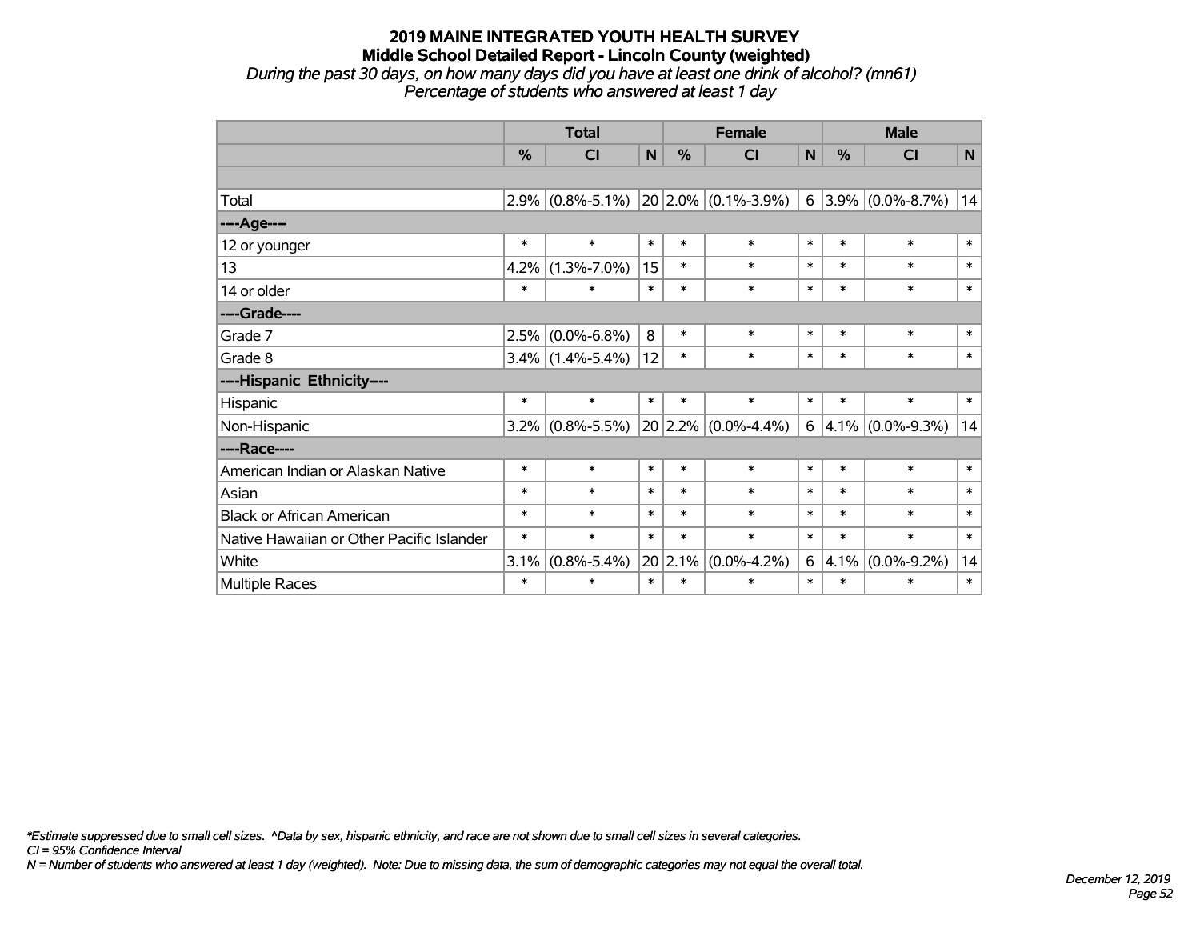**2019 MAINE INTEGRATED YOUTH HEALTH SURVEY**
**Middle School Detailed Report - Lincoln County (weighted)**
*During the past 30 days, on how many days did you have at least one drink of alcohol? (mn61)*
*Percentage of students who answered at least 1 day*

| | Total | | | Female | | | Male | | |
|---|---|---|---|---|---|---|---|---|---|
| | % | CI | N | % | CI | N | % | CI | N |
| | | | | | | | | | |
| Total | 2.9% | (0.8%-5.1%) | 20 | 2.0% | (0.1%-3.9%) | 6 | 3.9% | (0.0%-8.7%) | 14 |
| ----Age---- | | | | | | | | | |
| 12 or younger | * | * | * | * | * | * | * | * | * |
| 13 | 4.2% | (1.3%-7.0%) | 15 | * | * | * | * | * | * |
| 14 or older | * | * | * | * | * | * | * | * | * |
| ----Grade---- | | | | | | | | | |
| Grade 7 | 2.5% | (0.0%-6.8%) | 8 | * | * | * | * | * | * |
| Grade 8 | 3.4% | (1.4%-5.4%) | 12 | * | * | * | * | * | * |
| ----Hispanic Ethnicity---- | | | | | | | | | |
| Hispanic | * | * | * | * | * | * | * | * | * |
| Non-Hispanic | 3.2% | (0.8%-5.5%) | 20 | 2.2% | (0.0%-4.4%) | 6 | 4.1% | (0.0%-9.3%) | 14 |
| ----Race---- | | | | | | | | | |
| American Indian or Alaskan Native | * | * | * | * | * | * | * | * | * |
| Asian | * | * | * | * | * | * | * | * | * |
| Black or African American | * | * | * | * | * | * | * | * | * |
| Native Hawaiian or Other Pacific Islander | * | * | * | * | * | * | * | * | * |
| White | 3.1% | (0.8%-5.4%) | 20 | 2.1% | (0.0%-4.2%) | 6 | 4.1% | (0.0%-9.2%) | 14 |
| Multiple Races | * | * | * | * | * | * | * | * | * |

*\*Estimate suppressed due to small cell sizes. ^Data by sex, hispanic ethnicity, and race are not shown due to small cell sizes in several categories.*
*CI = 95% Confidence Interval*
*N = Number of students who answered at least 1 day (weighted). Note: Due to missing data, the sum of demographic categories may not equal the overall total.*

*December 12, 2019*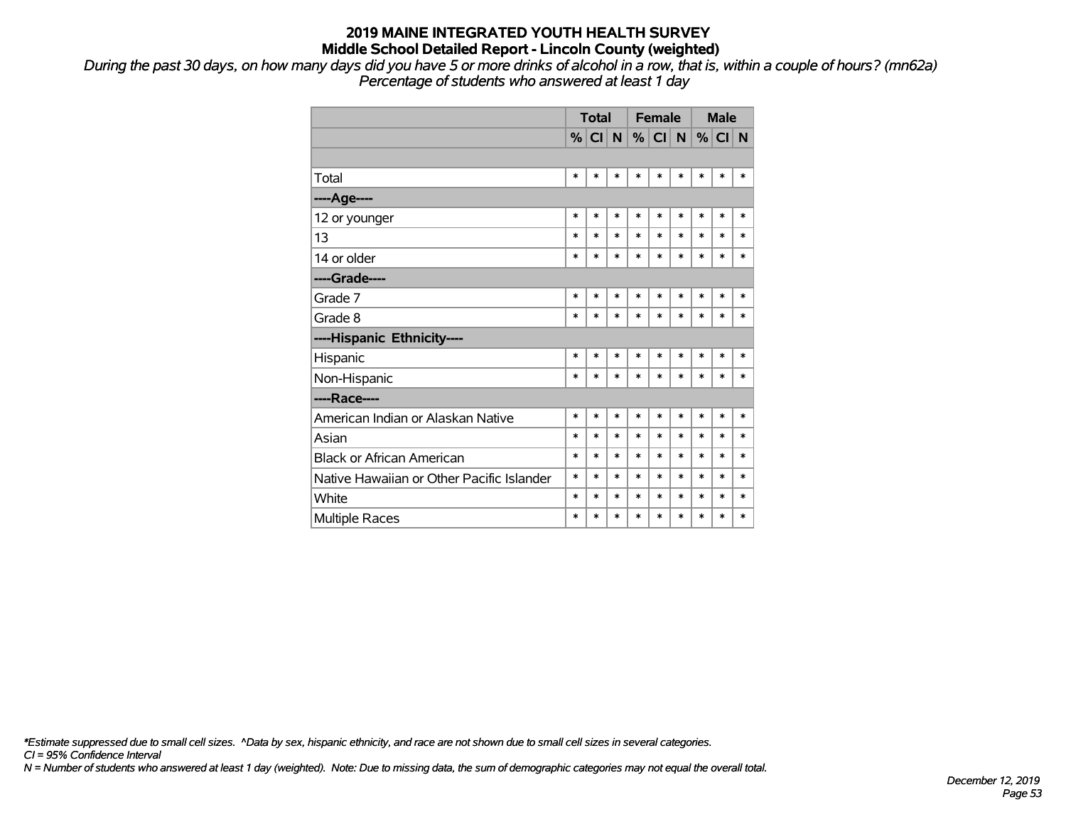# 2019 MAINE INTEGRATED YOUTH HEALTH SURVEY
## Middle School Detailed Report - Lincoln County (weighted)

*During the past 30 days, on how many days did you have 5 or more drinks of alcohol in a row, that is, within a couple of hours? (mn62a)*
*Percentage of students who answered at least 1 day*

| | Total | | | Female | | | Male | | |
|---|---|---|---|---|---|---|---|---|---|
| | % | CI | N | % | CI | N | % | CI | N |
| | | | | | | | | | |
| Total | * | * | * | * | * | * | * | * | * |
| **----Age----** | | | | | | | | | |
| 12 or younger | * | * | * | * | * | * | * | * | * |
| 13 | * | * | * | * | * | * | * | * | * |
| 14 or older | * | * | * | * | * | * | * | * | * |
| **----Grade----** | | | | | | | | | |
| Grade 7 | * | * | * | * | * | * | * | * | * |
| Grade 8 | * | * | * | * | * | * | * | * | * |
| **----Hispanic Ethnicity----** | | | | | | | | | |
| Hispanic | * | * | * | * | * | * | * | * | * |
| Non-Hispanic | * | * | * | * | * | * | * | * | * |
| **----Race----** | | | | | | | | | |
| American Indian or Alaskan Native | * | * | * | * | * | * | * | * | * |
| Asian | * | * | * | * | * | * | * | * | * |
| Black or African American | * | * | * | * | * | * | * | * | * |
| Native Hawaiian or Other Pacific Islander | * | * | * | * | * | * | * | * | * |
| White | * | * | * | * | * | * | * | * | * |
| Multiple Races | * | * | * | * | * | * | * | * | * |

*\*Estimate suppressed due to small cell sizes. ^Data by sex, hispanic ethnicity, and race are not shown due to small cell sizes in several categories.*
*CI = 95% Confidence Interval*
*N = Number of students who answered at least 1 day (weighted). Note: Due to missing data, the sum of demographic categories may not equal the overall total.*

*December 12, 2019*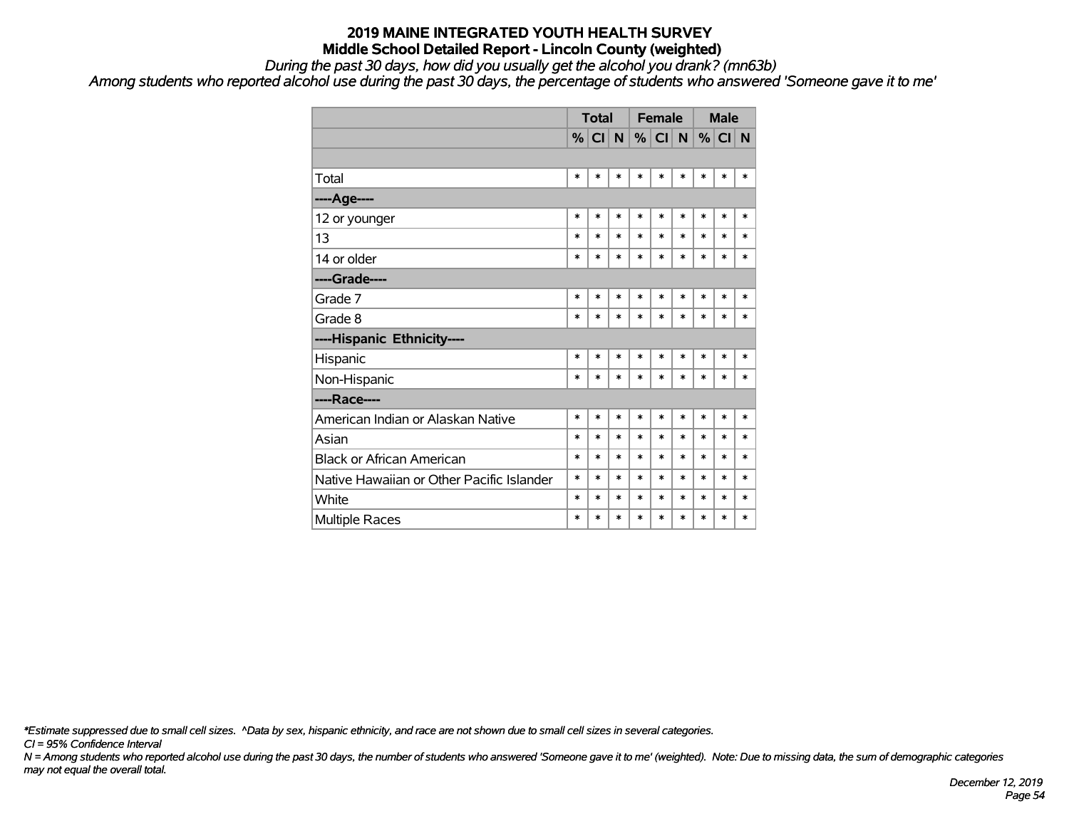# 2019 MAINE INTEGRATED YOUTH HEALTH SURVEY
## Middle School Detailed Report - Lincoln County (weighted)

*During the past 30 days, how did you usually get the alcohol you drank? (mn63b)*

*Among students who reported alcohol use during the past 30 days, the percentage of students who answered 'Someone gave it to me'*

| | Total | | | Female | | | Male | | |
|---|---|---|---|---|---|---|---|---|---|
| | % | CI | N | % | CI | N | % | CI | N |
| | | | | | | | | | |
| Total | * | * | * | * | * | * | * | * | * |
| **----Age----** | | | | | | | | | |
| 12 or younger | * | * | * | * | * | * | * | * | * |
| 13 | * | * | * | * | * | * | * | * | * |
| 14 or older | * | * | * | * | * | * | * | * | * |
| **----Grade----** | | | | | | | | | |
| Grade 7 | * | * | * | * | * | * | * | * | * |
| Grade 8 | * | * | * | * | * | * | * | * | * |
| **----Hispanic Ethnicity----** | | | | | | | | | |
| Hispanic | * | * | * | * | * | * | * | * | * |
| Non-Hispanic | * | * | * | * | * | * | * | * | * |
| **----Race----** | | | | | | | | | |
| American Indian or Alaskan Native | * | * | * | * | * | * | * | * | * |
| Asian | * | * | * | * | * | * | * | * | * |
| Black or African American | * | * | * | * | * | * | * | * | * |
| Native Hawaiian or Other Pacific Islander | * | * | * | * | * | * | * | * | * |
| White | * | * | * | * | * | * | * | * | * |
| Multiple Races | * | * | * | * | * | * | * | * | * |

*\*Estimate suppressed due to small cell sizes. ^Data by sex, hispanic ethnicity, and race are not shown due to small cell sizes in several categories.*

*CI = 95% Confidence Interval*

*N = Among students who reported alcohol use during the past 30 days, the number of students who answered 'Someone gave it to me' (weighted). Note: Due to missing data, the sum of demographic categories may not equal the overall total.*

*December 12, 2019*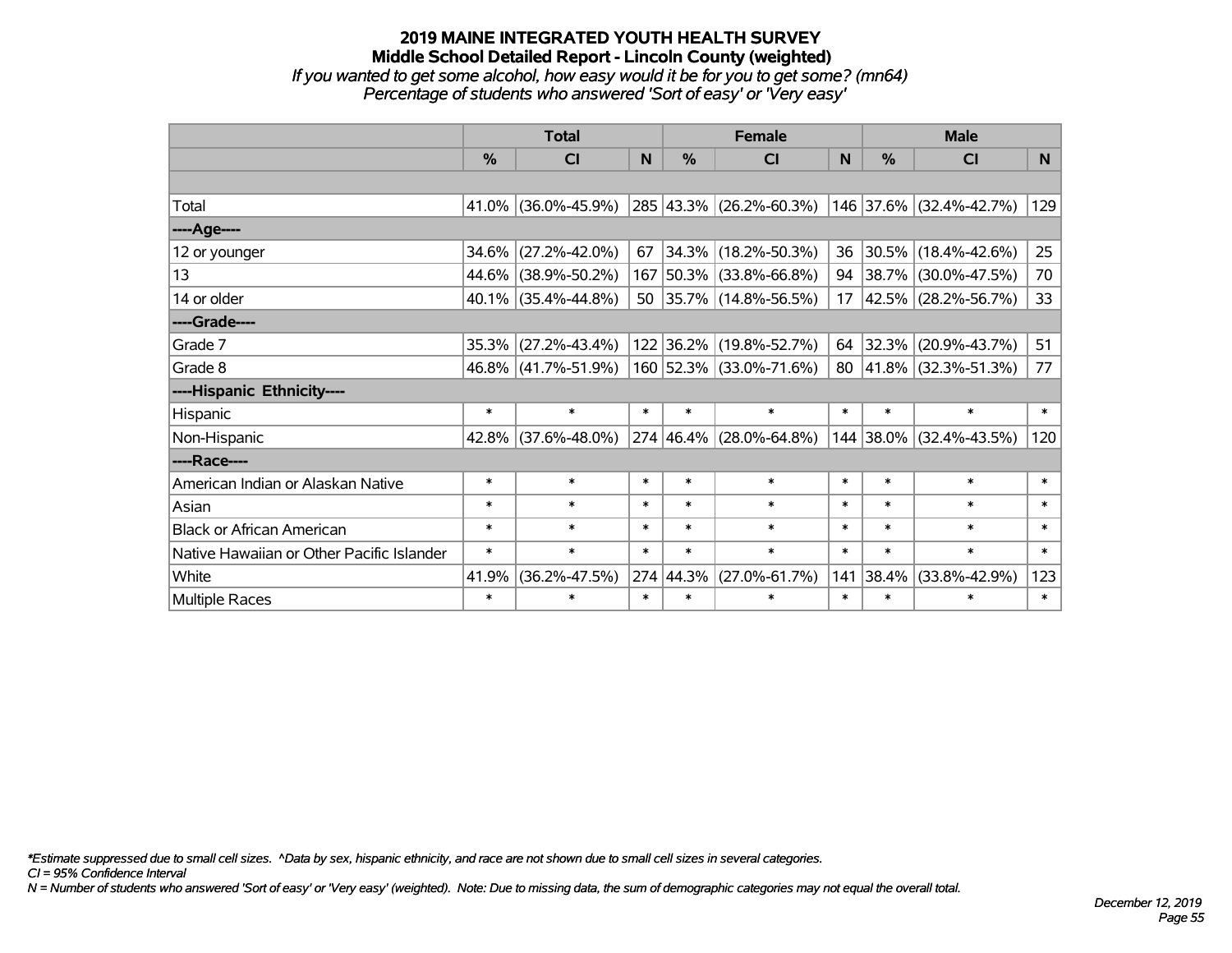# 2019 MAINE INTEGRATED YOUTH HEALTH SURVEY
## Middle School Detailed Report - Lincoln County (weighted)
*If you wanted to get some alcohol, how easy would it be for you to get some? (mn64)*
*Percentage of students who answered 'Sort of easy' or 'Very easy'*

| | Total | | | Female | | | Male | | |
|---|---|---|---|---|---|---|---|---|---|
| | % | CI | N | % | CI | N | % | CI | N |
| Total | 41.0% | (36.0%-45.9%) | 285 | 43.3% | (26.2%-60.3%) | 146 | 37.6% | (32.4%-42.7%) | 129 |
| ----Age---- | | | | | | | | | |
| 12 or younger | 34.6% | (27.2%-42.0%) | 67 | 34.3% | (18.2%-50.3%) | 36 | 30.5% | (18.4%-42.6%) | 25 |
| 13 | 44.6% | (38.9%-50.2%) | 167 | 50.3% | (33.8%-66.8%) | 94 | 38.7% | (30.0%-47.5%) | 70 |
| 14 or older | 40.1% | (35.4%-44.8%) | 50 | 35.7% | (14.8%-56.5%) | 17 | 42.5% | (28.2%-56.7%) | 33 |
| ----Grade---- | | | | | | | | | |
| Grade 7 | 35.3% | (27.2%-43.4%) | 122 | 36.2% | (19.8%-52.7%) | 64 | 32.3% | (20.9%-43.7%) | 51 |
| Grade 8 | 46.8% | (41.7%-51.9%) | 160 | 52.3% | (33.0%-71.6%) | 80 | 41.8% | (32.3%-51.3%) | 77 |
| ----Hispanic Ethnicity---- | | | | | | | | | |
| Hispanic | * | * | * | * | * | * | * | * | * |
| Non-Hispanic | 42.8% | (37.6%-48.0%) | 274 | 46.4% | (28.0%-64.8%) | 144 | 38.0% | (32.4%-43.5%) | 120 |
| ----Race---- | | | | | | | | | |
| American Indian or Alaskan Native | * | * | * | * | * | * | * | * | * |
| Asian | * | * | * | * | * | * | * | * | * |
| Black or African American | * | * | * | * | * | * | * | * | * |
| Native Hawaiian or Other Pacific Islander | * | * | * | * | * | * | * | * | * |
| White | 41.9% | (36.2%-47.5%) | 274 | 44.3% | (27.0%-61.7%) | 141 | 38.4% | (33.8%-42.9%) | 123 |
| Multiple Races | * | * | * | * | * | * | * | * | * |

*Estimate suppressed due to small cell sizes. ^Data by sex, hispanic ethnicity, and race are not shown due to small cell sizes in several categories.
*CI = 95% Confidence Interval*
*N = Number of students who answered 'Sort of easy' or 'Very easy' (weighted). Note: Due to missing data, the sum of demographic categories may not equal the overall total.*

*December 12, 2019*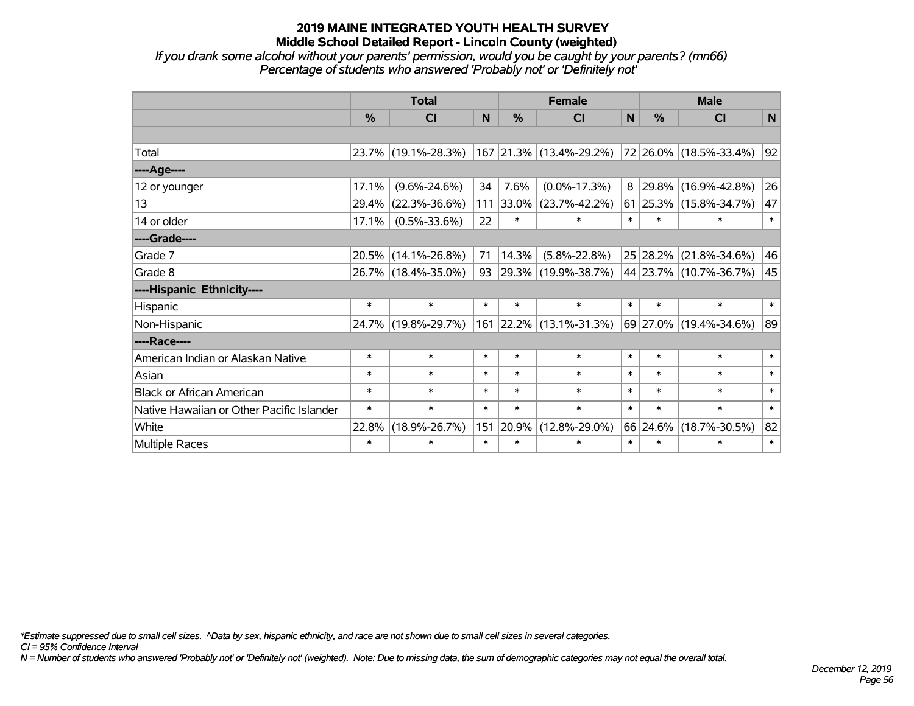# 2019 MAINE INTEGRATED YOUTH HEALTH SURVEY
## Middle School Detailed Report - Lincoln County (weighted)

*If you drank some alcohol without your parents' permission, would you be caught by your parents? (mn66)*
*Percentage of students who answered 'Probably not' or 'Definitely not'*

| | Total | | | Female | | | Male | | |
|---|---|---|---|---|---|---|---|---|---|
| | % | CI | N | % | CI | N | % | CI | N |
| | | | | | | | | | |
| Total | 23.7% | (19.1%-28.3%) | 167 | 21.3% | (13.4%-29.2%) | 72 | 26.0% | (18.5%-33.4%) | 92 |
| ----Age---- | | | | | | | | | |
| 12 or younger | 17.1% | (9.6%-24.6%) | 34 | 7.6% | (0.0%-17.3%) | 8 | 29.8% | (16.9%-42.8%) | 26 |
| 13 | 29.4% | (22.3%-36.6%) | 111 | 33.0% | (23.7%-42.2%) | 61 | 25.3% | (15.8%-34.7%) | 47 |
| 14 or older | 17.1% | (0.5%-33.6%) | 22 | * | * | * | * | * | * |
| ----Grade---- | | | | | | | | | |
| Grade 7 | 20.5% | (14.1%-26.8%) | 71 | 14.3% | (5.8%-22.8%) | 25 | 28.2% | (21.8%-34.6%) | 46 |
| Grade 8 | 26.7% | (18.4%-35.0%) | 93 | 29.3% | (19.9%-38.7%) | 44 | 23.7% | (10.7%-36.7%) | 45 |
| ----Hispanic Ethnicity---- | | | | | | | | | |
| Hispanic | * | * | * | * | * | * | * | * | * |
| Non-Hispanic | 24.7% | (19.8%-29.7%) | 161 | 22.2% | (13.1%-31.3%) | 69 | 27.0% | (19.4%-34.6%) | 89 |
| ----Race---- | | | | | | | | | |
| American Indian or Alaskan Native | * | * | * | * | * | * | * | * | * |
| Asian | * | * | * | * | * | * | * | * | * |
| Black or African American | * | * | * | * | * | * | * | * | * |
| Native Hawaiian or Other Pacific Islander | * | * | * | * | * | * | * | * | * |
| White | 22.8% | (18.9%-26.7%) | 151 | 20.9% | (12.8%-29.0%) | 66 | 24.6% | (18.7%-30.5%) | 82 |
| Multiple Races | * | * | * | * | * | * | * | * | * |

*\*Estimate suppressed due to small cell sizes. ^Data by sex, hispanic ethnicity, and race are not shown due to small cell sizes in several categories.*
*CI = 95% Confidence Interval*
*N = Number of students who answered 'Probably not' or 'Definitely not' (weighted). Note: Due to missing data, the sum of demographic categories may not equal the overall total.*

*December 12, 2019*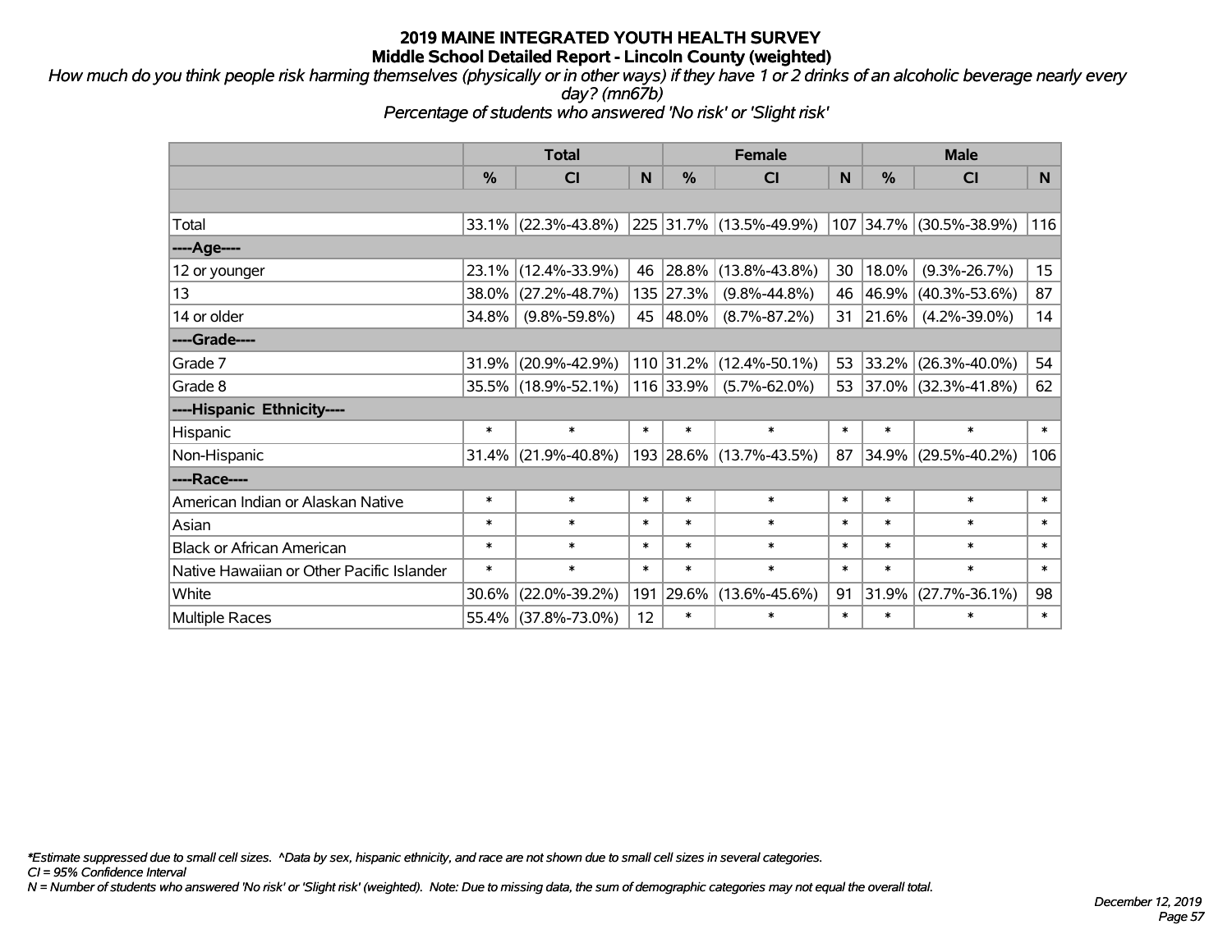# 2019 MAINE INTEGRATED YOUTH HEALTH SURVEY
## Middle School Detailed Report - Lincoln County (weighted)

*How much do you think people risk harming themselves (physically or in other ways) if they have 1 or 2 drinks of an alcoholic beverage nearly every day? (mn67b)*

*Percentage of students who answered 'No risk' or 'Slight risk'*

| | Total | | | Female | | | Male | | |
|---|---|---|---|---|---|---|---|---|---|
| | % | CI | N | % | CI | N | % | CI | N |
| | | | | | | | | | |
| Total | 33.1% | (22.3%-43.8%) | 225 | 31.7% | (13.5%-49.9%) | 107 | 34.7% | (30.5%-38.9%) | 116 |
| ----Age---- | | | | | | | | | |
| 12 or younger | 23.1% | (12.4%-33.9%) | 46 | 28.8% | (13.8%-43.8%) | 30 | 18.0% | (9.3%-26.7%) | 15 |
| 13 | 38.0% | (27.2%-48.7%) | 135 | 27.3% | (9.8%-44.8%) | 46 | 46.9% | (40.3%-53.6%) | 87 |
| 14 or older | 34.8% | (9.8%-59.8%) | 45 | 48.0% | (8.7%-87.2%) | 31 | 21.6% | (4.2%-39.0%) | 14 |
| ----Grade---- | | | | | | | | | |
| Grade 7 | 31.9% | (20.9%-42.9%) | 110 | 31.2% | (12.4%-50.1%) | 53 | 33.2% | (26.3%-40.0%) | 54 |
| Grade 8 | 35.5% | (18.9%-52.1%) | 116 | 33.9% | (5.7%-62.0%) | 53 | 37.0% | (32.3%-41.8%) | 62 |
| ----Hispanic Ethnicity---- | | | | | | | | | |
| Hispanic | * | * | * | * | * | * | * | * | * |
| Non-Hispanic | 31.4% | (21.9%-40.8%) | 193 | 28.6% | (13.7%-43.5%) | 87 | 34.9% | (29.5%-40.2%) | 106 |
| ----Race---- | | | | | | | | | |
| American Indian or Alaskan Native | * | * | * | * | * | * | * | * | * |
| Asian | * | * | * | * | * | * | * | * | * |
| Black or African American | * | * | * | * | * | * | * | * | * |
| Native Hawaiian or Other Pacific Islander | * | * | * | * | * | * | * | * | * |
| White | 30.6% | (22.0%-39.2%) | 191 | 29.6% | (13.6%-45.6%) | 91 | 31.9% | (27.7%-36.1%) | 98 |
| Multiple Races | 55.4% | (37.8%-73.0%) | 12 | * | * | * | * | * | * |

*\*Estimate suppressed due to small cell sizes. ^Data by sex, hispanic ethnicity, and race are not shown due to small cell sizes in several categories.*

*CI = 95% Confidence Interval*

*N = Number of students who answered 'No risk' or 'Slight risk' (weighted). Note: Due to missing data, the sum of demographic categories may not equal the overall total.*

*December 12, 2019*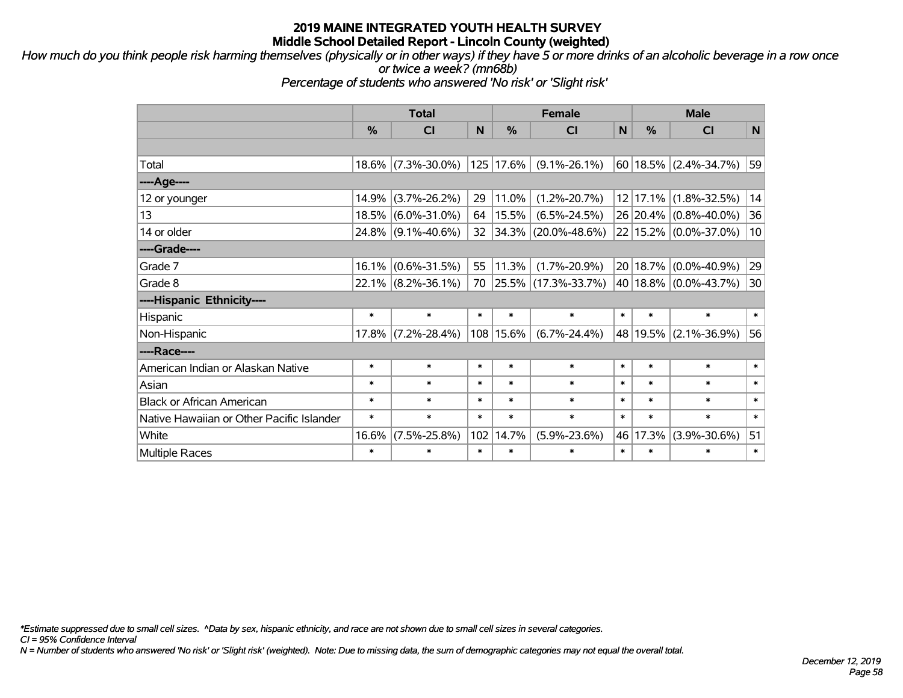# 2019 MAINE INTEGRATED YOUTH HEALTH SURVEY
## Middle School Detailed Report - Lincoln County (weighted)

*How much do you think people risk harming themselves (physically or in other ways) if they have 5 or more drinks of an alcoholic beverage in a row once or twice a week? (mn68b)*
*Percentage of students who answered 'No risk' or 'Slight risk'*

| | Total | | | Female | | | Male | | |
|---|---|---|---|---|---|---|---|---|---|
| | % | CI | N | % | CI | N | % | CI | N |
| Total | 18.6% | (7.3%-30.0%) | 125 | 17.6% | (9.1%-26.1%) | 60 | 18.5% | (2.4%-34.7%) | 59 |
| ----Age---- | | | | | | | | | |
| 12 or younger | 14.9% | (3.7%-26.2%) | 29 | 11.0% | (1.2%-20.7%) | 12 | 17.1% | (1.8%-32.5%) | 14 |
| 13 | 18.5% | (6.0%-31.0%) | 64 | 15.5% | (6.5%-24.5%) | 26 | 20.4% | (0.8%-40.0%) | 36 |
| 14 or older | 24.8% | (9.1%-40.6%) | 32 | 34.3% | (20.0%-48.6%) | 22 | 15.2% | (0.0%-37.0%) | 10 |
| ----Grade---- | | | | | | | | | |
| Grade 7 | 16.1% | (0.6%-31.5%) | 55 | 11.3% | (1.7%-20.9%) | 20 | 18.7% | (0.0%-40.9%) | 29 |
| Grade 8 | 22.1% | (8.2%-36.1%) | 70 | 25.5% | (17.3%-33.7%) | 40 | 18.8% | (0.0%-43.7%) | 30 |
| ----Hispanic Ethnicity---- | | | | | | | | | |
| Hispanic | * | * | * | * | * | * | * | * | * |
| Non-Hispanic | 17.8% | (7.2%-28.4%) | 108 | 15.6% | (6.7%-24.4%) | 48 | 19.5% | (2.1%-36.9%) | 56 |
| ----Race---- | | | | | | | | | |
| American Indian or Alaskan Native | * | * | * | * | * | * | * | * | * |
| Asian | * | * | * | * | * | * | * | * | * |
| Black or African American | * | * | * | * | * | * | * | * | * |
| Native Hawaiian or Other Pacific Islander | * | * | * | * | * | * | * | * | * |
| White | 16.6% | (7.5%-25.8%) | 102 | 14.7% | (5.9%-23.6%) | 46 | 17.3% | (3.9%-30.6%) | 51 |
| Multiple Races | * | * | * | * | * | * | * | * | * |

*\*Estimate suppressed due to small cell sizes. ^Data by sex, hispanic ethnicity, and race are not shown due to small cell sizes in several categories.*
*CI = 95% Confidence Interval*
*N = Number of students who answered 'No risk' or 'Slight risk' (weighted). Note: Due to missing data, the sum of demographic categories may not equal the overall total.*

*December 12, 2019*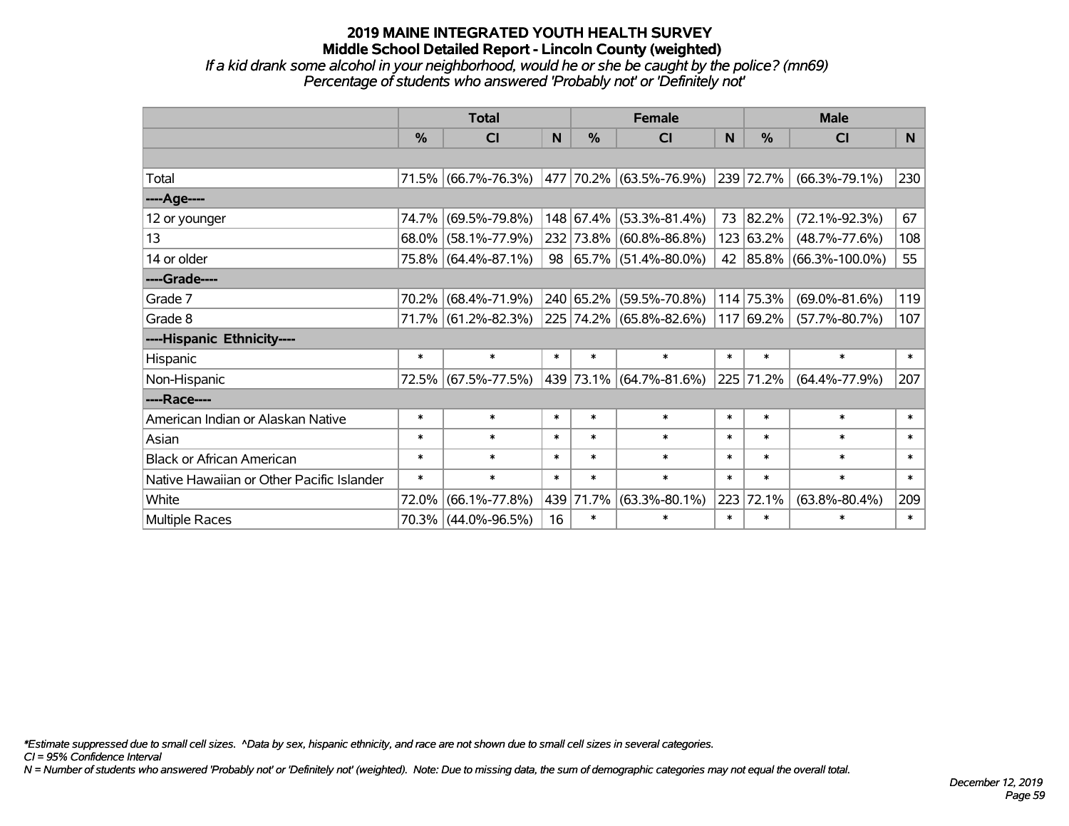# 2019 MAINE INTEGRATED YOUTH HEALTH SURVEY

## Middle School Detailed Report - Lincoln County (weighted)

*If a kid drank some alcohol in your neighborhood, would he or she be caught by the police? (mn69)*

*Percentage of students who answered 'Probably not' or 'Definitely not'*

| | Total | | | Female | | | Male | | |
|---|---|---|---|---|---|---|---|---|---|
| | % | CI | N | % | CI | N | % | CI | N |
| Total | 71.5% | (66.7%-76.3%) | 477 | 70.2% | (63.5%-76.9%) | 239 | 72.7% | (66.3%-79.1%) | 230 |
| ----Age---- | | | | | | | | | |
| 12 or younger | 74.7% | (69.5%-79.8%) | 148 | 67.4% | (53.3%-81.4%) | 73 | 82.2% | (72.1%-92.3%) | 67 |
| 13 | 68.0% | (58.1%-77.9%) | 232 | 73.8% | (60.8%-86.8%) | 123 | 63.2% | (48.7%-77.6%) | 108 |
| 14 or older | 75.8% | (64.4%-87.1%) | 98 | 65.7% | (51.4%-80.0%) | 42 | 85.8% | (66.3%-100.0%) | 55 |
| ----Grade---- | | | | | | | | | |
| Grade 7 | 70.2% | (68.4%-71.9%) | 240 | 65.2% | (59.5%-70.8%) | 114 | 75.3% | (69.0%-81.6%) | 119 |
| Grade 8 | 71.7% | (61.2%-82.3%) | 225 | 74.2% | (65.8%-82.6%) | 117 | 69.2% | (57.7%-80.7%) | 107 |
| ----Hispanic Ethnicity---- | | | | | | | | | |
| Hispanic | * | * | * | * | * | * | * | * | * |
| Non-Hispanic | 72.5% | (67.5%-77.5%) | 439 | 73.1% | (64.7%-81.6%) | 225 | 71.2% | (64.4%-77.9%) | 207 |
| ----Race---- | | | | | | | | | |
| American Indian or Alaskan Native | * | * | * | * | * | * | * | * | * |
| Asian | * | * | * | * | * | * | * | * | * |
| Black or African American | * | * | * | * | * | * | * | * | * |
| Native Hawaiian or Other Pacific Islander | * | * | * | * | * | * | * | * | * |
| White | 72.0% | (66.1%-77.8%) | 439 | 71.7% | (63.3%-80.1%) | 223 | 72.1% | (63.8%-80.4%) | 209 |
| Multiple Races | 70.3% | (44.0%-96.5%) | 16 | * | * | * | * | * | * |

*\*Estimate suppressed due to small cell sizes. ^Data by sex, hispanic ethnicity, and race are not shown due to small cell sizes in several categories.*

*CI = 95% Confidence Interval*

*N = Number of students who answered 'Probably not' or 'Definitely not' (weighted). Note: Due to missing data, the sum of demographic categories may not equal the overall total.*

*December 12, 2019*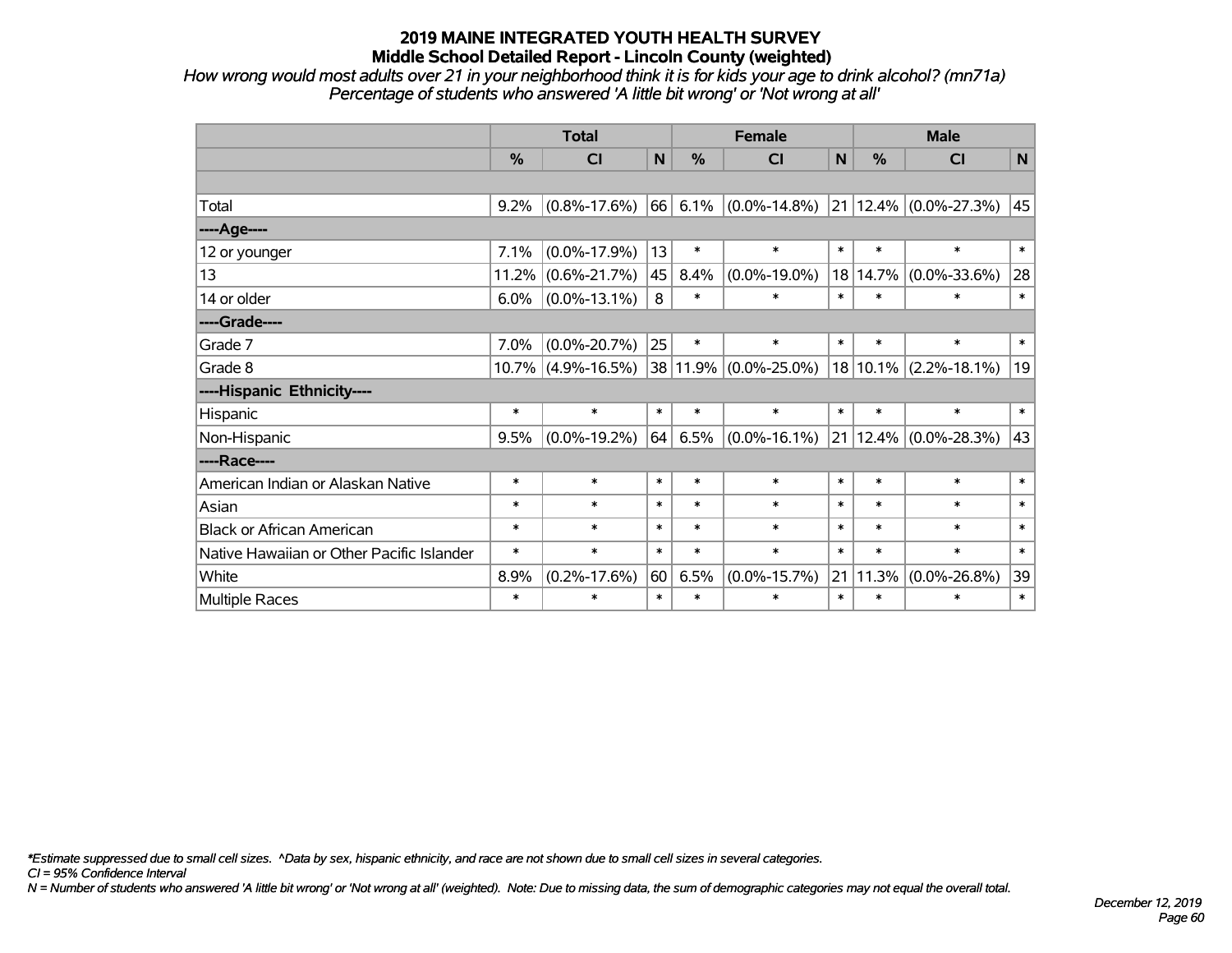# 2019 MAINE INTEGRATED YOUTH HEALTH SURVEY
## Middle School Detailed Report - Lincoln County (weighted)

*How wrong would most adults over 21 in your neighborhood think it is for kids your age to drink alcohol? (mn71a)*
*Percentage of students who answered 'A little bit wrong' or 'Not wrong at all'*

| | Total | | | Female | | | Male | | |
|---|---|---|---|---|---|---|---|---|---|
| | % | CI | N | % | CI | N | % | CI | N |
| | | | | | | | | | |
| Total | 9.2% | (0.8%-17.6%) | 66 | 6.1% | (0.0%-14.8%) | 21 | 12.4% | (0.0%-27.3%) | 45 |
| ----Age---- | | | | | | | | | |
| 12 or younger | 7.1% | (0.0%-17.9%) | 13 | * | * | * | * | * | * |
| 13 | 11.2% | (0.6%-21.7%) | 45 | 8.4% | (0.0%-19.0%) | 18 | 14.7% | (0.0%-33.6%) | 28 |
| 14 or older | 6.0% | (0.0%-13.1%) | 8 | * | * | * | * | * | * |
| ----Grade---- | | | | | | | | | |
| Grade 7 | 7.0% | (0.0%-20.7%) | 25 | * | * | * | * | * | * |
| Grade 8 | 10.7% | (4.9%-16.5%) | 38 | 11.9% | (0.0%-25.0%) | 18 | 10.1% | (2.2%-18.1%) | 19 |
| ----Hispanic Ethnicity---- | | | | | | | | | |
| Hispanic | * | * | * | * | * | * | * | * | * |
| Non-Hispanic | 9.5% | (0.0%-19.2%) | 64 | 6.5% | (0.0%-16.1%) | 21 | 12.4% | (0.0%-28.3%) | 43 |
| ----Race---- | | | | | | | | | |
| American Indian or Alaskan Native | * | * | * | * | * | * | * | * | * |
| Asian | * | * | * | * | * | * | * | * | * |
| Black or African American | * | * | * | * | * | * | * | * | * |
| Native Hawaiian or Other Pacific Islander | * | * | * | * | * | * | * | * | * |
| White | 8.9% | (0.2%-17.6%) | 60 | 6.5% | (0.0%-15.7%) | 21 | 11.3% | (0.0%-26.8%) | 39 |
| Multiple Races | * | * | * | * | * | * | * | * | * |

*\*Estimate suppressed due to small cell sizes. ^Data by sex, hispanic ethnicity, and race are not shown due to small cell sizes in several categories.*

*CI = 95% Confidence Interval*

*N = Number of students who answered 'A little bit wrong' or 'Not wrong at all' (weighted). Note: Due to missing data, the sum of demographic categories may not equal the overall total.*

*December 12, 2019*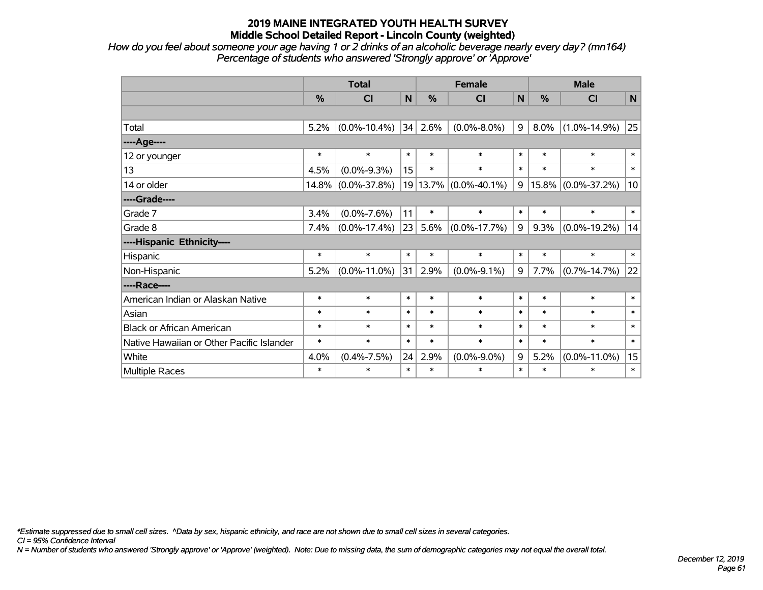# 2019 MAINE INTEGRATED YOUTH HEALTH SURVEY
## Middle School Detailed Report - Lincoln County (weighted)

*How do you feel about someone your age having 1 or 2 drinks of an alcoholic beverage nearly every day? (mn164)*
*Percentage of students who answered 'Strongly approve' or 'Approve'*

| | Total | | | Female | | | Male | | |
|---|---|---|---|---|---|---|---|---|---|
| | % | CI | N | % | CI | N | % | CI | N |
| | | | | | | | | | |
| Total | 5.2% | (0.0%-10.4%) | 34 | 2.6% | (0.0%-8.0%) | 9 | 8.0% | (1.0%-14.9%) | 25 |
| ----Age---- | | | | | | | | | |
| 12 or younger | * | * | * | * | * | * | * | * | * |
| 13 | 4.5% | (0.0%-9.3%) | 15 | * | * | * | * | * | * |
| 14 or older | 14.8% | (0.0%-37.8%) | 19 | 13.7% | (0.0%-40.1%) | 9 | 15.8% | (0.0%-37.2%) | 10 |
| ----Grade---- | | | | | | | | | |
| Grade 7 | 3.4% | (0.0%-7.6%) | 11 | * | * | * | * | * | * |
| Grade 8 | 7.4% | (0.0%-17.4%) | 23 | 5.6% | (0.0%-17.7%) | 9 | 9.3% | (0.0%-19.2%) | 14 |
| ----Hispanic Ethnicity---- | | | | | | | | | |
| Hispanic | * | * | * | * | * | * | * | * | * |
| Non-Hispanic | 5.2% | (0.0%-11.0%) | 31 | 2.9% | (0.0%-9.1%) | 9 | 7.7% | (0.7%-14.7%) | 22 |
| ----Race---- | | | | | | | | | |
| American Indian or Alaskan Native | * | * | * | * | * | * | * | * | * |
| Asian | * | * | * | * | * | * | * | * | * |
| Black or African American | * | * | * | * | * | * | * | * | * |
| Native Hawaiian or Other Pacific Islander | * | * | * | * | * | * | * | * | * |
| White | 4.0% | (0.4%-7.5%) | 24 | 2.9% | (0.0%-9.0%) | 9 | 5.2% | (0.0%-11.0%) | 15 |
| Multiple Races | * | * | * | * | * | * | * | * | * |

*\*Estimate suppressed due to small cell sizes. ^Data by sex, hispanic ethnicity, and race are not shown due to small cell sizes in several categories.*
*CI = 95% Confidence Interval*
*N = Number of students who answered 'Strongly approve' or 'Approve' (weighted). Note: Due to missing data, the sum of demographic categories may not equal the overall total.*

*December 12, 2019*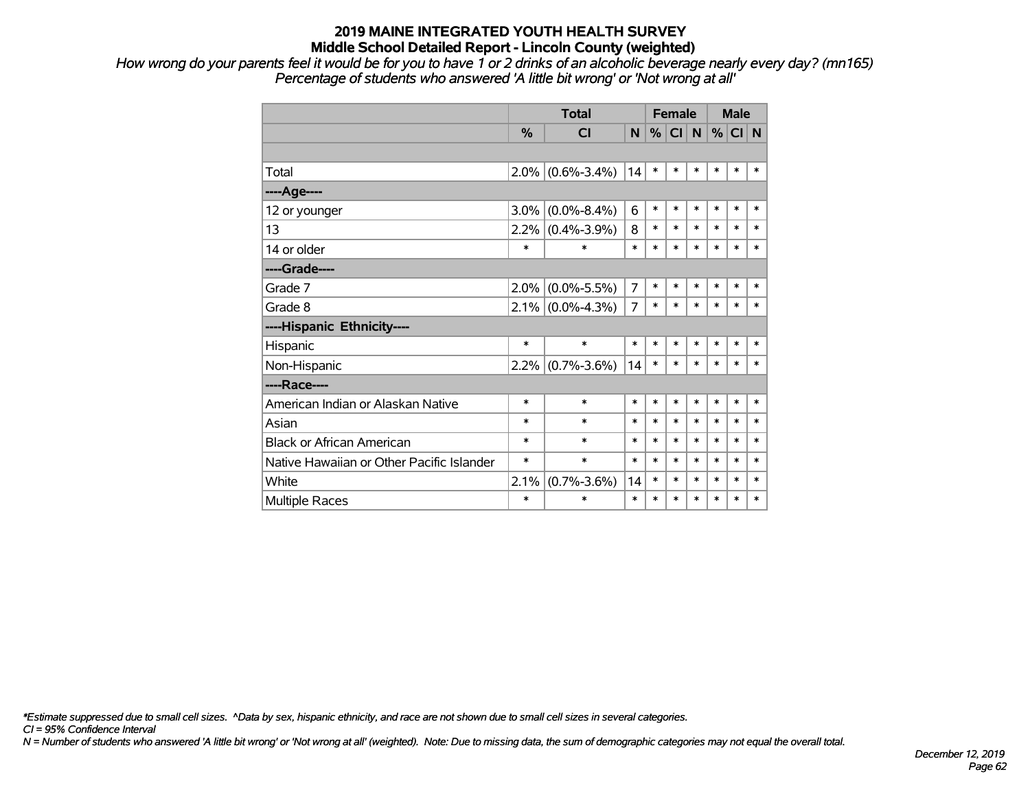# 2019 MAINE INTEGRATED YOUTH HEALTH SURVEY
## Middle School Detailed Report - Lincoln County (weighted)

*How wrong do your parents feel it would be for you to have 1 or 2 drinks of an alcoholic beverage nearly every day? (mn165)*
*Percentage of students who answered 'A little bit wrong' or 'Not wrong at all'*

| | Total | | | Female | | | Male | | |
|---|---|---|---|---|---|---|---|---|---|
| | % | CI | N | % | CI | N | % | CI | N |
| | | | | | | | | | |
| Total | 2.0% | (0.6%-3.4%) | 14 | * | * | * | * | * | * |
| ----Age---- | | | | | | | | | |
| 12 or younger | 3.0% | (0.0%-8.4%) | 6 | * | * | * | * | * | * |
| 13 | 2.2% | (0.4%-3.9%) | 8 | * | * | * | * | * | * |
| 14 or older | * | * | * | * | * | * | * | * | * |
| ----Grade---- | | | | | | | | | |
| Grade 7 | 2.0% | (0.0%-5.5%) | 7 | * | * | * | * | * | * |
| Grade 8 | 2.1% | (0.0%-4.3%) | 7 | * | * | * | * | * | * |
| ----Hispanic Ethnicity---- | | | | | | | | | |
| Hispanic | * | * | * | * | * | * | * | * | * |
| Non-Hispanic | 2.2% | (0.7%-3.6%) | 14 | * | * | * | * | * | * |
| ----Race---- | | | | | | | | | |
| American Indian or Alaskan Native | * | * | * | * | * | * | * | * | * |
| Asian | * | * | * | * | * | * | * | * | * |
| Black or African American | * | * | * | * | * | * | * | * | * |
| Native Hawaiian or Other Pacific Islander | * | * | * | * | * | * | * | * | * |
| White | 2.1% | (0.7%-3.6%) | 14 | * | * | * | * | * | * |
| Multiple Races | * | * | * | * | * | * | * | * | * |

*\*Estimate suppressed due to small cell sizes. ^Data by sex, hispanic ethnicity, and race are not shown due to small cell sizes in several categories.*
*CI = 95% Confidence Interval*
*N = Number of students who answered 'A little bit wrong' or 'Not wrong at all' (weighted). Note: Due to missing data, the sum of demographic categories may not equal the overall total.*

*December 12, 2019*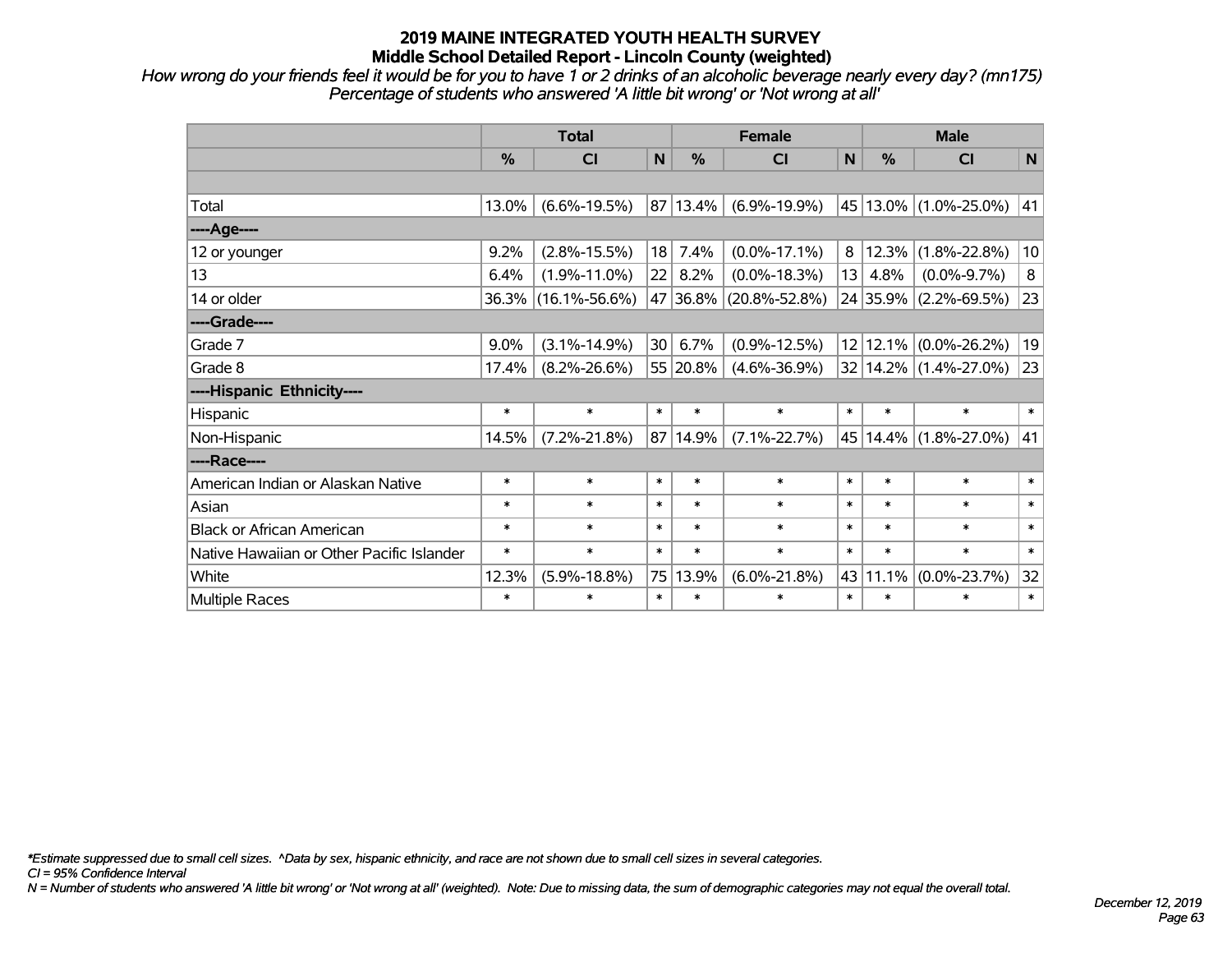# 2019 MAINE INTEGRATED YOUTH HEALTH SURVEY
## Middle School Detailed Report - Lincoln County (weighted)

*How wrong do your friends feel it would be for you to have 1 or 2 drinks of an alcoholic beverage nearly every day? (mn175)*
*Percentage of students who answered 'A little bit wrong' or 'Not wrong at all'*

| | Total | | | Female | | | Male | | |
|---|---|---|---|---|---|---|---|---|---|
| | % | CI | N | % | CI | N | % | CI | N |
| | | | | | | | | | |
| Total | 13.0% | (6.6%-19.5%) | 87 | 13.4% | (6.9%-19.9%) | 45 | 13.0% | (1.0%-25.0%) | 41 |
| ----Age---- | | | | | | | | | |
| 12 or younger | 9.2% | (2.8%-15.5%) | 18 | 7.4% | (0.0%-17.1%) | 8 | 12.3% | (1.8%-22.8%) | 10 |
| 13 | 6.4% | (1.9%-11.0%) | 22 | 8.2% | (0.0%-18.3%) | 13 | 4.8% | (0.0%-9.7%) | 8 |
| 14 or older | 36.3% | (16.1%-56.6%) | 47 | 36.8% | (20.8%-52.8%) | 24 | 35.9% | (2.2%-69.5%) | 23 |
| ----Grade---- | | | | | | | | | |
| Grade 7 | 9.0% | (3.1%-14.9%) | 30 | 6.7% | (0.9%-12.5%) | 12 | 12.1% | (0.0%-26.2%) | 19 |
| Grade 8 | 17.4% | (8.2%-26.6%) | 55 | 20.8% | (4.6%-36.9%) | 32 | 14.2% | (1.4%-27.0%) | 23 |
| ----Hispanic Ethnicity---- | | | | | | | | | |
| Hispanic | * | * | * | * | * | * | * | * | * |
| Non-Hispanic | 14.5% | (7.2%-21.8%) | 87 | 14.9% | (7.1%-22.7%) | 45 | 14.4% | (1.8%-27.0%) | 41 |
| ----Race---- | | | | | | | | | |
| American Indian or Alaskan Native | * | * | * | * | * | * | * | * | * |
| Asian | * | * | * | * | * | * | * | * | * |
| Black or African American | * | * | * | * | * | * | * | * | * |
| Native Hawaiian or Other Pacific Islander | * | * | * | * | * | * | * | * | * |
| White | 12.3% | (5.9%-18.8%) | 75 | 13.9% | (6.0%-21.8%) | 43 | 11.1% | (0.0%-23.7%) | 32 |
| Multiple Races | * | * | * | * | * | * | * | * | * |

*\*Estimate suppressed due to small cell sizes. ^Data by sex, hispanic ethnicity, and race are not shown due to small cell sizes in several categories.*
*CI = 95% Confidence Interval*
*N = Number of students who answered 'A little bit wrong' or 'Not wrong at all' (weighted). Note: Due to missing data, the sum of demographic categories may not equal the overall total.*

*December 12, 2019*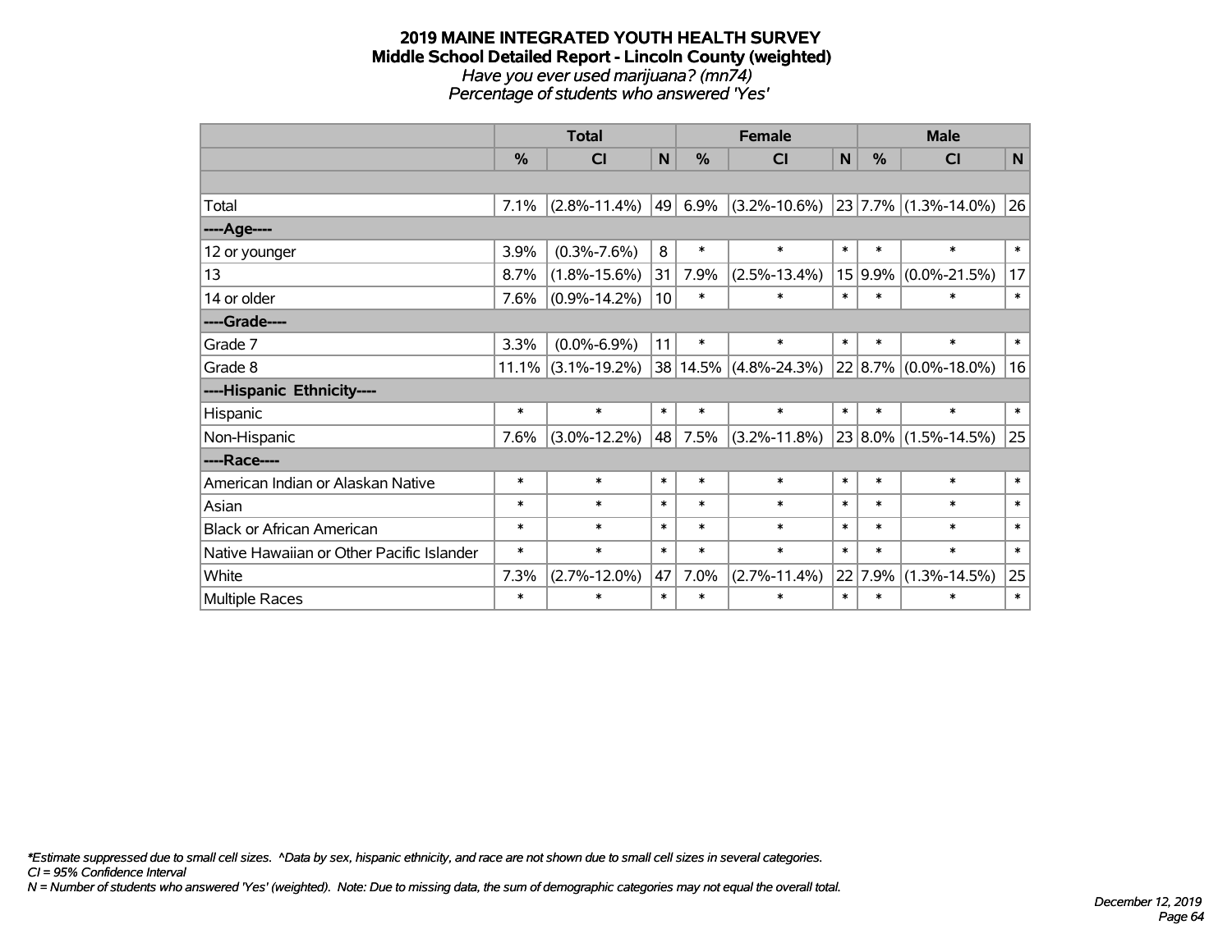# 2019 MAINE INTEGRATED YOUTH HEALTH SURVEY
## Middle School Detailed Report - Lincoln County (weighted)
*Have you ever used marijuana? (mn74)*
*Percentage of students who answered 'Yes'*

| | Total | | | Female | | | Male | | |
|---|---|---|---|---|---|---|---|---|---|
| | % | CI | N | % | CI | N | % | CI | N |
| | | | | | | | | | |
| Total | 7.1% | (2.8%-11.4%) | 49 | 6.9% | (3.2%-10.6%) | 23 | 7.7% | (1.3%-14.0%) | 26 |
| ----Age---- | | | | | | | | | |
| 12 or younger | 3.9% | (0.3%-7.6%) | 8 | * | * | * | * | * | * |
| 13 | 8.7% | (1.8%-15.6%) | 31 | 7.9% | (2.5%-13.4%) | 15 | 9.9% | (0.0%-21.5%) | 17 |
| 14 or older | 7.6% | (0.9%-14.2%) | 10 | * | * | * | * | * | * |
| ----Grade---- | | | | | | | | | |
| Grade 7 | 3.3% | (0.0%-6.9%) | 11 | * | * | * | * | * | * |
| Grade 8 | 11.1% | (3.1%-19.2%) | 38 | 14.5% | (4.8%-24.3%) | 22 | 8.7% | (0.0%-18.0%) | 16 |
| ----Hispanic Ethnicity---- | | | | | | | | | |
| Hispanic | * | * | * | * | * | * | * | * | * |
| Non-Hispanic | 7.6% | (3.0%-12.2%) | 48 | 7.5% | (3.2%-11.8%) | 23 | 8.0% | (1.5%-14.5%) | 25 |
| ----Race---- | | | | | | | | | |
| American Indian or Alaskan Native | * | * | * | * | * | * | * | * | * |
| Asian | * | * | * | * | * | * | * | * | * |
| Black or African American | * | * | * | * | * | * | * | * | * |
| Native Hawaiian or Other Pacific Islander | * | * | * | * | * | * | * | * | * |
| White | 7.3% | (2.7%-12.0%) | 47 | 7.0% | (2.7%-11.4%) | 22 | 7.9% | (1.3%-14.5%) | 25 |
| Multiple Races | * | * | * | * | * | * | * | * | * |

*\*Estimate suppressed due to small cell sizes. ^Data by sex, hispanic ethnicity, and race are not shown due to small cell sizes in several categories.*
*CI = 95% Confidence Interval*
*N = Number of students who answered 'Yes' (weighted). Note: Due to missing data, the sum of demographic categories may not equal the overall total.*

*December 12, 2019*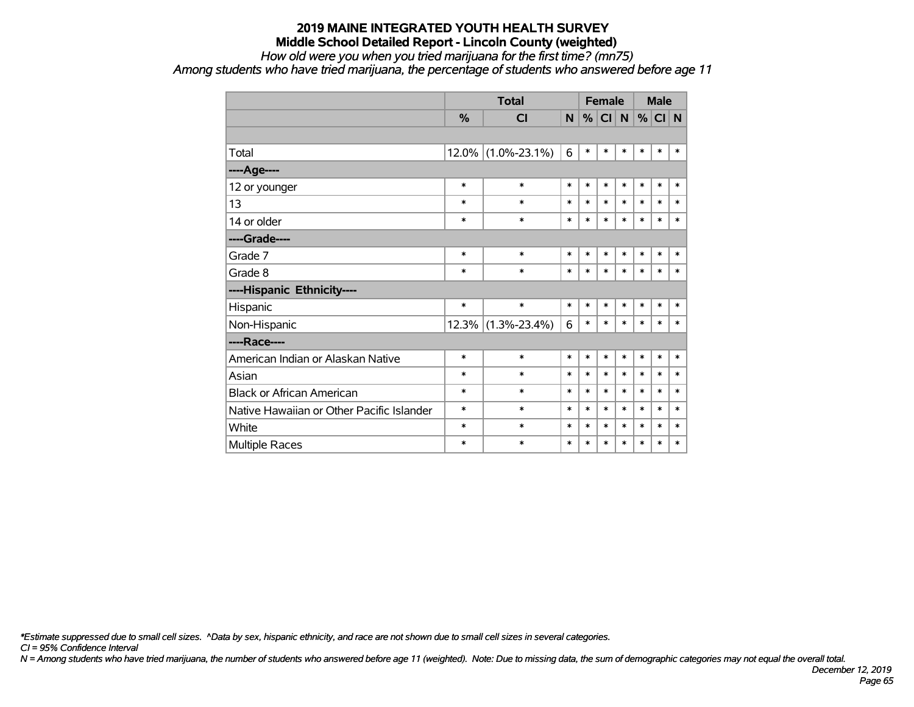## 2019 MAINE INTEGRATED YOUTH HEALTH SURVEY
### Middle School Detailed Report - Lincoln County (weighted)
*How old were you when you tried marijuana for the first time? (mn75)*
*Among students who have tried marijuana, the percentage of students who answered before age 11*

| | Total | | | Female | | | Male | | |
|---|---|---|---|---|---|---|---|---|---|
| | % | CI | N | % | CI | N | % | CI | N |
| | | | | | | | | | |
| Total | 12.0% | (1.0%-23.1%) | 6 | * | * | * | * | * | * |
| **----Age----** | | | | | | | | | |
| 12 or younger | * | * | * | * | * | * | * | * | * |
| 13 | * | * | * | * | * | * | * | * | * |
| 14 or older | * | * | * | * | * | * | * | * | * |
| **----Grade----** | | | | | | | | | |
| Grade 7 | * | * | * | * | * | * | * | * | * |
| Grade 8 | * | * | * | * | * | * | * | * | * |
| **----Hispanic Ethnicity----** | | | | | | | | | |
| Hispanic | * | * | * | * | * | * | * | * | * |
| Non-Hispanic | 12.3% | (1.3%-23.4%) | 6 | * | * | * | * | * | * |
| **----Race----** | | | | | | | | | |
| American Indian or Alaskan Native | * | * | * | * | * | * | * | * | * |
| Asian | * | * | * | * | * | * | * | * | * |
| Black or African American | * | * | * | * | * | * | * | * | * |
| Native Hawaiian or Other Pacific Islander | * | * | * | * | * | * | * | * | * |
| White | * | * | * | * | * | * | * | * | * |
| Multiple Races | * | * | * | * | * | * | * | * | * |

*\*Estimate suppressed due to small cell sizes. ^Data by sex, hispanic ethnicity, and race are not shown due to small cell sizes in several categories.*
*CI = 95% Confidence Interval*
*N = Among students who have tried marijuana, the number of students who answered before age 11 (weighted). Note: Due to missing data, the sum of demographic categories may not equal the overall total.*

*December 12, 2019*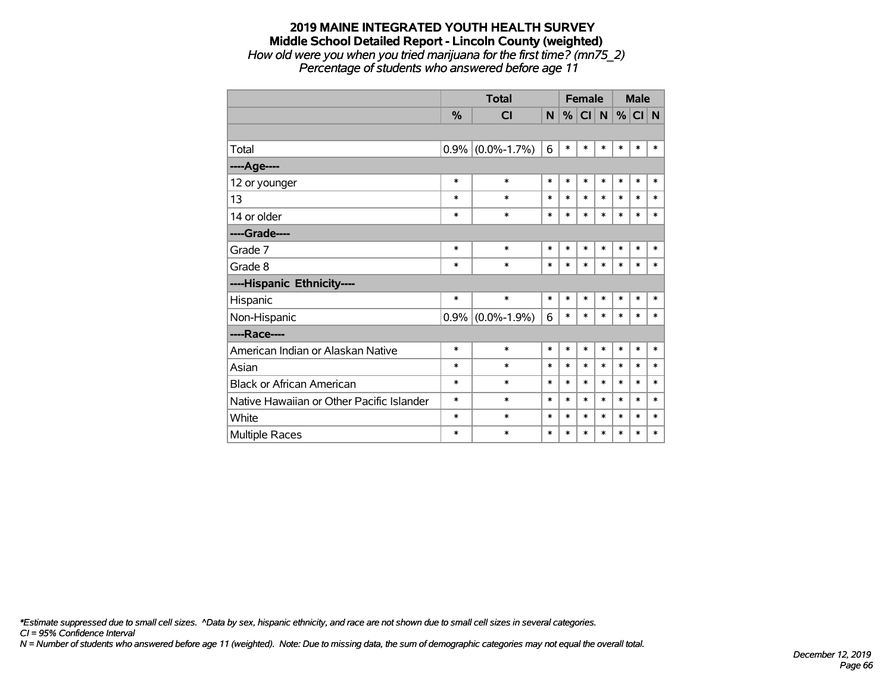# 2019 MAINE INTEGRATED YOUTH HEALTH SURVEY

## Middle School Detailed Report - Lincoln County (weighted)

*How old were you when you tried marijuana for the first time? (mn75_2)*

*Percentage of students who answered before age 11*

| | Total | | | Female | | | Male | | |
|---|---|---|---|---|---|---|---|---|---|
| | % | CI | N | % | CI | N | % | CI | N |
| | | | | | | | | | |
| Total | 0.9% | (0.0%-1.7%) | 6 | * | * | * | * | * | * |
| ----Age---- | | | | | | | | | |
| 12 or younger | * | * | * | * | * | * | * | * | * |
| 13 | * | * | * | * | * | * | * | * | * |
| 14 or older | * | * | * | * | * | * | * | * | * |
| ----Grade---- | | | | | | | | | |
| Grade 7 | * | * | * | * | * | * | * | * | * |
| Grade 8 | * | * | * | * | * | * | * | * | * |
| ----Hispanic Ethnicity---- | | | | | | | | | |
| Hispanic | * | * | * | * | * | * | * | * | * |
| Non-Hispanic | 0.9% | (0.0%-1.9%) | 6 | * | * | * | * | * | * |
| ----Race---- | | | | | | | | | |
| American Indian or Alaskan Native | * | * | * | * | * | * | * | * | * |
| Asian | * | * | * | * | * | * | * | * | * |
| Black or African American | * | * | * | * | * | * | * | * | * |
| Native Hawaiian or Other Pacific Islander | * | * | * | * | * | * | * | * | * |
| White | * | * | * | * | * | * | * | * | * |
| Multiple Races | * | * | * | * | * | * | * | * | * |

*\*Estimate suppressed due to small cell sizes. ^Data by sex, hispanic ethnicity, and race are not shown due to small cell sizes in several categories.*
*CI = 95% Confidence Interval*
*N = Number of students who answered before age 11 (weighted). Note: Due to missing data, the sum of demographic categories may not equal the overall total.*

*December 12, 2019*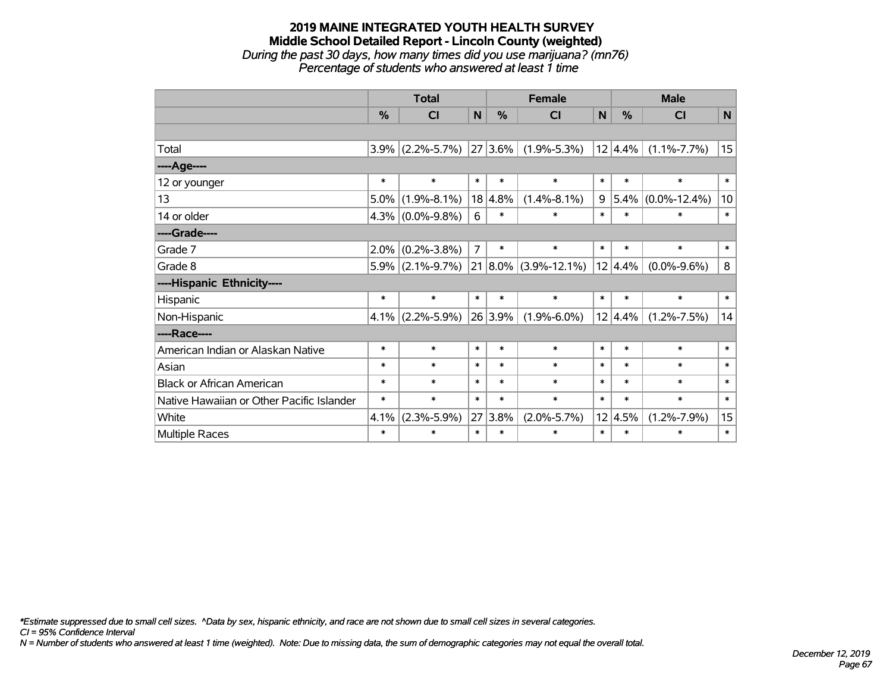# 2019 MAINE INTEGRATED YOUTH HEALTH SURVEY
## Middle School Detailed Report - Lincoln County (weighted)
*During the past 30 days, how many times did you use marijuana? (mn76)*
*Percentage of students who answered at least 1 time*

| | Total | | | Female | | | Male | | |
|---|---|---|---|---|---|---|---|---|---|
| | % | CI | N | % | CI | N | % | CI | N |
| | | | | | | | | | |
| Total | 3.9% | (2.2%-5.7%) | 27 | 3.6% | (1.9%-5.3%) | 12 | 4.4% | (1.1%-7.7%) | 15 |
| ----Age---- | | | | | | | | | |
| 12 or younger | * | * | * | * | * | * | * | * | * |
| 13 | 5.0% | (1.9%-8.1%) | 18 | 4.8% | (1.4%-8.1%) | 9 | 5.4% | (0.0%-12.4%) | 10 |
| 14 or older | 4.3% | (0.0%-9.8%) | 6 | * | * | * | * | * | * |
| ----Grade---- | | | | | | | | | |
| Grade 7 | 2.0% | (0.2%-3.8%) | 7 | * | * | * | * | * | * |
| Grade 8 | 5.9% | (2.1%-9.7%) | 21 | 8.0% | (3.9%-12.1%) | 12 | 4.4% | (0.0%-9.6%) | 8 |
| ----Hispanic Ethnicity---- | | | | | | | | | |
| Hispanic | * | * | * | * | * | * | * | * | * |
| Non-Hispanic | 4.1% | (2.2%-5.9%) | 26 | 3.9% | (1.9%-6.0%) | 12 | 4.4% | (1.2%-7.5%) | 14 |
| ----Race---- | | | | | | | | | |
| American Indian or Alaskan Native | * | * | * | * | * | * | * | * | * |
| Asian | * | * | * | * | * | * | * | * | * |
| Black or African American | * | * | * | * | * | * | * | * | * |
| Native Hawaiian or Other Pacific Islander | * | * | * | * | * | * | * | * | * |
| White | 4.1% | (2.3%-5.9%) | 27 | 3.8% | (2.0%-5.7%) | 12 | 4.5% | (1.2%-7.9%) | 15 |
| Multiple Races | * | * | * | * | * | * | * | * | * |

*\*Estimate suppressed due to small cell sizes. ^Data by sex, hispanic ethnicity, and race are not shown due to small cell sizes in several categories.*
*CI = 95% Confidence Interval*
*N = Number of students who answered at least 1 time (weighted). Note: Due to missing data, the sum of demographic categories may not equal the overall total.*

*December 12, 2019*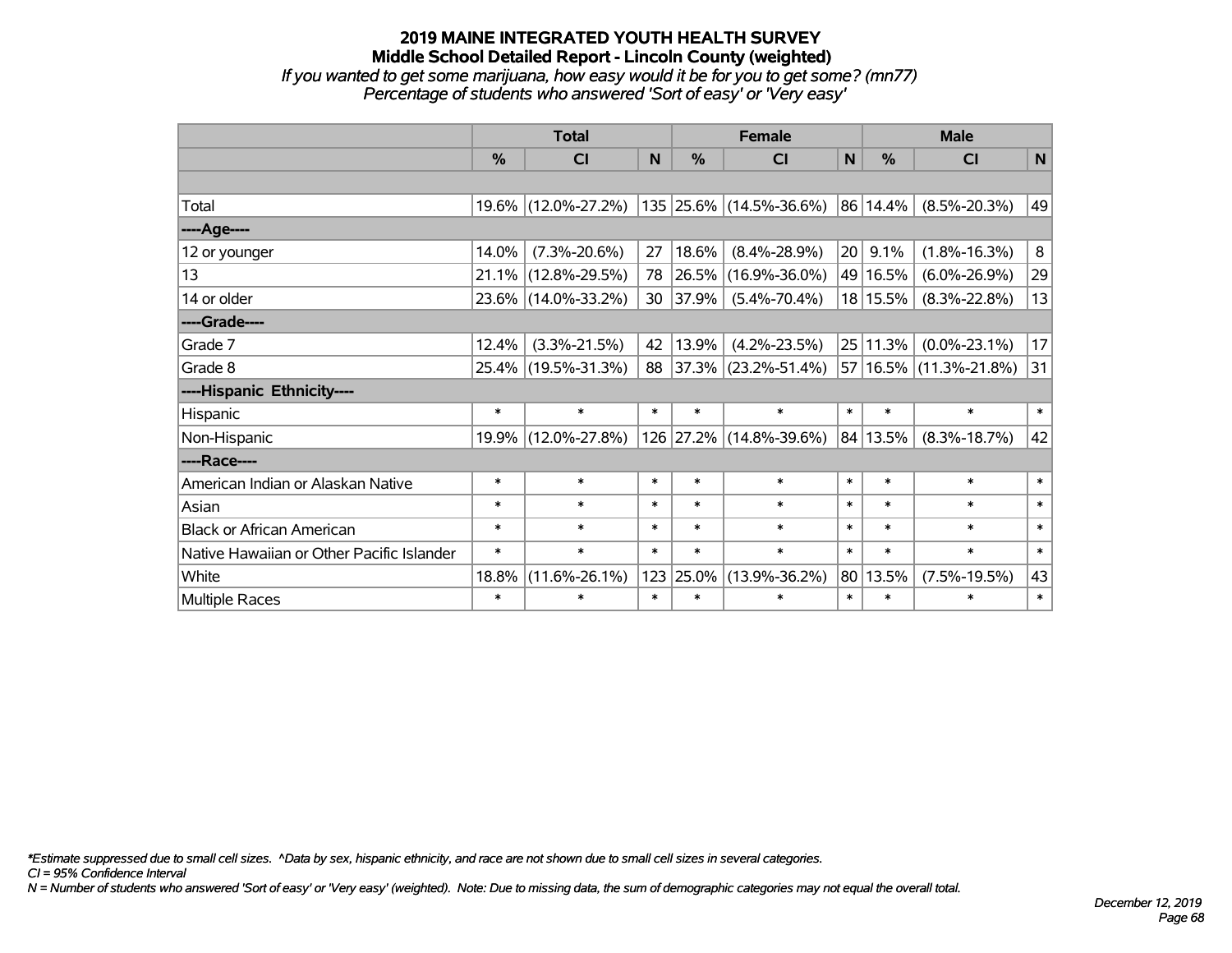# 2019 MAINE INTEGRATED YOUTH HEALTH SURVEY
## Middle School Detailed Report - Lincoln County (weighted)
*If you wanted to get some marijuana, how easy would it be for you to get some? (mn77)*
*Percentage of students who answered 'Sort of easy' or 'Very easy'*

| | Total | | | Female | | | Male | | |
|---|---|---|---|---|---|---|---|---|---|
| | % | CI | N | % | CI | N | % | CI | N |
| | | | | | | | | | |
| Total | 19.6% | (12.0%-27.2%) | 135 | 25.6% | (14.5%-36.6%) | 86 | 14.4% | (8.5%-20.3%) | 49 |
| ----Age---- | | | | | | | | | |
| 12 or younger | 14.0% | (7.3%-20.6%) | 27 | 18.6% | (8.4%-28.9%) | 20 | 9.1% | (1.8%-16.3%) | 8 |
| 13 | 21.1% | (12.8%-29.5%) | 78 | 26.5% | (16.9%-36.0%) | 49 | 16.5% | (6.0%-26.9%) | 29 |
| 14 or older | 23.6% | (14.0%-33.2%) | 30 | 37.9% | (5.4%-70.4%) | 18 | 15.5% | (8.3%-22.8%) | 13 |
| ----Grade---- | | | | | | | | | |
| Grade 7 | 12.4% | (3.3%-21.5%) | 42 | 13.9% | (4.2%-23.5%) | 25 | 11.3% | (0.0%-23.1%) | 17 |
| Grade 8 | 25.4% | (19.5%-31.3%) | 88 | 37.3% | (23.2%-51.4%) | 57 | 16.5% | (11.3%-21.8%) | 31 |
| ----Hispanic Ethnicity---- | | | | | | | | | |
| Hispanic | * | * | * | * | * | * | * | * | * |
| Non-Hispanic | 19.9% | (12.0%-27.8%) | 126 | 27.2% | (14.8%-39.6%) | 84 | 13.5% | (8.3%-18.7%) | 42 |
| ----Race---- | | | | | | | | | |
| American Indian or Alaskan Native | * | * | * | * | * | * | * | * | * |
| Asian | * | * | * | * | * | * | * | * | * |
| Black or African American | * | * | * | * | * | * | * | * | * |
| Native Hawaiian or Other Pacific Islander | * | * | * | * | * | * | * | * | * |
| White | 18.8% | (11.6%-26.1%) | 123 | 25.0% | (13.9%-36.2%) | 80 | 13.5% | (7.5%-19.5%) | 43 |
| Multiple Races | * | * | * | * | * | * | * | * | * |

*\*Estimate suppressed due to small cell sizes. ^Data by sex, hispanic ethnicity, and race are not shown due to small cell sizes in several categories.*
*CI = 95% Confidence Interval*
*N = Number of students who answered 'Sort of easy' or 'Very easy' (weighted). Note: Due to missing data, the sum of demographic categories may not equal the overall total.*

*December 12, 2019*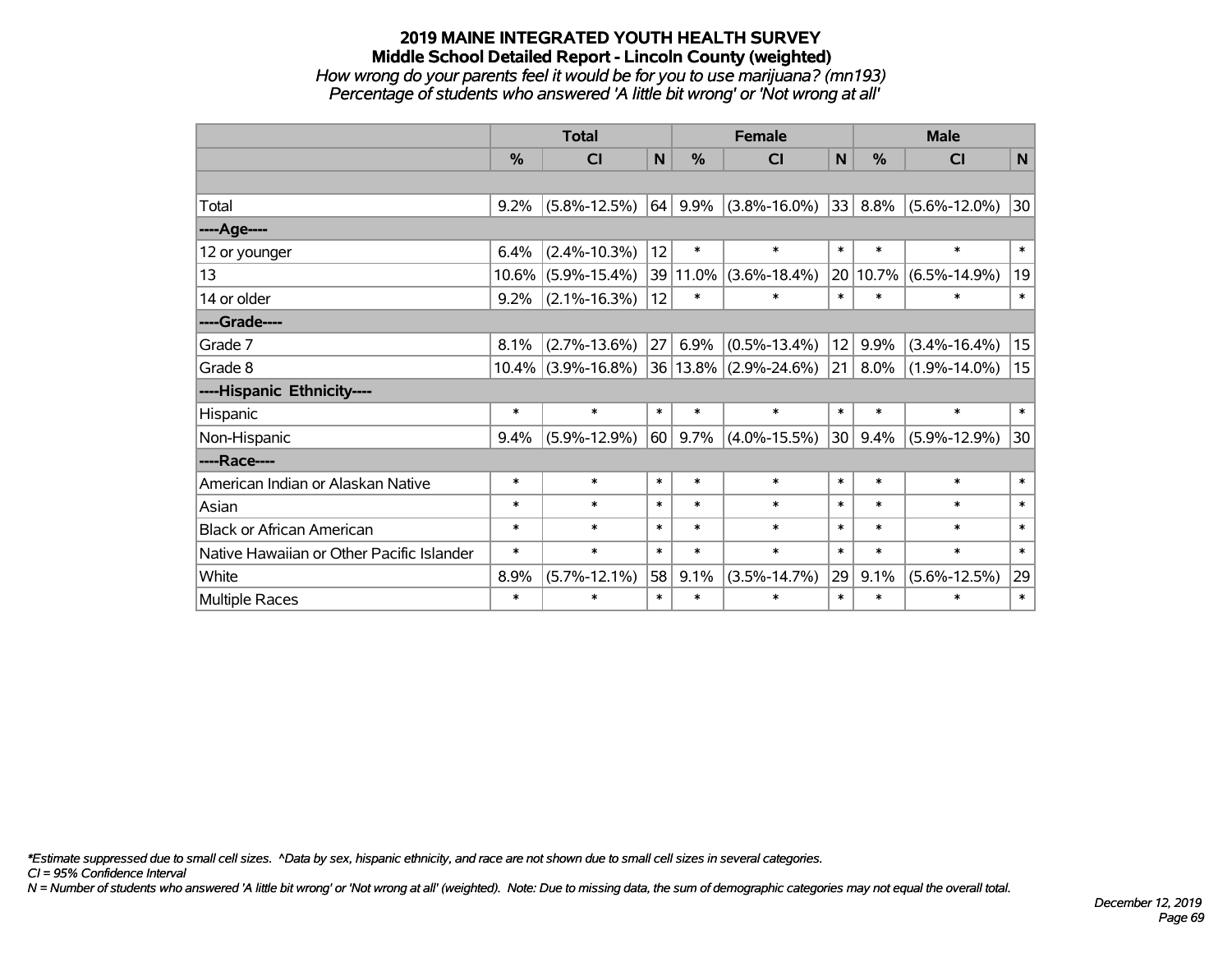# 2019 MAINE INTEGRATED YOUTH HEALTH SURVEY
## Middle School Detailed Report - Lincoln County (weighted)
*How wrong do your parents feel it would be for you to use marijuana? (mn193)*
*Percentage of students who answered 'A little bit wrong' or 'Not wrong at all'*

| | Total | | | Female | | | Male | | |
|---|---|---|---|---|---|---|---|---|---|
| | % | CI | N | % | CI | N | % | CI | N |
| | | | | | | | | | |
| Total | 9.2% | (5.8%-12.5%) | 64 | 9.9% | (3.8%-16.0%) | 33 | 8.8% | (5.6%-12.0%) | 30 |
| ----Age---- | | | | | | | | | |
| 12 or younger | 6.4% | (2.4%-10.3%) | 12 | * | * | * | * | * | * |
| 13 | 10.6% | (5.9%-15.4%) | 39 | 11.0% | (3.6%-18.4%) | 20 | 10.7% | (6.5%-14.9%) | 19 |
| 14 or older | 9.2% | (2.1%-16.3%) | 12 | * | * | * | * | * | * |
| ----Grade---- | | | | | | | | | |
| Grade 7 | 8.1% | (2.7%-13.6%) | 27 | 6.9% | (0.5%-13.4%) | 12 | 9.9% | (3.4%-16.4%) | 15 |
| Grade 8 | 10.4% | (3.9%-16.8%) | 36 | 13.8% | (2.9%-24.6%) | 21 | 8.0% | (1.9%-14.0%) | 15 |
| ----Hispanic Ethnicity---- | | | | | | | | | |
| Hispanic | * | * | * | * | * | * | * | * | * |
| Non-Hispanic | 9.4% | (5.9%-12.9%) | 60 | 9.7% | (4.0%-15.5%) | 30 | 9.4% | (5.9%-12.9%) | 30 |
| ----Race---- | | | | | | | | | |
| American Indian or Alaskan Native | * | * | * | * | * | * | * | * | * |
| Asian | * | * | * | * | * | * | * | * | * |
| Black or African American | * | * | * | * | * | * | * | * | * |
| Native Hawaiian or Other Pacific Islander | * | * | * | * | * | * | * | * | * |
| White | 8.9% | (5.7%-12.1%) | 58 | 9.1% | (3.5%-14.7%) | 29 | 9.1% | (5.6%-12.5%) | 29 |
| Multiple Races | * | * | * | * | * | * | * | * | * |

*\*Estimate suppressed due to small cell sizes. ^Data by sex, hispanic ethnicity, and race are not shown due to small cell sizes in several categories.*
*CI = 95% Confidence Interval*
*N = Number of students who answered 'A little bit wrong' or 'Not wrong at all' (weighted). Note: Due to missing data, the sum of demographic categories may not equal the overall total.*

*December 12, 2019*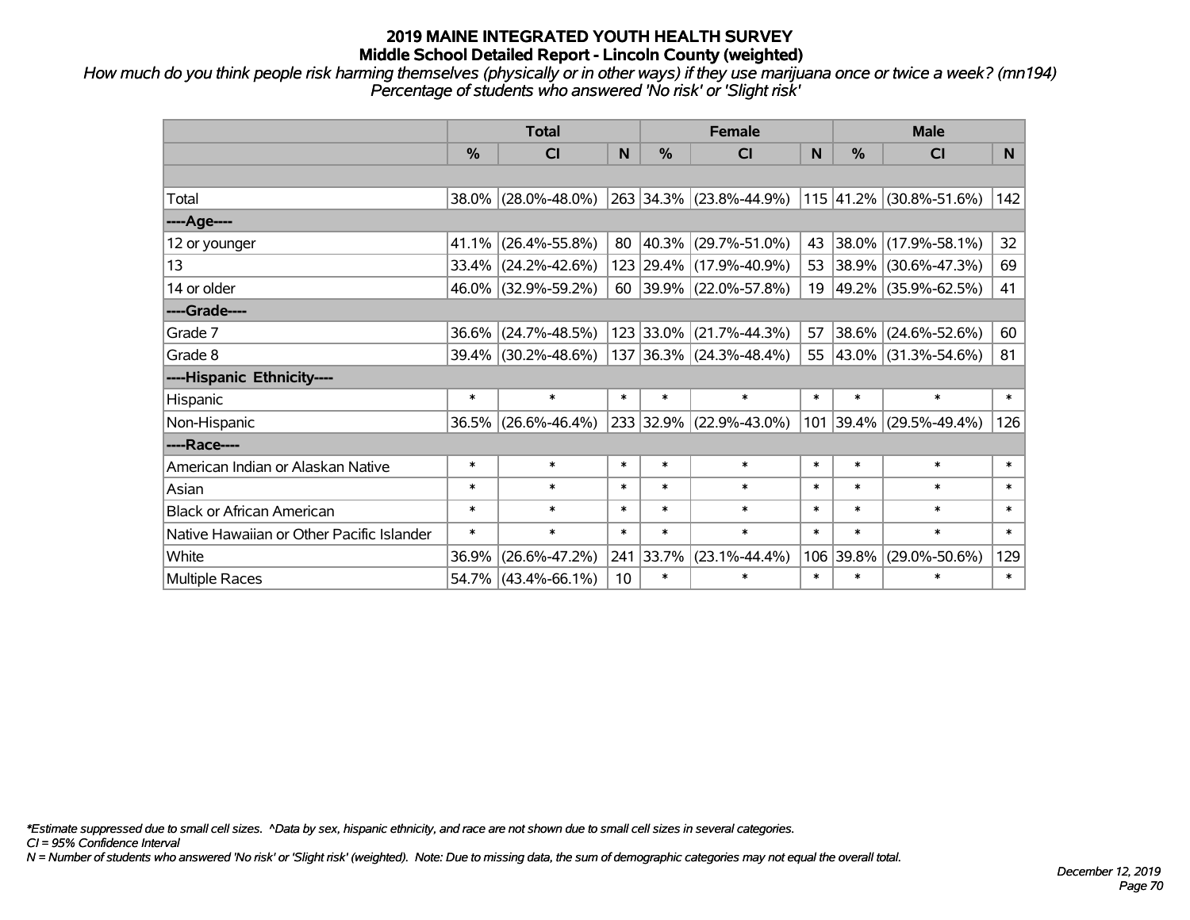# 2019 MAINE INTEGRATED YOUTH HEALTH SURVEY
## Middle School Detailed Report - Lincoln County (weighted)

*How much do you think people risk harming themselves (physically or in other ways) if they use marijuana once or twice a week? (mn194)*
*Percentage of students who answered 'No risk' or 'Slight risk'*

| | Total | | | Female | | | Male | | |
|---|---|---|---|---|---|---|---|---|---|
| | % | CI | N | % | CI | N | % | CI | N |
| Total | 38.0% | (28.0%-48.0%) | 263 | 34.3% | (23.8%-44.9%) | 115 | 41.2% | (30.8%-51.6%) | 142 |
| ----Age---- | | | | | | | | | |
| 12 or younger | 41.1% | (26.4%-55.8%) | 80 | 40.3% | (29.7%-51.0%) | 43 | 38.0% | (17.9%-58.1%) | 32 |
| 13 | 33.4% | (24.2%-42.6%) | 123 | 29.4% | (17.9%-40.9%) | 53 | 38.9% | (30.6%-47.3%) | 69 |
| 14 or older | 46.0% | (32.9%-59.2%) | 60 | 39.9% | (22.0%-57.8%) | 19 | 49.2% | (35.9%-62.5%) | 41 |
| ----Grade---- | | | | | | | | | |
| Grade 7 | 36.6% | (24.7%-48.5%) | 123 | 33.0% | (21.7%-44.3%) | 57 | 38.6% | (24.6%-52.6%) | 60 |
| Grade 8 | 39.4% | (30.2%-48.6%) | 137 | 36.3% | (24.3%-48.4%) | 55 | 43.0% | (31.3%-54.6%) | 81 |
| ----Hispanic Ethnicity---- | | | | | | | | | |
| Hispanic | * | * | * | * | * | * | * | * | * |
| Non-Hispanic | 36.5% | (26.6%-46.4%) | 233 | 32.9% | (22.9%-43.0%) | 101 | 39.4% | (29.5%-49.4%) | 126 |
| ----Race---- | | | | | | | | | |
| American Indian or Alaskan Native | * | * | * | * | * | * | * | * | * |
| Asian | * | * | * | * | * | * | * | * | * |
| Black or African American | * | * | * | * | * | * | * | * | * |
| Native Hawaiian or Other Pacific Islander | * | * | * | * | * | * | * | * | * |
| White | 36.9% | (26.6%-47.2%) | 241 | 33.7% | (23.1%-44.4%) | 106 | 39.8% | (29.0%-50.6%) | 129 |
| Multiple Races | 54.7% | (43.4%-66.1%) | 10 | * | * | * | * | * | * |

*\*Estimate suppressed due to small cell sizes. ^Data by sex, hispanic ethnicity, and race are not shown due to small cell sizes in several categories.*
*CI = 95% Confidence Interval*
*N = Number of students who answered 'No risk' or 'Slight risk' (weighted). Note: Due to missing data, the sum of demographic categories may not equal the overall total.*

*December 12, 2019*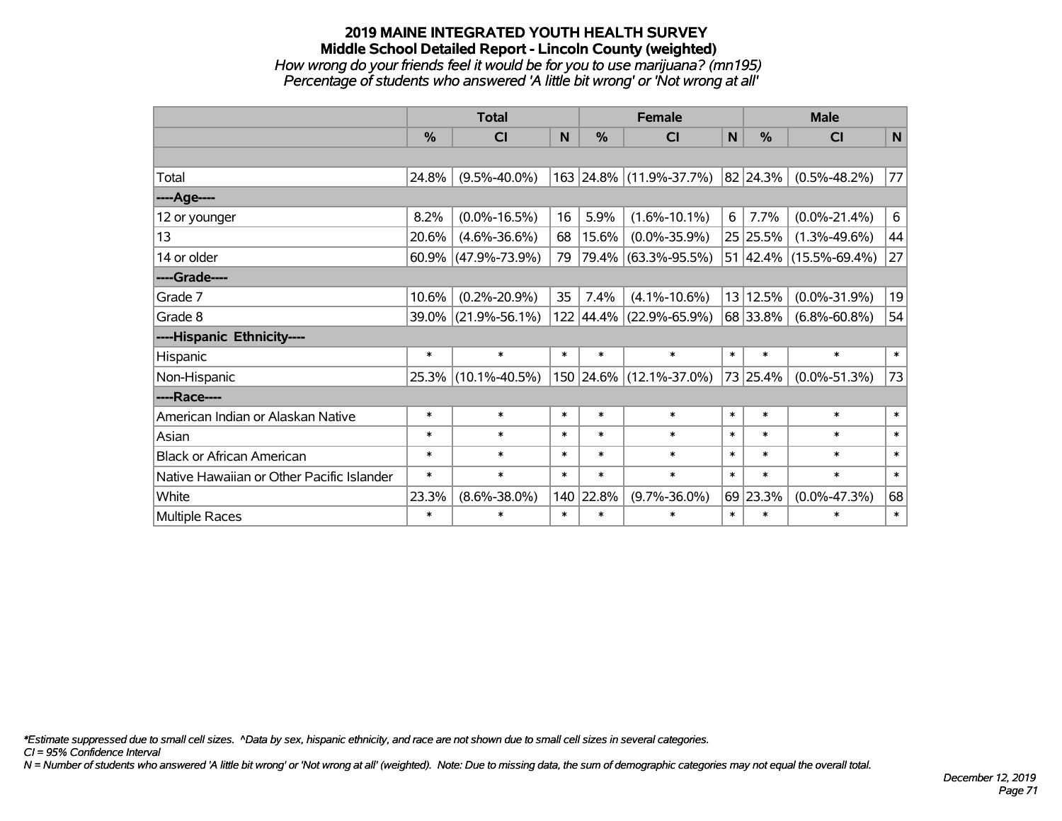# 2019 MAINE INTEGRATED YOUTH HEALTH SURVEY
## Middle School Detailed Report - Lincoln County (weighted)

*How wrong do your friends feel it would be for you to use marijuana? (mn195)*
*Percentage of students who answered 'A little bit wrong' or 'Not wrong at all'*

| | Total | | | Female | | | Male | | |
|---|---|---|---|---|---|---|---|---|---|
| | % | CI | N | % | CI | N | % | CI | N |
| Total | 24.8% | (9.5%-40.0%) | 163 | 24.8% | (11.9%-37.7%) | 82 | 24.3% | (0.5%-48.2%) | 77 |
| ----Age---- | | | | | | | | | |
| 12 or younger | 8.2% | (0.0%-16.5%) | 16 | 5.9% | (1.6%-10.1%) | 6 | 7.7% | (0.0%-21.4%) | 6 |
| 13 | 20.6% | (4.6%-36.6%) | 68 | 15.6% | (0.0%-35.9%) | 25 | 25.5% | (1.3%-49.6%) | 44 |
| 14 or older | 60.9% | (47.9%-73.9%) | 79 | 79.4% | (63.3%-95.5%) | 51 | 42.4% | (15.5%-69.4%) | 27 |
| ----Grade---- | | | | | | | | | |
| Grade 7 | 10.6% | (0.2%-20.9%) | 35 | 7.4% | (4.1%-10.6%) | 13 | 12.5% | (0.0%-31.9%) | 19 |
| Grade 8 | 39.0% | (21.9%-56.1%) | 122 | 44.4% | (22.9%-65.9%) | 68 | 33.8% | (6.8%-60.8%) | 54 |
| ----Hispanic Ethnicity---- | | | | | | | | | |
| Hispanic | * | * | * | * | * | * | * | * | * |
| Non-Hispanic | 25.3% | (10.1%-40.5%) | 150 | 24.6% | (12.1%-37.0%) | 73 | 25.4% | (0.0%-51.3%) | 73 |
| ----Race---- | | | | | | | | | |
| American Indian or Alaskan Native | * | * | * | * | * | * | * | * | * |
| Asian | * | * | * | * | * | * | * | * | * |
| Black or African American | * | * | * | * | * | * | * | * | * |
| Native Hawaiian or Other Pacific Islander | * | * | * | * | * | * | * | * | * |
| White | 23.3% | (8.6%-38.0%) | 140 | 22.8% | (9.7%-36.0%) | 69 | 23.3% | (0.0%-47.3%) | 68 |
| Multiple Races | * | * | * | * | * | * | * | * | * |

*\*Estimate suppressed due to small cell sizes. ^Data by sex, hispanic ethnicity, and race are not shown due to small cell sizes in several categories.*
*CI = 95% Confidence Interval*
*N = Number of students who answered 'A little bit wrong' or 'Not wrong at all' (weighted). Note: Due to missing data, the sum of demographic categories may not equal the overall total.*

*December 12, 2019*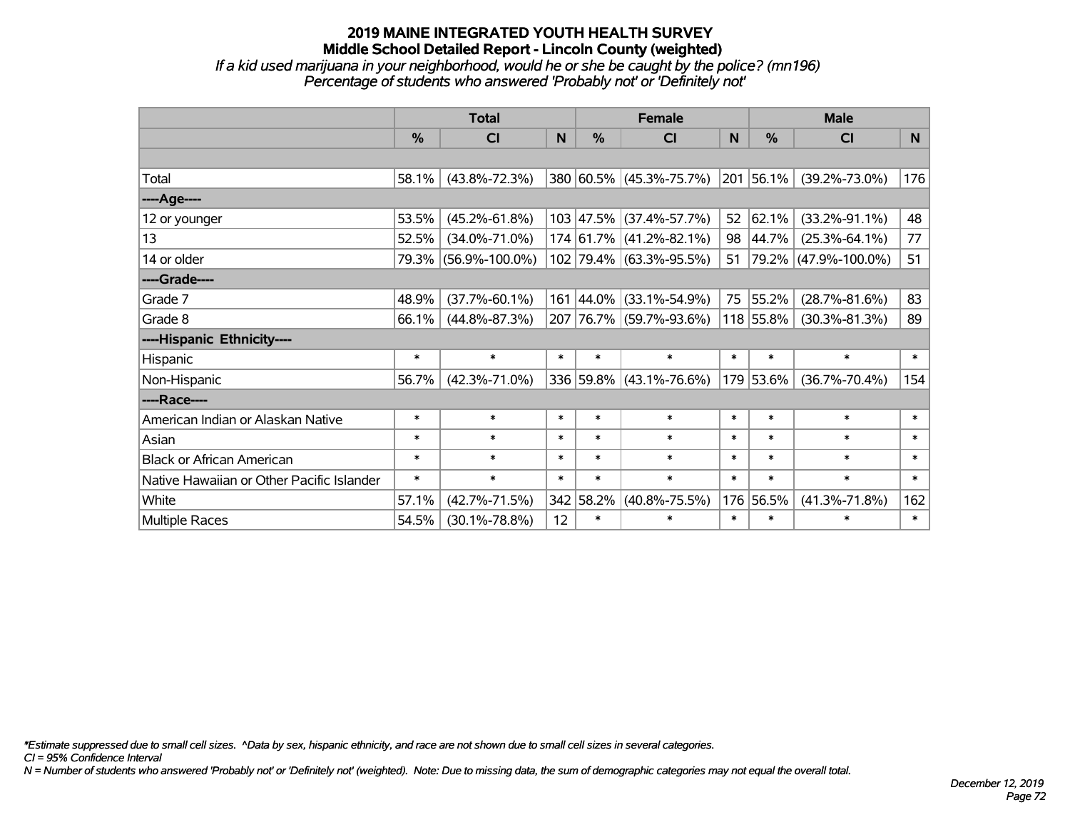# 2019 MAINE INTEGRATED YOUTH HEALTH SURVEY
## Middle School Detailed Report - Lincoln County (weighted)
### *If a kid used marijuana in your neighborhood, would he or she be caught by the police? (mn196)*
### *Percentage of students who answered 'Probably not' or 'Definitely not'*

| | Total | | | Female | | | Male | | |
|---|---|---|---|---|---|---|---|---|---|
| | % | CI | N | % | CI | N | % | CI | N |
| Total | 58.1% | (43.8%-72.3%) | 380 | 60.5% | (45.3%-75.7%) | 201 | 56.1% | (39.2%-73.0%) | 176 |
| ----Age---- | | | | | | | | | |
| 12 or younger | 53.5% | (45.2%-61.8%) | 103 | 47.5% | (37.4%-57.7%) | 52 | 62.1% | (33.2%-91.1%) | 48 |
| 13 | 52.5% | (34.0%-71.0%) | 174 | 61.7% | (41.2%-82.1%) | 98 | 44.7% | (25.3%-64.1%) | 77 |
| 14 or older | 79.3% | (56.9%-100.0%) | 102 | 79.4% | (63.3%-95.5%) | 51 | 79.2% | (47.9%-100.0%) | 51 |
| ----Grade---- | | | | | | | | | |
| Grade 7 | 48.9% | (37.7%-60.1%) | 161 | 44.0% | (33.1%-54.9%) | 75 | 55.2% | (28.7%-81.6%) | 83 |
| Grade 8 | 66.1% | (44.8%-87.3%) | 207 | 76.7% | (59.7%-93.6%) | 118 | 55.8% | (30.3%-81.3%) | 89 |
| ----Hispanic Ethnicity---- | | | | | | | | | |
| Hispanic | * | * | * | * | * | * | * | * | * |
| Non-Hispanic | 56.7% | (42.3%-71.0%) | 336 | 59.8% | (43.1%-76.6%) | 179 | 53.6% | (36.7%-70.4%) | 154 |
| ----Race---- | | | | | | | | | |
| American Indian or Alaskan Native | * | * | * | * | * | * | * | * | * |
| Asian | * | * | * | * | * | * | * | * | * |
| Black or African American | * | * | * | * | * | * | * | * | * |
| Native Hawaiian or Other Pacific Islander | * | * | * | * | * | * | * | * | * |
| White | 57.1% | (42.7%-71.5%) | 342 | 58.2% | (40.8%-75.5%) | 176 | 56.5% | (41.3%-71.8%) | 162 |
| Multiple Races | 54.5% | (30.1%-78.8%) | 12 | * | * | * | * | * | * |

*\*Estimate suppressed due to small cell sizes. ^Data by sex, hispanic ethnicity, and race are not shown due to small cell sizes in several categories.*

*CI = 95% Confidence Interval*

*N = Number of students who answered 'Probably not' or 'Definitely not' (weighted). Note: Due to missing data, the sum of demographic categories may not equal the overall total.*

*December 12, 2019*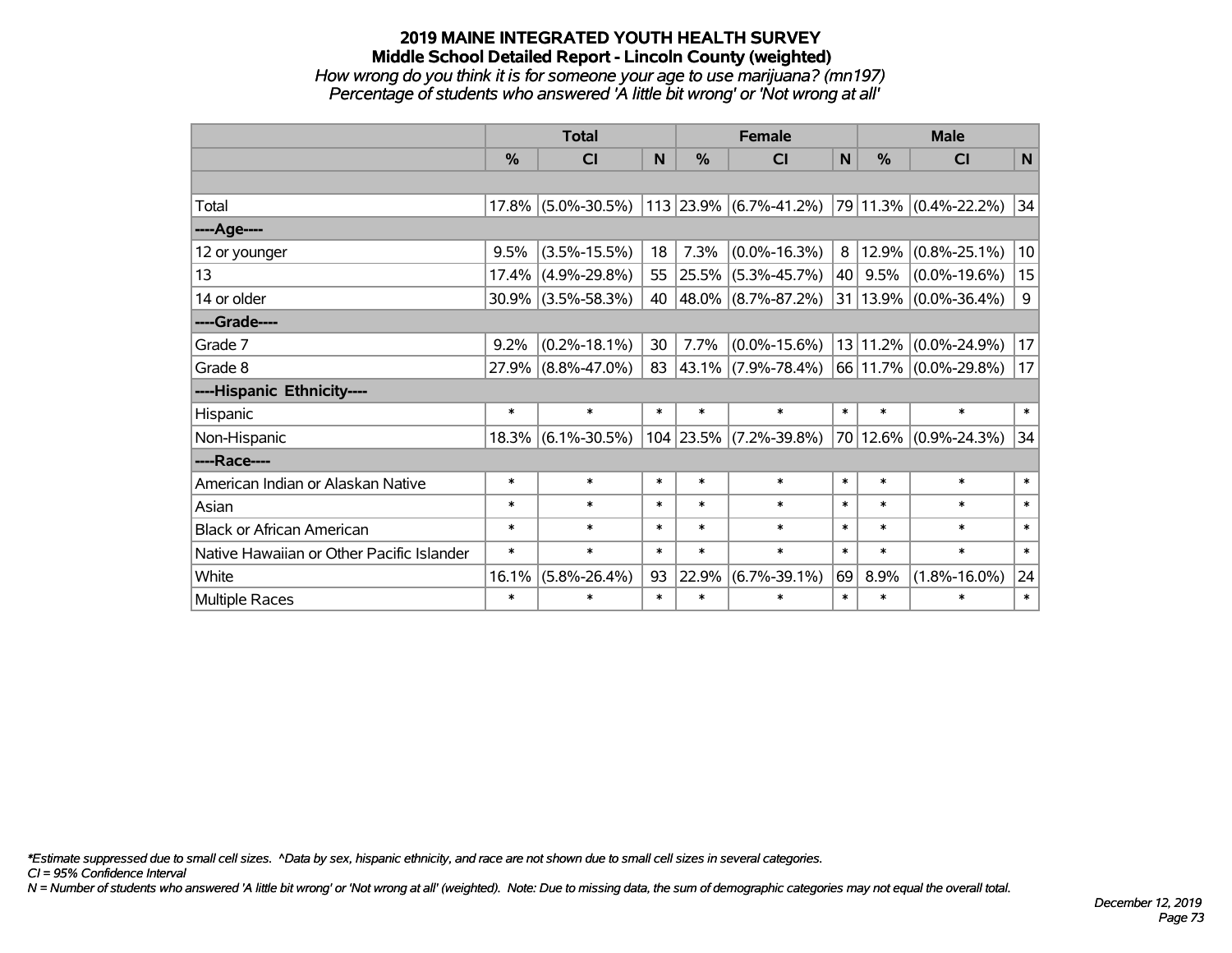# 2019 MAINE INTEGRATED YOUTH HEALTH SURVEY

## Middle School Detailed Report - Lincoln County (weighted)

*How wrong do you think it is for someone your age to use marijuana? (mn197)*

*Percentage of students who answered 'A little bit wrong' or 'Not wrong at all'*

| | Total | | | Female | | | Male | | |
|---|---|---|---|---|---|---|---|---|---|
| | % | CI | N | % | CI | N | % | CI | N |
| Total | 17.8% | (5.0%-30.5%) | 113 | 23.9% | (6.7%-41.2%) | 79 | 11.3% | (0.4%-22.2%) | 34 |
| ----Age---- | | | | | | | | | |
| 12 or younger | 9.5% | (3.5%-15.5%) | 18 | 7.3% | (0.0%-16.3%) | 8 | 12.9% | (0.8%-25.1%) | 10 |
| 13 | 17.4% | (4.9%-29.8%) | 55 | 25.5% | (5.3%-45.7%) | 40 | 9.5% | (0.0%-19.6%) | 15 |
| 14 or older | 30.9% | (3.5%-58.3%) | 40 | 48.0% | (8.7%-87.2%) | 31 | 13.9% | (0.0%-36.4%) | 9 |
| ----Grade---- | | | | | | | | | |
| Grade 7 | 9.2% | (0.2%-18.1%) | 30 | 7.7% | (0.0%-15.6%) | 13 | 11.2% | (0.0%-24.9%) | 17 |
| Grade 8 | 27.9% | (8.8%-47.0%) | 83 | 43.1% | (7.9%-78.4%) | 66 | 11.7% | (0.0%-29.8%) | 17 |
| ----Hispanic Ethnicity---- | | | | | | | | | |
| Hispanic | * | * | * | * | * | * | * | * | * |
| Non-Hispanic | 18.3% | (6.1%-30.5%) | 104 | 23.5% | (7.2%-39.8%) | 70 | 12.6% | (0.9%-24.3%) | 34 |
| ----Race---- | | | | | | | | | |
| American Indian or Alaskan Native | * | * | * | * | * | * | * | * | * |
| Asian | * | * | * | * | * | * | * | * | * |
| Black or African American | * | * | * | * | * | * | * | * | * |
| Native Hawaiian or Other Pacific Islander | * | * | * | * | * | * | * | * | * |
| White | 16.1% | (5.8%-26.4%) | 93 | 22.9% | (6.7%-39.1%) | 69 | 8.9% | (1.8%-16.0%) | 24 |
| Multiple Races | * | * | * | * | * | * | * | * | * |

*\*Estimate suppressed due to small cell sizes. ^Data by sex, hispanic ethnicity, and race are not shown due to small cell sizes in several categories.*

*CI = 95% Confidence Interval*

*N = Number of students who answered 'A little bit wrong' or 'Not wrong at all' (weighted). Note: Due to missing data, the sum of demographic categories may not equal the overall total.*

*December 12, 2019*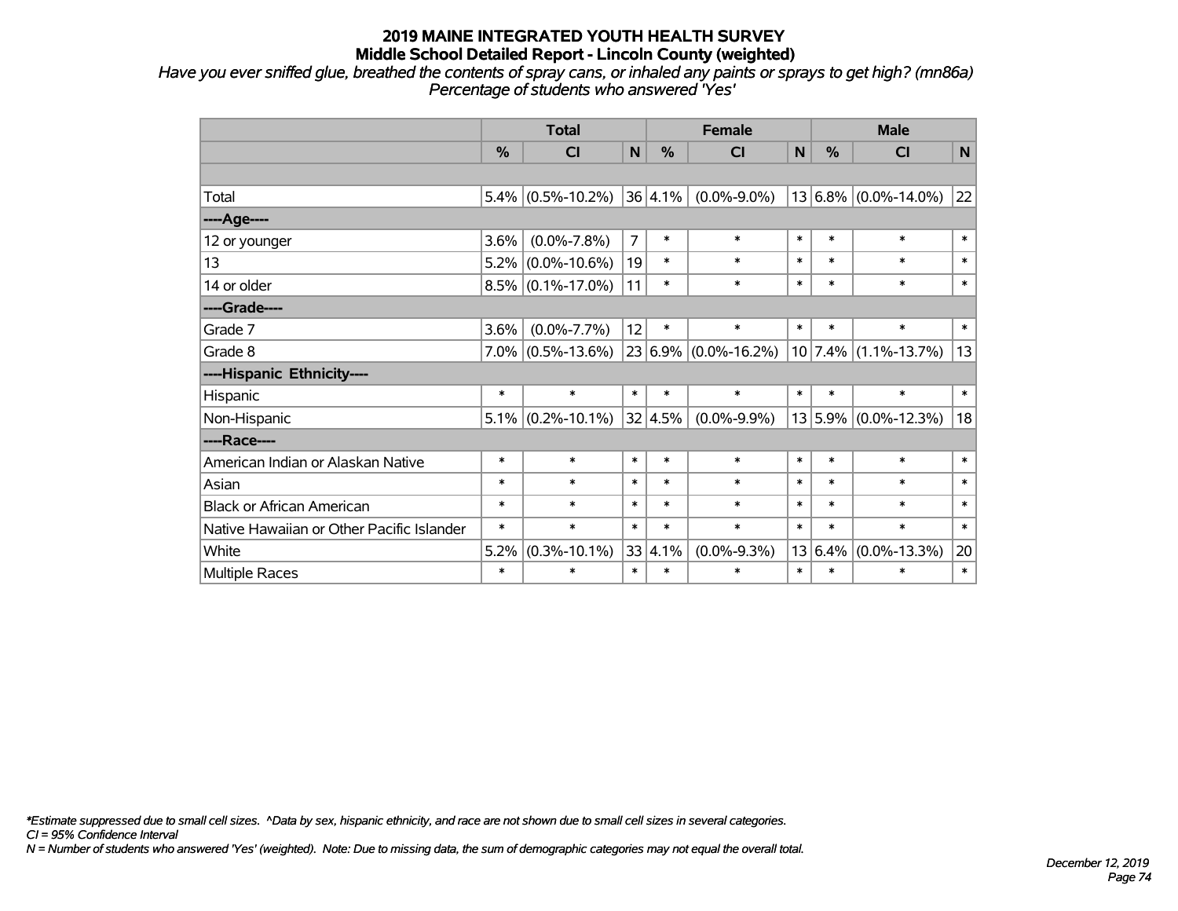# 2019 MAINE INTEGRATED YOUTH HEALTH SURVEY
## Middle School Detailed Report - Lincoln County (weighted)

*Have you ever sniffed glue, breathed the contents of spray cans, or inhaled any paints or sprays to get high? (mn86a)*
*Percentage of students who answered 'Yes'*

| | Total | | | Female | | | Male | | |
|---|---|---|---|---|---|---|---|---|---|
| | % | CI | N | % | CI | N | % | CI | N |
| | | | | | | | | | |
| Total | 5.4% | (0.5%-10.2%) | 36 | 4.1% | (0.0%-9.0%) | 13 | 6.8% | (0.0%-14.0%) | 22 |
| ----Age---- | | | | | | | | | |
| 12 or younger | 3.6% | (0.0%-7.8%) | 7 | * | * | * | * | * | * |
| 13 | 5.2% | (0.0%-10.6%) | 19 | * | * | * | * | * | * |
| 14 or older | 8.5% | (0.1%-17.0%) | 11 | * | * | * | * | * | * |
| ----Grade---- | | | | | | | | | |
| Grade 7 | 3.6% | (0.0%-7.7%) | 12 | * | * | * | * | * | * |
| Grade 8 | 7.0% | (0.5%-13.6%) | 23 | 6.9% | (0.0%-16.2%) | 10 | 7.4% | (1.1%-13.7%) | 13 |
| ----Hispanic Ethnicity---- | | | | | | | | | |
| Hispanic | * | * | * | * | * | * | * | * | * |
| Non-Hispanic | 5.1% | (0.2%-10.1%) | 32 | 4.5% | (0.0%-9.9%) | 13 | 5.9% | (0.0%-12.3%) | 18 |
| ----Race---- | | | | | | | | | |
| American Indian or Alaskan Native | * | * | * | * | * | * | * | * | * |
| Asian | * | * | * | * | * | * | * | * | * |
| Black or African American | * | * | * | * | * | * | * | * | * |
| Native Hawaiian or Other Pacific Islander | * | * | * | * | * | * | * | * | * |
| White | 5.2% | (0.3%-10.1%) | 33 | 4.1% | (0.0%-9.3%) | 13 | 6.4% | (0.0%-13.3%) | 20 |
| Multiple Races | * | * | * | * | * | * | * | * | * |

*\*Estimate suppressed due to small cell sizes. ^Data by sex, hispanic ethnicity, and race are not shown due to small cell sizes in several categories.*
*CI = 95% Confidence Interval*
*N = Number of students who answered 'Yes' (weighted). Note: Due to missing data, the sum of demographic categories may not equal the overall total.*

*December 12, 2019*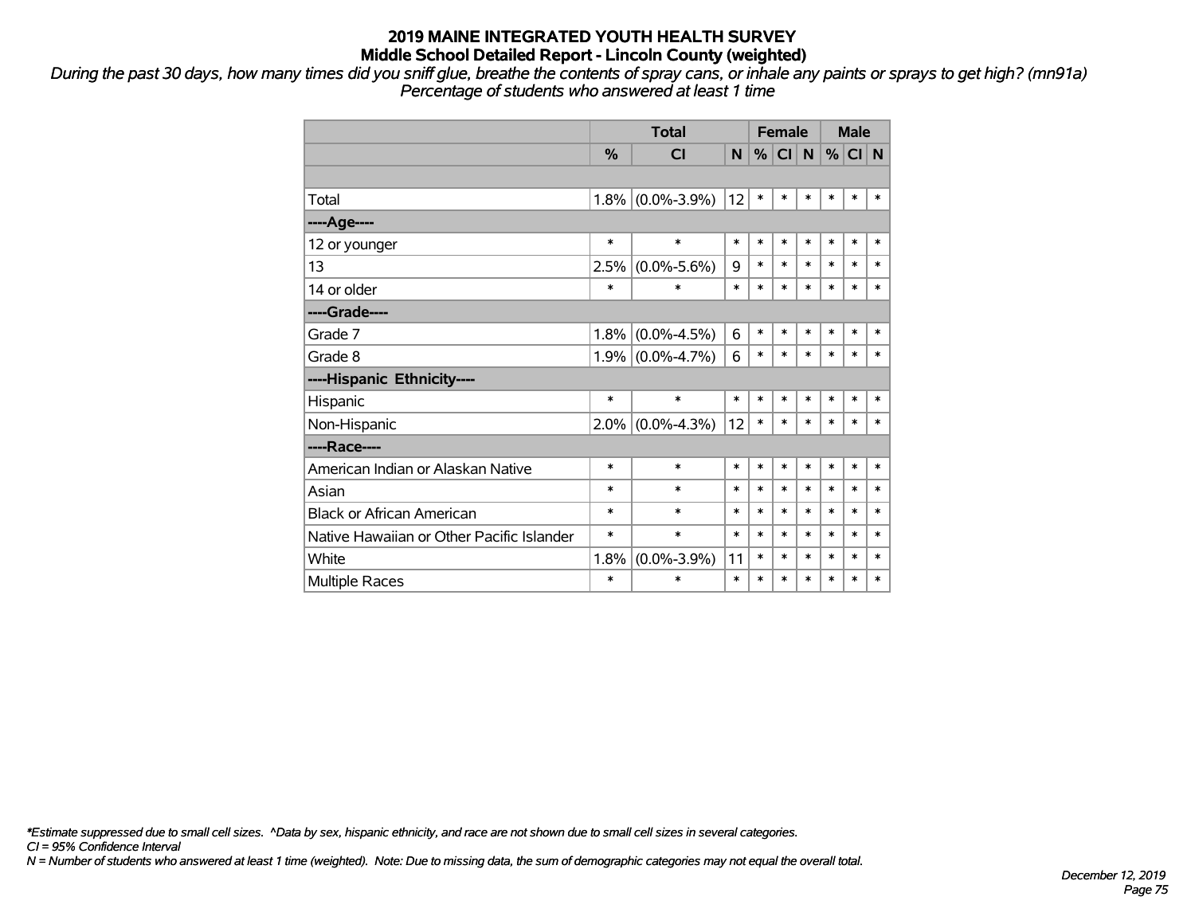# 2019 MAINE INTEGRATED YOUTH HEALTH SURVEY
## Middle School Detailed Report - Lincoln County (weighted)

*During the past 30 days, how many times did you sniff glue, breathe the contents of spray cans, or inhale any paints or sprays to get high? (mn91a)*
*Percentage of students who answered at least 1 time*

| | Total | | | Female | | | Male | | |
|---|---|---|---|---|---|---|---|---|---|
| | % | CI | N | % | CI | N | % | CI | N |
| | | | | | | | | | |
| Total | 1.8% | (0.0%-3.9%) | 12 | * | * | * | * | * | * |
| ----Age---- | | | | | | | | | |
| 12 or younger | * | * | * | * | * | * | * | * | * |
| 13 | 2.5% | (0.0%-5.6%) | 9 | * | * | * | * | * | * |
| 14 or older | * | * | * | * | * | * | * | * | * |
| ----Grade---- | | | | | | | | | |
| Grade 7 | 1.8% | (0.0%-4.5%) | 6 | * | * | * | * | * | * |
| Grade 8 | 1.9% | (0.0%-4.7%) | 6 | * | * | * | * | * | * |
| ----Hispanic Ethnicity---- | | | | | | | | | |
| Hispanic | * | * | * | * | * | * | * | * | * |
| Non-Hispanic | 2.0% | (0.0%-4.3%) | 12 | * | * | * | * | * | * |
| ----Race---- | | | | | | | | | |
| American Indian or Alaskan Native | * | * | * | * | * | * | * | * | * |
| Asian | * | * | * | * | * | * | * | * | * |
| Black or African American | * | * | * | * | * | * | * | * | * |
| Native Hawaiian or Other Pacific Islander | * | * | * | * | * | * | * | * | * |
| White | 1.8% | (0.0%-3.9%) | 11 | * | * | * | * | * | * |
| Multiple Races | * | * | * | * | * | * | * | * | * |

*\*Estimate suppressed due to small cell sizes. ^Data by sex, hispanic ethnicity, and race are not shown due to small cell sizes in several categories.*
*CI = 95% Confidence Interval*
*N = Number of students who answered at least 1 time (weighted). Note: Due to missing data, the sum of demographic categories may not equal the overall total.*

*December 12, 2019*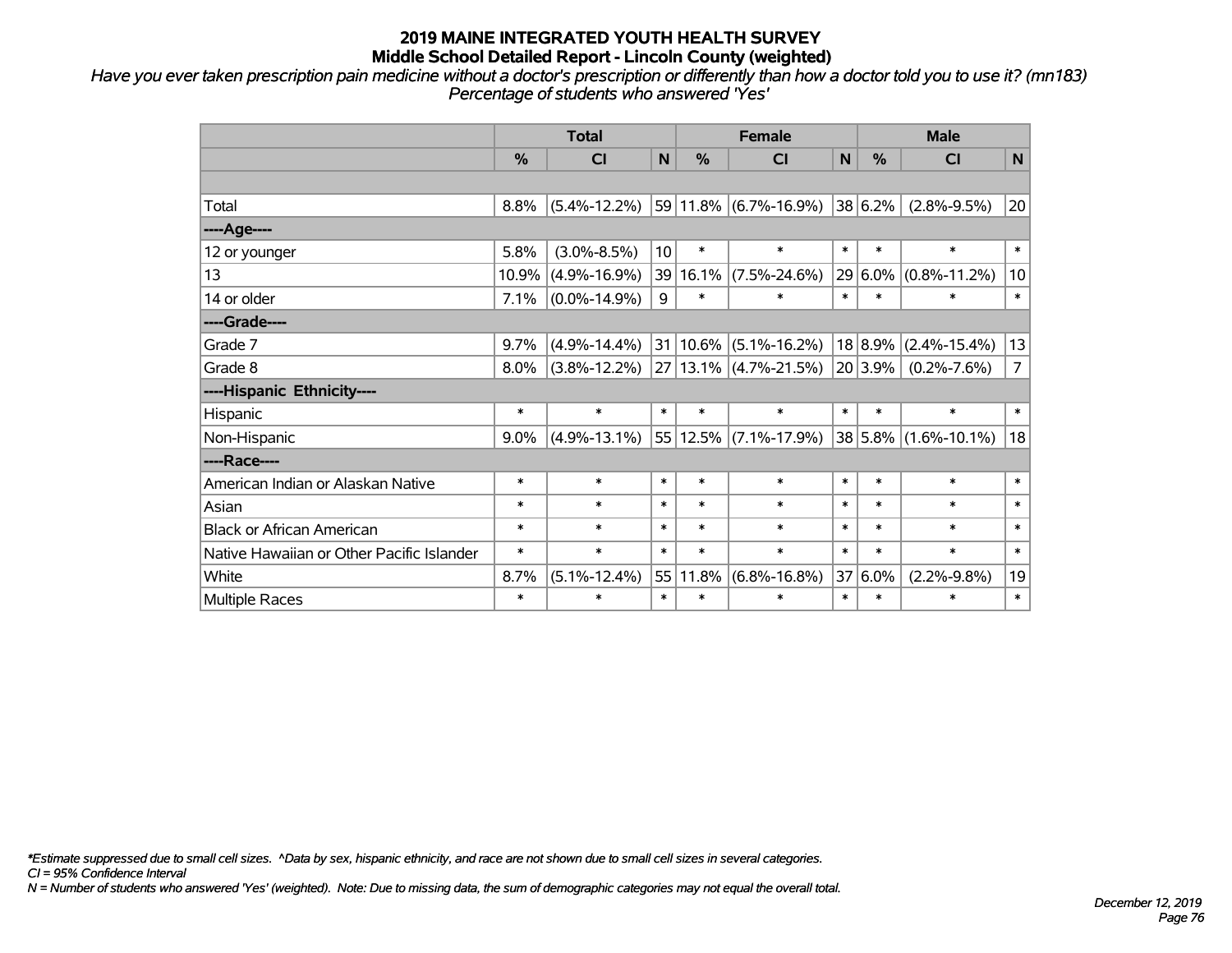# 2019 MAINE INTEGRATED YOUTH HEALTH SURVEY
## Middle School Detailed Report - Lincoln County (weighted)

*Have you ever taken prescription pain medicine without a doctor's prescription or differently than how a doctor told you to use it? (mn183)*
*Percentage of students who answered 'Yes'*

| | Total | | | Female | | | Male | | |
|---|---|---|---|---|---|---|---|---|---|
| | % | CI | N | % | CI | N | % | CI | N |
| | | | | | | | | | |
| Total | 8.8% | (5.4%-12.2%) | 59 | 11.8% | (6.7%-16.9%) | 38 | 6.2% | (2.8%-9.5%) | 20 |
| ----Age---- | | | | | | | | | |
| 12 or younger | 5.8% | (3.0%-8.5%) | 10 | * | * | * | * | * | * |
| 13 | 10.9% | (4.9%-16.9%) | 39 | 16.1% | (7.5%-24.6%) | 29 | 6.0% | (0.8%-11.2%) | 10 |
| 14 or older | 7.1% | (0.0%-14.9%) | 9 | * | * | * | * | * | * |
| ----Grade---- | | | | | | | | | |
| Grade 7 | 9.7% | (4.9%-14.4%) | 31 | 10.6% | (5.1%-16.2%) | 18 | 8.9% | (2.4%-15.4%) | 13 |
| Grade 8 | 8.0% | (3.8%-12.2%) | 27 | 13.1% | (4.7%-21.5%) | 20 | 3.9% | (0.2%-7.6%) | 7 |
| ----Hispanic Ethnicity---- | | | | | | | | | |
| Hispanic | * | * | * | * | * | * | * | * | * |
| Non-Hispanic | 9.0% | (4.9%-13.1%) | 55 | 12.5% | (7.1%-17.9%) | 38 | 5.8% | (1.6%-10.1%) | 18 |
| ----Race---- | | | | | | | | | |
| American Indian or Alaskan Native | * | * | * | * | * | * | * | * | * |
| Asian | * | * | * | * | * | * | * | * | * |
| Black or African American | * | * | * | * | * | * | * | * | * |
| Native Hawaiian or Other Pacific Islander | * | * | * | * | * | * | * | * | * |
| White | 8.7% | (5.1%-12.4%) | 55 | 11.8% | (6.8%-16.8%) | 37 | 6.0% | (2.2%-9.8%) | 19 |
| Multiple Races | * | * | * | * | * | * | * | * | * |

*\*Estimate suppressed due to small cell sizes. ^Data by sex, hispanic ethnicity, and race are not shown due to small cell sizes in several categories.*
*CI = 95% Confidence Interval*
*N = Number of students who answered 'Yes' (weighted). Note: Due to missing data, the sum of demographic categories may not equal the overall total.*

*December 12, 2019*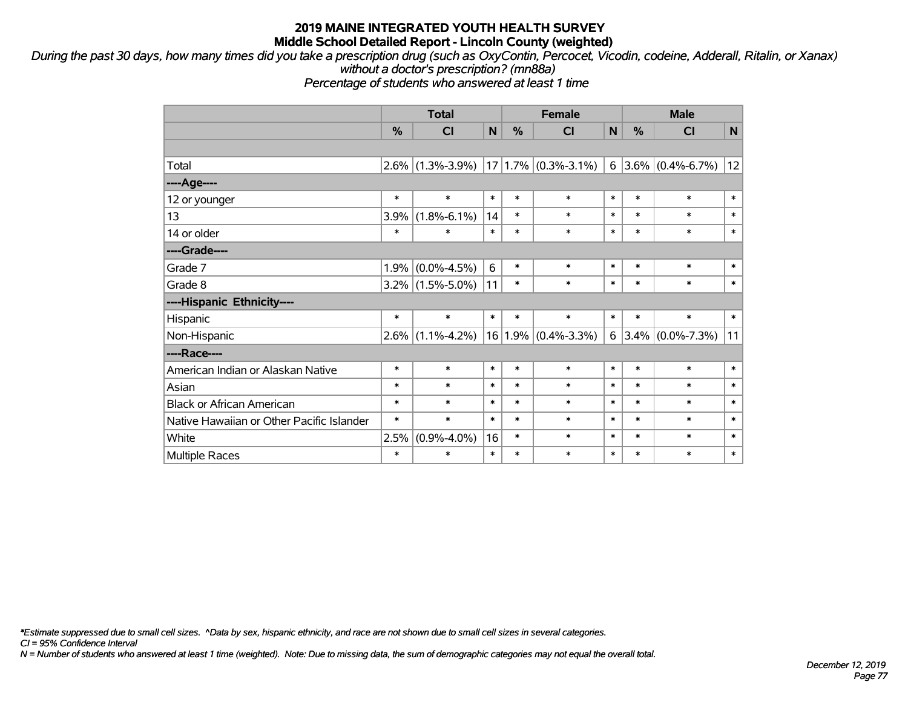# 2019 MAINE INTEGRATED YOUTH HEALTH SURVEY
## Middle School Detailed Report - Lincoln County (weighted)

*During the past 30 days, how many times did you take a prescription drug (such as OxyContin, Percocet, Vicodin, codeine, Adderall, Ritalin, or Xanax) without a doctor's prescription? (mn88a)*
*Percentage of students who answered at least 1 time*

| | Total | | | Female | | | Male | | |
|---|---|---|---|---|---|---|---|---|---|
| | % | CI | N | % | CI | N | % | CI | N |
| | | | | | | | | | |
| Total | 2.6% | (1.3%-3.9%) | 17 | 1.7% | (0.3%-3.1%) | 6 | 3.6% | (0.4%-6.7%) | 12 |
| ----Age---- | | | | | | | | | |
| 12 or younger | * | * | * | * | * | * | * | * | * |
| 13 | 3.9% | (1.8%-6.1%) | 14 | * | * | * | * | * | * |
| 14 or older | * | * | * | * | * | * | * | * | * |
| ----Grade---- | | | | | | | | | |
| Grade 7 | 1.9% | (0.0%-4.5%) | 6 | * | * | * | * | * | * |
| Grade 8 | 3.2% | (1.5%-5.0%) | 11 | * | * | * | * | * | * |
| ----Hispanic Ethnicity---- | | | | | | | | | |
| Hispanic | * | * | * | * | * | * | * | * | * |
| Non-Hispanic | 2.6% | (1.1%-4.2%) | 16 | 1.9% | (0.4%-3.3%) | 6 | 3.4% | (0.0%-7.3%) | 11 |
| ----Race---- | | | | | | | | | |
| American Indian or Alaskan Native | * | * | * | * | * | * | * | * | * |
| Asian | * | * | * | * | * | * | * | * | * |
| Black or African American | * | * | * | * | * | * | * | * | * |
| Native Hawaiian or Other Pacific Islander | * | * | * | * | * | * | * | * | * |
| White | 2.5% | (0.9%-4.0%) | 16 | * | * | * | * | * | * |
| Multiple Races | * | * | * | * | * | * | * | * | * |

*\*Estimate suppressed due to small cell sizes. ^Data by sex, hispanic ethnicity, and race are not shown due to small cell sizes in several categories.*
*CI = 95% Confidence Interval*
*N = Number of students who answered at least 1 time (weighted). Note: Due to missing data, the sum of demographic categories may not equal the overall total.*

*December 12, 2019*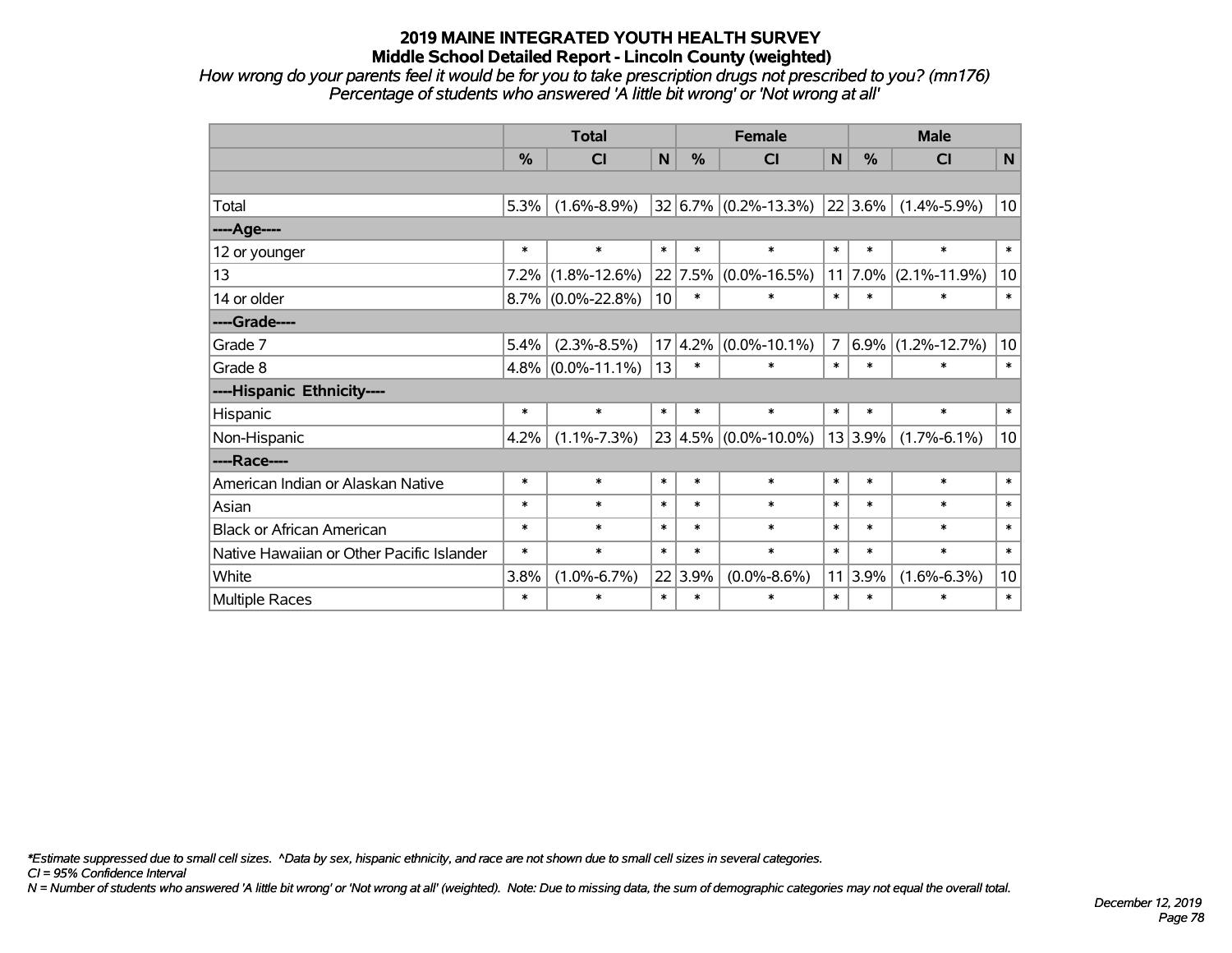# 2019 MAINE INTEGRATED YOUTH HEALTH SURVEY
## Middle School Detailed Report - Lincoln County (weighted)

*How wrong do your parents feel it would be for you to take prescription drugs not prescribed to you? (mn176)*
*Percentage of students who answered 'A little bit wrong' or 'Not wrong at all'*

| | Total | | | Female | | | Male | | |
|---|---|---|---|---|---|---|---|---|---|
| | % | CI | N | % | CI | N | % | CI | N |
| | | | | | | | | | |
| Total | 5.3% | (1.6%-8.9%) | 32 | 6.7% | (0.2%-13.3%) | 22 | 3.6% | (1.4%-5.9%) | 10 |
| ----Age---- | | | | | | | | | |
| 12 or younger | * | * | * | * | * | * | * | * | * |
| 13 | 7.2% | (1.8%-12.6%) | 22 | 7.5% | (0.0%-16.5%) | 11 | 7.0% | (2.1%-11.9%) | 10 |
| 14 or older | 8.7% | (0.0%-22.8%) | 10 | * | * | * | * | * | * |
| ----Grade---- | | | | | | | | | |
| Grade 7 | 5.4% | (2.3%-8.5%) | 17 | 4.2% | (0.0%-10.1%) | 7 | 6.9% | (1.2%-12.7%) | 10 |
| Grade 8 | 4.8% | (0.0%-11.1%) | 13 | * | * | * | * | * | * |
| ----Hispanic Ethnicity---- | | | | | | | | | |
| Hispanic | * | * | * | * | * | * | * | * | * |
| Non-Hispanic | 4.2% | (1.1%-7.3%) | 23 | 4.5% | (0.0%-10.0%) | 13 | 3.9% | (1.7%-6.1%) | 10 |
| ----Race---- | | | | | | | | | |
| American Indian or Alaskan Native | * | * | * | * | * | * | * | * | * |
| Asian | * | * | * | * | * | * | * | * | * |
| Black or African American | * | * | * | * | * | * | * | * | * |
| Native Hawaiian or Other Pacific Islander | * | * | * | * | * | * | * | * | * |
| White | 3.8% | (1.0%-6.7%) | 22 | 3.9% | (0.0%-8.6%) | 11 | 3.9% | (1.6%-6.3%) | 10 |
| Multiple Races | * | * | * | * | * | * | * | * | * |

*\*Estimate suppressed due to small cell sizes. ^Data by sex, hispanic ethnicity, and race are not shown due to small cell sizes in several categories.*
*CI = 95% Confidence Interval*
*N = Number of students who answered 'A little bit wrong' or 'Not wrong at all' (weighted). Note: Due to missing data, the sum of demographic categories may not equal the overall total.*

*December 12, 2019*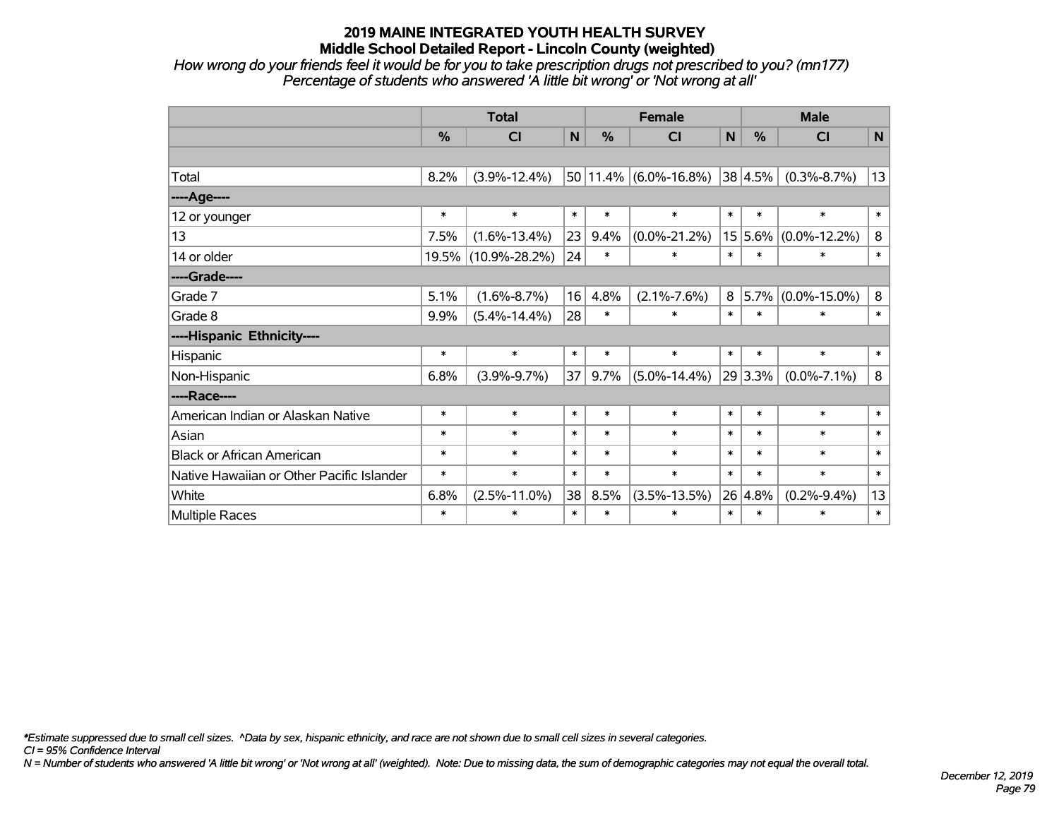# 2019 MAINE INTEGRATED YOUTH HEALTH SURVEY
## Middle School Detailed Report - Lincoln County (weighted)

*How wrong do your friends feel it would be for you to take prescription drugs not prescribed to you? (mn177)*
*Percentage of students who answered 'A little bit wrong' or 'Not wrong at all'*

| | Total | | | Female | | | Male | | |
|---|---|---|---|---|---|---|---|---|---|
| | % | CI | N | % | CI | N | % | CI | N |
| | | | | | | | | | |
| Total | 8.2% | (3.9%-12.4%) | 50 | 11.4% | (6.0%-16.8%) | 38 | 4.5% | (0.3%-8.7%) | 13 |
| ----Age---- | | | | | | | | | |
| 12 or younger | * | * | * | * | * | * | * | * | * |
| 13 | 7.5% | (1.6%-13.4%) | 23 | 9.4% | (0.0%-21.2%) | 15 | 5.6% | (0.0%-12.2%) | 8 |
| 14 or older | 19.5% | (10.9%-28.2%) | 24 | * | * | * | * | * | * |
| ----Grade---- | | | | | | | | | |
| Grade 7 | 5.1% | (1.6%-8.7%) | 16 | 4.8% | (2.1%-7.6%) | 8 | 5.7% | (0.0%-15.0%) | 8 |
| Grade 8 | 9.9% | (5.4%-14.4%) | 28 | * | * | * | * | * | * |
| ----Hispanic Ethnicity---- | | | | | | | | | |
| Hispanic | * | * | * | * | * | * | * | * | * |
| Non-Hispanic | 6.8% | (3.9%-9.7%) | 37 | 9.7% | (5.0%-14.4%) | 29 | 3.3% | (0.0%-7.1%) | 8 |
| ----Race---- | | | | | | | | | |
| American Indian or Alaskan Native | * | * | * | * | * | * | * | * | * |
| Asian | * | * | * | * | * | * | * | * | * |
| Black or African American | * | * | * | * | * | * | * | * | * |
| Native Hawaiian or Other Pacific Islander | * | * | * | * | * | * | * | * | * |
| White | 6.8% | (2.5%-11.0%) | 38 | 8.5% | (3.5%-13.5%) | 26 | 4.8% | (0.2%-9.4%) | 13 |
| Multiple Races | * | * | * | * | * | * | * | * | * |

*\*Estimate suppressed due to small cell sizes. ^Data by sex, hispanic ethnicity, and race are not shown due to small cell sizes in several categories.*
*CI = 95% Confidence Interval*
*N = Number of students who answered 'A little bit wrong' or 'Not wrong at all' (weighted). Note: Due to missing data, the sum of demographic categories may not equal the overall total.*

*December 12, 2019*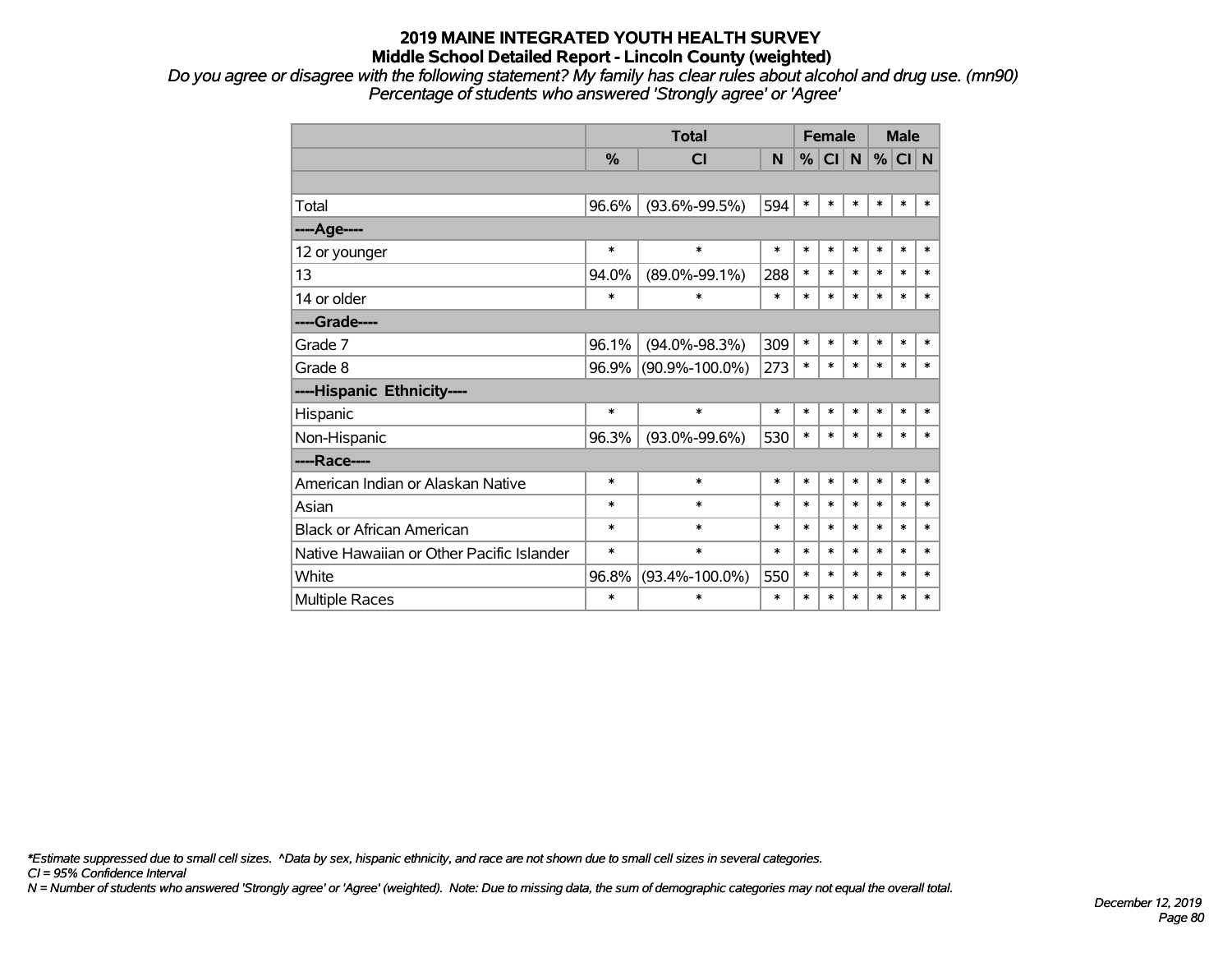# 2019 MAINE INTEGRATED YOUTH HEALTH SURVEY
## Middle School Detailed Report - Lincoln County (weighted)

*Do you agree or disagree with the following statement? My family has clear rules about alcohol and drug use. (mn90)*
*Percentage of students who answered 'Strongly agree' or 'Agree'*

| | Total | | | Female | | | Male | | |
|---|---|---|---|---|---|---|---|---|---|
| | % | CI | N | % | CI | N | % | CI | N |
| Total | 96.6% | (93.6%-99.5%) | 594 | * | * | * | * | * | * |
| ----Age---- | | | | | | | | | |
| 12 or younger | * | * | * | * | * | * | * | * | * |
| 13 | 94.0% | (89.0%-99.1%) | 288 | * | * | * | * | * | * |
| 14 or older | * | * | * | * | * | * | * | * | * |
| ----Grade---- | | | | | | | | | |
| Grade 7 | 96.1% | (94.0%-98.3%) | 309 | * | * | * | * | * | * |
| Grade 8 | 96.9% | (90.9%-100.0%) | 273 | * | * | * | * | * | * |
| ----Hispanic Ethnicity---- | | | | | | | | | |
| Hispanic | * | * | * | * | * | * | * | * | * |
| Non-Hispanic | 96.3% | (93.0%-99.6%) | 530 | * | * | * | * | * | * |
| ----Race---- | | | | | | | | | |
| American Indian or Alaskan Native | * | * | * | * | * | * | * | * | * |
| Asian | * | * | * | * | * | * | * | * | * |
| Black or African American | * | * | * | * | * | * | * | * | * |
| Native Hawaiian or Other Pacific Islander | * | * | * | * | * | * | * | * | * |
| White | 96.8% | (93.4%-100.0%) | 550 | * | * | * | * | * | * |
| Multiple Races | * | * | * | * | * | * | * | * | * |

*\*Estimate suppressed due to small cell sizes. ^Data by sex, hispanic ethnicity, and race are not shown due to small cell sizes in several categories.*
*CI = 95% Confidence Interval*
*N = Number of students who answered 'Strongly agree' or 'Agree' (weighted). Note: Due to missing data, the sum of demographic categories may not equal the overall total.*

*December 12, 2019*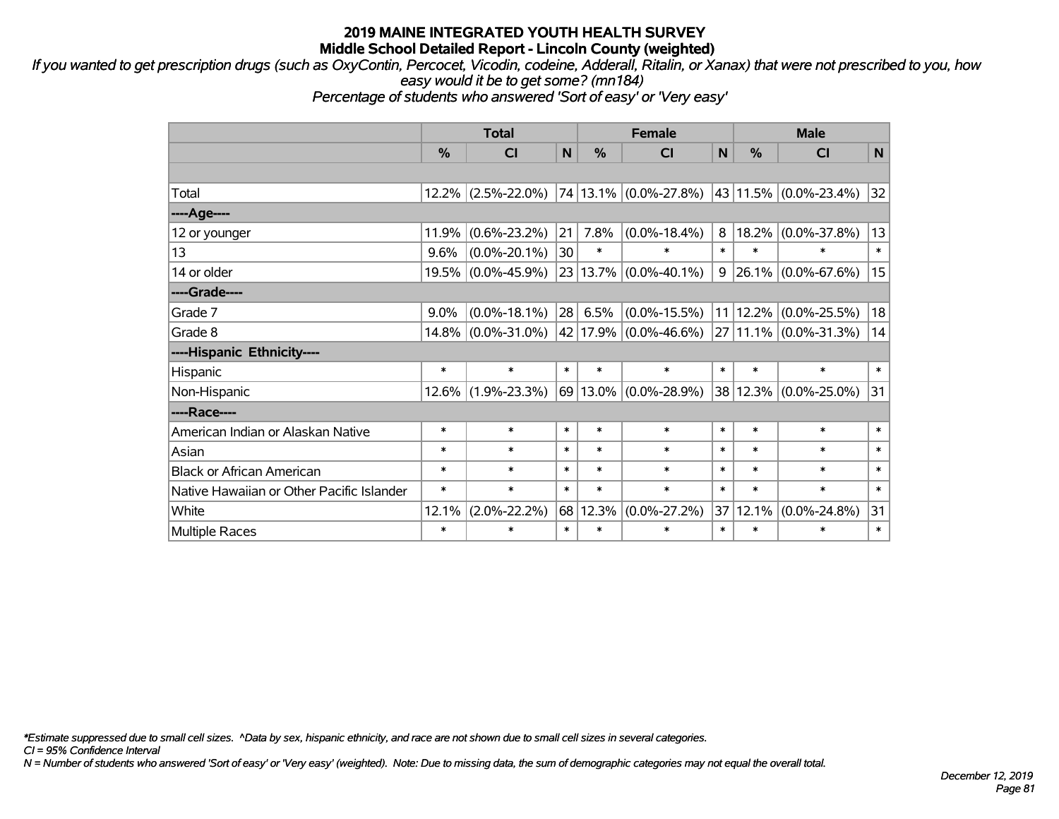# 2019 MAINE INTEGRATED YOUTH HEALTH SURVEY
## Middle School Detailed Report - Lincoln County (weighted)

*If you wanted to get prescription drugs (such as OxyContin, Percocet, Vicodin, codeine, Adderall, Ritalin, or Xanax) that were not prescribed to you, how easy would it be to get some? (mn184)*
*Percentage of students who answered 'Sort of easy' or 'Very easy'*

| | Total | | | Female | | | Male | | |
|---|---|---|---|---|---|---|---|---|---|
| | % | CI | N | % | CI | N | % | CI | N |
| Total | 12.2% | (2.5%-22.0%) | 74 | 13.1% | (0.0%-27.8%) | 43 | 11.5% | (0.0%-23.4%) | 32 |
| ----Age---- | | | | | | | | | |
| 12 or younger | 11.9% | (0.6%-23.2%) | 21 | 7.8% | (0.0%-18.4%) | 8 | 18.2% | (0.0%-37.8%) | 13 |
| 13 | 9.6% | (0.0%-20.1%) | 30 | * | * | * | * | * | * |
| 14 or older | 19.5% | (0.0%-45.9%) | 23 | 13.7% | (0.0%-40.1%) | 9 | 26.1% | (0.0%-67.6%) | 15 |
| ----Grade---- | | | | | | | | | |
| Grade 7 | 9.0% | (0.0%-18.1%) | 28 | 6.5% | (0.0%-15.5%) | 11 | 12.2% | (0.0%-25.5%) | 18 |
| Grade 8 | 14.8% | (0.0%-31.0%) | 42 | 17.9% | (0.0%-46.6%) | 27 | 11.1% | (0.0%-31.3%) | 14 |
| ----Hispanic Ethnicity---- | | | | | | | | | |
| Hispanic | * | * | * | * | * | * | * | * | * |
| Non-Hispanic | 12.6% | (1.9%-23.3%) | 69 | 13.0% | (0.0%-28.9%) | 38 | 12.3% | (0.0%-25.0%) | 31 |
| ----Race---- | | | | | | | | | |
| American Indian or Alaskan Native | * | * | * | * | * | * | * | * | * |
| Asian | * | * | * | * | * | * | * | * | * |
| Black or African American | * | * | * | * | * | * | * | * | * |
| Native Hawaiian or Other Pacific Islander | * | * | * | * | * | * | * | * | * |
| White | 12.1% | (2.0%-22.2%) | 68 | 12.3% | (0.0%-27.2%) | 37 | 12.1% | (0.0%-24.8%) | 31 |
| Multiple Races | * | * | * | * | * | * | * | * | * |

*\*Estimate suppressed due to small cell sizes. ^Data by sex, hispanic ethnicity, and race are not shown due to small cell sizes in several categories.*
*CI = 95% Confidence Interval*
*N = Number of students who answered 'Sort of easy' or 'Very easy' (weighted). Note: Due to missing data, the sum of demographic categories may not equal the overall total.*

*December 12, 2019*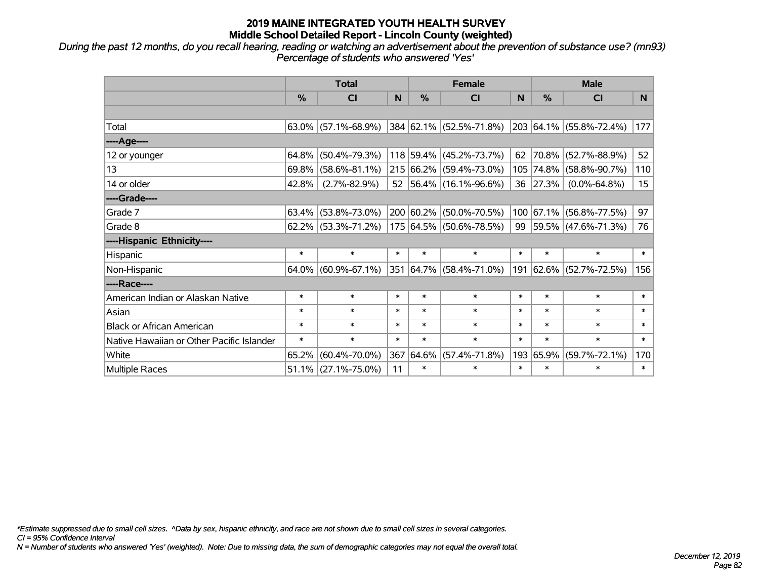# 2019 MAINE INTEGRATED YOUTH HEALTH SURVEY
## Middle School Detailed Report - Lincoln County (weighted)

*During the past 12 months, do you recall hearing, reading or watching an advertisement about the prevention of substance use? (mn93)*
*Percentage of students who answered 'Yes'*

| | Total | | | Female | | | Male | | |
|---|---|---|---|---|---|---|---|---|---|
| | % | CI | N | % | CI | N | % | CI | N |
| Total | 63.0% | (57.1%-68.9%) | 384 | 62.1% | (52.5%-71.8%) | 203 | 64.1% | (55.8%-72.4%) | 177 |
| ----Age---- | | | | | | | | | |
| 12 or younger | 64.8% | (50.4%-79.3%) | 118 | 59.4% | (45.2%-73.7%) | 62 | 70.8% | (52.7%-88.9%) | 52 |
| 13 | 69.8% | (58.6%-81.1%) | 215 | 66.2% | (59.4%-73.0%) | 105 | 74.8% | (58.8%-90.7%) | 110 |
| 14 or older | 42.8% | (2.7%-82.9%) | 52 | 56.4% | (16.1%-96.6%) | 36 | 27.3% | (0.0%-64.8%) | 15 |
| ----Grade---- | | | | | | | | | |
| Grade 7 | 63.4% | (53.8%-73.0%) | 200 | 60.2% | (50.0%-70.5%) | 100 | 67.1% | (56.8%-77.5%) | 97 |
| Grade 8 | 62.2% | (53.3%-71.2%) | 175 | 64.5% | (50.6%-78.5%) | 99 | 59.5% | (47.6%-71.3%) | 76 |
| ----Hispanic Ethnicity---- | | | | | | | | | |
| Hispanic | * | * | * | * | * | * | * | * | * |
| Non-Hispanic | 64.0% | (60.9%-67.1%) | 351 | 64.7% | (58.4%-71.0%) | 191 | 62.6% | (52.7%-72.5%) | 156 |
| ----Race---- | | | | | | | | | |
| American Indian or Alaskan Native | * | * | * | * | * | * | * | * | * |
| Asian | * | * | * | * | * | * | * | * | * |
| Black or African American | * | * | * | * | * | * | * | * | * |
| Native Hawaiian or Other Pacific Islander | * | * | * | * | * | * | * | * | * |
| White | 65.2% | (60.4%-70.0%) | 367 | 64.6% | (57.4%-71.8%) | 193 | 65.9% | (59.7%-72.1%) | 170 |
| Multiple Races | 51.1% | (27.1%-75.0%) | 11 | * | * | * | * | * | * |

*Estimate suppressed due to small cell sizes. ^Data by sex, hispanic ethnicity, and race are not shown due to small cell sizes in several categories.
*CI = 95% Confidence Interval*
*N = Number of students who answered 'Yes' (weighted). Note: Due to missing data, the sum of demographic categories may not equal the overall total.*

*December 12, 2019*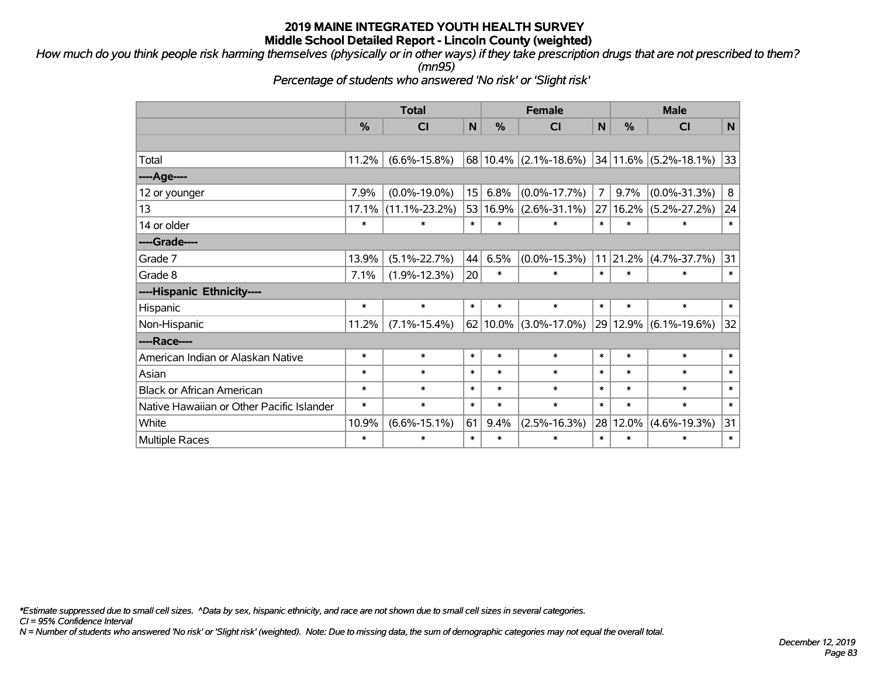# 2019 MAINE INTEGRATED YOUTH HEALTH SURVEY
## Middle School Detailed Report - Lincoln County (weighted)

*How much do you think people risk harming themselves (physically or in other ways) if they take prescription drugs that are not prescribed to them? (mn95)*

*Percentage of students who answered 'No risk' or 'Slight risk'*

| | Total | | | Female | | | Male | | |
|---|---|---|---|---|---|---|---|---|---|
| | % | CI | N | % | CI | N | % | CI | N |
| Total | 11.2% | (6.6%-15.8%) | 68 | 10.4% | (2.1%-18.6%) | 34 | 11.6% | (5.2%-18.1%) | 33 |
| ----Age---- | | | | | | | | | |
| 12 or younger | 7.9% | (0.0%-19.0%) | 15 | 6.8% | (0.0%-17.7%) | 7 | 9.7% | (0.0%-31.3%) | 8 |
| 13 | 17.1% | (11.1%-23.2%) | 53 | 16.9% | (2.6%-31.1%) | 27 | 16.2% | (5.2%-27.2%) | 24 |
| 14 or older | * | * | * | * | * | * | * | * | * |
| ----Grade---- | | | | | | | | | |
| Grade 7 | 13.9% | (5.1%-22.7%) | 44 | 6.5% | (0.0%-15.3%) | 11 | 21.2% | (4.7%-37.7%) | 31 |
| Grade 8 | 7.1% | (1.9%-12.3%) | 20 | * | * | * | * | * | * |
| ----Hispanic Ethnicity---- | | | | | | | | | |
| Hispanic | * | * | * | * | * | * | * | * | * |
| Non-Hispanic | 11.2% | (7.1%-15.4%) | 62 | 10.0% | (3.0%-17.0%) | 29 | 12.9% | (6.1%-19.6%) | 32 |
| ----Race---- | | | | | | | | | |
| American Indian or Alaskan Native | * | * | * | * | * | * | * | * | * |
| Asian | * | * | * | * | * | * | * | * | * |
| Black or African American | * | * | * | * | * | * | * | * | * |
| Native Hawaiian or Other Pacific Islander | * | * | * | * | * | * | * | * | * |
| White | 10.9% | (6.6%-15.1%) | 61 | 9.4% | (2.5%-16.3%) | 28 | 12.0% | (4.6%-19.3%) | 31 |
| Multiple Races | * | * | * | * | * | * | * | * | * |

*\*Estimate suppressed due to small cell sizes. ^Data by sex, hispanic ethnicity, and race are not shown due to small cell sizes in several categories.*

*CI = 95% Confidence Interval*

*N = Number of students who answered 'No risk' or 'Slight risk' (weighted). Note: Due to missing data, the sum of demographic categories may not equal the overall total.*

*December 12, 2019*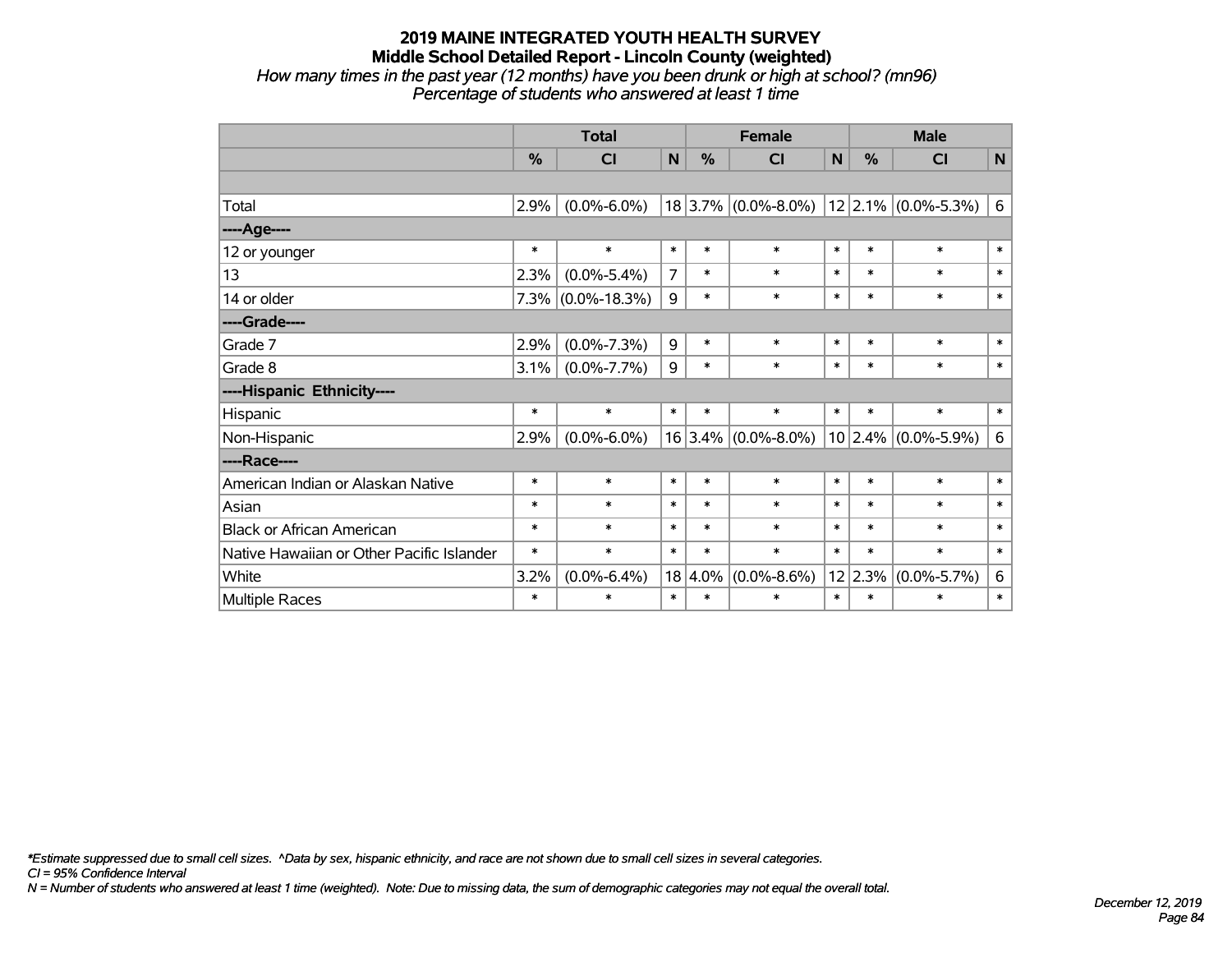# 2019 MAINE INTEGRATED YOUTH HEALTH SURVEY
## Middle School Detailed Report - Lincoln County (weighted)
*How many times in the past year (12 months) have you been drunk or high at school? (mn96)*
*Percentage of students who answered at least 1 time*

| | Total | | | Female | | | Male | | |
|---|---|---|---|---|---|---|---|---|---|
| | % | CI | N | % | CI | N | % | CI | N |
| | | | | | | | | | |
| Total | 2.9% | (0.0%-6.0%) | 18 | 3.7% | (0.0%-8.0%) | 12 | 2.1% | (0.0%-5.3%) | 6 |
| ----Age---- | | | | | | | | | |
| 12 or younger | * | * | * | * | * | * | * | * | * |
| 13 | 2.3% | (0.0%-5.4%) | 7 | * | * | * | * | * | * |
| 14 or older | 7.3% | (0.0%-18.3%) | 9 | * | * | * | * | * | * |
| ----Grade---- | | | | | | | | | |
| Grade 7 | 2.9% | (0.0%-7.3%) | 9 | * | * | * | * | * | * |
| Grade 8 | 3.1% | (0.0%-7.7%) | 9 | * | * | * | * | * | * |
| ----Hispanic Ethnicity---- | | | | | | | | | |
| Hispanic | * | * | * | * | * | * | * | * | * |
| Non-Hispanic | 2.9% | (0.0%-6.0%) | 16 | 3.4% | (0.0%-8.0%) | 10 | 2.4% | (0.0%-5.9%) | 6 |
| ----Race---- | | | | | | | | | |
| American Indian or Alaskan Native | * | * | * | * | * | * | * | * | * |
| Asian | * | * | * | * | * | * | * | * | * |
| Black or African American | * | * | * | * | * | * | * | * | * |
| Native Hawaiian or Other Pacific Islander | * | * | * | * | * | * | * | * | * |
| White | 3.2% | (0.0%-6.4%) | 18 | 4.0% | (0.0%-8.6%) | 12 | 2.3% | (0.0%-5.7%) | 6 |
| Multiple Races | * | * | * | * | * | * | * | * | * |

*\*Estimate suppressed due to small cell sizes. ^Data by sex, hispanic ethnicity, and race are not shown due to small cell sizes in several categories.*
*CI = 95% Confidence Interval*
*N = Number of students who answered at least 1 time (weighted). Note: Due to missing data, the sum of demographic categories may not equal the overall total.*

*December 12, 2019*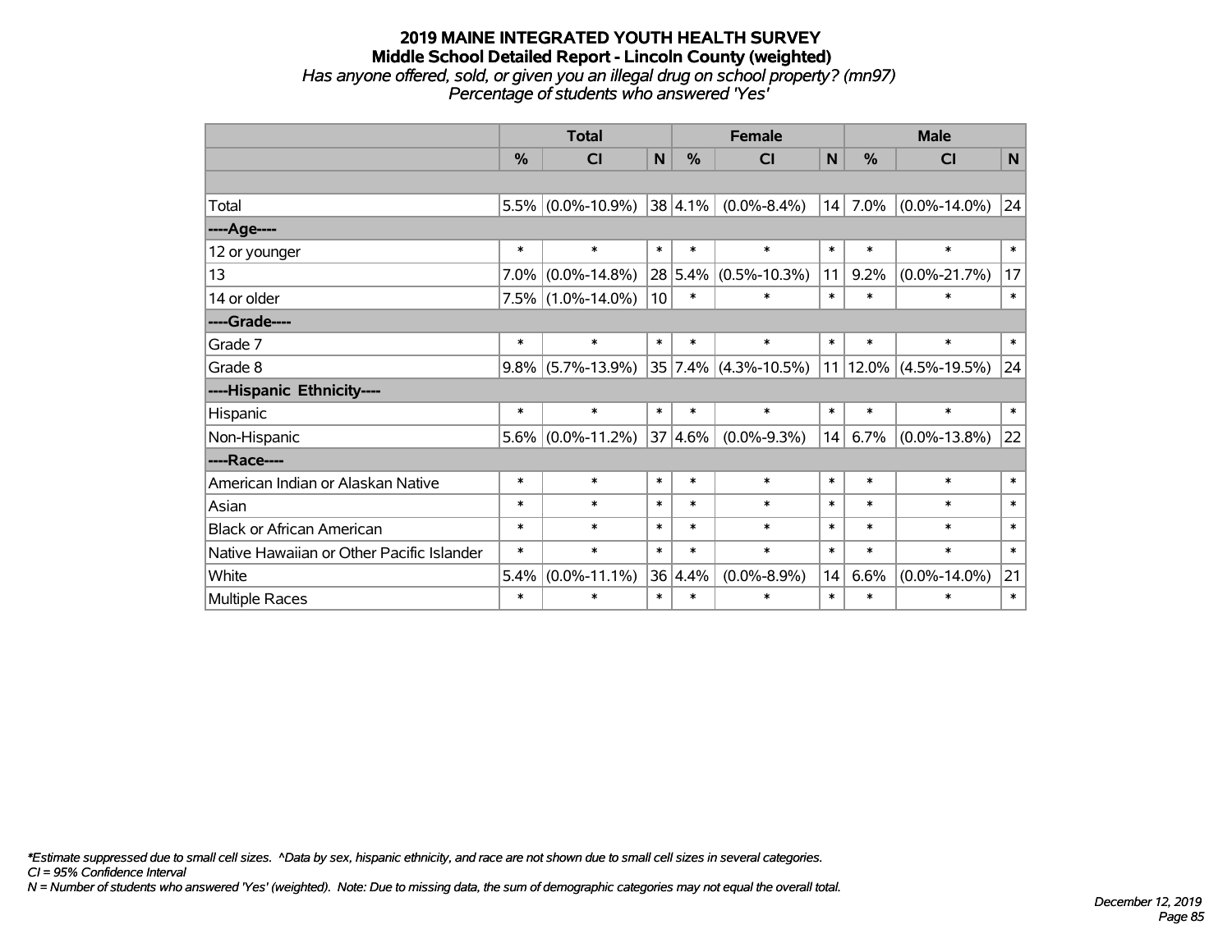# 2019 MAINE INTEGRATED YOUTH HEALTH SURVEY
## Middle School Detailed Report - Lincoln County (weighted)
*Has anyone offered, sold, or given you an illegal drug on school property? (mn97)*
*Percentage of students who answered 'Yes'*

| | Total | | | Female | | | Male | | |
|---|---|---|---|---|---|---|---|---|---|
| | % | CI | N | % | CI | N | % | CI | N |
| | | | | | | | | | |
| Total | 5.5% | (0.0%-10.9%) | 38 | 4.1% | (0.0%-8.4%) | 14 | 7.0% | (0.0%-14.0%) | 24 |
| ----Age---- | | | | | | | | | |
| 12 or younger | * | * | * | * | * | * | * | * | * |
| 13 | 7.0% | (0.0%-14.8%) | 28 | 5.4% | (0.5%-10.3%) | 11 | 9.2% | (0.0%-21.7%) | 17 |
| 14 or older | 7.5% | (1.0%-14.0%) | 10 | * | * | * | * | * | * |
| ----Grade---- | | | | | | | | | |
| Grade 7 | * | * | * | * | * | * | * | * | * |
| Grade 8 | 9.8% | (5.7%-13.9%) | 35 | 7.4% | (4.3%-10.5%) | 11 | 12.0% | (4.5%-19.5%) | 24 |
| ----Hispanic Ethnicity---- | | | | | | | | | |
| Hispanic | * | * | * | * | * | * | * | * | * |
| Non-Hispanic | 5.6% | (0.0%-11.2%) | 37 | 4.6% | (0.0%-9.3%) | 14 | 6.7% | (0.0%-13.8%) | 22 |
| ----Race---- | | | | | | | | | |
| American Indian or Alaskan Native | * | * | * | * | * | * | * | * | * |
| Asian | * | * | * | * | * | * | * | * | * |
| Black or African American | * | * | * | * | * | * | * | * | * |
| Native Hawaiian or Other Pacific Islander | * | * | * | * | * | * | * | * | * |
| White | 5.4% | (0.0%-11.1%) | 36 | 4.4% | (0.0%-8.9%) | 14 | 6.6% | (0.0%-14.0%) | 21 |
| Multiple Races | * | * | * | * | * | * | * | * | * |

*\*Estimate suppressed due to small cell sizes. ^Data by sex, hispanic ethnicity, and race are not shown due to small cell sizes in several categories.*
*CI = 95% Confidence Interval*
*N = Number of students who answered 'Yes' (weighted). Note: Due to missing data, the sum of demographic categories may not equal the overall total.*

*December 12, 2019*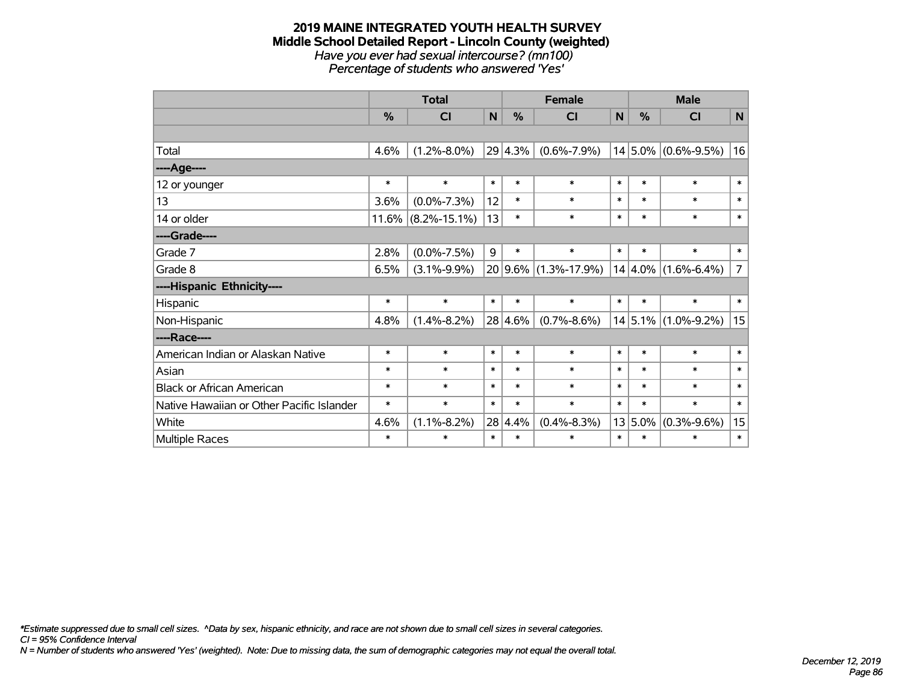# 2019 MAINE INTEGRATED YOUTH HEALTH SURVEY
## Middle School Detailed Report - Lincoln County (weighted)
*Have you ever had sexual intercourse? (mn100)*
*Percentage of students who answered 'Yes'*

| | Total | | | Female | | | Male | | |
|---|---|---|---|---|---|---|---|---|---|
| | % | CI | N | % | CI | N | % | CI | N |
| Total | 4.6% | (1.2%-8.0%) | 29 | 4.3% | (0.6%-7.9%) | 14 | 5.0% | (0.6%-9.5%) | 16 |
| ----Age---- | | | | | | | | | |
| 12 or younger | * | * | * | * | * | * | * | * | * |
| 13 | 3.6% | (0.0%-7.3%) | 12 | * | * | * | * | * | * |
| 14 or older | 11.6% | (8.2%-15.1%) | 13 | * | * | * | * | * | * |
| ----Grade---- | | | | | | | | | |
| Grade 7 | 2.8% | (0.0%-7.5%) | 9 | * | * | * | * | * | * |
| Grade 8 | 6.5% | (3.1%-9.9%) | 20 | 9.6% | (1.3%-17.9%) | 14 | 4.0% | (1.6%-6.4%) | 7 |
| ----Hispanic Ethnicity---- | | | | | | | | | |
| Hispanic | * | * | * | * | * | * | * | * | * |
| Non-Hispanic | 4.8% | (1.4%-8.2%) | 28 | 4.6% | (0.7%-8.6%) | 14 | 5.1% | (1.0%-9.2%) | 15 |
| ----Race---- | | | | | | | | | |
| American Indian or Alaskan Native | * | * | * | * | * | * | * | * | * |
| Asian | * | * | * | * | * | * | * | * | * |
| Black or African American | * | * | * | * | * | * | * | * | * |
| Native Hawaiian or Other Pacific Islander | * | * | * | * | * | * | * | * | * |
| White | 4.6% | (1.1%-8.2%) | 28 | 4.4% | (0.4%-8.3%) | 13 | 5.0% | (0.3%-9.6%) | 15 |
| Multiple Races | * | * | * | * | * | * | * | * | * |

*\*Estimate suppressed due to small cell sizes. ^Data by sex, hispanic ethnicity, and race are not shown due to small cell sizes in several categories.*
*CI = 95% Confidence Interval*
*N = Number of students who answered 'Yes' (weighted). Note: Due to missing data, the sum of demographic categories may not equal the overall total.*

*December 12, 2019*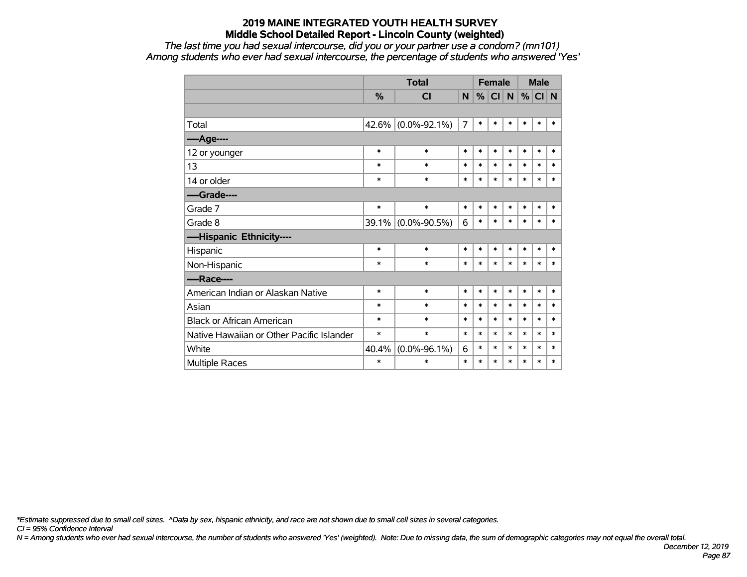# 2019 MAINE INTEGRATED YOUTH HEALTH SURVEY

## Middle School Detailed Report - Lincoln County (weighted)

*The last time you had sexual intercourse, did you or your partner use a condom? (mn101)*

*Among students who ever had sexual intercourse, the percentage of students who answered 'Yes'*

| | Total | | | Female | | | Male | | |
|---|---|---|---|---|---|---|---|---|---|
| | % | CI | N | % | CI | N | % | CI | N |
| | | | | | | | | | |
| Total | 42.6% | (0.0%-92.1%) | 7 | * | * | * | * | * | * |
| ----Age---- | | | | | | | | | |
| 12 or younger | * | * | * | * | * | * | * | * | * |
| 13 | * | * | * | * | * | * | * | * | * |
| 14 or older | * | * | * | * | * | * | * | * | * |
| ----Grade---- | | | | | | | | | |
| Grade 7 | * | * | * | * | * | * | * | * | * |
| Grade 8 | 39.1% | (0.0%-90.5%) | 6 | * | * | * | * | * | * |
| ----Hispanic Ethnicity---- | | | | | | | | | |
| Hispanic | * | * | * | * | * | * | * | * | * |
| Non-Hispanic | * | * | * | * | * | * | * | * | * |
| ----Race---- | | | | | | | | | |
| American Indian or Alaskan Native | * | * | * | * | * | * | * | * | * |
| Asian | * | * | * | * | * | * | * | * | * |
| Black or African American | * | * | * | * | * | * | * | * | * |
| Native Hawaiian or Other Pacific Islander | * | * | * | * | * | * | * | * | * |
| White | 40.4% | (0.0%-96.1%) | 6 | * | * | * | * | * | * |
| Multiple Races | * | * | * | * | * | * | * | * | * |

*\*Estimate suppressed due to small cell sizes. ^Data by sex, hispanic ethnicity, and race are not shown due to small cell sizes in several categories.*

*CI = 95% Confidence Interval*

*N = Among students who ever had sexual intercourse, the number of students who answered 'Yes' (weighted). Note: Due to missing data, the sum of demographic categories may not equal the overall total.*

*December 12, 2019*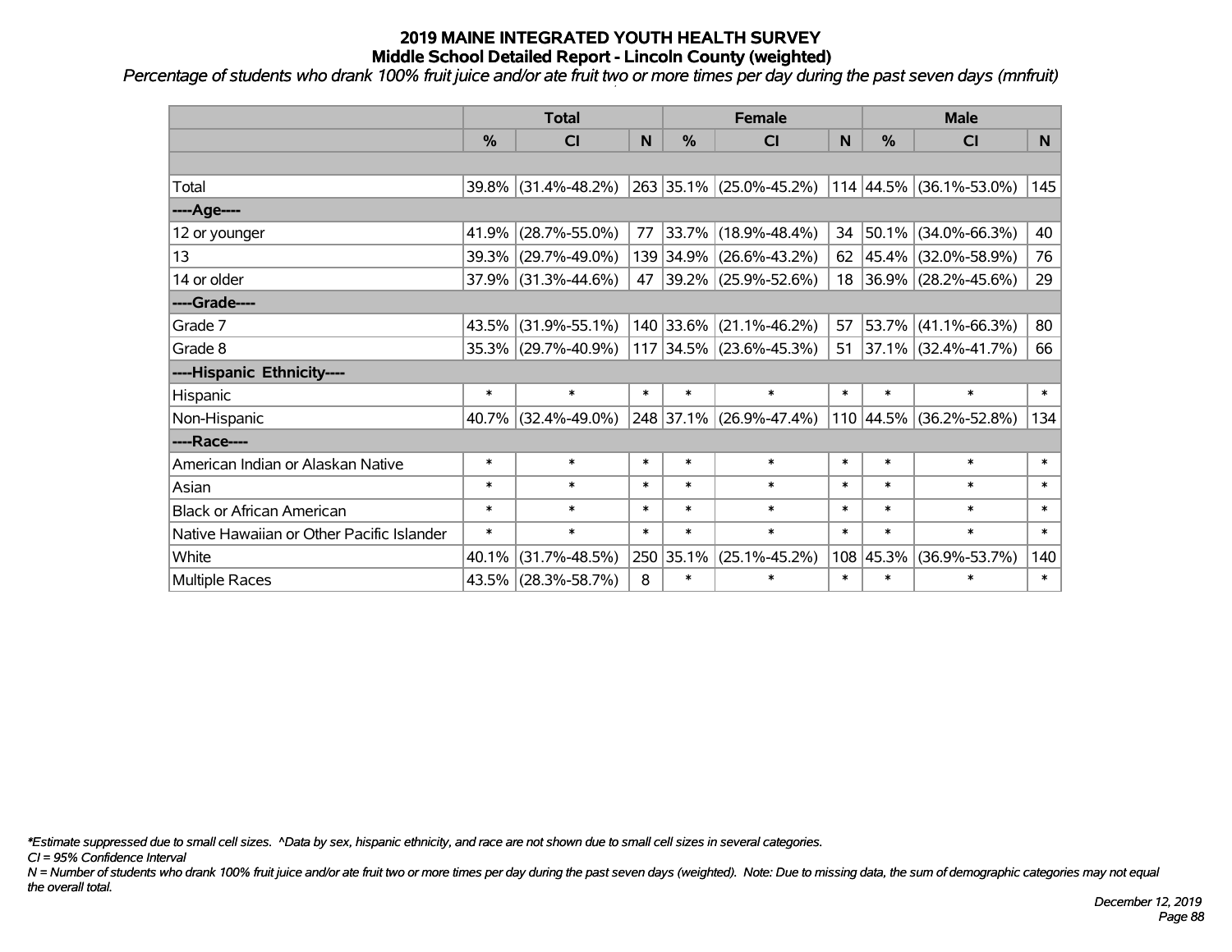# 2019 MAINE INTEGRATED YOUTH HEALTH SURVEY
## Middle School Detailed Report - Lincoln County (weighted)

*Percentage of students who drank 100% fruit juice and/or ate fruit two or more times per day during the past seven days (mnfruit)*

| | Total | | | Female | | | Male | | |
|---|---|---|---|---|---|---|---|---|---|
| | % | CI | N | % | CI | N | % | CI | N |
| | | | | | | | | | |
| Total | 39.8% | (31.4%-48.2%) | 263 | 35.1% | (25.0%-45.2%) | 114 | 44.5% | (36.1%-53.0%) | 145 |
| ----Age---- | | | | | | | | | |
| 12 or younger | 41.9% | (28.7%-55.0%) | 77 | 33.7% | (18.9%-48.4%) | 34 | 50.1% | (34.0%-66.3%) | 40 |
| 13 | 39.3% | (29.7%-49.0%) | 139 | 34.9% | (26.6%-43.2%) | 62 | 45.4% | (32.0%-58.9%) | 76 |
| 14 or older | 37.9% | (31.3%-44.6%) | 47 | 39.2% | (25.9%-52.6%) | 18 | 36.9% | (28.2%-45.6%) | 29 |
| ----Grade---- | | | | | | | | | |
| Grade 7 | 43.5% | (31.9%-55.1%) | 140 | 33.6% | (21.1%-46.2%) | 57 | 53.7% | (41.1%-66.3%) | 80 |
| Grade 8 | 35.3% | (29.7%-40.9%) | 117 | 34.5% | (23.6%-45.3%) | 51 | 37.1% | (32.4%-41.7%) | 66 |
| ----Hispanic Ethnicity---- | | | | | | | | | |
| Hispanic | * | * | * | * | * | * | * | * | * |
| Non-Hispanic | 40.7% | (32.4%-49.0%) | 248 | 37.1% | (26.9%-47.4%) | 110 | 44.5% | (36.2%-52.8%) | 134 |
| ----Race---- | | | | | | | | | |
| American Indian or Alaskan Native | * | * | * | * | * | * | * | * | * |
| Asian | * | * | * | * | * | * | * | * | * |
| Black or African American | * | * | * | * | * | * | * | * | * |
| Native Hawaiian or Other Pacific Islander | * | * | * | * | * | * | * | * | * |
| White | 40.1% | (31.7%-48.5%) | 250 | 35.1% | (25.1%-45.2%) | 108 | 45.3% | (36.9%-53.7%) | 140 |
| Multiple Races | 43.5% | (28.3%-58.7%) | 8 | * | * | * | * | * | * |

*\*Estimate suppressed due to small cell sizes. ^Data by sex, hispanic ethnicity, and race are not shown due to small cell sizes in several categories.*

*CI = 95% Confidence Interval*

*N = Number of students who drank 100% fruit juice and/or ate fruit two or more times per day during the past seven days (weighted). Note: Due to missing data, the sum of demographic categories may not equal the overall total.*

*December 12, 2019*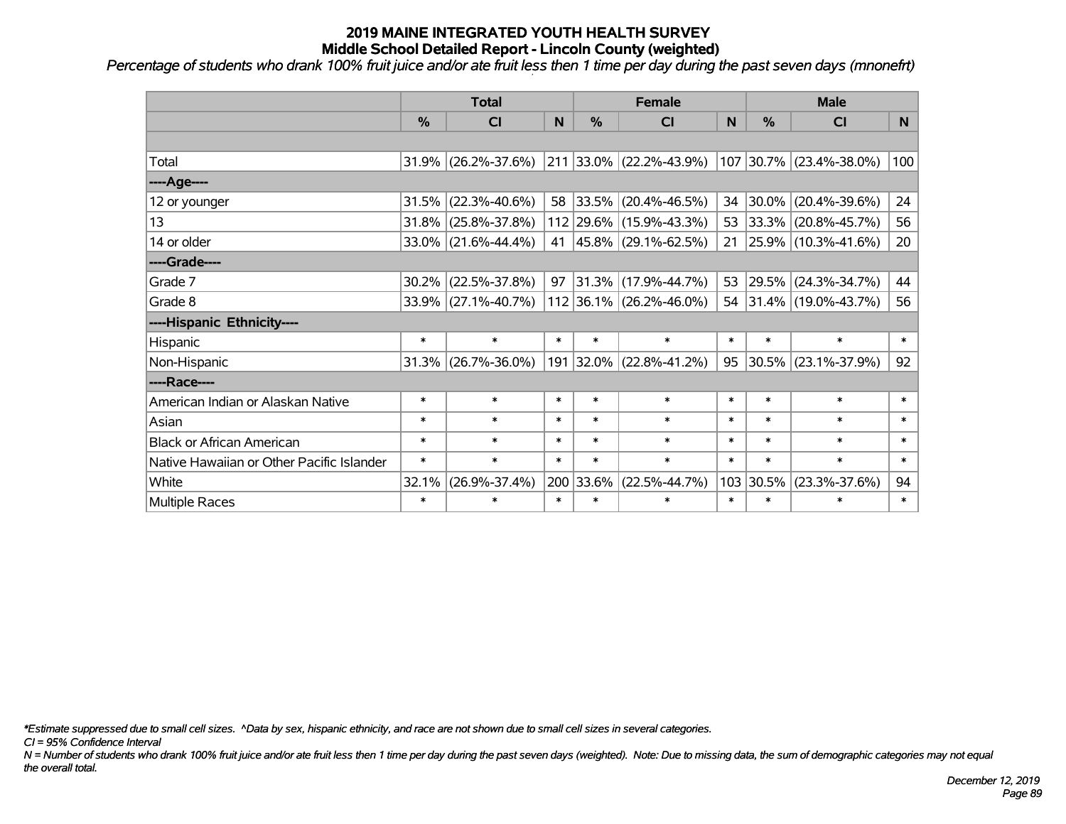# 2019 MAINE INTEGRATED YOUTH HEALTH SURVEY
## Middle School Detailed Report - Lincoln County (weighted)

*Percentage of students who drank 100% fruit juice and/or ate fruit less then 1 time per day during the past seven days (mnonefrt)*

| | Total | | | Female | | | Male | | |
|---|---|---|---|---|---|---|---|---|---|
| | % | CI | N | % | CI | N | % | CI | N |
| | | | | | | | | | |
| Total | 31.9% | (26.2%-37.6%) | 211 | 33.0% | (22.2%-43.9%) | 107 | 30.7% | (23.4%-38.0%) | 100 |
| ----Age---- | | | | | | | | | |
| 12 or younger | 31.5% | (22.3%-40.6%) | 58 | 33.5% | (20.4%-46.5%) | 34 | 30.0% | (20.4%-39.6%) | 24 |
| 13 | 31.8% | (25.8%-37.8%) | 112 | 29.6% | (15.9%-43.3%) | 53 | 33.3% | (20.8%-45.7%) | 56 |
| 14 or older | 33.0% | (21.6%-44.4%) | 41 | 45.8% | (29.1%-62.5%) | 21 | 25.9% | (10.3%-41.6%) | 20 |
| ----Grade---- | | | | | | | | | |
| Grade 7 | 30.2% | (22.5%-37.8%) | 97 | 31.3% | (17.9%-44.7%) | 53 | 29.5% | (24.3%-34.7%) | 44 |
| Grade 8 | 33.9% | (27.1%-40.7%) | 112 | 36.1% | (26.2%-46.0%) | 54 | 31.4% | (19.0%-43.7%) | 56 |
| ----Hispanic Ethnicity---- | | | | | | | | | |
| Hispanic | * | * | * | * | * | * | * | * | * |
| Non-Hispanic | 31.3% | (26.7%-36.0%) | 191 | 32.0% | (22.8%-41.2%) | 95 | 30.5% | (23.1%-37.9%) | 92 |
| ----Race---- | | | | | | | | | |
| American Indian or Alaskan Native | * | * | * | * | * | * | * | * | * |
| Asian | * | * | * | * | * | * | * | * | * |
| Black or African American | * | * | * | * | * | * | * | * | * |
| Native Hawaiian or Other Pacific Islander | * | * | * | * | * | * | * | * | * |
| White | 32.1% | (26.9%-37.4%) | 200 | 33.6% | (22.5%-44.7%) | 103 | 30.5% | (23.3%-37.6%) | 94 |
| Multiple Races | * | * | * | * | * | * | * | * | * |

*\*Estimate suppressed due to small cell sizes. ^Data by sex, hispanic ethnicity, and race are not shown due to small cell sizes in several categories.*

*CI = 95% Confidence Interval*

*N = Number of students who drank 100% fruit juice and/or ate fruit less then 1 time per day during the past seven days (weighted). Note: Due to missing data, the sum of demographic categories may not equal the overall total.*

*December 12, 2019*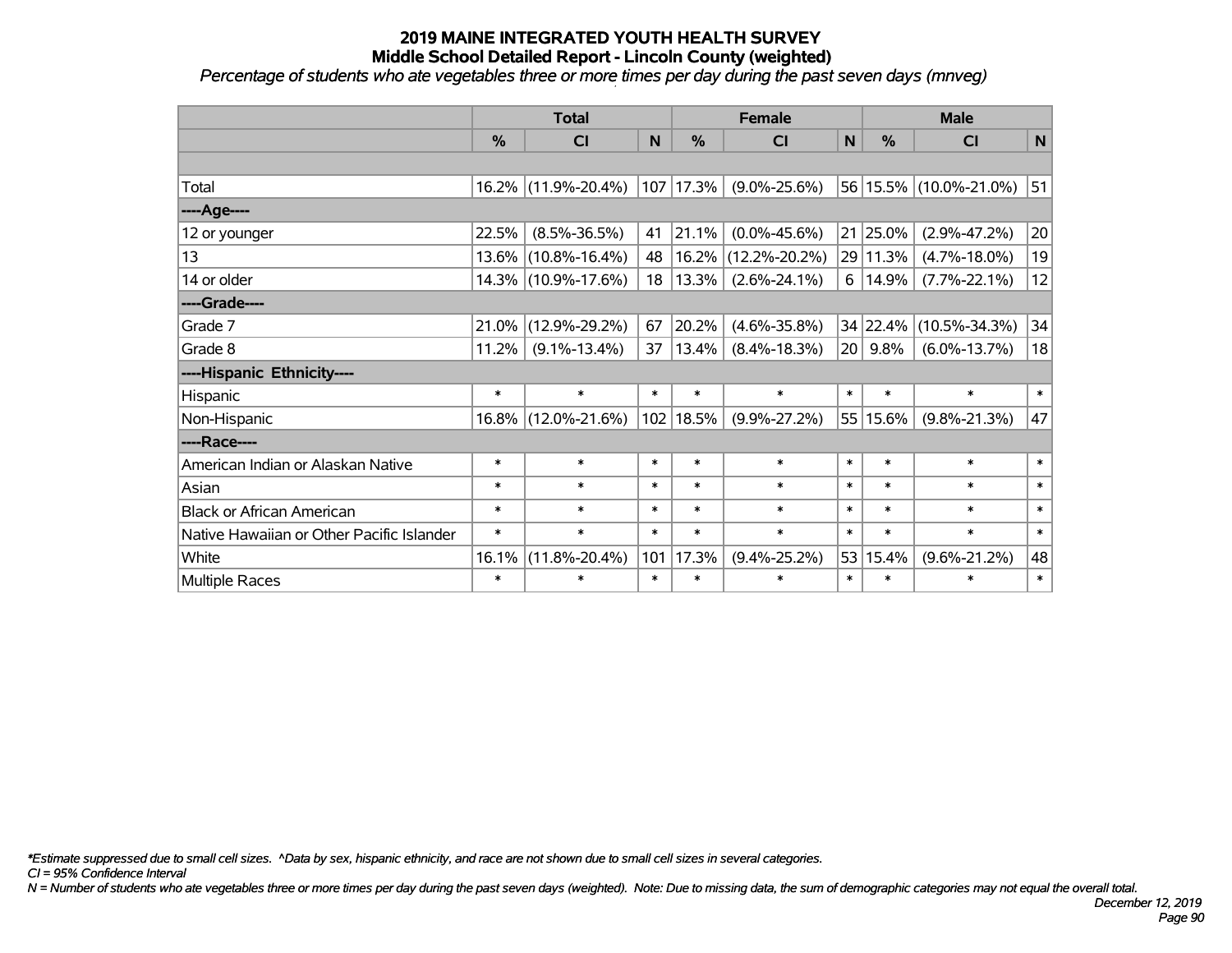# 2019 MAINE INTEGRATED YOUTH HEALTH SURVEY
## Middle School Detailed Report - Lincoln County (weighted)

*Percentage of students who ate vegetables three or more times per day during the past seven days (mnveg)*

| | Total | | | Female | | | Male | | |
|---|---|---|---|---|---|---|---|---|---|
| | % | CI | N | % | CI | N | % | CI | N |
| Total | 16.2% | (11.9%-20.4%) | 107 | 17.3% | (9.0%-25.6%) | 56 | 15.5% | (10.0%-21.0%) | 51 |
| ----Age---- | | | | | | | | | |
| 12 or younger | 22.5% | (8.5%-36.5%) | 41 | 21.1% | (0.0%-45.6%) | 21 | 25.0% | (2.9%-47.2%) | 20 |
| 13 | 13.6% | (10.8%-16.4%) | 48 | 16.2% | (12.2%-20.2%) | 29 | 11.3% | (4.7%-18.0%) | 19 |
| 14 or older | 14.3% | (10.9%-17.6%) | 18 | 13.3% | (2.6%-24.1%) | 6 | 14.9% | (7.7%-22.1%) | 12 |
| ----Grade---- | | | | | | | | | |
| Grade 7 | 21.0% | (12.9%-29.2%) | 67 | 20.2% | (4.6%-35.8%) | 34 | 22.4% | (10.5%-34.3%) | 34 |
| Grade 8 | 11.2% | (9.1%-13.4%) | 37 | 13.4% | (8.4%-18.3%) | 20 | 9.8% | (6.0%-13.7%) | 18 |
| ----Hispanic Ethnicity---- | | | | | | | | | |
| Hispanic | * | * | * | * | * | * | * | * | * |
| Non-Hispanic | 16.8% | (12.0%-21.6%) | 102 | 18.5% | (9.9%-27.2%) | 55 | 15.6% | (9.8%-21.3%) | 47 |
| ----Race---- | | | | | | | | | |
| American Indian or Alaskan Native | * | * | * | * | * | * | * | * | * |
| Asian | * | * | * | * | * | * | * | * | * |
| Black or African American | * | * | * | * | * | * | * | * | * |
| Native Hawaiian or Other Pacific Islander | * | * | * | * | * | * | * | * | * |
| White | 16.1% | (11.8%-20.4%) | 101 | 17.3% | (9.4%-25.2%) | 53 | 15.4% | (9.6%-21.2%) | 48 |
| Multiple Races | * | * | * | * | * | * | * | * | * |

*\*Estimate suppressed due to small cell sizes. ^Data by sex, hispanic ethnicity, and race are not shown due to small cell sizes in several categories.*

*CI = 95% Confidence Interval*

*N = Number of students who ate vegetables three or more times per day during the past seven days (weighted). Note: Due to missing data, the sum of demographic categories may not equal the overall total.*

*December 12, 2019*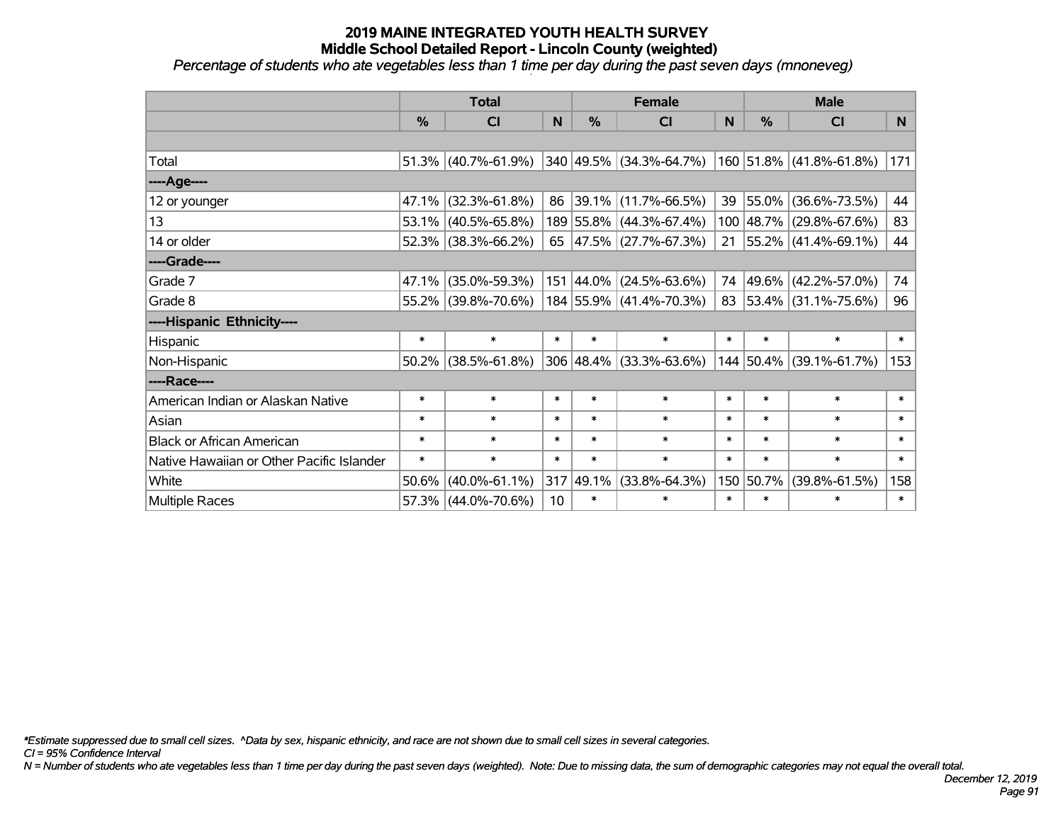# 2019 MAINE INTEGRATED YOUTH HEALTH SURVEY
## Middle School Detailed Report - Lincoln County (weighted)
*Percentage of students who ate vegetables less than 1 time per day during the past seven days (mnoneveg)*

| | Total | | | Female | | | Male | | |
|---|---|---|---|---|---|---|---|---|---|
| | % | CI | N | % | CI | N | % | CI | N |
| | | | | | | | | | |
| Total | 51.3% | (40.7%-61.9%) | 340 | 49.5% | (34.3%-64.7%) | 160 | 51.8% | (41.8%-61.8%) | 171 |
| ----Age---- | | | | | | | | | |
| 12 or younger | 47.1% | (32.3%-61.8%) | 86 | 39.1% | (11.7%-66.5%) | 39 | 55.0% | (36.6%-73.5%) | 44 |
| 13 | 53.1% | (40.5%-65.8%) | 189 | 55.8% | (44.3%-67.4%) | 100 | 48.7% | (29.8%-67.6%) | 83 |
| 14 or older | 52.3% | (38.3%-66.2%) | 65 | 47.5% | (27.7%-67.3%) | 21 | 55.2% | (41.4%-69.1%) | 44 |
| ----Grade---- | | | | | | | | | |
| Grade 7 | 47.1% | (35.0%-59.3%) | 151 | 44.0% | (24.5%-63.6%) | 74 | 49.6% | (42.2%-57.0%) | 74 |
| Grade 8 | 55.2% | (39.8%-70.6%) | 184 | 55.9% | (41.4%-70.3%) | 83 | 53.4% | (31.1%-75.6%) | 96 |
| ----Hispanic Ethnicity---- | | | | | | | | | |
| Hispanic | * | * | * | * | * | * | * | * | * |
| Non-Hispanic | 50.2% | (38.5%-61.8%) | 306 | 48.4% | (33.3%-63.6%) | 144 | 50.4% | (39.1%-61.7%) | 153 |
| ----Race---- | | | | | | | | | |
| American Indian or Alaskan Native | * | * | * | * | * | * | * | * | * |
| Asian | * | * | * | * | * | * | * | * | * |
| Black or African American | * | * | * | * | * | * | * | * | * |
| Native Hawaiian or Other Pacific Islander | * | * | * | * | * | * | * | * | * |
| White | 50.6% | (40.0%-61.1%) | 317 | 49.1% | (33.8%-64.3%) | 150 | 50.7% | (39.8%-61.5%) | 158 |
| Multiple Races | 57.3% | (44.0%-70.6%) | 10 | * | * | * | * | * | * |

*\*Estimate suppressed due to small cell sizes. ^Data by sex, hispanic ethnicity, and race are not shown due to small cell sizes in several categories.*

*CI = 95% Confidence Interval*

*N = Number of students who ate vegetables less than 1 time per day during the past seven days (weighted). Note: Due to missing data, the sum of demographic categories may not equal the overall total.*

*December 12, 2019*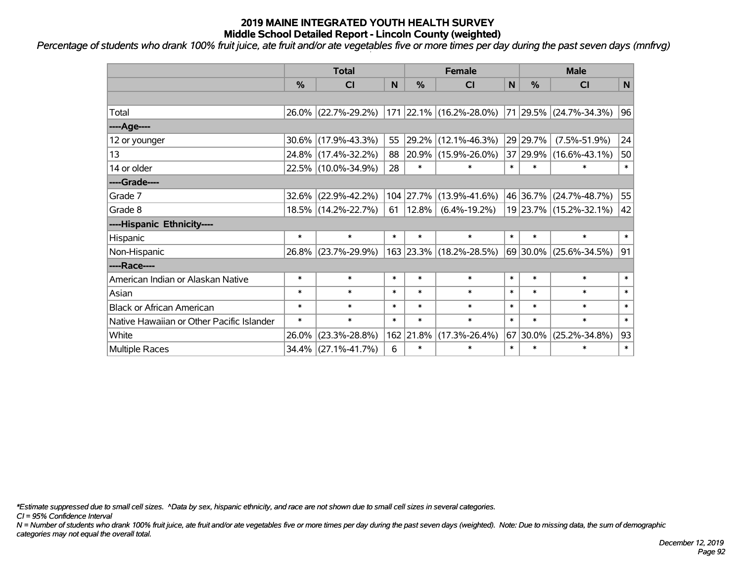# 2019 MAINE INTEGRATED YOUTH HEALTH SURVEY
## Middle School Detailed Report - Lincoln County (weighted)

*Percentage of students who drank 100% fruit juice, ate fruit and/or ate vegetables five or more times per day during the past seven days (mnfrvg)*

| | Total | | | Female | | | Male | | |
|---|---|---|---|---|---|---|---|---|---|
| | % | CI | N | % | CI | N | % | CI | N |
| | | | | | | | | | |
| Total | 26.0% | (22.7%-29.2%) | 171 | 22.1% | (16.2%-28.0%) | 71 | 29.5% | (24.7%-34.3%) | 96 |
| ----Age---- | | | | | | | | | |
| 12 or younger | 30.6% | (17.9%-43.3%) | 55 | 29.2% | (12.1%-46.3%) | 29 | 29.7% | (7.5%-51.9%) | 24 |
| 13 | 24.8% | (17.4%-32.2%) | 88 | 20.9% | (15.9%-26.0%) | 37 | 29.9% | (16.6%-43.1%) | 50 |
| 14 or older | 22.5% | (10.0%-34.9%) | 28 | * | * | * | * | * | * |
| ----Grade---- | | | | | | | | | |
| Grade 7 | 32.6% | (22.9%-42.2%) | 104 | 27.7% | (13.9%-41.6%) | 46 | 36.7% | (24.7%-48.7%) | 55 |
| Grade 8 | 18.5% | (14.2%-22.7%) | 61 | 12.8% | (6.4%-19.2%) | 19 | 23.7% | (15.2%-32.1%) | 42 |
| ----Hispanic Ethnicity---- | | | | | | | | | |
| Hispanic | * | * | * | * | * | * | * | * | * |
| Non-Hispanic | 26.8% | (23.7%-29.9%) | 163 | 23.3% | (18.2%-28.5%) | 69 | 30.0% | (25.6%-34.5%) | 91 |
| ----Race---- | | | | | | | | | |
| American Indian or Alaskan Native | * | * | * | * | * | * | * | * | * |
| Asian | * | * | * | * | * | * | * | * | * |
| Black or African American | * | * | * | * | * | * | * | * | * |
| Native Hawaiian or Other Pacific Islander | * | * | * | * | * | * | * | * | * |
| White | 26.0% | (23.3%-28.8%) | 162 | 21.8% | (17.3%-26.4%) | 67 | 30.0% | (25.2%-34.8%) | 93 |
| Multiple Races | 34.4% | (27.1%-41.7%) | 6 | * | * | * | * | * | * |

*\*Estimate suppressed due to small cell sizes. ^Data by sex, hispanic ethnicity, and race are not shown due to small cell sizes in several categories.*

*CI = 95% Confidence Interval*

*N = Number of students who drank 100% fruit juice, ate fruit and/or ate vegetables five or more times per day during the past seven days (weighted). Note: Due to missing data, the sum of demographic categories may not equal the overall total.*

*December 12, 2019*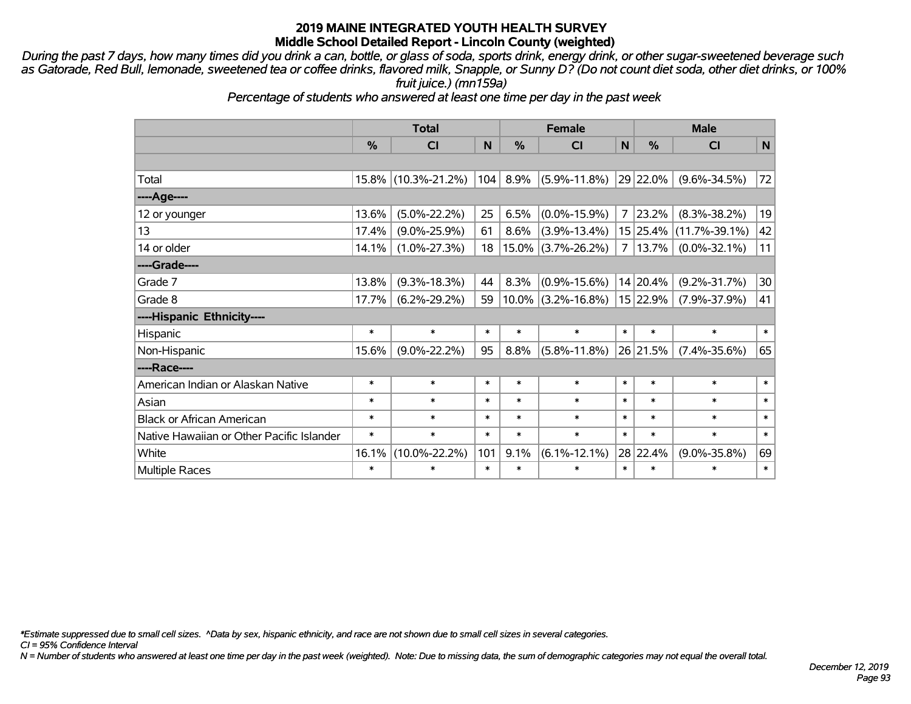# 2019 MAINE INTEGRATED YOUTH HEALTH SURVEY
## Middle School Detailed Report - Lincoln County (weighted)

*During the past 7 days, how many times did you drink a can, bottle, or glass of soda, sports drink, energy drink, or other sugar-sweetened beverage such as Gatorade, Red Bull, lemonade, sweetened tea or coffee drinks, flavored milk, Snapple, or Sunny D? (Do not count diet soda, other diet drinks, or 100% fruit juice.) (mn159a)*

*Percentage of students who answered at least one time per day in the past week*

| | Total | | | Female | | | Male | | |
|---|---|---|---|---|---|---|---|---|---|
| | % | CI | N | % | CI | N | % | CI | N |
| Total | 15.8% | (10.3%-21.2%) | 104 | 8.9% | (5.9%-11.8%) | 29 | 22.0% | (9.6%-34.5%) | 72 |
| ----Age---- | | | | | | | | | |
| 12 or younger | 13.6% | (5.0%-22.2%) | 25 | 6.5% | (0.0%-15.9%) | 7 | 23.2% | (8.3%-38.2%) | 19 |
| 13 | 17.4% | (9.0%-25.9%) | 61 | 8.6% | (3.9%-13.4%) | 15 | 25.4% | (11.7%-39.1%) | 42 |
| 14 or older | 14.1% | (1.0%-27.3%) | 18 | 15.0% | (3.7%-26.2%) | 7 | 13.7% | (0.0%-32.1%) | 11 |
| ----Grade---- | | | | | | | | | |
| Grade 7 | 13.8% | (9.3%-18.3%) | 44 | 8.3% | (0.9%-15.6%) | 14 | 20.4% | (9.2%-31.7%) | 30 |
| Grade 8 | 17.7% | (6.2%-29.2%) | 59 | 10.0% | (3.2%-16.8%) | 15 | 22.9% | (7.9%-37.9%) | 41 |
| ----Hispanic Ethnicity---- | | | | | | | | | |
| Hispanic | * | * | * | * | * | * | * | * | * |
| Non-Hispanic | 15.6% | (9.0%-22.2%) | 95 | 8.8% | (5.8%-11.8%) | 26 | 21.5% | (7.4%-35.6%) | 65 |
| ----Race---- | | | | | | | | | |
| American Indian or Alaskan Native | * | * | * | * | * | * | * | * | * |
| Asian | * | * | * | * | * | * | * | * | * |
| Black or African American | * | * | * | * | * | * | * | * | * |
| Native Hawaiian or Other Pacific Islander | * | * | * | * | * | * | * | * | * |
| White | 16.1% | (10.0%-22.2%) | 101 | 9.1% | (6.1%-12.1%) | 28 | 22.4% | (9.0%-35.8%) | 69 |
| Multiple Races | * | * | * | * | * | * | * | * | * |

*\*Estimate suppressed due to small cell sizes. ^Data by sex, hispanic ethnicity, and race are not shown due to small cell sizes in several categories.*

*CI = 95% Confidence Interval*

*N = Number of students who answered at least one time per day in the past week (weighted). Note: Due to missing data, the sum of demographic categories may not equal the overall total.*

*December 12, 2019*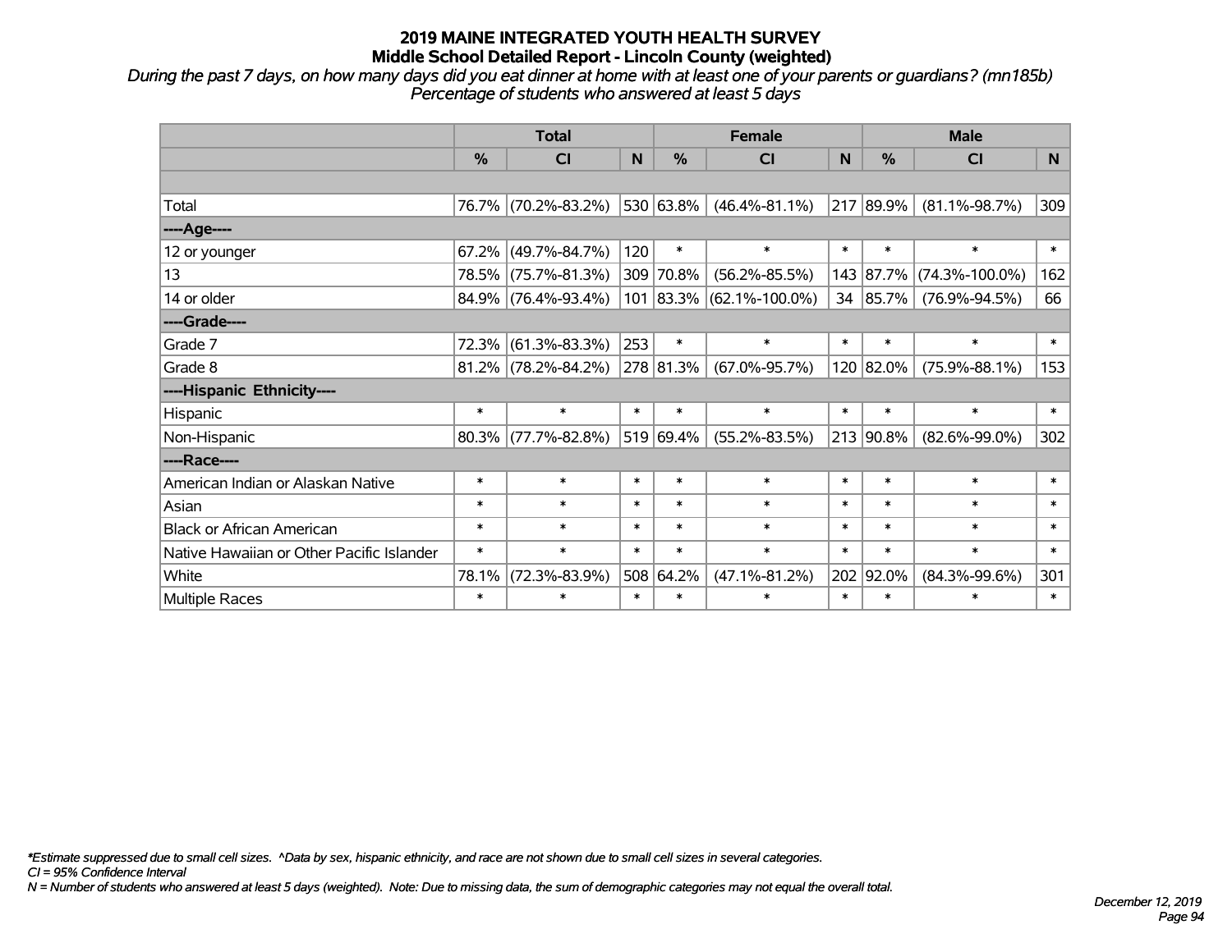# 2019 MAINE INTEGRATED YOUTH HEALTH SURVEY
## Middle School Detailed Report - Lincoln County (weighted)

*During the past 7 days, on how many days did you eat dinner at home with at least one of your parents or guardians? (mn185b)*
*Percentage of students who answered at least 5 days*

| | Total | | | Female | | | Male | | |
|---|---|---|---|---|---|---|---|---|---|
| | % | CI | N | % | CI | N | % | CI | N |
| | | | | | | | | | |
| Total | 76.7% | (70.2%-83.2%) | 530 | 63.8% | (46.4%-81.1%) | 217 | 89.9% | (81.1%-98.7%) | 309 |
| ----Age---- | | | | | | | | | |
| 12 or younger | 67.2% | (49.7%-84.7%) | 120 | * | * | * | * | * | * |
| 13 | 78.5% | (75.7%-81.3%) | 309 | 70.8% | (56.2%-85.5%) | 143 | 87.7% | (74.3%-100.0%) | 162 |
| 14 or older | 84.9% | (76.4%-93.4%) | 101 | 83.3% | (62.1%-100.0%) | 34 | 85.7% | (76.9%-94.5%) | 66 |
| ----Grade---- | | | | | | | | | |
| Grade 7 | 72.3% | (61.3%-83.3%) | 253 | * | * | * | * | * | * |
| Grade 8 | 81.2% | (78.2%-84.2%) | 278 | 81.3% | (67.0%-95.7%) | 120 | 82.0% | (75.9%-88.1%) | 153 |
| ----Hispanic Ethnicity---- | | | | | | | | | |
| Hispanic | * | * | * | * | * | * | * | * | * |
| Non-Hispanic | 80.3% | (77.7%-82.8%) | 519 | 69.4% | (55.2%-83.5%) | 213 | 90.8% | (82.6%-99.0%) | 302 |
| ----Race---- | | | | | | | | | |
| American Indian or Alaskan Native | * | * | * | * | * | * | * | * | * |
| Asian | * | * | * | * | * | * | * | * | * |
| Black or African American | * | * | * | * | * | * | * | * | * |
| Native Hawaiian or Other Pacific Islander | * | * | * | * | * | * | * | * | * |
| White | 78.1% | (72.3%-83.9%) | 508 | 64.2% | (47.1%-81.2%) | 202 | 92.0% | (84.3%-99.6%) | 301 |
| Multiple Races | * | * | * | * | * | * | * | * | * |

*\*Estimate suppressed due to small cell sizes. ^Data by sex, hispanic ethnicity, and race are not shown due to small cell sizes in several categories.*
*CI = 95% Confidence Interval*
*N = Number of students who answered at least 5 days (weighted). Note: Due to missing data, the sum of demographic categories may not equal the overall total.*

*December 12, 2019*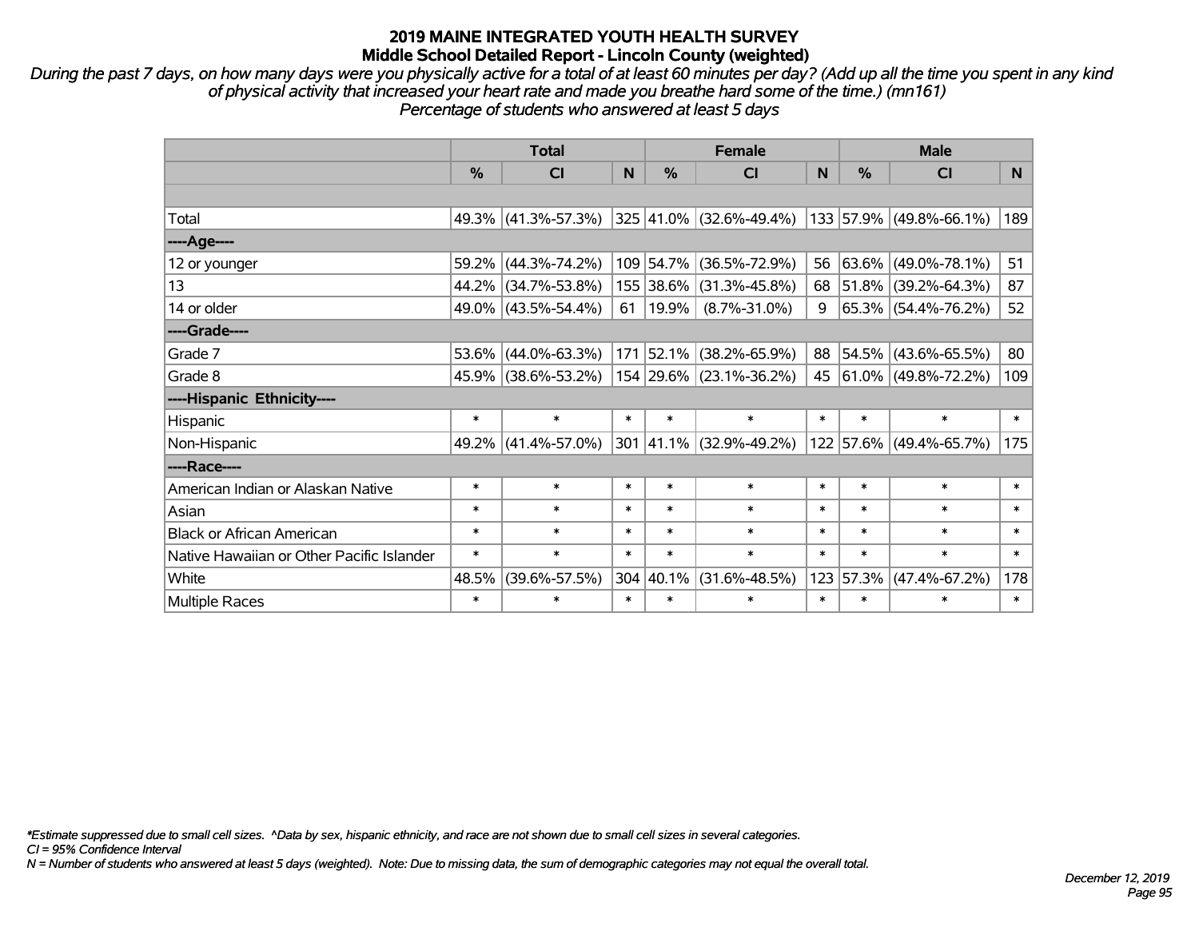# 2019 MAINE INTEGRATED YOUTH HEALTH SURVEY
## Middle School Detailed Report - Lincoln County (weighted)

*During the past 7 days, on how many days were you physically active for a total of at least 60 minutes per day? (Add up all the time you spent in any kind of physical activity that increased your heart rate and made you breathe hard some of the time.) (mn161)*
*Percentage of students who answered at least 5 days*

| | Total | | | Female | | | Male | | |
|---|---|---|---|---|---|---|---|---|---|
| | % | CI | N | % | CI | N | % | CI | N |
| Total | 49.3% | (41.3%-57.3%) | 325 | 41.0% | (32.6%-49.4%) | 133 | 57.9% | (49.8%-66.1%) | 189 |
| ----Age---- | | | | | | | | | |
| 12 or younger | 59.2% | (44.3%-74.2%) | 109 | 54.7% | (36.5%-72.9%) | 56 | 63.6% | (49.0%-78.1%) | 51 |
| 13 | 44.2% | (34.7%-53.8%) | 155 | 38.6% | (31.3%-45.8%) | 68 | 51.8% | (39.2%-64.3%) | 87 |
| 14 or older | 49.0% | (43.5%-54.4%) | 61 | 19.9% | (8.7%-31.0%) | 9 | 65.3% | (54.4%-76.2%) | 52 |
| ----Grade---- | | | | | | | | | |
| Grade 7 | 53.6% | (44.0%-63.3%) | 171 | 52.1% | (38.2%-65.9%) | 88 | 54.5% | (43.6%-65.5%) | 80 |
| Grade 8 | 45.9% | (38.6%-53.2%) | 154 | 29.6% | (23.1%-36.2%) | 45 | 61.0% | (49.8%-72.2%) | 109 |
| ----Hispanic Ethnicity---- | | | | | | | | | |
| Hispanic | * | * | * | * | * | * | * | * | * |
| Non-Hispanic | 49.2% | (41.4%-57.0%) | 301 | 41.1% | (32.9%-49.2%) | 122 | 57.6% | (49.4%-65.7%) | 175 |
| ----Race---- | | | | | | | | | |
| American Indian or Alaskan Native | * | * | * | * | * | * | * | * | * |
| Asian | * | * | * | * | * | * | * | * | * |
| Black or African American | * | * | * | * | * | * | * | * | * |
| Native Hawaiian or Other Pacific Islander | * | * | * | * | * | * | * | * | * |
| White | 48.5% | (39.6%-57.5%) | 304 | 40.1% | (31.6%-48.5%) | 123 | 57.3% | (47.4%-67.2%) | 178 |
| Multiple Races | * | * | * | * | * | * | * | * | * |

*\*Estimate suppressed due to small cell sizes. ^Data by sex, hispanic ethnicity, and race are not shown due to small cell sizes in several categories.*
*CI = 95% Confidence Interval*
*N = Number of students who answered at least 5 days (weighted). Note: Due to missing data, the sum of demographic categories may not equal the overall total.*

*December 12, 2019*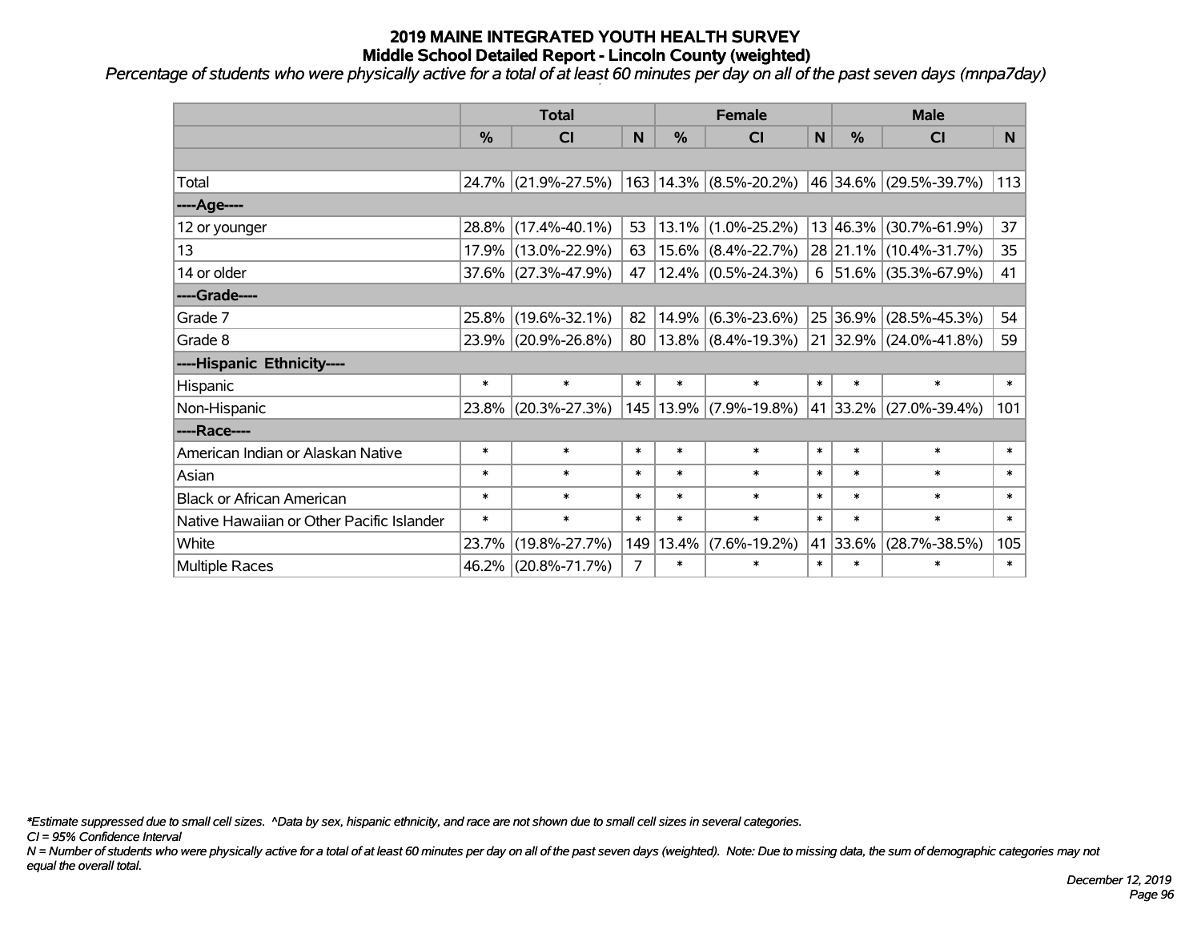# 2019 MAINE INTEGRATED YOUTH HEALTH SURVEY
## Middle School Detailed Report - Lincoln County (weighted)

*Percentage of students who were physically active for a total of at least 60 minutes per day on all of the past seven days (mnpa7day)*

| | Total | | | Female | | | Male | | |
|---|---|---|---|---|---|---|---|---|---|
| | % | CI | N | % | CI | N | % | CI | N |
| | | | | | | | | | |
| Total | 24.7% | (21.9%-27.5%) | 163 | 14.3% | (8.5%-20.2%) | 46 | 34.6% | (29.5%-39.7%) | 113 |
| ----Age---- | | | | | | | | | |
| 12 or younger | 28.8% | (17.4%-40.1%) | 53 | 13.1% | (1.0%-25.2%) | 13 | 46.3% | (30.7%-61.9%) | 37 |
| 13 | 17.9% | (13.0%-22.9%) | 63 | 15.6% | (8.4%-22.7%) | 28 | 21.1% | (10.4%-31.7%) | 35 |
| 14 or older | 37.6% | (27.3%-47.9%) | 47 | 12.4% | (0.5%-24.3%) | 6 | 51.6% | (35.3%-67.9%) | 41 |
| ----Grade---- | | | | | | | | | |
| Grade 7 | 25.8% | (19.6%-32.1%) | 82 | 14.9% | (6.3%-23.6%) | 25 | 36.9% | (28.5%-45.3%) | 54 |
| Grade 8 | 23.9% | (20.9%-26.8%) | 80 | 13.8% | (8.4%-19.3%) | 21 | 32.9% | (24.0%-41.8%) | 59 |
| ----Hispanic Ethnicity---- | | | | | | | | | |
| Hispanic | * | * | * | * | * | * | * | * | * |
| Non-Hispanic | 23.8% | (20.3%-27.3%) | 145 | 13.9% | (7.9%-19.8%) | 41 | 33.2% | (27.0%-39.4%) | 101 |
| ----Race---- | | | | | | | | | |
| American Indian or Alaskan Native | * | * | * | * | * | * | * | * | * |
| Asian | * | * | * | * | * | * | * | * | * |
| Black or African American | * | * | * | * | * | * | * | * | * |
| Native Hawaiian or Other Pacific Islander | * | * | * | * | * | * | * | * | * |
| White | 23.7% | (19.8%-27.7%) | 149 | 13.4% | (7.6%-19.2%) | 41 | 33.6% | (28.7%-38.5%) | 105 |
| Multiple Races | 46.2% | (20.8%-71.7%) | 7 | * | * | * | * | * | * |

*\*Estimate suppressed due to small cell sizes. ^Data by sex, hispanic ethnicity, and race are not shown due to small cell sizes in several categories.*

*CI = 95% Confidence Interval*

*N = Number of students who were physically active for a total of at least 60 minutes per day on all of the past seven days (weighted). Note: Due to missing data, the sum of demographic categories may not equal the overall total.*

*December 12, 2019*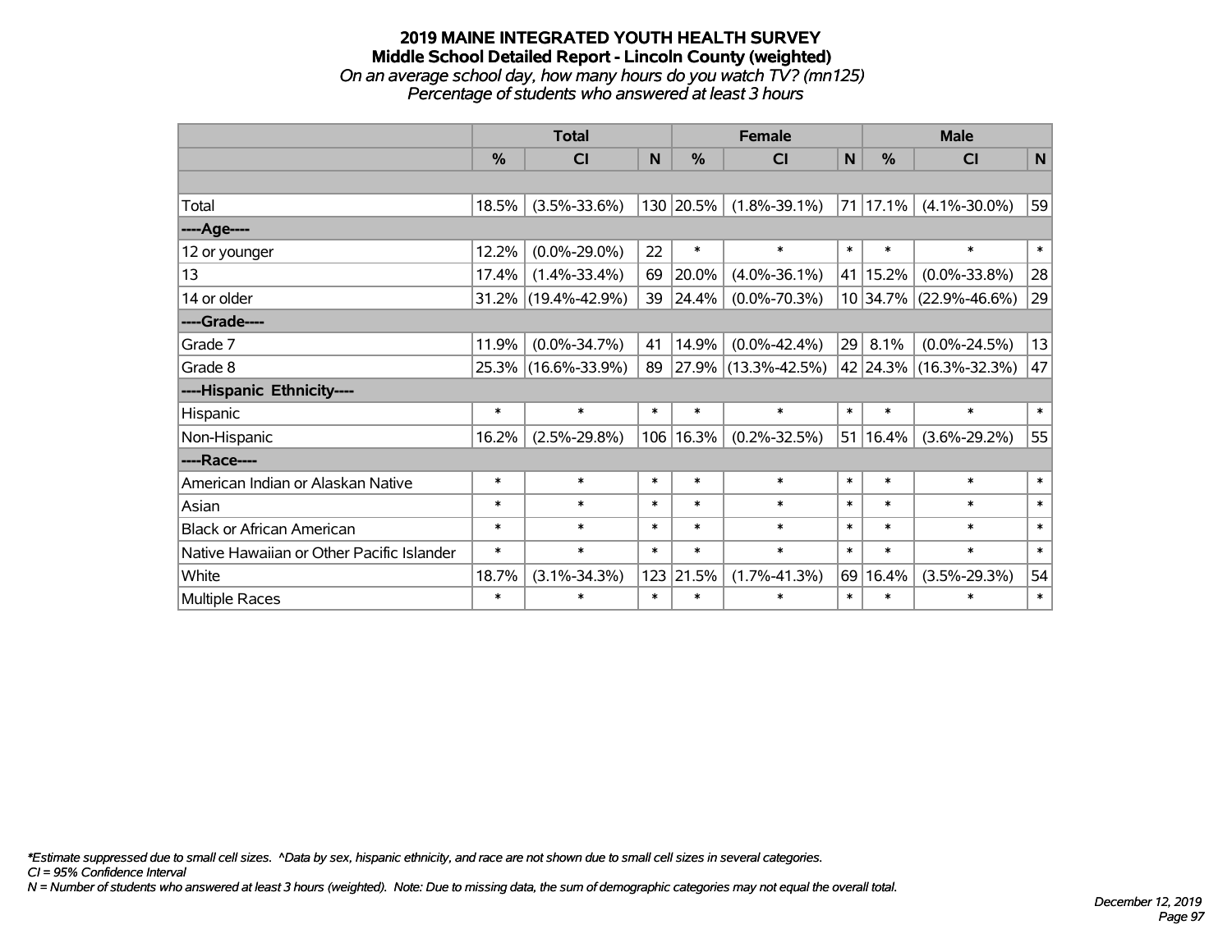# 2019 MAINE INTEGRATED YOUTH HEALTH SURVEY
## Middle School Detailed Report - Lincoln County (weighted)
*On an average school day, how many hours do you watch TV? (mn125)*
*Percentage of students who answered at least 3 hours*

| | Total | | | Female | | | Male | | |
|---|---|---|---|---|---|---|---|---|---|
| | % | CI | N | % | CI | N | % | CI | N |
| | | | | | | | | | |
| Total | 18.5% | (3.5%-33.6%) | 130 | 20.5% | (1.8%-39.1%) | 71 | 17.1% | (4.1%-30.0%) | 59 |
| ----Age---- | | | | | | | | | |
| 12 or younger | 12.2% | (0.0%-29.0%) | 22 | * | * | * | * | * | * |
| 13 | 17.4% | (1.4%-33.4%) | 69 | 20.0% | (4.0%-36.1%) | 41 | 15.2% | (0.0%-33.8%) | 28 |
| 14 or older | 31.2% | (19.4%-42.9%) | 39 | 24.4% | (0.0%-70.3%) | 10 | 34.7% | (22.9%-46.6%) | 29 |
| ----Grade---- | | | | | | | | | |
| Grade 7 | 11.9% | (0.0%-34.7%) | 41 | 14.9% | (0.0%-42.4%) | 29 | 8.1% | (0.0%-24.5%) | 13 |
| Grade 8 | 25.3% | (16.6%-33.9%) | 89 | 27.9% | (13.3%-42.5%) | 42 | 24.3% | (16.3%-32.3%) | 47 |
| ----Hispanic Ethnicity---- | | | | | | | | | |
| Hispanic | * | * | * | * | * | * | * | * | * |
| Non-Hispanic | 16.2% | (2.5%-29.8%) | 106 | 16.3% | (0.2%-32.5%) | 51 | 16.4% | (3.6%-29.2%) | 55 |
| ----Race---- | | | | | | | | | |
| American Indian or Alaskan Native | * | * | * | * | * | * | * | * | * |
| Asian | * | * | * | * | * | * | * | * | * |
| Black or African American | * | * | * | * | * | * | * | * | * |
| Native Hawaiian or Other Pacific Islander | * | * | * | * | * | * | * | * | * |
| White | 18.7% | (3.1%-34.3%) | 123 | 21.5% | (1.7%-41.3%) | 69 | 16.4% | (3.5%-29.3%) | 54 |
| Multiple Races | * | * | * | * | * | * | * | * | * |

*\*Estimate suppressed due to small cell sizes. ^Data by sex, hispanic ethnicity, and race are not shown due to small cell sizes in several categories.*
*CI = 95% Confidence Interval*
*N = Number of students who answered at least 3 hours (weighted). Note: Due to missing data, the sum of demographic categories may not equal the overall total.*

*December 12, 2019*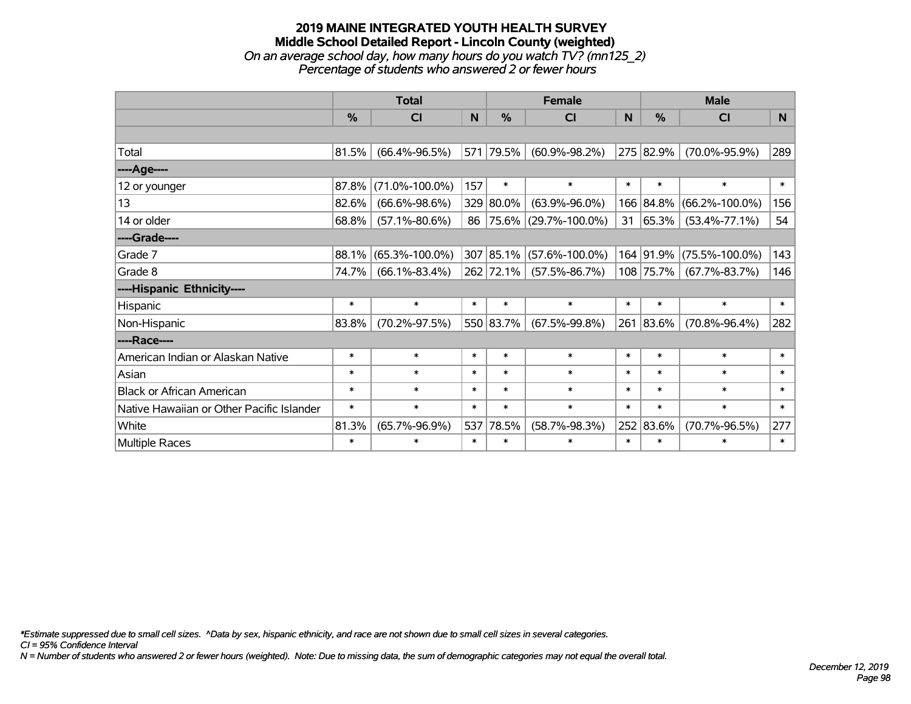# 2019 MAINE INTEGRATED YOUTH HEALTH SURVEY
## Middle School Detailed Report - Lincoln County (weighted)
*On an average school day, how many hours do you watch TV? (mn125_2)*
*Percentage of students who answered 2 or fewer hours*

| | Total | | | Female | | | Male | | |
|---|---|---|---|---|---|---|---|---|---|
| | % | CI | N | % | CI | N | % | CI | N |
| | | | | | | | | | |
| Total | 81.5% | (66.4%-96.5%) | 571 | 79.5% | (60.9%-98.2%) | 275 | 82.9% | (70.0%-95.9%) | 289 |
| ----Age---- | | | | | | | | | |
| 12 or younger | 87.8% | (71.0%-100.0%) | 157 | * | * | * | * | * | * |
| 13 | 82.6% | (66.6%-98.6%) | 329 | 80.0% | (63.9%-96.0%) | 166 | 84.8% | (66.2%-100.0%) | 156 |
| 14 or older | 68.8% | (57.1%-80.6%) | 86 | 75.6% | (29.7%-100.0%) | 31 | 65.3% | (53.4%-77.1%) | 54 |
| ----Grade---- | | | | | | | | | |
| Grade 7 | 88.1% | (65.3%-100.0%) | 307 | 85.1% | (57.6%-100.0%) | 164 | 91.9% | (75.5%-100.0%) | 143 |
| Grade 8 | 74.7% | (66.1%-83.4%) | 262 | 72.1% | (57.5%-86.7%) | 108 | 75.7% | (67.7%-83.7%) | 146 |
| ----Hispanic Ethnicity---- | | | | | | | | | |
| Hispanic | * | * | * | * | * | * | * | * | * |
| Non-Hispanic | 83.8% | (70.2%-97.5%) | 550 | 83.7% | (67.5%-99.8%) | 261 | 83.6% | (70.8%-96.4%) | 282 |
| ----Race---- | | | | | | | | | |
| American Indian or Alaskan Native | * | * | * | * | * | * | * | * | * |
| Asian | * | * | * | * | * | * | * | * | * |
| Black or African American | * | * | * | * | * | * | * | * | * |
| Native Hawaiian or Other Pacific Islander | * | * | * | * | * | * | * | * | * |
| White | 81.3% | (65.7%-96.9%) | 537 | 78.5% | (58.7%-98.3%) | 252 | 83.6% | (70.7%-96.5%) | 277 |
| Multiple Races | * | * | * | * | * | * | * | * | * |

*\*Estimate suppressed due to small cell sizes. ^Data by sex, hispanic ethnicity, and race are not shown due to small cell sizes in several categories.*
*CI = 95% Confidence Interval*
*N = Number of students who answered 2 or fewer hours (weighted). Note: Due to missing data, the sum of demographic categories may not equal the overall total.*

*December 12, 2019*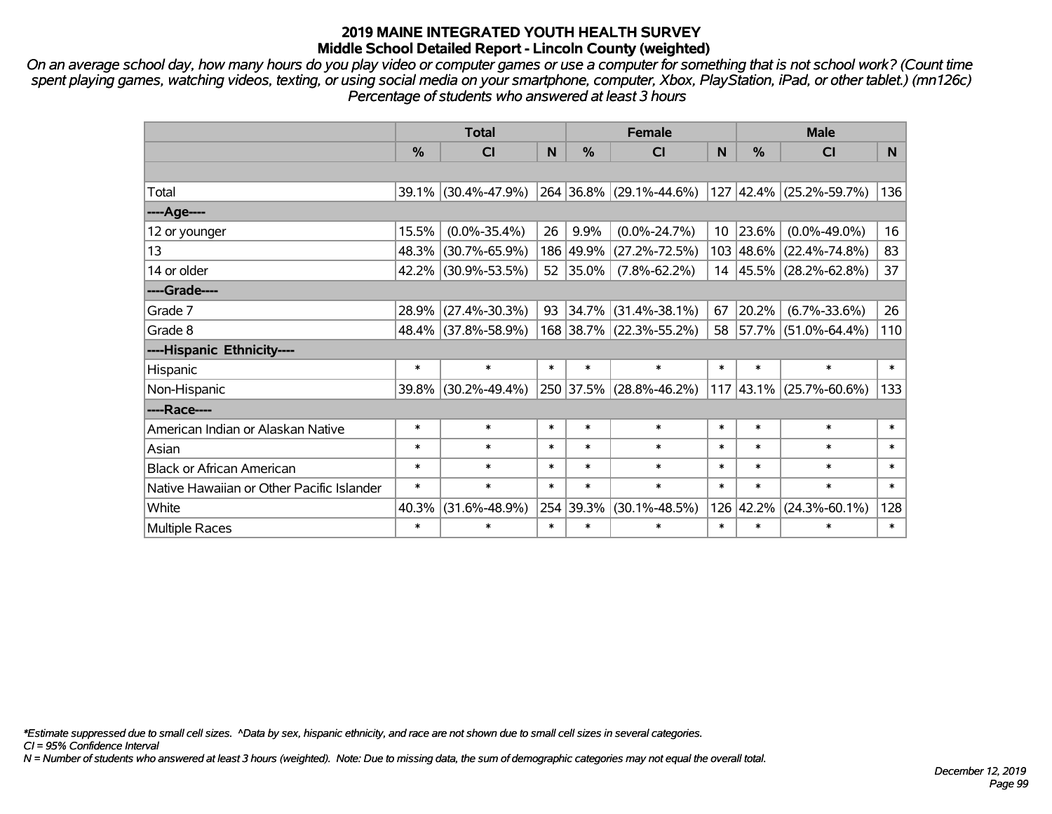# 2019 MAINE INTEGRATED YOUTH HEALTH SURVEY
## Middle School Detailed Report - Lincoln County (weighted)

*On an average school day, how many hours do you play video or computer games or use a computer for something that is not school work? (Count time spent playing games, watching videos, texting, or using social media on your smartphone, computer, Xbox, PlayStation, iPad, or other tablet.) (mn126c)*
*Percentage of students who answered at least 3 hours*

| | Total | | | Female | | | Male | | |
|---|---|---|---|---|---|---|---|---|---|
| | % | CI | N | % | CI | N | % | CI | N |
| Total | 39.1% | (30.4%-47.9%) | 264 | 36.8% | (29.1%-44.6%) | 127 | 42.4% | (25.2%-59.7%) | 136 |
| ----Age---- | | | | | | | | | |
| 12 or younger | 15.5% | (0.0%-35.4%) | 26 | 9.9% | (0.0%-24.7%) | 10 | 23.6% | (0.0%-49.0%) | 16 |
| 13 | 48.3% | (30.7%-65.9%) | 186 | 49.9% | (27.2%-72.5%) | 103 | 48.6% | (22.4%-74.8%) | 83 |
| 14 or older | 42.2% | (30.9%-53.5%) | 52 | 35.0% | (7.8%-62.2%) | 14 | 45.5% | (28.2%-62.8%) | 37 |
| ----Grade---- | | | | | | | | | |
| Grade 7 | 28.9% | (27.4%-30.3%) | 93 | 34.7% | (31.4%-38.1%) | 67 | 20.2% | (6.7%-33.6%) | 26 |
| Grade 8 | 48.4% | (37.8%-58.9%) | 168 | 38.7% | (22.3%-55.2%) | 58 | 57.7% | (51.0%-64.4%) | 110 |
| ----Hispanic Ethnicity---- | | | | | | | | | |
| Hispanic | * | * | * | * | * | * | * | * | * |
| Non-Hispanic | 39.8% | (30.2%-49.4%) | 250 | 37.5% | (28.8%-46.2%) | 117 | 43.1% | (25.7%-60.6%) | 133 |
| ----Race---- | | | | | | | | | |
| American Indian or Alaskan Native | * | * | * | * | * | * | * | * | * |
| Asian | * | * | * | * | * | * | * | * | * |
| Black or African American | * | * | * | * | * | * | * | * | * |
| Native Hawaiian or Other Pacific Islander | * | * | * | * | * | * | * | * | * |
| White | 40.3% | (31.6%-48.9%) | 254 | 39.3% | (30.1%-48.5%) | 126 | 42.2% | (24.3%-60.1%) | 128 |
| Multiple Races | * | * | * | * | * | * | * | * | * |

*\*Estimate suppressed due to small cell sizes. ^Data by sex, hispanic ethnicity, and race are not shown due to small cell sizes in several categories.*
*CI = 95% Confidence Interval*
*N = Number of students who answered at least 3 hours (weighted). Note: Due to missing data, the sum of demographic categories may not equal the overall total.*

*December 12, 2019*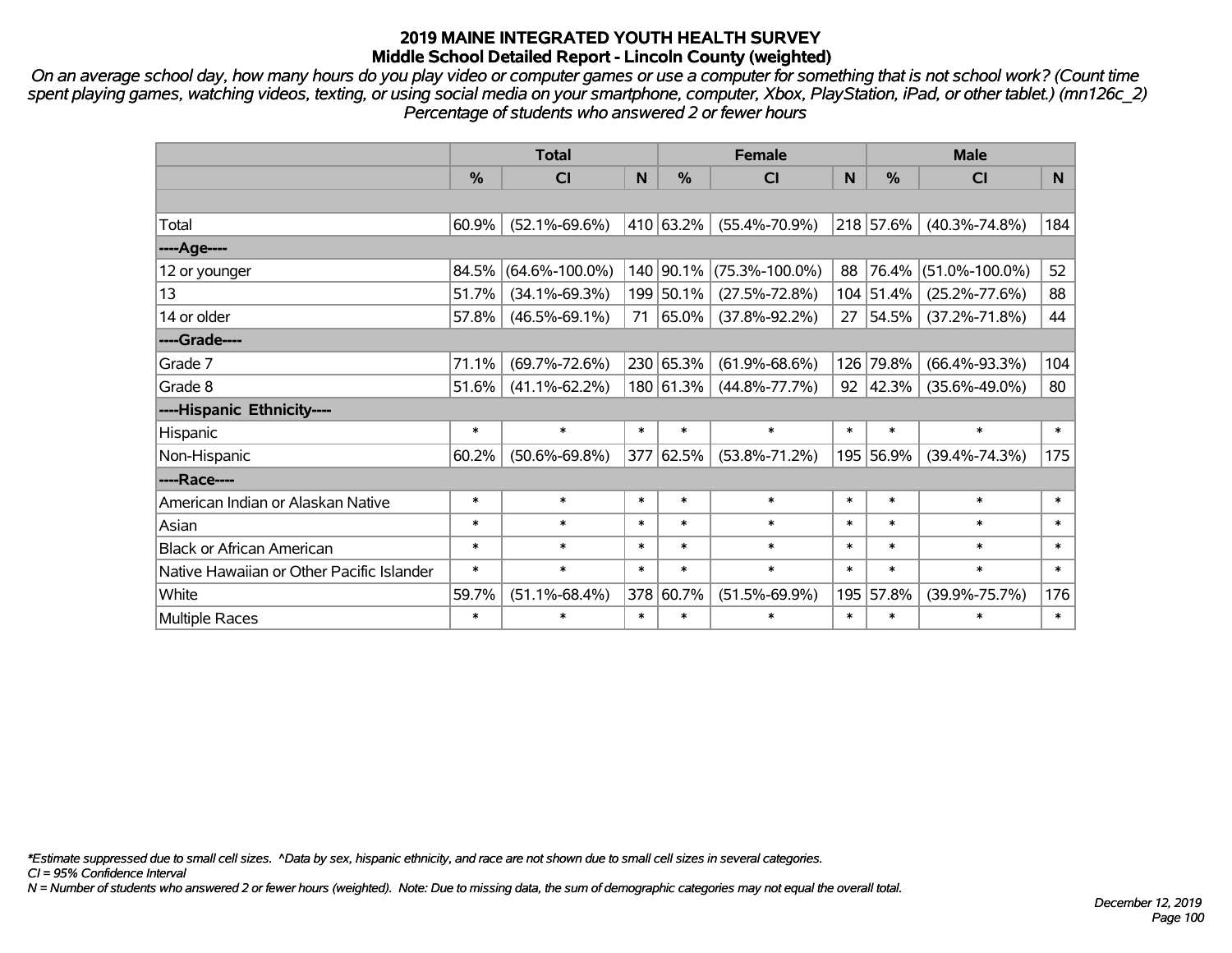# 2019 MAINE INTEGRATED YOUTH HEALTH SURVEY
## Middle School Detailed Report - Lincoln County (weighted)

*On an average school day, how many hours do you play video or computer games or use a computer for something that is not school work? (Count time spent playing games, watching videos, texting, or using social media on your smartphone, computer, Xbox, PlayStation, iPad, or other tablet.) (mn126c_2) Percentage of students who answered 2 or fewer hours*

| | Total | | | Female | | | Male | | |
|---|---|---|---|---|---|---|---|---|---|
| | % | CI | N | % | CI | N | % | CI | N |
| | | | | | | | | | |
| Total | 60.9% | (52.1%-69.6%) | 410 | 63.2% | (55.4%-70.9%) | 218 | 57.6% | (40.3%-74.8%) | 184 |
| ----Age---- | | | | | | | | | |
| 12 or younger | 84.5% | (64.6%-100.0%) | 140 | 90.1% | (75.3%-100.0%) | 88 | 76.4% | (51.0%-100.0%) | 52 |
| 13 | 51.7% | (34.1%-69.3%) | 199 | 50.1% | (27.5%-72.8%) | 104 | 51.4% | (25.2%-77.6%) | 88 |
| 14 or older | 57.8% | (46.5%-69.1%) | 71 | 65.0% | (37.8%-92.2%) | 27 | 54.5% | (37.2%-71.8%) | 44 |
| ----Grade---- | | | | | | | | | |
| Grade 7 | 71.1% | (69.7%-72.6%) | 230 | 65.3% | (61.9%-68.6%) | 126 | 79.8% | (66.4%-93.3%) | 104 |
| Grade 8 | 51.6% | (41.1%-62.2%) | 180 | 61.3% | (44.8%-77.7%) | 92 | 42.3% | (35.6%-49.0%) | 80 |
| ----Hispanic Ethnicity---- | | | | | | | | | |
| Hispanic | * | * | * | * | * | * | * | * | * |
| Non-Hispanic | 60.2% | (50.6%-69.8%) | 377 | 62.5% | (53.8%-71.2%) | 195 | 56.9% | (39.4%-74.3%) | 175 |
| ----Race---- | | | | | | | | | |
| American Indian or Alaskan Native | * | * | * | * | * | * | * | * | * |
| Asian | * | * | * | * | * | * | * | * | * |
| Black or African American | * | * | * | * | * | * | * | * | * |
| Native Hawaiian or Other Pacific Islander | * | * | * | * | * | * | * | * | * |
| White | 59.7% | (51.1%-68.4%) | 378 | 60.7% | (51.5%-69.9%) | 195 | 57.8% | (39.9%-75.7%) | 176 |
| Multiple Races | * | * | * | * | * | * | * | * | * |

*\*Estimate suppressed due to small cell sizes. ^Data by sex, hispanic ethnicity, and race are not shown due to small cell sizes in several categories.*
*CI = 95% Confidence Interval*
*N = Number of students who answered 2 or fewer hours (weighted). Note: Due to missing data, the sum of demographic categories may not equal the overall total.*

*December 12, 2019*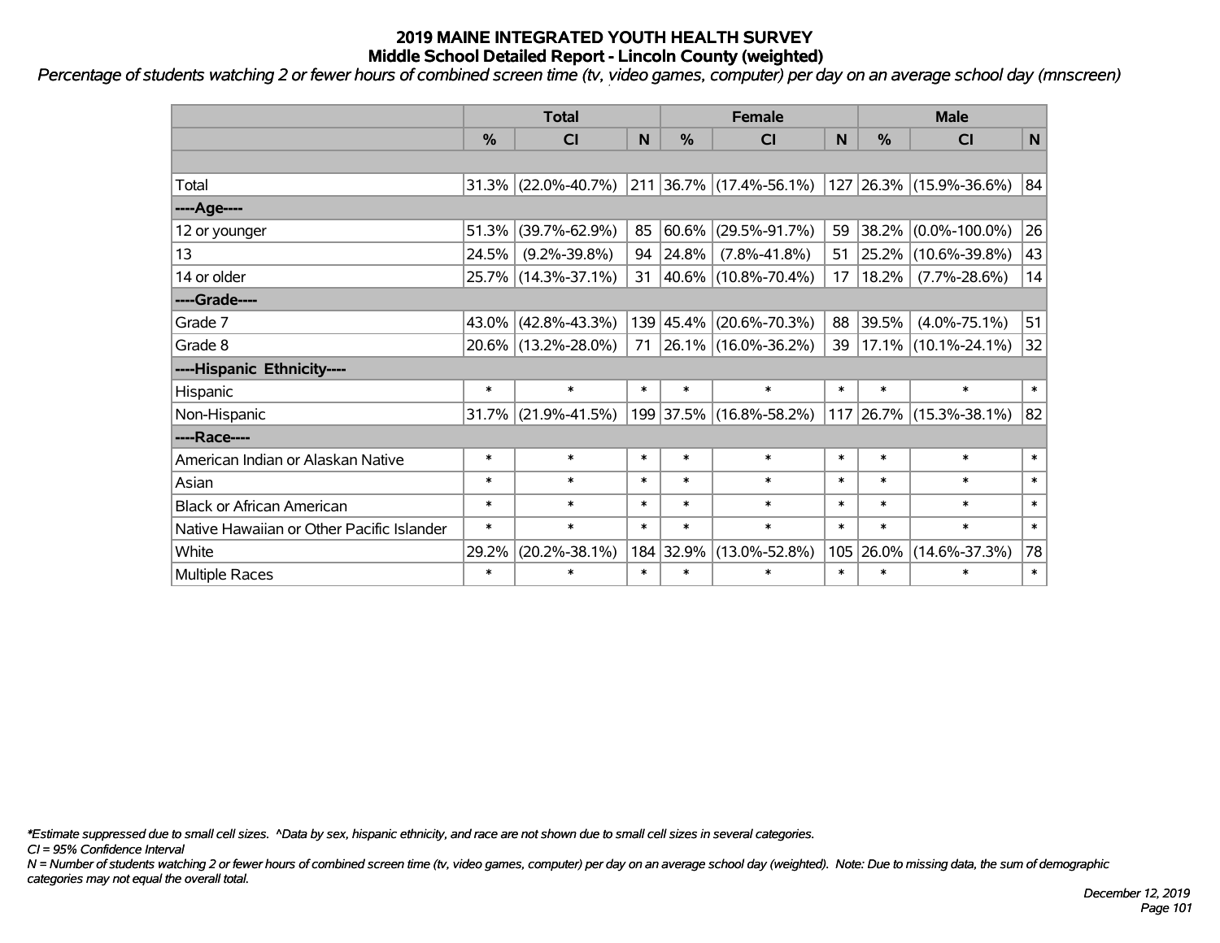# 2019 MAINE INTEGRATED YOUTH HEALTH SURVEY
## Middle School Detailed Report - Lincoln County (weighted)

*Percentage of students watching 2 or fewer hours of combined screen time (tv, video games, computer) per day on an average school day (mnscreen)*

| | Total | | | Female | | | Male | | |
|---|---|---|---|---|---|---|---|---|---|
| | % | CI | N | % | CI | N | % | CI | N |
| | | | | | | | | | |
| Total | 31.3% | (22.0%-40.7%) | 211 | 36.7% | (17.4%-56.1%) | 127 | 26.3% | (15.9%-36.6%) | 84 |
| ----Age---- | | | | | | | | | |
| 12 or younger | 51.3% | (39.7%-62.9%) | 85 | 60.6% | (29.5%-91.7%) | 59 | 38.2% | (0.0%-100.0%) | 26 |
| 13 | 24.5% | (9.2%-39.8%) | 94 | 24.8% | (7.8%-41.8%) | 51 | 25.2% | (10.6%-39.8%) | 43 |
| 14 or older | 25.7% | (14.3%-37.1%) | 31 | 40.6% | (10.8%-70.4%) | 17 | 18.2% | (7.7%-28.6%) | 14 |
| ----Grade---- | | | | | | | | | |
| Grade 7 | 43.0% | (42.8%-43.3%) | 139 | 45.4% | (20.6%-70.3%) | 88 | 39.5% | (4.0%-75.1%) | 51 |
| Grade 8 | 20.6% | (13.2%-28.0%) | 71 | 26.1% | (16.0%-36.2%) | 39 | 17.1% | (10.1%-24.1%) | 32 |
| ----Hispanic Ethnicity---- | | | | | | | | | |
| Hispanic | * | * | * | * | * | * | * | * | * |
| Non-Hispanic | 31.7% | (21.9%-41.5%) | 199 | 37.5% | (16.8%-58.2%) | 117 | 26.7% | (15.3%-38.1%) | 82 |
| ----Race---- | | | | | | | | | |
| American Indian or Alaskan Native | * | * | * | * | * | * | * | * | * |
| Asian | * | * | * | * | * | * | * | * | * |
| Black or African American | * | * | * | * | * | * | * | * | * |
| Native Hawaiian or Other Pacific Islander | * | * | * | * | * | * | * | * | * |
| White | 29.2% | (20.2%-38.1%) | 184 | 32.9% | (13.0%-52.8%) | 105 | 26.0% | (14.6%-37.3%) | 78 |
| Multiple Races | * | * | * | * | * | * | * | * | * |

*Estimate suppressed due to small cell sizes. ^Data by sex, hispanic ethnicity, and race are not shown due to small cell sizes in several categories.

CI = 95% Confidence Interval

N = Number of students watching 2 or fewer hours of combined screen time (tv, video games, computer) per day on an average school day (weighted). Note: Due to missing data, the sum of demographic categories may not equal the overall total.

December 12, 2019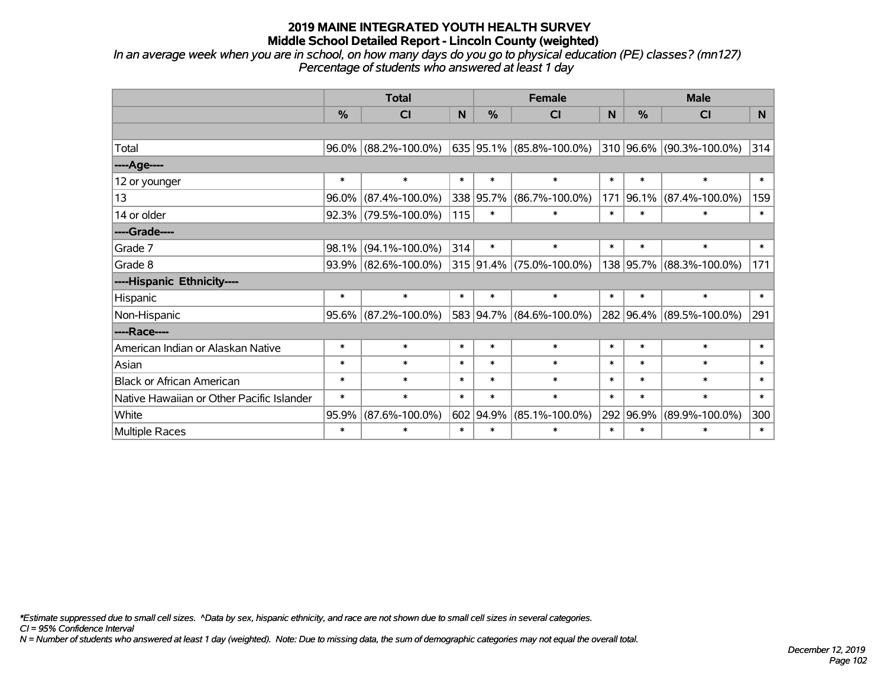# 2019 MAINE INTEGRATED YOUTH HEALTH SURVEY
## Middle School Detailed Report - Lincoln County (weighted)

*In an average week when you are in school, on how many days do you go to physical education (PE) classes? (mn127)*
*Percentage of students who answered at least 1 day*

| | Total | | | Female | | | Male | | |
|---|---|---|---|---|---|---|---|---|---|
| | % | CI | N | % | CI | N | % | CI | N |
| | | | | | | | | | |
| Total | 96.0% | (88.2%-100.0%) | 635 | 95.1% | (85.8%-100.0%) | 310 | 96.6% | (90.3%-100.0%) | 314 |
| ----Age---- | | | | | | | | | |
| 12 or younger | * | * | * | * | * | * | * | * | * |
| 13 | 96.0% | (87.4%-100.0%) | 338 | 95.7% | (86.7%-100.0%) | 171 | 96.1% | (87.4%-100.0%) | 159 |
| 14 or older | 92.3% | (79.5%-100.0%) | 115 | * | * | * | * | * | * |
| ----Grade---- | | | | | | | | | |
| Grade 7 | 98.1% | (94.1%-100.0%) | 314 | * | * | * | * | * | * |
| Grade 8 | 93.9% | (82.6%-100.0%) | 315 | 91.4% | (75.0%-100.0%) | 138 | 95.7% | (88.3%-100.0%) | 171 |
| ----Hispanic Ethnicity---- | | | | | | | | | |
| Hispanic | * | * | * | * | * | * | * | * | * |
| Non-Hispanic | 95.6% | (87.2%-100.0%) | 583 | 94.7% | (84.6%-100.0%) | 282 | 96.4% | (89.5%-100.0%) | 291 |
| ----Race---- | | | | | | | | | |
| American Indian or Alaskan Native | * | * | * | * | * | * | * | * | * |
| Asian | * | * | * | * | * | * | * | * | * |
| Black or African American | * | * | * | * | * | * | * | * | * |
| Native Hawaiian or Other Pacific Islander | * | * | * | * | * | * | * | * | * |
| White | 95.9% | (87.6%-100.0%) | 602 | 94.9% | (85.1%-100.0%) | 292 | 96.9% | (89.9%-100.0%) | 300 |
| Multiple Races | * | * | * | * | * | * | * | * | * |

*\*Estimate suppressed due to small cell sizes. ^Data by sex, hispanic ethnicity, and race are not shown due to small cell sizes in several categories.*
*CI = 95% Confidence Interval*
*N = Number of students who answered at least 1 day (weighted). Note: Due to missing data, the sum of demographic categories may not equal the overall total.*

*December 12, 2019*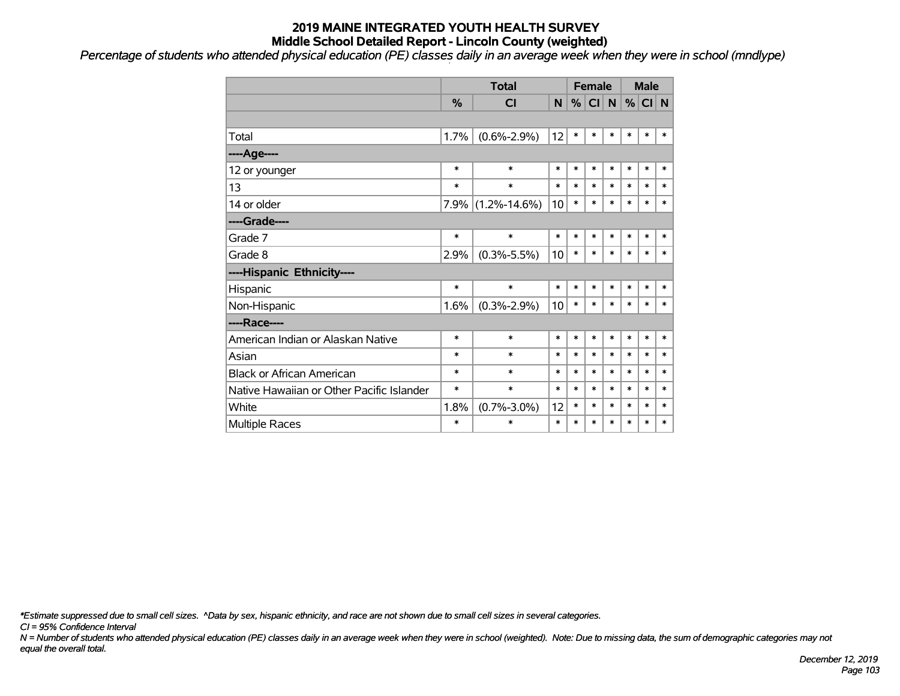# 2019 MAINE INTEGRATED YOUTH HEALTH SURVEY
## Middle School Detailed Report - Lincoln County (weighted)

*Percentage of students who attended physical education (PE) classes daily in an average week when they were in school (mndlype)*

| | Total | | | Female | | | Male | | |
|---|---|---|---|---|---|---|---|---|---|
| | % | CI | N | % | CI | N | % | CI | N |
| | | | | | | | | | |
| Total | 1.7% | (0.6%-2.9%) | 12 | * | * | * | * | * | * |
| ----Age---- | | | | | | | | | |
| 12 or younger | * | * | * | * | * | * | * | * | * |
| 13 | * | * | * | * | * | * | * | * | * |
| 14 or older | 7.9% | (1.2%-14.6%) | 10 | * | * | * | * | * | * |
| ----Grade---- | | | | | | | | | |
| Grade 7 | * | * | * | * | * | * | * | * | * |
| Grade 8 | 2.9% | (0.3%-5.5%) | 10 | * | * | * | * | * | * |
| ----Hispanic Ethnicity---- | | | | | | | | | |
| Hispanic | * | * | * | * | * | * | * | * | * |
| Non-Hispanic | 1.6% | (0.3%-2.9%) | 10 | * | * | * | * | * | * |
| ----Race---- | | | | | | | | | |
| American Indian or Alaskan Native | * | * | * | * | * | * | * | * | * |
| Asian | * | * | * | * | * | * | * | * | * |
| Black or African American | * | * | * | * | * | * | * | * | * |
| Native Hawaiian or Other Pacific Islander | * | * | * | * | * | * | * | * | * |
| White | 1.8% | (0.7%-3.0%) | 12 | * | * | * | * | * | * |
| Multiple Races | * | * | * | * | * | * | * | * | * |

*\*Estimate suppressed due to small cell sizes. ^Data by sex, hispanic ethnicity, and race are not shown due to small cell sizes in several categories.*

*CI = 95% Confidence Interval*

*N = Number of students who attended physical education (PE) classes daily in an average week when they were in school (weighted). Note: Due to missing data, the sum of demographic categories may not equal the overall total.*

*December 12, 2019*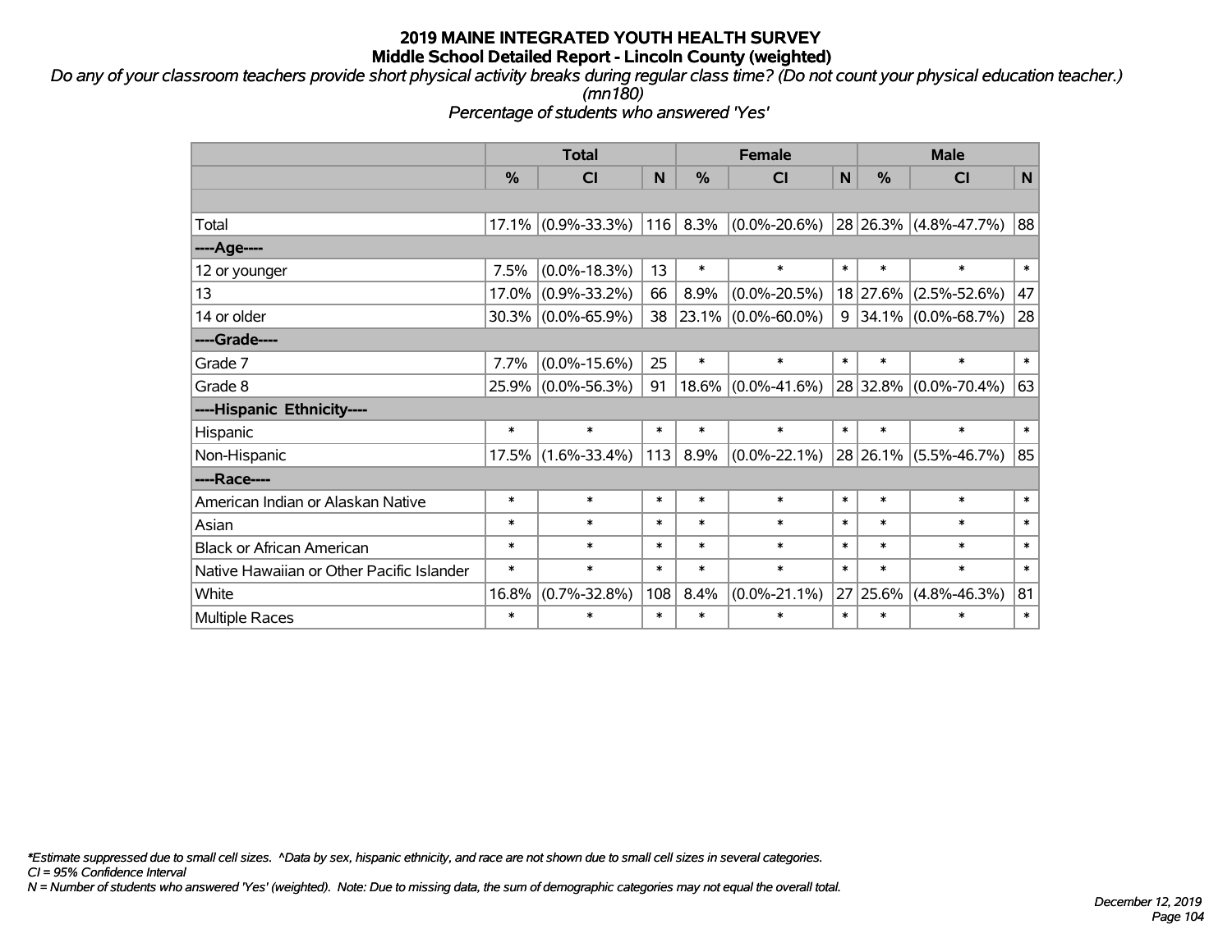# 2019 MAINE INTEGRATED YOUTH HEALTH SURVEY
## Middle School Detailed Report - Lincoln County (weighted)

*Do any of your classroom teachers provide short physical activity breaks during regular class time? (Do not count your physical education teacher.) (mn180)*

*Percentage of students who answered 'Yes'*

| | Total | | | Female | | | Male | | |
|---|---|---|---|---|---|---|---|---|---|
| | % | CI | N | % | CI | N | % | CI | N |
| | | | | | | | | | |
| Total | 17.1% | (0.9%-33.3%) | 116 | 8.3% | (0.0%-20.6%) | 28 | 26.3% | (4.8%-47.7%) | 88 |
| ----Age---- | | | | | | | | | |
| 12 or younger | 7.5% | (0.0%-18.3%) | 13 | * | * | * | * | * | * |
| 13 | 17.0% | (0.9%-33.2%) | 66 | 8.9% | (0.0%-20.5%) | 18 | 27.6% | (2.5%-52.6%) | 47 |
| 14 or older | 30.3% | (0.0%-65.9%) | 38 | 23.1% | (0.0%-60.0%) | 9 | 34.1% | (0.0%-68.7%) | 28 |
| ----Grade---- | | | | | | | | | |
| Grade 7 | 7.7% | (0.0%-15.6%) | 25 | * | * | * | * | * | * |
| Grade 8 | 25.9% | (0.0%-56.3%) | 91 | 18.6% | (0.0%-41.6%) | 28 | 32.8% | (0.0%-70.4%) | 63 |
| ----Hispanic Ethnicity---- | | | | | | | | | |
| Hispanic | * | * | * | * | * | * | * | * | * |
| Non-Hispanic | 17.5% | (1.6%-33.4%) | 113 | 8.9% | (0.0%-22.1%) | 28 | 26.1% | (5.5%-46.7%) | 85 |
| ----Race---- | | | | | | | | | |
| American Indian or Alaskan Native | * | * | * | * | * | * | * | * | * |
| Asian | * | * | * | * | * | * | * | * | * |
| Black or African American | * | * | * | * | * | * | * | * | * |
| Native Hawaiian or Other Pacific Islander | * | * | * | * | * | * | * | * | * |
| White | 16.8% | (0.7%-32.8%) | 108 | 8.4% | (0.0%-21.1%) | 27 | 25.6% | (4.8%-46.3%) | 81 |
| Multiple Races | * | * | * | * | * | * | * | * | * |

*\*Estimate suppressed due to small cell sizes. ^Data by sex, hispanic ethnicity, and race are not shown due to small cell sizes in several categories.*
*CI = 95% Confidence Interval*
*N = Number of students who answered 'Yes' (weighted). Note: Due to missing data, the sum of demographic categories may not equal the overall total.*

*December 12, 2019*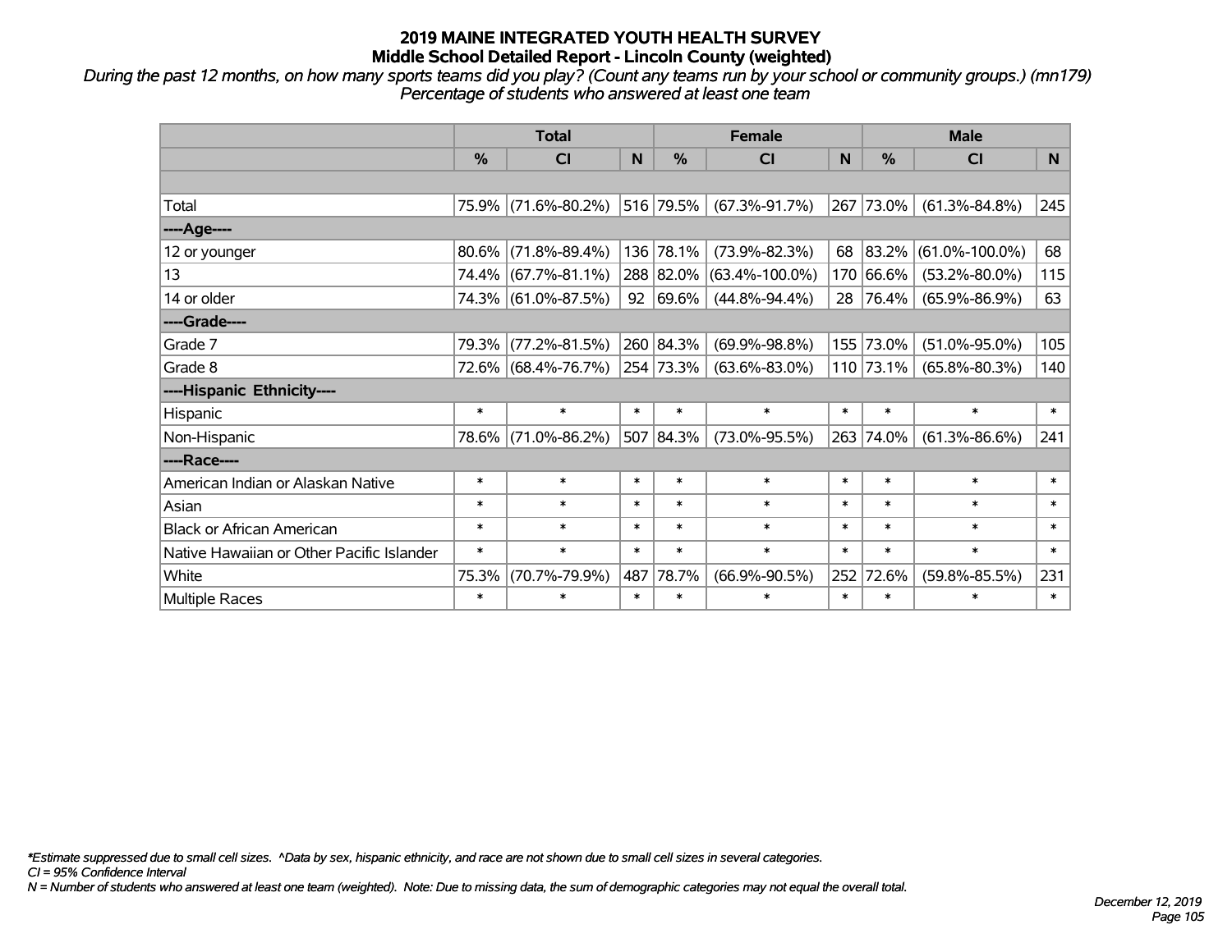# 2019 MAINE INTEGRATED YOUTH HEALTH SURVEY
## Middle School Detailed Report - Lincoln County (weighted)

*During the past 12 months, on how many sports teams did you play? (Count any teams run by your school or community groups.) (mn179)*
*Percentage of students who answered at least one team*

| | Total | | | Female | | | Male | | |
|---|---|---|---|---|---|---|---|---|---|
| | % | CI | N | % | CI | N | % | CI | N |
| Total | 75.9% | (71.6%-80.2%) | 516 | 79.5% | (67.3%-91.7%) | 267 | 73.0% | (61.3%-84.8%) | 245 |
| ----Age---- | | | | | | | | | |
| 12 or younger | 80.6% | (71.8%-89.4%) | 136 | 78.1% | (73.9%-82.3%) | 68 | 83.2% | (61.0%-100.0%) | 68 |
| 13 | 74.4% | (67.7%-81.1%) | 288 | 82.0% | (63.4%-100.0%) | 170 | 66.6% | (53.2%-80.0%) | 115 |
| 14 or older | 74.3% | (61.0%-87.5%) | 92 | 69.6% | (44.8%-94.4%) | 28 | 76.4% | (65.9%-86.9%) | 63 |
| ----Grade---- | | | | | | | | | |
| Grade 7 | 79.3% | (77.2%-81.5%) | 260 | 84.3% | (69.9%-98.8%) | 155 | 73.0% | (51.0%-95.0%) | 105 |
| Grade 8 | 72.6% | (68.4%-76.7%) | 254 | 73.3% | (63.6%-83.0%) | 110 | 73.1% | (65.8%-80.3%) | 140 |
| ----Hispanic Ethnicity---- | | | | | | | | | |
| Hispanic | * | * | * | * | * | * | * | * | * |
| Non-Hispanic | 78.6% | (71.0%-86.2%) | 507 | 84.3% | (73.0%-95.5%) | 263 | 74.0% | (61.3%-86.6%) | 241 |
| ----Race---- | | | | | | | | | |
| American Indian or Alaskan Native | * | * | * | * | * | * | * | * | * |
| Asian | * | * | * | * | * | * | * | * | * |
| Black or African American | * | * | * | * | * | * | * | * | * |
| Native Hawaiian or Other Pacific Islander | * | * | * | * | * | * | * | * | * |
| White | 75.3% | (70.7%-79.9%) | 487 | 78.7% | (66.9%-90.5%) | 252 | 72.6% | (59.8%-85.5%) | 231 |
| Multiple Races | * | * | * | * | * | * | * | * | * |

*\*Estimate suppressed due to small cell sizes. ^Data by sex, hispanic ethnicity, and race are not shown due to small cell sizes in several categories.*
*CI = 95% Confidence Interval*
*N = Number of students who answered at least one team (weighted). Note: Due to missing data, the sum of demographic categories may not equal the overall total.*

*December 12, 2019*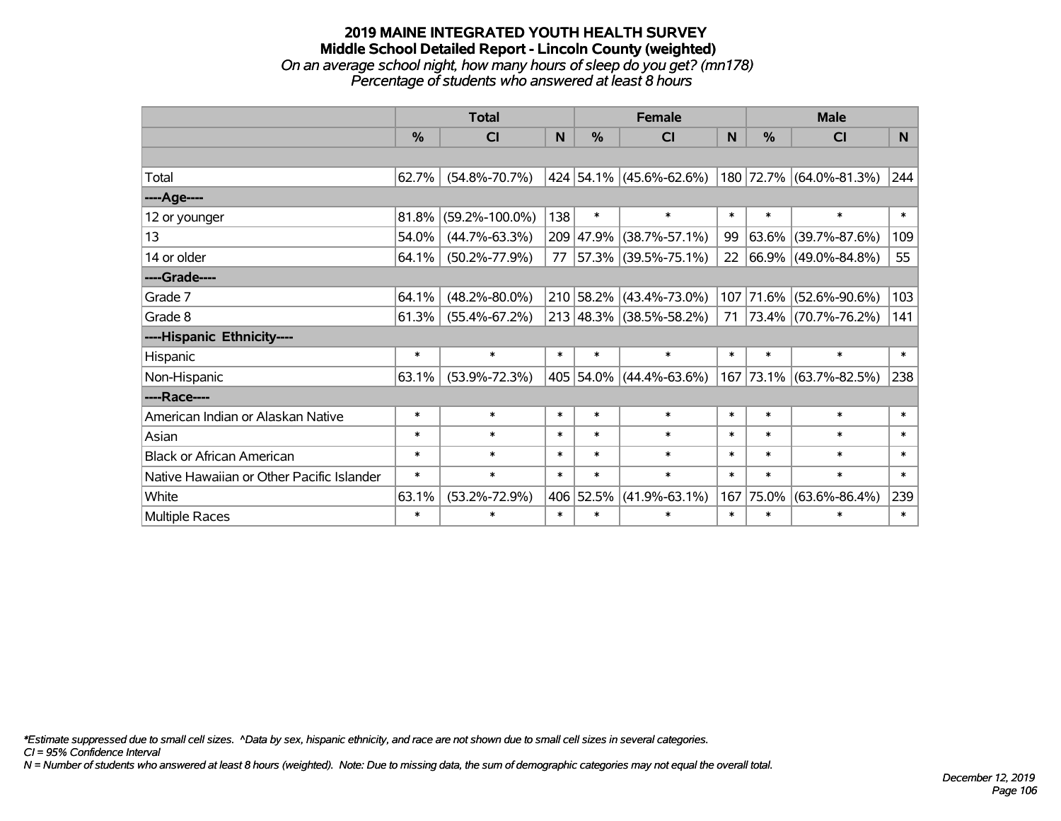# 2019 MAINE INTEGRATED YOUTH HEALTH SURVEY
## Middle School Detailed Report - Lincoln County (weighted)
*On an average school night, how many hours of sleep do you get? (mn178)*
*Percentage of students who answered at least 8 hours*

| | Total | | | Female | | | Male | | |
|---|---|---|---|---|---|---|---|---|---|
| | % | CI | N | % | CI | N | % | CI | N |
| Total | 62.7% | (54.8%-70.7%) | 424 | 54.1% | (45.6%-62.6%) | 180 | 72.7% | (64.0%-81.3%) | 244 |
| ----Age---- | | | | | | | | | |
| 12 or younger | 81.8% | (59.2%-100.0%) | 138 | * | * | * | * | * | * |
| 13 | 54.0% | (44.7%-63.3%) | 209 | 47.9% | (38.7%-57.1%) | 99 | 63.6% | (39.7%-87.6%) | 109 |
| 14 or older | 64.1% | (50.2%-77.9%) | 77 | 57.3% | (39.5%-75.1%) | 22 | 66.9% | (49.0%-84.8%) | 55 |
| ----Grade---- | | | | | | | | | |
| Grade 7 | 64.1% | (48.2%-80.0%) | 210 | 58.2% | (43.4%-73.0%) | 107 | 71.6% | (52.6%-90.6%) | 103 |
| Grade 8 | 61.3% | (55.4%-67.2%) | 213 | 48.3% | (38.5%-58.2%) | 71 | 73.4% | (70.7%-76.2%) | 141 |
| ----Hispanic Ethnicity---- | | | | | | | | | |
| Hispanic | * | * | * | * | * | * | * | * | * |
| Non-Hispanic | 63.1% | (53.9%-72.3%) | 405 | 54.0% | (44.4%-63.6%) | 167 | 73.1% | (63.7%-82.5%) | 238 |
| ----Race---- | | | | | | | | | |
| American Indian or Alaskan Native | * | * | * | * | * | * | * | * | * |
| Asian | * | * | * | * | * | * | * | * | * |
| Black or African American | * | * | * | * | * | * | * | * | * |
| Native Hawaiian or Other Pacific Islander | * | * | * | * | * | * | * | * | * |
| White | 63.1% | (53.2%-72.9%) | 406 | 52.5% | (41.9%-63.1%) | 167 | 75.0% | (63.6%-86.4%) | 239 |
| Multiple Races | * | * | * | * | * | * | * | * | * |

*\*Estimate suppressed due to small cell sizes. ^Data by sex, hispanic ethnicity, and race are not shown due to small cell sizes in several categories.*
*CI = 95% Confidence Interval*
*N = Number of students who answered at least 8 hours (weighted). Note: Due to missing data, the sum of demographic categories may not equal the overall total.*

*December 12, 2019*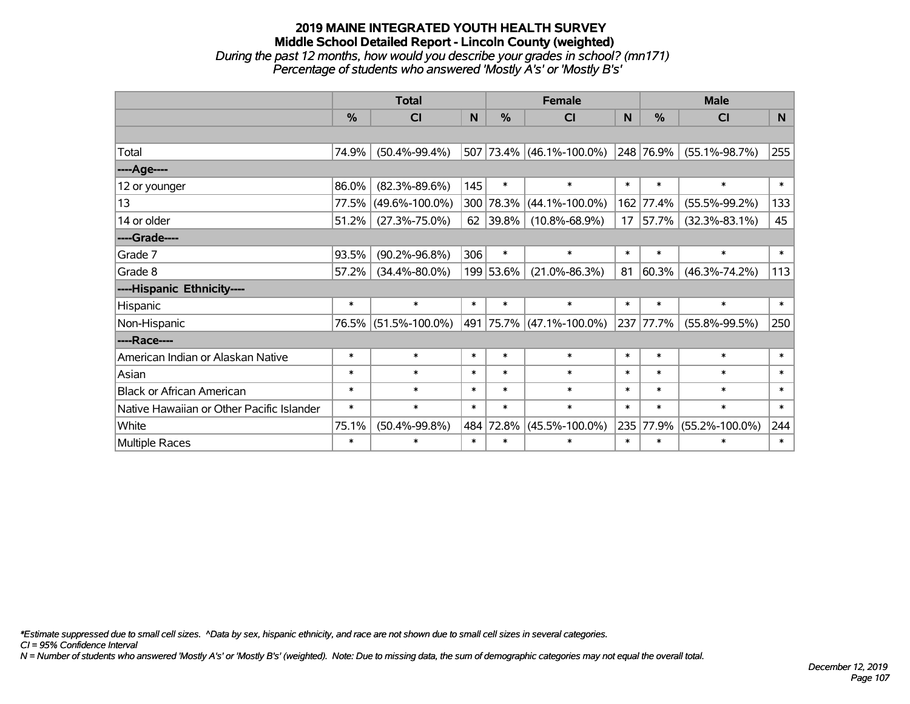# 2019 MAINE INTEGRATED YOUTH HEALTH SURVEY
## Middle School Detailed Report - Lincoln County (weighted)
*During the past 12 months, how would you describe your grades in school? (mn171)*
*Percentage of students who answered 'Mostly A's' or 'Mostly B's'*

| | Total | | | Female | | | Male | | |
|---|---|---|---|---|---|---|---|---|---|
| | % | CI | N | % | CI | N | % | CI | N |
| | | | | | | | | | |
| Total | 74.9% | (50.4%-99.4%) | 507 | 73.4% | (46.1%-100.0%) | 248 | 76.9% | (55.1%-98.7%) | 255 |
| ----Age---- | | | | | | | | | |
| 12 or younger | 86.0% | (82.3%-89.6%) | 145 | * | * | * | * | * | * |
| 13 | 77.5% | (49.6%-100.0%) | 300 | 78.3% | (44.1%-100.0%) | 162 | 77.4% | (55.5%-99.2%) | 133 |
| 14 or older | 51.2% | (27.3%-75.0%) | 62 | 39.8% | (10.8%-68.9%) | 17 | 57.7% | (32.3%-83.1%) | 45 |
| ----Grade---- | | | | | | | | | |
| Grade 7 | 93.5% | (90.2%-96.8%) | 306 | * | * | * | * | * | * |
| Grade 8 | 57.2% | (34.4%-80.0%) | 199 | 53.6% | (21.0%-86.3%) | 81 | 60.3% | (46.3%-74.2%) | 113 |
| ----Hispanic Ethnicity---- | | | | | | | | | |
| Hispanic | * | * | * | * | * | * | * | * | * |
| Non-Hispanic | 76.5% | (51.5%-100.0%) | 491 | 75.7% | (47.1%-100.0%) | 237 | 77.7% | (55.8%-99.5%) | 250 |
| ----Race---- | | | | | | | | | |
| American Indian or Alaskan Native | * | * | * | * | * | * | * | * | * |
| Asian | * | * | * | * | * | * | * | * | * |
| Black or African American | * | * | * | * | * | * | * | * | * |
| Native Hawaiian or Other Pacific Islander | * | * | * | * | * | * | * | * | * |
| White | 75.1% | (50.4%-99.8%) | 484 | 72.8% | (45.5%-100.0%) | 235 | 77.9% | (55.2%-100.0%) | 244 |
| Multiple Races | * | * | * | * | * | * | * | * | * |

*\*Estimate suppressed due to small cell sizes. ^Data by sex, hispanic ethnicity, and race are not shown due to small cell sizes in several categories.*
*CI = 95% Confidence Interval*
*N = Number of students who answered 'Mostly A's' or 'Mostly B's' (weighted). Note: Due to missing data, the sum of demographic categories may not equal the overall total.*

*December 12, 2019*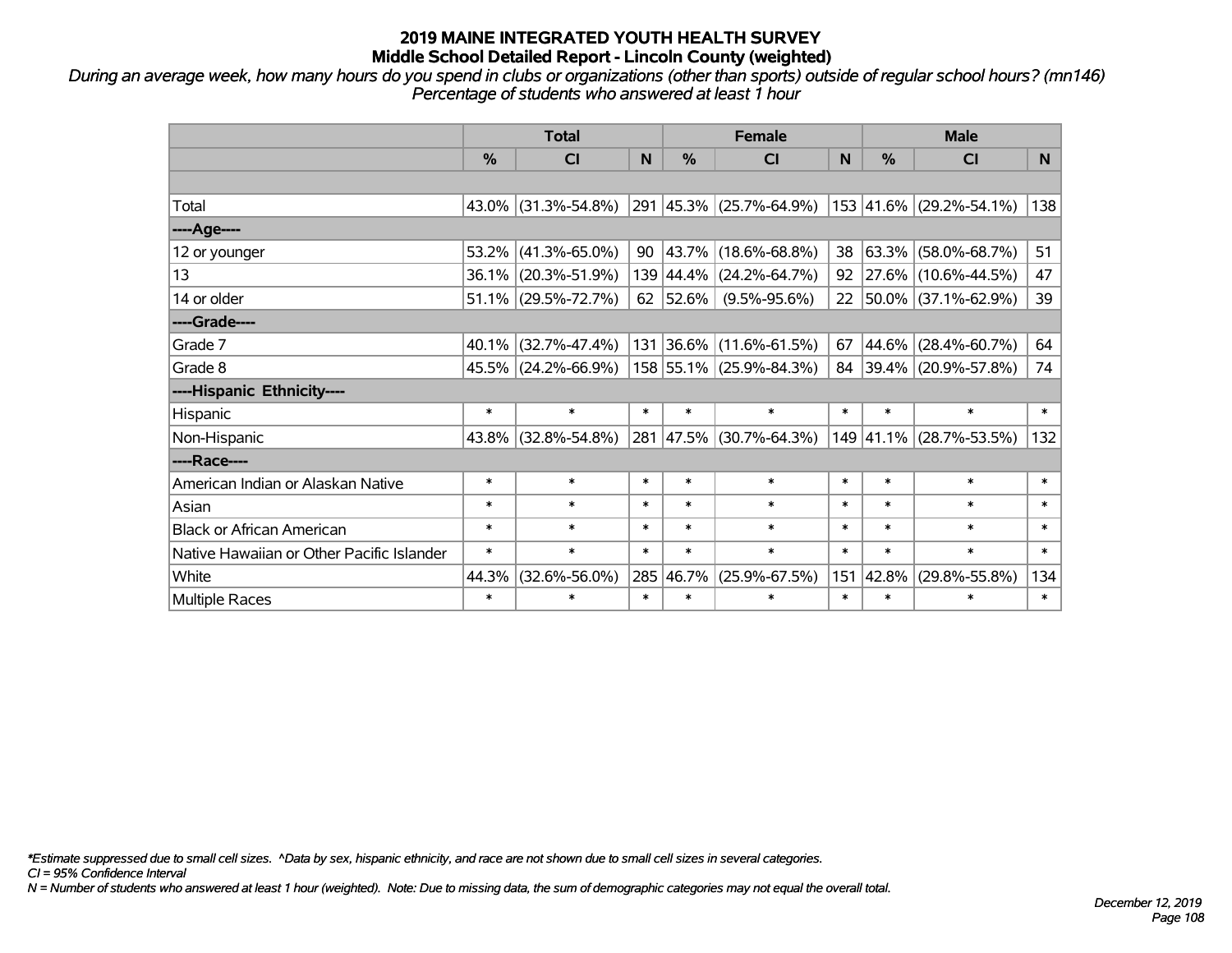# 2019 MAINE INTEGRATED YOUTH HEALTH SURVEY
## Middle School Detailed Report - Lincoln County (weighted)

*During an average week, how many hours do you spend in clubs or organizations (other than sports) outside of regular school hours? (mn146)*
*Percentage of students who answered at least 1 hour*

| | Total | | | Female | | | Male | | |
|---|---|---|---|---|---|---|---|---|---|
| | % | CI | N | % | CI | N | % | CI | N |
| | | | | | | | | | |
| Total | 43.0% | (31.3%-54.8%) | 291 | 45.3% | (25.7%-64.9%) | 153 | 41.6% | (29.2%-54.1%) | 138 |
| ----Age---- | | | | | | | | | |
| 12 or younger | 53.2% | (41.3%-65.0%) | 90 | 43.7% | (18.6%-68.8%) | 38 | 63.3% | (58.0%-68.7%) | 51 |
| 13 | 36.1% | (20.3%-51.9%) | 139 | 44.4% | (24.2%-64.7%) | 92 | 27.6% | (10.6%-44.5%) | 47 |
| 14 or older | 51.1% | (29.5%-72.7%) | 62 | 52.6% | (9.5%-95.6%) | 22 | 50.0% | (37.1%-62.9%) | 39 |
| ----Grade---- | | | | | | | | | |
| Grade 7 | 40.1% | (32.7%-47.4%) | 131 | 36.6% | (11.6%-61.5%) | 67 | 44.6% | (28.4%-60.7%) | 64 |
| Grade 8 | 45.5% | (24.2%-66.9%) | 158 | 55.1% | (25.9%-84.3%) | 84 | 39.4% | (20.9%-57.8%) | 74 |
| ----Hispanic Ethnicity---- | | | | | | | | | |
| Hispanic | * | * | * | * | * | * | * | * | * |
| Non-Hispanic | 43.8% | (32.8%-54.8%) | 281 | 47.5% | (30.7%-64.3%) | 149 | 41.1% | (28.7%-53.5%) | 132 |
| ----Race---- | | | | | | | | | |
| American Indian or Alaskan Native | * | * | * | * | * | * | * | * | * |
| Asian | * | * | * | * | * | * | * | * | * |
| Black or African American | * | * | * | * | * | * | * | * | * |
| Native Hawaiian or Other Pacific Islander | * | * | * | * | * | * | * | * | * |
| White | 44.3% | (32.6%-56.0%) | 285 | 46.7% | (25.9%-67.5%) | 151 | 42.8% | (29.8%-55.8%) | 134 |
| Multiple Races | * | * | * | * | * | * | * | * | * |

*\*Estimate suppressed due to small cell sizes. ^Data by sex, hispanic ethnicity, and race are not shown due to small cell sizes in several categories.*
*CI = 95% Confidence Interval*
*N = Number of students who answered at least 1 hour (weighted). Note: Due to missing data, the sum of demographic categories may not equal the overall total.*

*December 12, 2019*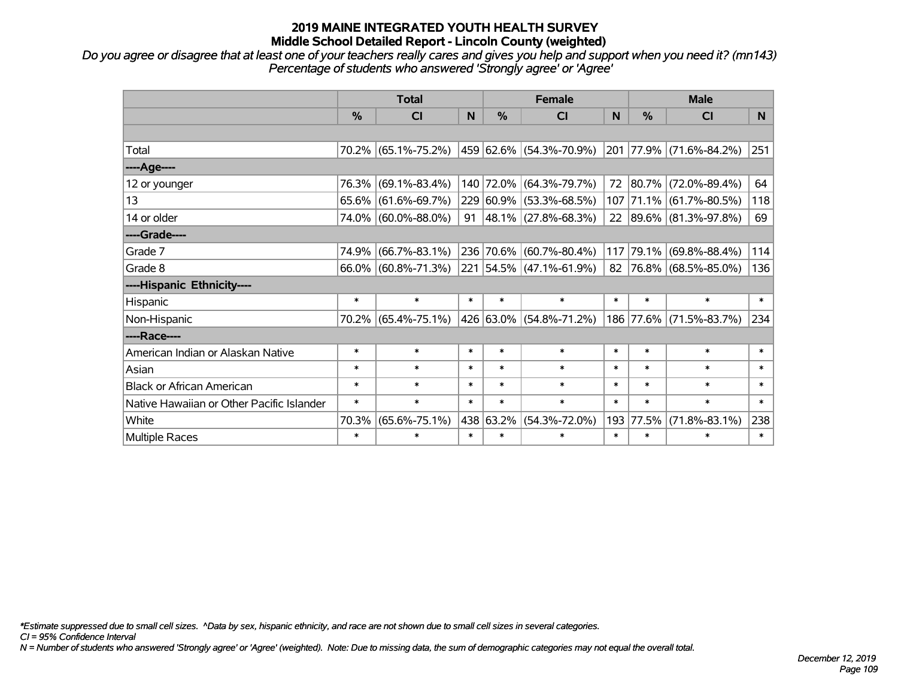# 2019 MAINE INTEGRATED YOUTH HEALTH SURVEY
## Middle School Detailed Report - Lincoln County (weighted)

*Do you agree or disagree that at least one of your teachers really cares and gives you help and support when you need it? (mn143)*
*Percentage of students who answered 'Strongly agree' or 'Agree'*

| | Total | | | Female | | | Male | | |
|---|---|---|---|---|---|---|---|---|---|
| | % | CI | N | % | CI | N | % | CI | N |
| Total | 70.2% | (65.1%-75.2%) | 459 | 62.6% | (54.3%-70.9%) | 201 | 77.9% | (71.6%-84.2%) | 251 |
| ----Age---- | | | | | | | | | |
| 12 or younger | 76.3% | (69.1%-83.4%) | 140 | 72.0% | (64.3%-79.7%) | 72 | 80.7% | (72.0%-89.4%) | 64 |
| 13 | 65.6% | (61.6%-69.7%) | 229 | 60.9% | (53.3%-68.5%) | 107 | 71.1% | (61.7%-80.5%) | 118 |
| 14 or older | 74.0% | (60.0%-88.0%) | 91 | 48.1% | (27.8%-68.3%) | 22 | 89.6% | (81.3%-97.8%) | 69 |
| ----Grade---- | | | | | | | | | |
| Grade 7 | 74.9% | (66.7%-83.1%) | 236 | 70.6% | (60.7%-80.4%) | 117 | 79.1% | (69.8%-88.4%) | 114 |
| Grade 8 | 66.0% | (60.8%-71.3%) | 221 | 54.5% | (47.1%-61.9%) | 82 | 76.8% | (68.5%-85.0%) | 136 |
| ----Hispanic Ethnicity---- | | | | | | | | | |
| Hispanic | * | * | * | * | * | * | * | * | * |
| Non-Hispanic | 70.2% | (65.4%-75.1%) | 426 | 63.0% | (54.8%-71.2%) | 186 | 77.6% | (71.5%-83.7%) | 234 |
| ----Race---- | | | | | | | | | |
| American Indian or Alaskan Native | * | * | * | * | * | * | * | * | * |
| Asian | * | * | * | * | * | * | * | * | * |
| Black or African American | * | * | * | * | * | * | * | * | * |
| Native Hawaiian or Other Pacific Islander | * | * | * | * | * | * | * | * | * |
| White | 70.3% | (65.6%-75.1%) | 438 | 63.2% | (54.3%-72.0%) | 193 | 77.5% | (71.8%-83.1%) | 238 |
| Multiple Races | * | * | * | * | * | * | * | * | * |

*\*Estimate suppressed due to small cell sizes. ^Data by sex, hispanic ethnicity, and race are not shown due to small cell sizes in several categories.*
*CI = 95% Confidence Interval*
*N = Number of students who answered 'Strongly agree' or 'Agree' (weighted). Note: Due to missing data, the sum of demographic categories may not equal the overall total.*

*December 12, 2019*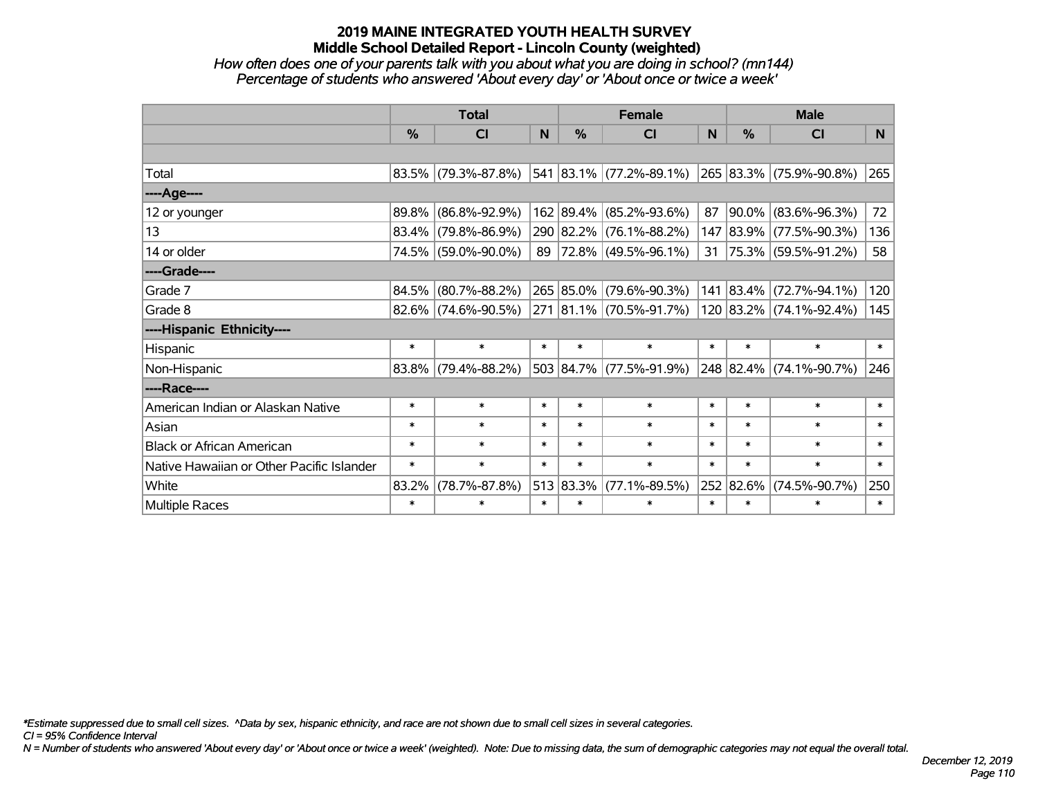# 2019 MAINE INTEGRATED YOUTH HEALTH SURVEY

## Middle School Detailed Report - Lincoln County (weighted)

*How often does one of your parents talk with you about what you are doing in school? (mn144)*

*Percentage of students who answered 'About every day' or 'About once or twice a week'*

| | Total | | | Female | | | Male | | |
|---|---|---|---|---|---|---|---|---|---|
| | % | CI | N | % | CI | N | % | CI | N |
| Total | 83.5% | (79.3%-87.8%) | 541 | 83.1% | (77.2%-89.1%) | 265 | 83.3% | (75.9%-90.8%) | 265 |
| ----Age---- | | | | | | | | | |
| 12 or younger | 89.8% | (86.8%-92.9%) | 162 | 89.4% | (85.2%-93.6%) | 87 | 90.0% | (83.6%-96.3%) | 72 |
| 13 | 83.4% | (79.8%-86.9%) | 290 | 82.2% | (76.1%-88.2%) | 147 | 83.9% | (77.5%-90.3%) | 136 |
| 14 or older | 74.5% | (59.0%-90.0%) | 89 | 72.8% | (49.5%-96.1%) | 31 | 75.3% | (59.5%-91.2%) | 58 |
| ----Grade---- | | | | | | | | | |
| Grade 7 | 84.5% | (80.7%-88.2%) | 265 | 85.0% | (79.6%-90.3%) | 141 | 83.4% | (72.7%-94.1%) | 120 |
| Grade 8 | 82.6% | (74.6%-90.5%) | 271 | 81.1% | (70.5%-91.7%) | 120 | 83.2% | (74.1%-92.4%) | 145 |
| ----Hispanic Ethnicity---- | | | | | | | | | |
| Hispanic | * | * | * | * | * | * | * | * | * |
| Non-Hispanic | 83.8% | (79.4%-88.2%) | 503 | 84.7% | (77.5%-91.9%) | 248 | 82.4% | (74.1%-90.7%) | 246 |
| ----Race---- | | | | | | | | | |
| American Indian or Alaskan Native | * | * | * | * | * | * | * | * | * |
| Asian | * | * | * | * | * | * | * | * | * |
| Black or African American | * | * | * | * | * | * | * | * | * |
| Native Hawaiian or Other Pacific Islander | * | * | * | * | * | * | * | * | * |
| White | 83.2% | (78.7%-87.8%) | 513 | 83.3% | (77.1%-89.5%) | 252 | 82.6% | (74.5%-90.7%) | 250 |
| Multiple Races | * | * | * | * | * | * | * | * | * |

*\*Estimate suppressed due to small cell sizes. ^Data by sex, hispanic ethnicity, and race are not shown due to small cell sizes in several categories.*

*CI = 95% Confidence Interval*

*N = Number of students who answered 'About every day' or 'About once or twice a week' (weighted). Note: Due to missing data, the sum of demographic categories may not equal the overall total.*

*December 12, 2019*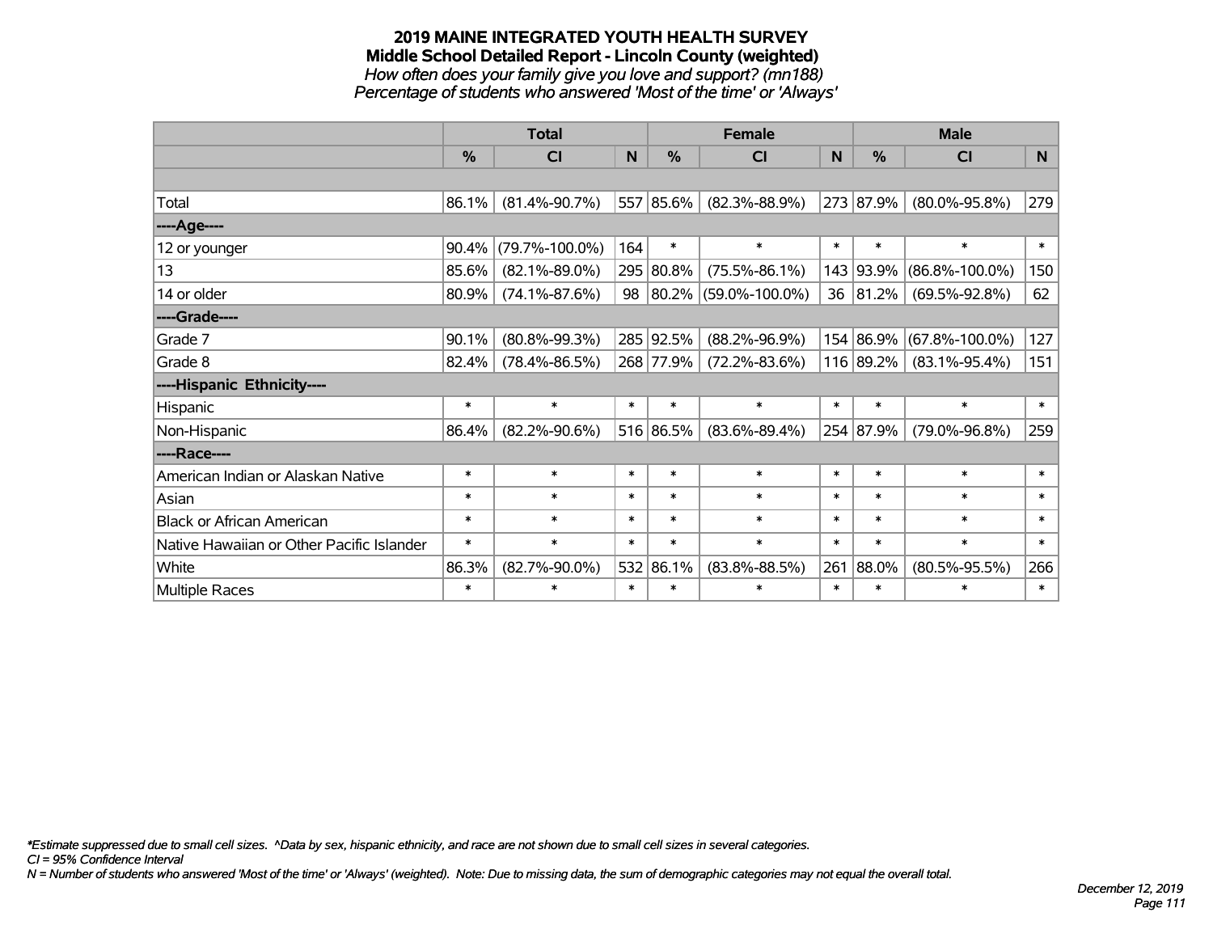# 2019 MAINE INTEGRATED YOUTH HEALTH SURVEY
## Middle School Detailed Report - Lincoln County (weighted)
*How often does your family give you love and support? (mn188)*
*Percentage of students who answered 'Most of the time' or 'Always'*

| | Total | | | Female | | | Male | | |
|---|---|---|---|---|---|---|---|---|---|
| | % | CI | N | % | CI | N | % | CI | N |
| | | | | | | | | | |
| Total | 86.1% | (81.4%-90.7%) | 557 | 85.6% | (82.3%-88.9%) | 273 | 87.9% | (80.0%-95.8%) | 279 |
| ----Age---- | | | | | | | | | |
| 12 or younger | 90.4% | (79.7%-100.0%) | 164 | * | * | * | * | * | * |
| 13 | 85.6% | (82.1%-89.0%) | 295 | 80.8% | (75.5%-86.1%) | 143 | 93.9% | (86.8%-100.0%) | 150 |
| 14 or older | 80.9% | (74.1%-87.6%) | 98 | 80.2% | (59.0%-100.0%) | 36 | 81.2% | (69.5%-92.8%) | 62 |
| ----Grade---- | | | | | | | | | |
| Grade 7 | 90.1% | (80.8%-99.3%) | 285 | 92.5% | (88.2%-96.9%) | 154 | 86.9% | (67.8%-100.0%) | 127 |
| Grade 8 | 82.4% | (78.4%-86.5%) | 268 | 77.9% | (72.2%-83.6%) | 116 | 89.2% | (83.1%-95.4%) | 151 |
| ----Hispanic Ethnicity---- | | | | | | | | | |
| Hispanic | * | * | * | * | * | * | * | * | * |
| Non-Hispanic | 86.4% | (82.2%-90.6%) | 516 | 86.5% | (83.6%-89.4%) | 254 | 87.9% | (79.0%-96.8%) | 259 |
| ----Race---- | | | | | | | | | |
| American Indian or Alaskan Native | * | * | * | * | * | * | * | * | * |
| Asian | * | * | * | * | * | * | * | * | * |
| Black or African American | * | * | * | * | * | * | * | * | * |
| Native Hawaiian or Other Pacific Islander | * | * | * | * | * | * | * | * | * |
| White | 86.3% | (82.7%-90.0%) | 532 | 86.1% | (83.8%-88.5%) | 261 | 88.0% | (80.5%-95.5%) | 266 |
| Multiple Races | * | * | * | * | * | * | * | * | * |

*\*Estimate suppressed due to small cell sizes. ^Data by sex, hispanic ethnicity, and race are not shown due to small cell sizes in several categories.*

*CI = 95% Confidence Interval*

*N = Number of students who answered 'Most of the time' or 'Always' (weighted). Note: Due to missing data, the sum of demographic categories may not equal the overall total.*

*December 12, 2019*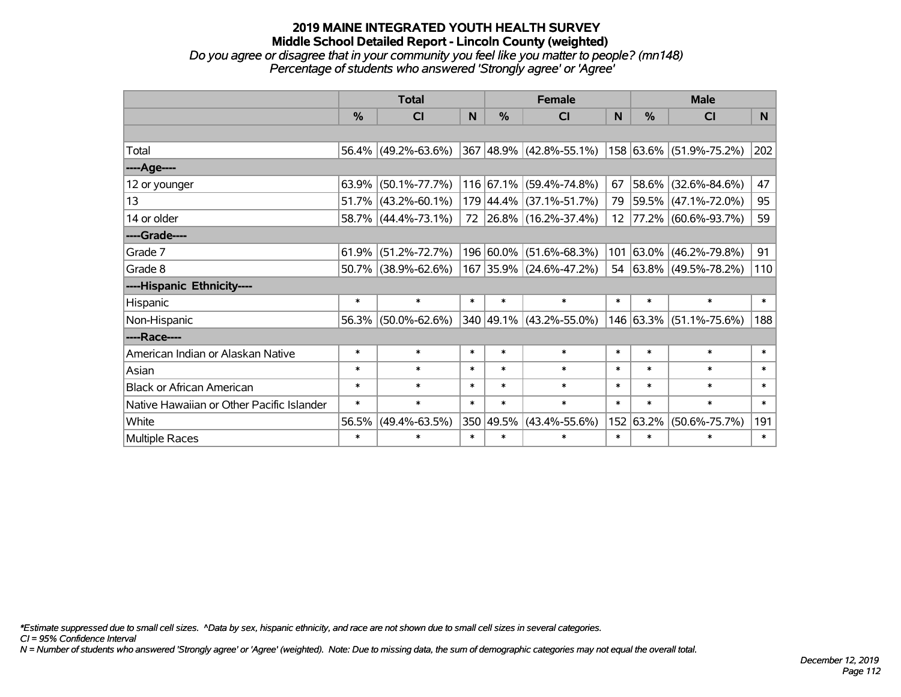# 2019 MAINE INTEGRATED YOUTH HEALTH SURVEY
## Middle School Detailed Report - Lincoln County (weighted)

*Do you agree or disagree that in your community you feel like you matter to people? (mn148)*
*Percentage of students who answered 'Strongly agree' or 'Agree'*

| | Total | | | Female | | | Male | | |
|---|---|---|---|---|---|---|---|---|---|
| | % | CI | N | % | CI | N | % | CI | N |
| Total | 56.4% | (49.2%-63.6%) | 367 | 48.9% | (42.8%-55.1%) | 158 | 63.6% | (51.9%-75.2%) | 202 |
| ----Age---- | | | | | | | | | |
| 12 or younger | 63.9% | (50.1%-77.7%) | 116 | 67.1% | (59.4%-74.8%) | 67 | 58.6% | (32.6%-84.6%) | 47 |
| 13 | 51.7% | (43.2%-60.1%) | 179 | 44.4% | (37.1%-51.7%) | 79 | 59.5% | (47.1%-72.0%) | 95 |
| 14 or older | 58.7% | (44.4%-73.1%) | 72 | 26.8% | (16.2%-37.4%) | 12 | 77.2% | (60.6%-93.7%) | 59 |
| ----Grade---- | | | | | | | | | |
| Grade 7 | 61.9% | (51.2%-72.7%) | 196 | 60.0% | (51.6%-68.3%) | 101 | 63.0% | (46.2%-79.8%) | 91 |
| Grade 8 | 50.7% | (38.9%-62.6%) | 167 | 35.9% | (24.6%-47.2%) | 54 | 63.8% | (49.5%-78.2%) | 110 |
| ----Hispanic Ethnicity---- | | | | | | | | | |
| Hispanic | * | * | * | * | * | * | * | * | * |
| Non-Hispanic | 56.3% | (50.0%-62.6%) | 340 | 49.1% | (43.2%-55.0%) | 146 | 63.3% | (51.1%-75.6%) | 188 |
| ----Race---- | | | | | | | | | |
| American Indian or Alaskan Native | * | * | * | * | * | * | * | * | * |
| Asian | * | * | * | * | * | * | * | * | * |
| Black or African American | * | * | * | * | * | * | * | * | * |
| Native Hawaiian or Other Pacific Islander | * | * | * | * | * | * | * | * | * |
| White | 56.5% | (49.4%-63.5%) | 350 | 49.5% | (43.4%-55.6%) | 152 | 63.2% | (50.6%-75.7%) | 191 |
| Multiple Races | * | * | * | * | * | * | * | * | * |

*Estimate suppressed due to small cell sizes. ^Data by sex, hispanic ethnicity, and race are not shown due to small cell sizes in several categories.
CI = 95% Confidence Interval
N = Number of students who answered 'Strongly agree' or 'Agree' (weighted). Note: Due to missing data, the sum of demographic categories may not equal the overall total.

December 12, 2019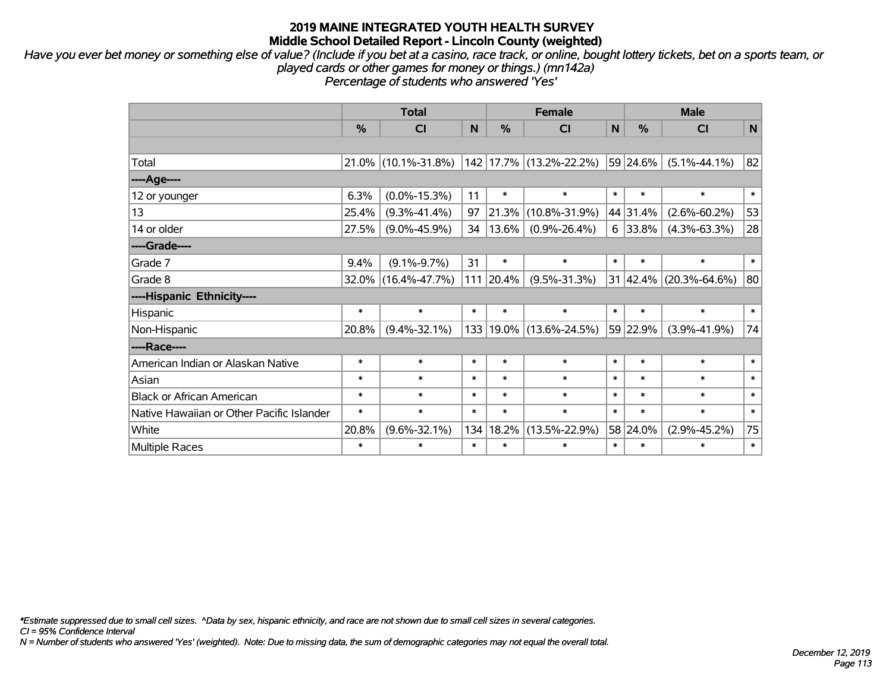# 2019 MAINE INTEGRATED YOUTH HEALTH SURVEY
## Middle School Detailed Report - Lincoln County (weighted)

*Have you ever bet money or something else of value? (Include if you bet at a casino, race track, or online, bought lottery tickets, bet on a sports team, or played cards or other games for money or things.) (mn142a)*
*Percentage of students who answered 'Yes'*

| | Total | | | Female | | | Male | | |
|---|---|---|---|---|---|---|---|---|---|
| | % | CI | N | % | CI | N | % | CI | N |
| | | | | | | | | | |
| Total | 21.0% | (10.1%-31.8%) | 142 | 17.7% | (13.2%-22.2%) | 59 | 24.6% | (5.1%-44.1%) | 82 |
| ----Age---- | | | | | | | | | |
| 12 or younger | 6.3% | (0.0%-15.3%) | 11 | * | * | * | * | * | * |
| 13 | 25.4% | (9.3%-41.4%) | 97 | 21.3% | (10.8%-31.9%) | 44 | 31.4% | (2.6%-60.2%) | 53 |
| 14 or older | 27.5% | (9.0%-45.9%) | 34 | 13.6% | (0.9%-26.4%) | 6 | 33.8% | (4.3%-63.3%) | 28 |
| ----Grade---- | | | | | | | | | |
| Grade 7 | 9.4% | (9.1%-9.7%) | 31 | * | * | * | * | * | * |
| Grade 8 | 32.0% | (16.4%-47.7%) | 111 | 20.4% | (9.5%-31.3%) | 31 | 42.4% | (20.3%-64.6%) | 80 |
| ----Hispanic Ethnicity---- | | | | | | | | | |
| Hispanic | * | * | * | * | * | * | * | * | * |
| Non-Hispanic | 20.8% | (9.4%-32.1%) | 133 | 19.0% | (13.6%-24.5%) | 59 | 22.9% | (3.9%-41.9%) | 74 |
| ----Race---- | | | | | | | | | |
| American Indian or Alaskan Native | * | * | * | * | * | * | * | * | * |
| Asian | * | * | * | * | * | * | * | * | * |
| Black or African American | * | * | * | * | * | * | * | * | * |
| Native Hawaiian or Other Pacific Islander | * | * | * | * | * | * | * | * | * |
| White | 20.8% | (9.6%-32.1%) | 134 | 18.2% | (13.5%-22.9%) | 58 | 24.0% | (2.9%-45.2%) | 75 |
| Multiple Races | * | * | * | * | * | * | * | * | * |

*\*Estimate suppressed due to small cell sizes. ^Data by sex, hispanic ethnicity, and race are not shown due to small cell sizes in several categories.*
*CI = 95% Confidence Interval*
*N = Number of students who answered 'Yes' (weighted). Note: Due to missing data, the sum of demographic categories may not equal the overall total.*

*December 12, 2019*